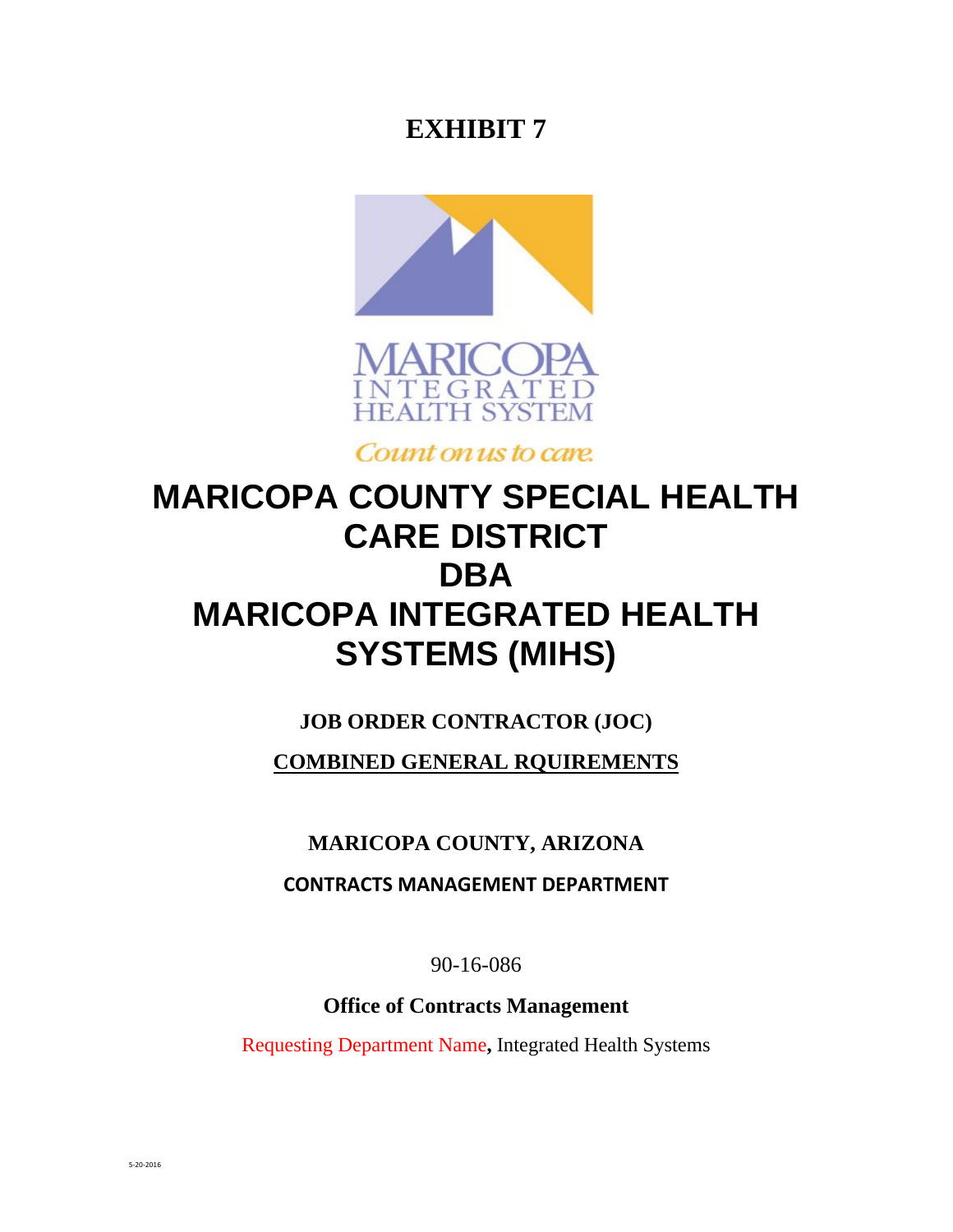# EXHIBIT 7

MARICOPA INTEGRATED HEALTH SYSTEM

*Count on us to care.*

# MARICOPA COUNTY SPECIAL HEALTH CARE DISTRICT
# DBA
# MARICOPA INTEGRATED HEALTH SYSTEMS (MIHS)

**JOB ORDER CONTRACTOR (JOC)**

**COMBINED GENERAL RQUIREMENTS**

**MARICOPA COUNTY, ARIZONA**

**CONTRACTS MANAGEMENT DEPARTMENT**

90-16-086

**Office of Contracts Management**

Requesting Department Name**,** Integrated Health Systems

5-20-2016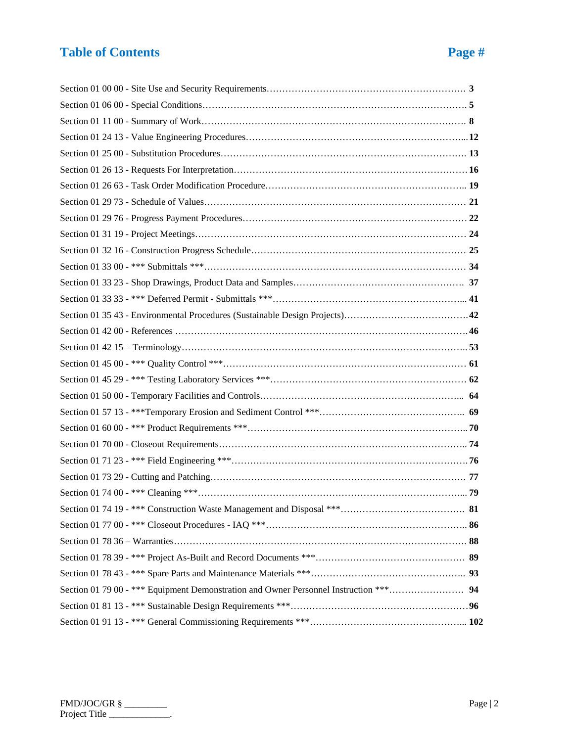# Table of Contents

| Section | Page # |
|---|---|
| Section 01 00 00 - Site Use and Security Requirements | 3 |
| Section 01 06 00 - Special Conditions | 5 |
| Section 01 11 00 - Summary of Work | 8 |
| Section 01 24 13 - Value Engineering Procedures | 12 |
| Section 01 25 00 - Substitution Procedures | 13 |
| Section 01 26 13 - Requests For Interpretation | 16 |
| Section 01 26 63 - Task Order Modification Procedure | 19 |
| Section 01 29 73 - Schedule of Values | 21 |
| Section 01 29 76 - Progress Payment Procedures | 22 |
| Section 01 31 19 - Project Meetings | 24 |
| Section 01 32 16 - Construction Progress Schedule | 25 |
| Section 01 33 00 - *** Submittals *** | 34 |
| Section 01 33 23 - Shop Drawings, Product Data and Samples | 37 |
| Section 01 33 33 - *** Deferred Permit - Submittals *** | 41 |
| Section 01 35 43 - Environmental Procedures (Sustainable Design Projects) | 42 |
| Section 01 42 00 - References | 46 |
| Section 01 42 15 – Terminology | 53 |
| Section 01 45 00 - *** Quality Control *** | 61 |
| Section 01 45 29 - *** Testing Laboratory Services *** | 62 |
| Section 01 50 00 - Temporary Facilities and Controls | 64 |
| Section 01 57 13 - ***Temporary Erosion and Sediment Control *** | 69 |
| Section 01 60 00 - *** Product Requirements *** | 70 |
| Section 01 70 00 - Closeout Requirements | 74 |
| Section 01 71 23 - *** Field Engineering *** | 76 |
| Section 01 73 29 - Cutting and Patching | 77 |
| Section 01 74 00 - *** Cleaning *** | 79 |
| Section 01 74 19 - *** Construction Waste Management and Disposal *** | 81 |
| Section 01 77 00 - *** Closeout Procedures - IAQ *** | 86 |
| Section 01 78 36 – Warranties | 88 |
| Section 01 78 39 - *** Project As-Built and Record Documents *** | 89 |
| Section 01 78 43 - *** Spare Parts and Maintenance Materials *** | 93 |
| Section 01 79 00 - *** Equipment Demonstration and Owner Personnel Instruction *** | 94 |
| Section 01 81 13 - *** Sustainable Design Requirements *** | 96 |
| Section 01 91 13 - *** General Commissioning Requirements *** | 102 |

FMD/JOC/GR § _________
Project Title _____________.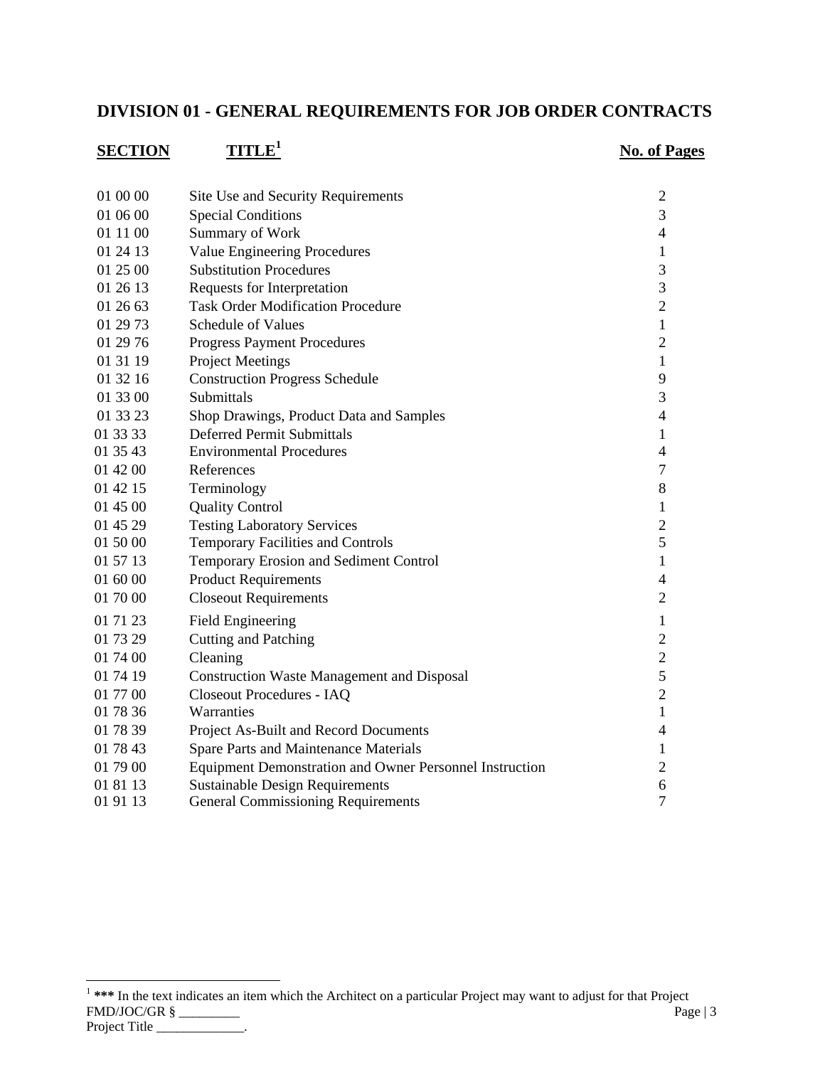# DIVISION 01 - GENERAL REQUIREMENTS FOR JOB ORDER CONTRACTS

| SECTION | TITLE[1] | No. of Pages |
|---|---|---|
| 01 00 00 | Site Use and Security Requirements | 2 |
| 01 06 00 | Special Conditions | 3 |
| 01 11 00 | Summary of Work | 4 |
| 01 24 13 | Value Engineering Procedures | 1 |
| 01 25 00 | Substitution Procedures | 3 |
| 01 26 13 | Requests for Interpretation | 3 |
| 01 26 63 | Task Order Modification Procedure | 2 |
| 01 29 73 | Schedule of Values | 1 |
| 01 29 76 | Progress Payment Procedures | 2 |
| 01 31 19 | Project Meetings | 1 |
| 01 32 16 | Construction Progress Schedule | 9 |
| 01 33 00 | Submittals | 3 |
| 01 33 23 | Shop Drawings, Product Data and Samples | 4 |
| 01 33 33 | Deferred Permit Submittals | 1 |
| 01 35 43 | Environmental Procedures | 4 |
| 01 42 00 | References | 7 |
| 01 42 15 | Terminology | 8 |
| 01 45 00 | Quality Control | 1 |
| 01 45 29 | Testing Laboratory Services | 2 |
| 01 50 00 | Temporary Facilities and Controls | 5 |
| 01 57 13 | Temporary Erosion and Sediment Control | 1 |
| 01 60 00 | Product Requirements | 4 |
| 01 70 00 | Closeout Requirements | 2 |
| 01 71 23 | Field Engineering | 1 |
| 01 73 29 | Cutting and Patching | 2 |
| 01 74 00 | Cleaning | 2 |
| 01 74 19 | Construction Waste Management and Disposal | 5 |
| 01 77 00 | Closeout Procedures - IAQ | 2 |
| 01 78 36 | Warranties | 1 |
| 01 78 39 | Project As-Built and Record Documents | 4 |
| 01 78 43 | Spare Parts and Maintenance Materials | 1 |
| 01 79 00 | Equipment Demonstration and Owner Personnel Instruction | 2 |
| 01 81 13 | Sustainable Design Requirements | 6 |
| 01 91 13 | General Commissioning Requirements | 7 |

[1] **\*\*\*** In the text indicates an item which the Architect on a particular Project may want to adjust for that Project

FMD/JOC/GR § _________

Project Title _____________.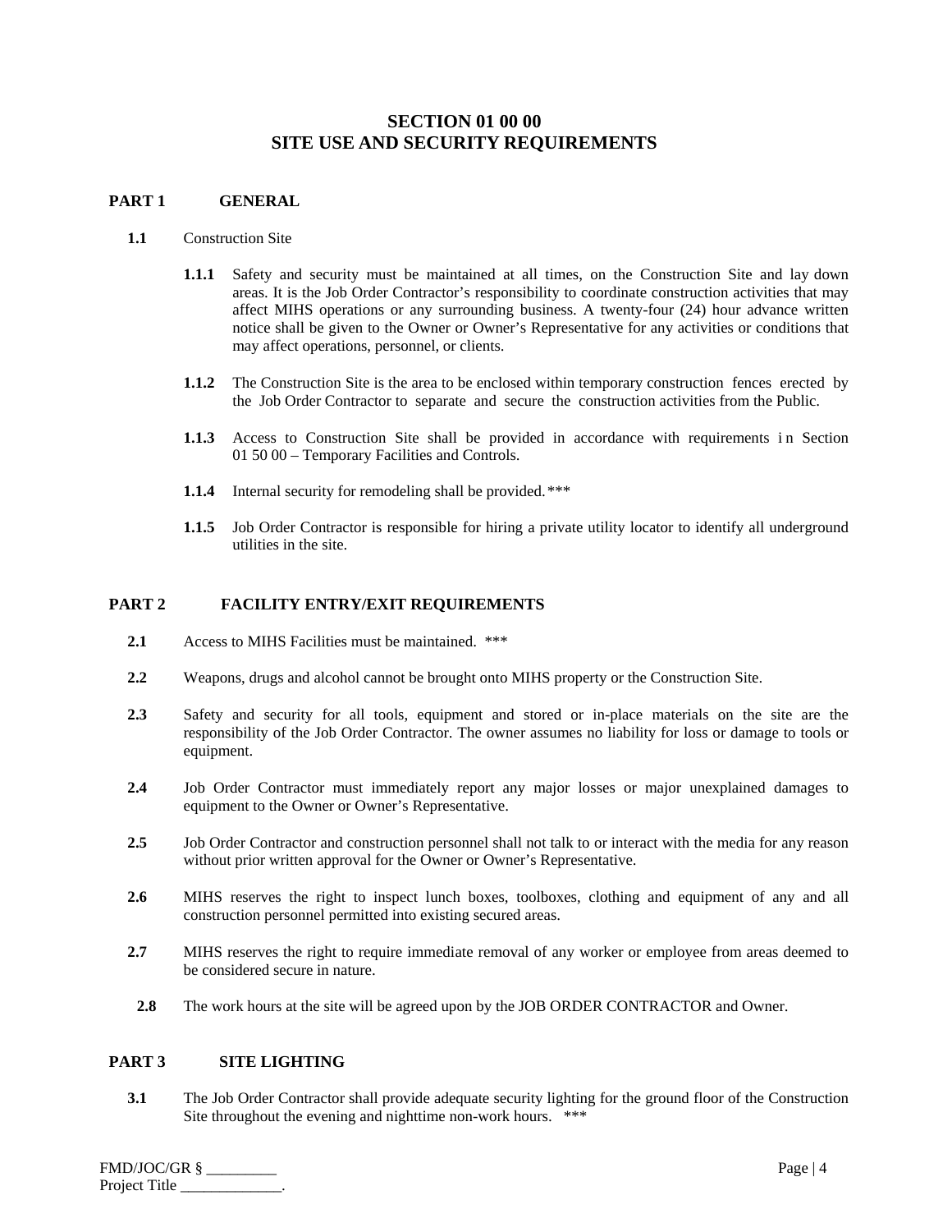# SECTION 01 00 00
# SITE USE AND SECURITY REQUIREMENTS

## PART 1 GENERAL

**1.1** Construction Site

**1.1.1** Safety and security must be maintained at all times, on the Construction Site and lay down areas. It is the Job Order Contractor's responsibility to coordinate construction activities that may affect MIHS operations or any surrounding business. A twenty-four (24) hour advance written notice shall be given to the Owner or Owner's Representative for any activities or conditions that may affect operations, personnel, or clients.

**1.1.2** The Construction Site is the area to be enclosed within temporary construction fences erected by the Job Order Contractor to separate and secure the construction activities from the Public.

**1.1.3** Access to Construction Site shall be provided in accordance with requirements in Section 01 50 00 – Temporary Facilities and Controls.

**1.1.4** Internal security for remodeling shall be provided. ***

**1.1.5** Job Order Contractor is responsible for hiring a private utility locator to identify all underground utilities in the site.

## PART 2 FACILITY ENTRY/EXIT REQUIREMENTS

**2.1** Access to MIHS Facilities must be maintained. ***

**2.2** Weapons, drugs and alcohol cannot be brought onto MIHS property or the Construction Site.

**2.3** Safety and security for all tools, equipment and stored or in-place materials on the site are the responsibility of the Job Order Contractor. The owner assumes no liability for loss or damage to tools or equipment.

**2.4** Job Order Contractor must immediately report any major losses or major unexplained damages to equipment to the Owner or Owner's Representative.

**2.5** Job Order Contractor and construction personnel shall not talk to or interact with the media for any reason without prior written approval for the Owner or Owner's Representative.

**2.6** MIHS reserves the right to inspect lunch boxes, toolboxes, clothing and equipment of any and all construction personnel permitted into existing secured areas.

**2.7** MIHS reserves the right to require immediate removal of any worker or employee from areas deemed to be considered secure in nature.

**2.8** The work hours at the site will be agreed upon by the JOB ORDER CONTRACTOR and Owner.

## PART 3 SITE LIGHTING

**3.1** The Job Order Contractor shall provide adequate security lighting for the ground floor of the Construction Site throughout the evening and nighttime non-work hours. ***

FMD/JOC/GR § _________
Project Title _____________.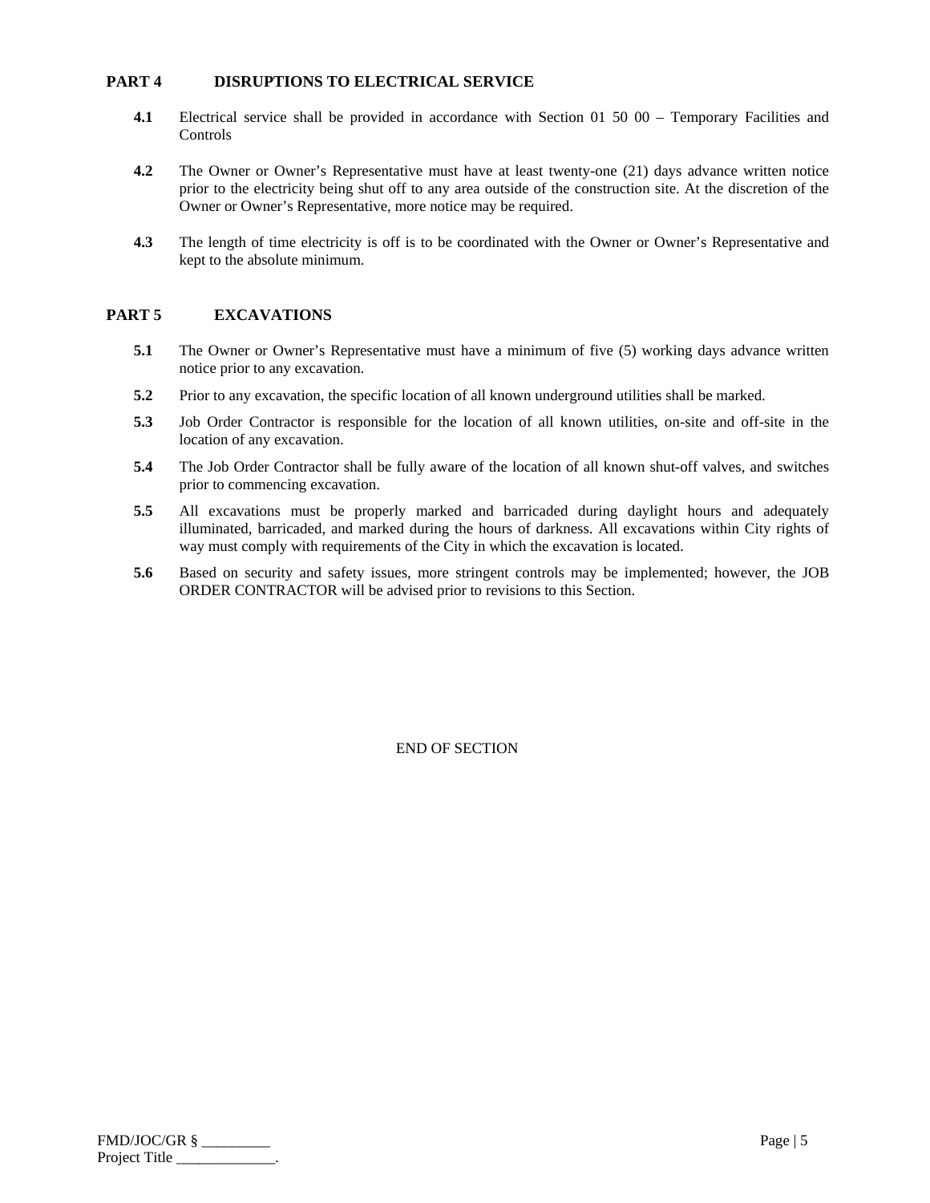## PART 4 DISRUPTIONS TO ELECTRICAL SERVICE

**4.1** Electrical service shall be provided in accordance with Section 01 50 00 – Temporary Facilities and Controls

**4.2** The Owner or Owner's Representative must have at least twenty-one (21) days advance written notice prior to the electricity being shut off to any area outside of the construction site. At the discretion of the Owner or Owner's Representative, more notice may be required.

**4.3** The length of time electricity is off is to be coordinated with the Owner or Owner's Representative and kept to the absolute minimum.

## PART 5 EXCAVATIONS

**5.1** The Owner or Owner's Representative must have a minimum of five (5) working days advance written notice prior to any excavation.

**5.2** Prior to any excavation, the specific location of all known underground utilities shall be marked.

**5.3** Job Order Contractor is responsible for the location of all known utilities, on-site and off-site in the location of any excavation.

**5.4** The Job Order Contractor shall be fully aware of the location of all known shut-off valves, and switches prior to commencing excavation.

**5.5** All excavations must be properly marked and barricaded during daylight hours and adequately illuminated, barricaded, and marked during the hours of darkness. All excavations within City rights of way must comply with requirements of the City in which the excavation is located.

**5.6** Based on security and safety issues, more stringent controls may be implemented; however, the JOB ORDER CONTRACTOR will be advised prior to revisions to this Section.

END OF SECTION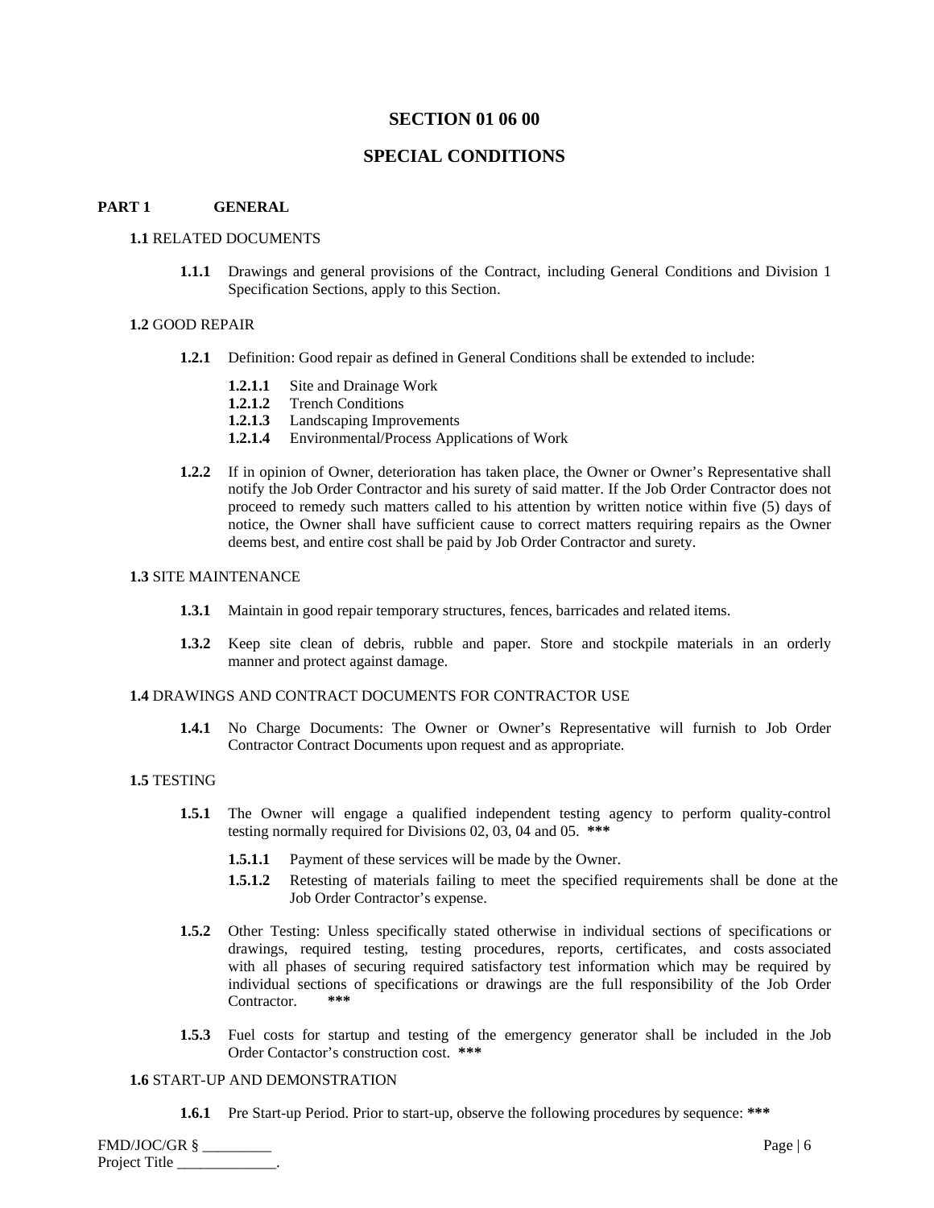# SECTION 01 06 00

# SPECIAL CONDITIONS

## PART 1 GENERAL

### 1.1 RELATED DOCUMENTS

**1.1.1** Drawings and general provisions of the Contract, including General Conditions and Division 1 Specification Sections, apply to this Section.

### 1.2 GOOD REPAIR

**1.2.1** Definition: Good repair as defined in General Conditions shall be extended to include:

- **1.2.1.1** Site and Drainage Work
- **1.2.1.2** Trench Conditions
- **1.2.1.3** Landscaping Improvements
- **1.2.1.4** Environmental/Process Applications of Work

**1.2.2** If in opinion of Owner, deterioration has taken place, the Owner or Owner's Representative shall notify the Job Order Contractor and his surety of said matter. If the Job Order Contractor does not proceed to remedy such matters called to his attention by written notice within five (5) days of notice, the Owner shall have sufficient cause to correct matters requiring repairs as the Owner deems best, and entire cost shall be paid by Job Order Contractor and surety.

### 1.3 SITE MAINTENANCE

**1.3.1** Maintain in good repair temporary structures, fences, barricades and related items.

**1.3.2** Keep site clean of debris, rubble and paper. Store and stockpile materials in an orderly manner and protect against damage.

### 1.4 DRAWINGS AND CONTRACT DOCUMENTS FOR CONTRACTOR USE

**1.4.1** No Charge Documents: The Owner or Owner's Representative will furnish to Job Order Contractor Contract Documents upon request and as appropriate.

### 1.5 TESTING

**1.5.1** The Owner will engage a qualified independent testing agency to perform quality-control testing normally required for Divisions 02, 03, 04 and 05. *****

- **1.5.1.1** Payment of these services will be made by the Owner.
- **1.5.1.2** Retesting of materials failing to meet the specified requirements shall be done at the Job Order Contractor's expense.

**1.5.2** Other Testing: Unless specifically stated otherwise in individual sections of specifications or drawings, required testing, testing procedures, reports, certificates, and costs associated with all phases of securing required satisfactory test information which may be required by individual sections of specifications or drawings are the full responsibility of the Job Order Contractor. *****

**1.5.3** Fuel costs for startup and testing of the emergency generator shall be included in the Job Order Contactor's construction cost. *****

### 1.6 START-UP AND DEMONSTRATION

**1.6.1** Pre Start-up Period. Prior to start-up, observe the following procedures by sequence: *****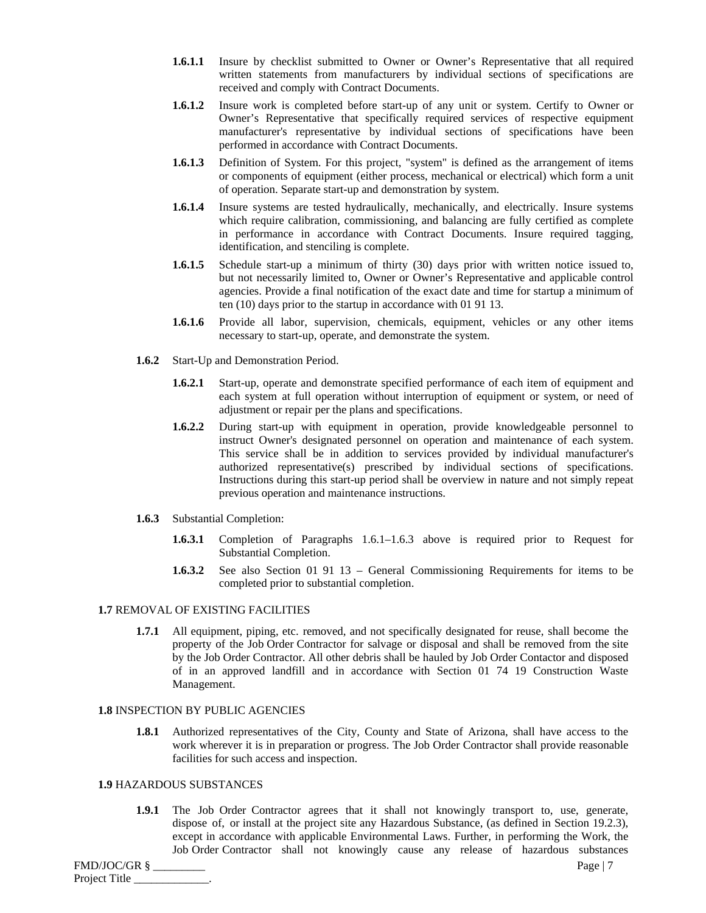**1.6.1.1** Insure by checklist submitted to Owner or Owner's Representative that all required written statements from manufacturers by individual sections of specifications are received and comply with Contract Documents.

**1.6.1.2** Insure work is completed before start-up of any unit or system. Certify to Owner or Owner's Representative that specifically required services of respective equipment manufacturer's representative by individual sections of specifications have been performed in accordance with Contract Documents.

**1.6.1.3** Definition of System. For this project, "system" is defined as the arrangement of items or components of equipment (either process, mechanical or electrical) which form a unit of operation. Separate start-up and demonstration by system.

**1.6.1.4** Insure systems are tested hydraulically, mechanically, and electrically. Insure systems which require calibration, commissioning, and balancing are fully certified as complete in performance in accordance with Contract Documents. Insure required tagging, identification, and stenciling is complete.

**1.6.1.5** Schedule start-up a minimum of thirty (30) days prior with written notice issued to, but not necessarily limited to, Owner or Owner's Representative and applicable control agencies. Provide a final notification of the exact date and time for startup a minimum of ten (10) days prior to the startup in accordance with 01 91 13.

**1.6.1.6** Provide all labor, supervision, chemicals, equipment, vehicles or any other items necessary to start-up, operate, and demonstrate the system.

**1.6.2** Start-Up and Demonstration Period.

**1.6.2.1** Start-up, operate and demonstrate specified performance of each item of equipment and each system at full operation without interruption of equipment or system, or need of adjustment or repair per the plans and specifications.

**1.6.2.2** During start-up with equipment in operation, provide knowledgeable personnel to instruct Owner's designated personnel on operation and maintenance of each system. This service shall be in addition to services provided by individual manufacturer's authorized representative(s) prescribed by individual sections of specifications. Instructions during this start-up period shall be overview in nature and not simply repeat previous operation and maintenance instructions.

**1.6.3** Substantial Completion:

**1.6.3.1** Completion of Paragraphs 1.6.1–1.6.3 above is required prior to Request for Substantial Completion.

**1.6.3.2** See also Section 01 91 13 – General Commissioning Requirements for items to be completed prior to substantial completion.

**1.7** REMOVAL OF EXISTING FACILITIES

**1.7.1** All equipment, piping, etc. removed, and not specifically designated for reuse, shall become the property of the Job Order Contractor for salvage or disposal and shall be removed from the site by the Job Order Contractor. All other debris shall be hauled by Job Order Contactor and disposed of in an approved landfill and in accordance with Section 01 74 19 Construction Waste Management.

**1.8** INSPECTION BY PUBLIC AGENCIES

**1.8.1** Authorized representatives of the City, County and State of Arizona, shall have access to the work wherever it is in preparation or progress. The Job Order Contractor shall provide reasonable facilities for such access and inspection.

**1.9** HAZARDOUS SUBSTANCES

**1.9.1** The Job Order Contractor agrees that it shall not knowingly transport to, use, generate, dispose of, or install at the project site any Hazardous Substance, (as defined in Section 19.2.3), except in accordance with applicable Environmental Laws. Further, in performing the Work, the Job Order Contractor shall not knowingly cause any release of hazardous substances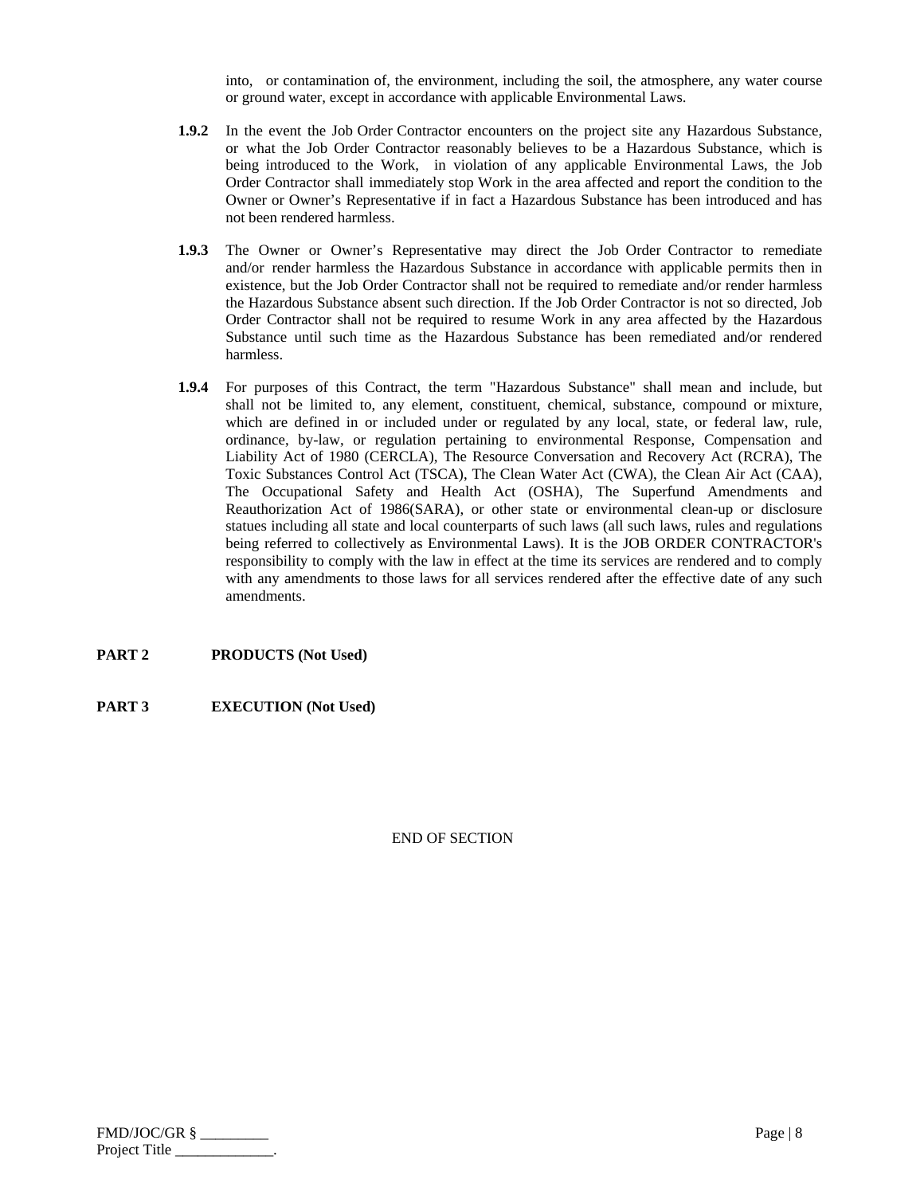into, or contamination of, the environment, including the soil, the atmosphere, any water course or ground water, except in accordance with applicable Environmental Laws.

**1.9.2** In the event the Job Order Contractor encounters on the project site any Hazardous Substance, or what the Job Order Contractor reasonably believes to be a Hazardous Substance, which is being introduced to the Work, in violation of any applicable Environmental Laws, the Job Order Contractor shall immediately stop Work in the area affected and report the condition to the Owner or Owner's Representative if in fact a Hazardous Substance has been introduced and has not been rendered harmless.

**1.9.3** The Owner or Owner's Representative may direct the Job Order Contractor to remediate and/or render harmless the Hazardous Substance in accordance with applicable permits then in existence, but the Job Order Contractor shall not be required to remediate and/or render harmless the Hazardous Substance absent such direction. If the Job Order Contractor is not so directed, Job Order Contractor shall not be required to resume Work in any area affected by the Hazardous Substance until such time as the Hazardous Substance has been remediated and/or rendered harmless.

**1.9.4** For purposes of this Contract, the term "Hazardous Substance" shall mean and include, but shall not be limited to, any element, constituent, chemical, substance, compound or mixture, which are defined in or included under or regulated by any local, state, or federal law, rule, ordinance, by-law, or regulation pertaining to environmental Response, Compensation and Liability Act of 1980 (CERCLA), The Resource Conversation and Recovery Act (RCRA), The Toxic Substances Control Act (TSCA), The Clean Water Act (CWA), the Clean Air Act (CAA), The Occupational Safety and Health Act (OSHA), The Superfund Amendments and Reauthorization Act of 1986(SARA), or other state or environmental clean-up or disclosure statues including all state and local counterparts of such laws (all such laws, rules and regulations being referred to collectively as Environmental Laws). It is the JOB ORDER CONTRACTOR's responsibility to comply with the law in effect at the time its services are rendered and to comply with any amendments to those laws for all services rendered after the effective date of any such amendments.

**PART 2 PRODUCTS (Not Used)**

**PART 3 EXECUTION (Not Used)**

END OF SECTION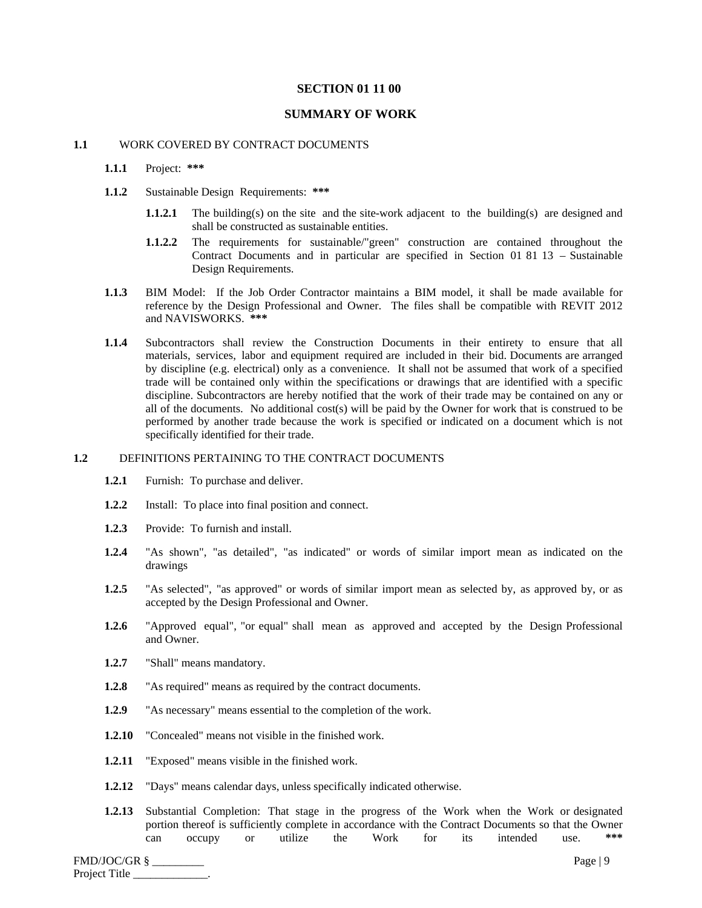# SECTION 01 11 00

## SUMMARY OF WORK

**1.1** WORK COVERED BY CONTRACT DOCUMENTS

**1.1.1** Project: ***

**1.1.2** Sustainable Design Requirements: ***

**1.1.2.1** The building(s) on the site and the site-work adjacent to the building(s) are designed and shall be constructed as sustainable entities.

**1.1.2.2** The requirements for sustainable/"green" construction are contained throughout the Contract Documents and in particular are specified in Section 01 81 13 – Sustainable Design Requirements.

**1.1.3** BIM Model: If the Job Order Contractor maintains a BIM model, it shall be made available for reference by the Design Professional and Owner. The files shall be compatible with REVIT 2012 and NAVISWORKS. ***

**1.1.4** Subcontractors shall review the Construction Documents in their entirety to ensure that all materials, services, labor and equipment required are included in their bid. Documents are arranged by discipline (e.g. electrical) only as a convenience. It shall not be assumed that work of a specified trade will be contained only within the specifications or drawings that are identified with a specific discipline. Subcontractors are hereby notified that the work of their trade may be contained on any or all of the documents. No additional cost(s) will be paid by the Owner for work that is construed to be performed by another trade because the work is specified or indicated on a document which is not specifically identified for their trade.

**1.2** DEFINITIONS PERTAINING TO THE CONTRACT DOCUMENTS

**1.2.1** Furnish: To purchase and deliver.

**1.2.2** Install: To place into final position and connect.

**1.2.3** Provide: To furnish and install.

**1.2.4** "As shown", "as detailed", "as indicated" or words of similar import mean as indicated on the drawings

**1.2.5** "As selected", "as approved" or words of similar import mean as selected by, as approved by, or as accepted by the Design Professional and Owner.

**1.2.6** "Approved equal", "or equal" shall mean as approved and accepted by the Design Professional and Owner.

**1.2.7** "Shall" means mandatory.

**1.2.8** "As required" means as required by the contract documents.

**1.2.9** "As necessary" means essential to the completion of the work.

**1.2.10** "Concealed" means not visible in the finished work.

**1.2.11** "Exposed" means visible in the finished work.

**1.2.12** "Days" means calendar days, unless specifically indicated otherwise.

**1.2.13** Substantial Completion: That stage in the progress of the Work when the Work or designated portion thereof is sufficiently complete in accordance with the Contract Documents so that the Owner can occupy or utilize the Work for its intended use. ***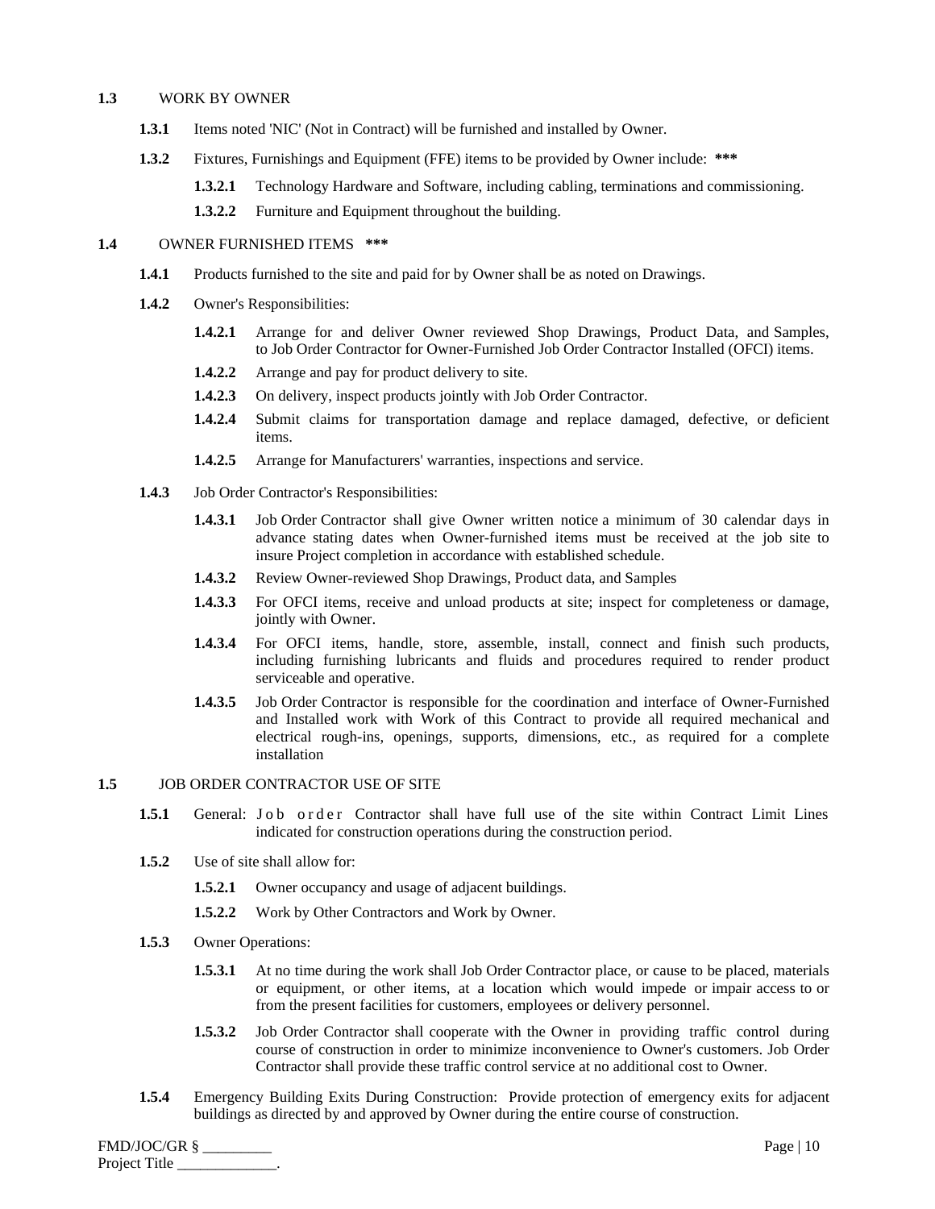**1.3** WORK BY OWNER

**1.3.1** Items noted 'NIC' (Not in Contract) will be furnished and installed by Owner.

**1.3.2** Fixtures, Furnishings and Equipment (FFE) items to be provided by Owner include: **\*\*\***

**1.3.2.1** Technology Hardware and Software, including cabling, terminations and commissioning.

**1.3.2.2** Furniture and Equipment throughout the building.

**1.4** OWNER FURNISHED ITEMS **\*\*\***

**1.4.1** Products furnished to the site and paid for by Owner shall be as noted on Drawings.

**1.4.2** Owner's Responsibilities:

**1.4.2.1** Arrange for and deliver Owner reviewed Shop Drawings, Product Data, and Samples, to Job Order Contractor for Owner-Furnished Job Order Contractor Installed (OFCI) items.

**1.4.2.2** Arrange and pay for product delivery to site.

**1.4.2.3** On delivery, inspect products jointly with Job Order Contractor.

**1.4.2.4** Submit claims for transportation damage and replace damaged, defective, or deficient items.

**1.4.2.5** Arrange for Manufacturers' warranties, inspections and service.

**1.4.3** Job Order Contractor's Responsibilities:

**1.4.3.1** Job Order Contractor shall give Owner written notice a minimum of 30 calendar days in advance stating dates when Owner-furnished items must be received at the job site to insure Project completion in accordance with established schedule.

**1.4.3.2** Review Owner-reviewed Shop Drawings, Product data, and Samples

**1.4.3.3** For OFCI items, receive and unload products at site; inspect for completeness or damage, jointly with Owner.

**1.4.3.4** For OFCI items, handle, store, assemble, install, connect and finish such products, including furnishing lubricants and fluids and procedures required to render product serviceable and operative.

**1.4.3.5** Job Order Contractor is responsible for the coordination and interface of Owner-Furnished and Installed work with Work of this Contract to provide all required mechanical and electrical rough-ins, openings, supports, dimensions, etc., as required for a complete installation

**1.5** JOB ORDER CONTRACTOR USE OF SITE

**1.5.1** General: Job order Contractor shall have full use of the site within Contract Limit Lines indicated for construction operations during the construction period.

**1.5.2** Use of site shall allow for:

**1.5.2.1** Owner occupancy and usage of adjacent buildings.

**1.5.2.2** Work by Other Contractors and Work by Owner.

**1.5.3** Owner Operations:

**1.5.3.1** At no time during the work shall Job Order Contractor place, or cause to be placed, materials or equipment, or other items, at a location which would impede or impair access to or from the present facilities for customers, employees or delivery personnel.

**1.5.3.2** Job Order Contractor shall cooperate with the Owner in providing traffic control during course of construction in order to minimize inconvenience to Owner's customers. Job Order Contractor shall provide these traffic control service at no additional cost to Owner.

**1.5.4** Emergency Building Exits During Construction: Provide protection of emergency exits for adjacent buildings as directed by and approved by Owner during the entire course of construction.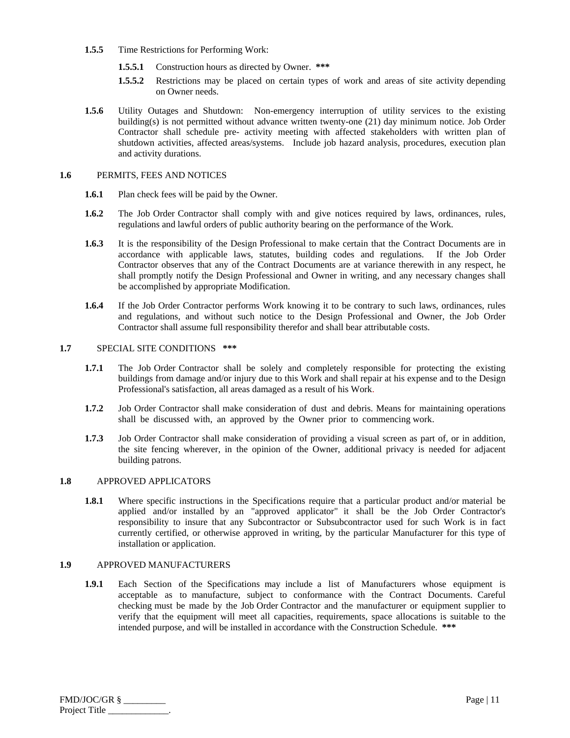**1.5.5** Time Restrictions for Performing Work:

**1.5.5.1** Construction hours as directed by Owner. **\*\*\***

**1.5.5.2** Restrictions may be placed on certain types of work and areas of site activity depending on Owner needs.

**1.5.6** Utility Outages and Shutdown: Non-emergency interruption of utility services to the existing building(s) is not permitted without advance written twenty-one (21) day minimum notice. Job Order Contractor shall schedule pre- activity meeting with affected stakeholders with written plan of shutdown activities, affected areas/systems. Include job hazard analysis, procedures, execution plan and activity durations.

## 1.6 PERMITS, FEES AND NOTICES

**1.6.1** Plan check fees will be paid by the Owner.

**1.6.2** The Job Order Contractor shall comply with and give notices required by laws, ordinances, rules, regulations and lawful orders of public authority bearing on the performance of the Work.

**1.6.3** It is the responsibility of the Design Professional to make certain that the Contract Documents are in accordance with applicable laws, statutes, building codes and regulations. If the Job Order Contractor observes that any of the Contract Documents are at variance therewith in any respect, he shall promptly notify the Design Professional and Owner in writing, and any necessary changes shall be accomplished by appropriate Modification.

**1.6.4** If the Job Order Contractor performs Work knowing it to be contrary to such laws, ordinances, rules and regulations, and without such notice to the Design Professional and Owner, the Job Order Contractor shall assume full responsibility therefor and shall bear attributable costs.

## 1.7 SPECIAL SITE CONDITIONS **\*\*\***

**1.7.1** The Job Order Contractor shall be solely and completely responsible for protecting the existing buildings from damage and/or injury due to this Work and shall repair at his expense and to the Design Professional's satisfaction, all areas damaged as a result of his Work.

**1.7.2** Job Order Contractor shall make consideration of dust and debris. Means for maintaining operations shall be discussed with, an approved by the Owner prior to commencing work.

**1.7.3** Job Order Contractor shall make consideration of providing a visual screen as part of, or in addition, the site fencing wherever, in the opinion of the Owner, additional privacy is needed for adjacent building patrons.

## 1.8 APPROVED APPLICATORS

**1.8.1** Where specific instructions in the Specifications require that a particular product and/or material be applied and/or installed by an "approved applicator" it shall be the Job Order Contractor's responsibility to insure that any Subcontractor or Subsubcontractor used for such Work is in fact currently certified, or otherwise approved in writing, by the particular Manufacturer for this type of installation or application.

## 1.9 APPROVED MANUFACTURERS

**1.9.1** Each Section of the Specifications may include a list of Manufacturers whose equipment is acceptable as to manufacture, subject to conformance with the Contract Documents. Careful checking must be made by the Job Order Contractor and the manufacturer or equipment supplier to verify that the equipment will meet all capacities, requirements, space allocations is suitable to the intended purpose, and will be installed in accordance with the Construction Schedule. **\*\*\***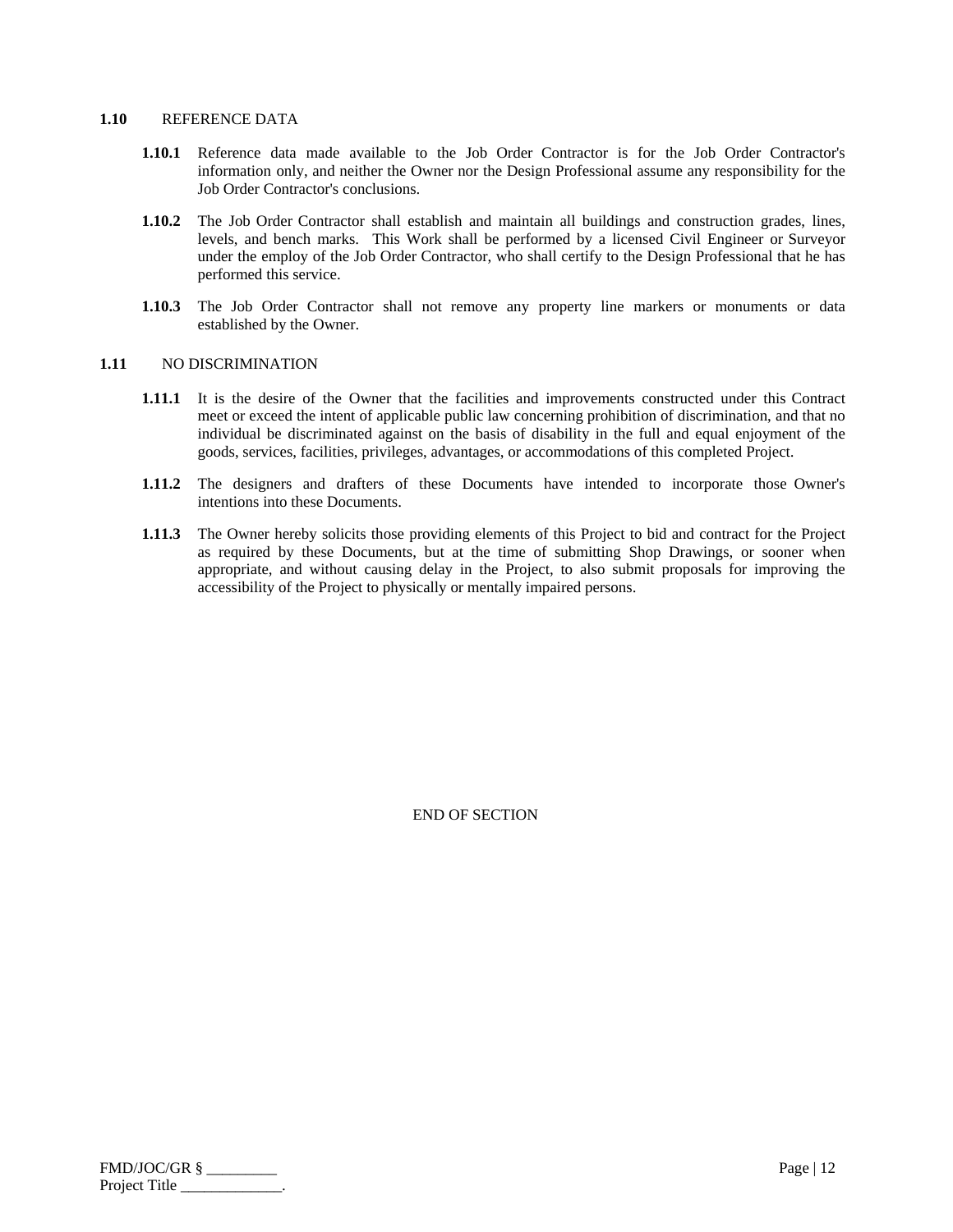**1.10** REFERENCE DATA

**1.10.1** Reference data made available to the Job Order Contractor is for the Job Order Contractor's information only, and neither the Owner nor the Design Professional assume any responsibility for the Job Order Contractor's conclusions.

**1.10.2** The Job Order Contractor shall establish and maintain all buildings and construction grades, lines, levels, and bench marks. This Work shall be performed by a licensed Civil Engineer or Surveyor under the employ of the Job Order Contractor, who shall certify to the Design Professional that he has performed this service.

**1.10.3** The Job Order Contractor shall not remove any property line markers or monuments or data established by the Owner.

**1.11** NO DISCRIMINATION

**1.11.1** It is the desire of the Owner that the facilities and improvements constructed under this Contract meet or exceed the intent of applicable public law concerning prohibition of discrimination, and that no individual be discriminated against on the basis of disability in the full and equal enjoyment of the goods, services, facilities, privileges, advantages, or accommodations of this completed Project.

**1.11.2** The designers and drafters of these Documents have intended to incorporate those Owner's intentions into these Documents.

**1.11.3** The Owner hereby solicits those providing elements of this Project to bid and contract for the Project as required by these Documents, but at the time of submitting Shop Drawings, or sooner when appropriate, and without causing delay in the Project, to also submit proposals for improving the accessibility of the Project to physically or mentally impaired persons.

END OF SECTION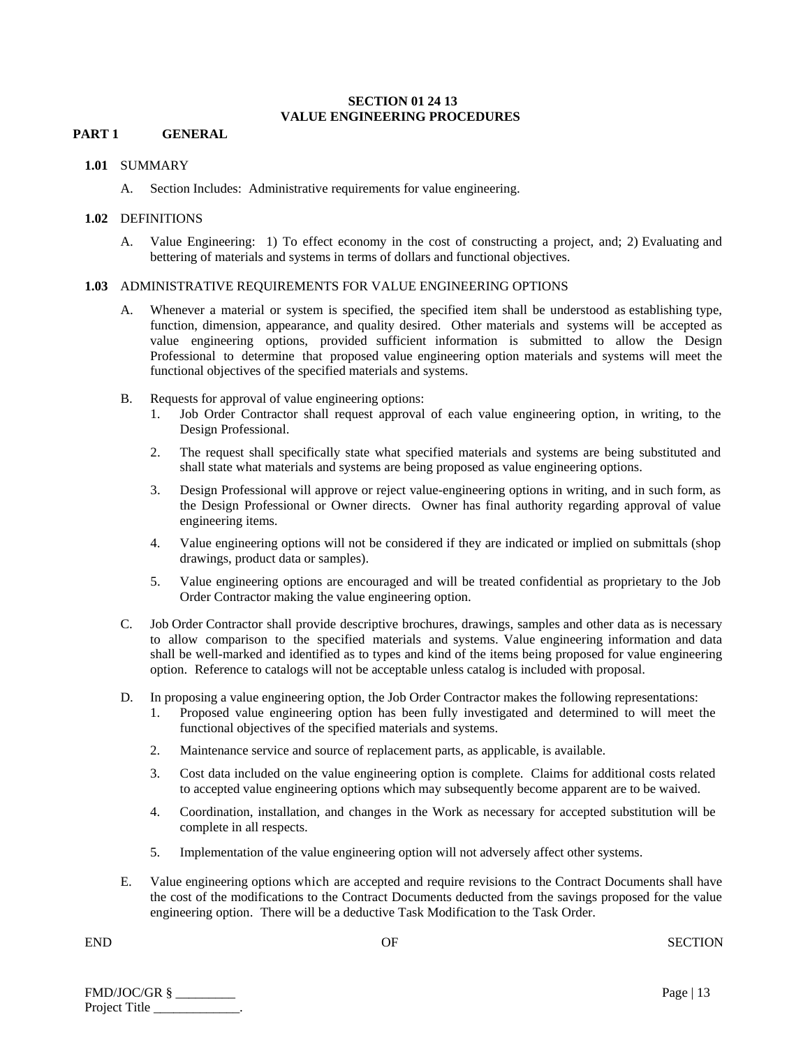**SECTION 01 24 13**
**VALUE ENGINEERING PROCEDURES**

**PART 1 GENERAL**

**1.01** SUMMARY

A. Section Includes: Administrative requirements for value engineering.

**1.02** DEFINITIONS

A. Value Engineering: 1) To effect economy in the cost of constructing a project, and; 2) Evaluating and bettering of materials and systems in terms of dollars and functional objectives.

**1.03** ADMINISTRATIVE REQUIREMENTS FOR VALUE ENGINEERING OPTIONS

A. Whenever a material or system is specified, the specified item shall be understood as establishing type, function, dimension, appearance, and quality desired. Other materials and systems will be accepted as value engineering options, provided sufficient information is submitted to allow the Design Professional to determine that proposed value engineering option materials and systems will meet the functional objectives of the specified materials and systems.

B. Requests for approval of value engineering options:

1. Job Order Contractor shall request approval of each value engineering option, in writing, to the Design Professional.
2. The request shall specifically state what specified materials and systems are being substituted and shall state what materials and systems are being proposed as value engineering options.
3. Design Professional will approve or reject value-engineering options in writing, and in such form, as the Design Professional or Owner directs. Owner has final authority regarding approval of value engineering items.
4. Value engineering options will not be considered if they are indicated or implied on submittals (shop drawings, product data or samples).
5. Value engineering options are encouraged and will be treated confidential as proprietary to the Job Order Contractor making the value engineering option.

C. Job Order Contractor shall provide descriptive brochures, drawings, samples and other data as is necessary to allow comparison to the specified materials and systems. Value engineering information and data shall be well-marked and identified as to types and kind of the items being proposed for value engineering option. Reference to catalogs will not be acceptable unless catalog is included with proposal.

D. In proposing a value engineering option, the Job Order Contractor makes the following representations:

1. Proposed value engineering option has been fully investigated and determined to will meet the functional objectives of the specified materials and systems.
2. Maintenance service and source of replacement parts, as applicable, is available.
3. Cost data included on the value engineering option is complete. Claims for additional costs related to accepted value engineering options which may subsequently become apparent are to be waived.
4. Coordination, installation, and changes in the Work as necessary for accepted substitution will be complete in all respects.
5. Implementation of the value engineering option will not adversely affect other systems.

E. Value engineering options which are accepted and require revisions to the Contract Documents shall have the cost of the modifications to the Contract Documents deducted from the savings proposed for the value engineering option. There will be a deductive Task Modification to the Task Order.

END OF SECTION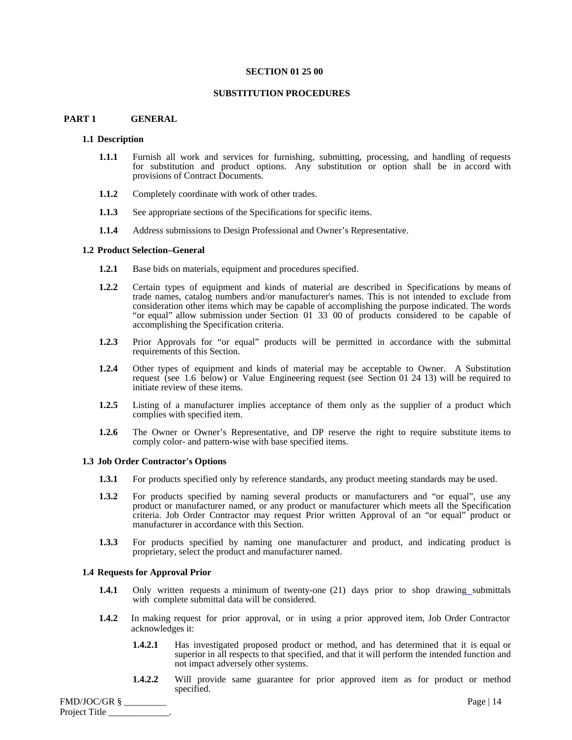# SECTION 01 25 00

# SUBSTITUTION PROCEDURES

## PART 1 GENERAL

### 1.1 Description

**1.1.1** Furnish all work and services for furnishing, submitting, processing, and handling of requests for substitution and product options. Any substitution or option shall be in accord with provisions of Contract Documents.

**1.1.2** Completely coordinate with work of other trades.

**1.1.3** See appropriate sections of the Specifications for specific items.

**1.1.4** Address submissions to Design Professional and Owner's Representative.

### 1.2 Product Selection–General

**1.2.1** Base bids on materials, equipment and procedures specified.

**1.2.2** Certain types of equipment and kinds of material are described in Specifications by means of trade names, catalog numbers and/or manufacturer's names. This is not intended to exclude from consideration other items which may be capable of accomplishing the purpose indicated. The words "or equal" allow submission under Section 01 33 00 of products considered to be capable of accomplishing the Specification criteria.

**1.2.3** Prior Approvals for "or equal" products will be permitted in accordance with the submittal requirements of this Section.

**1.2.4** Other types of equipment and kinds of material may be acceptable to Owner. A Substitution request (see 1.6 below) or Value Engineering request (see Section 01 24 13) will be required to initiate review of these items.

**1.2.5** Listing of a manufacturer implies acceptance of them only as the supplier of a product which complies with specified item.

**1.2.6** The Owner or Owner's Representative, and DP reserve the right to require substitute items to comply color- and pattern-wise with base specified items.

### 1.3 Job Order Contractor's Options

**1.3.1** For products specified only by reference standards, any product meeting standards may be used.

**1.3.2** For products specified by naming several products or manufacturers and "or equal", use any product or manufacturer named, or any product or manufacturer which meets all the Specification criteria. Job Order Contractor may request Prior written Approval of an "or equal" product or manufacturer in accordance with this Section.

**1.3.3** For products specified by naming one manufacturer and product, and indicating product is proprietary, select the product and manufacturer named.

### 1.4 Requests for Approval Prior

**1.4.1** Only written requests a minimum of twenty-one (21) days prior to shop drawing_submittals with complete submittal data will be considered.

**1.4.2** In making request for prior approval, or in using a prior approved item, Job Order Contractor acknowledges it:

**1.4.2.1** Has investigated proposed product or method, and has determined that it is equal or superior in all respects to that specified, and that it will perform the intended function and not impact adversely other systems.

**1.4.2.2** Will provide same guarantee for prior approved item as for product or method specified.

FMD/JOC/GR § _________
Project Title _____________.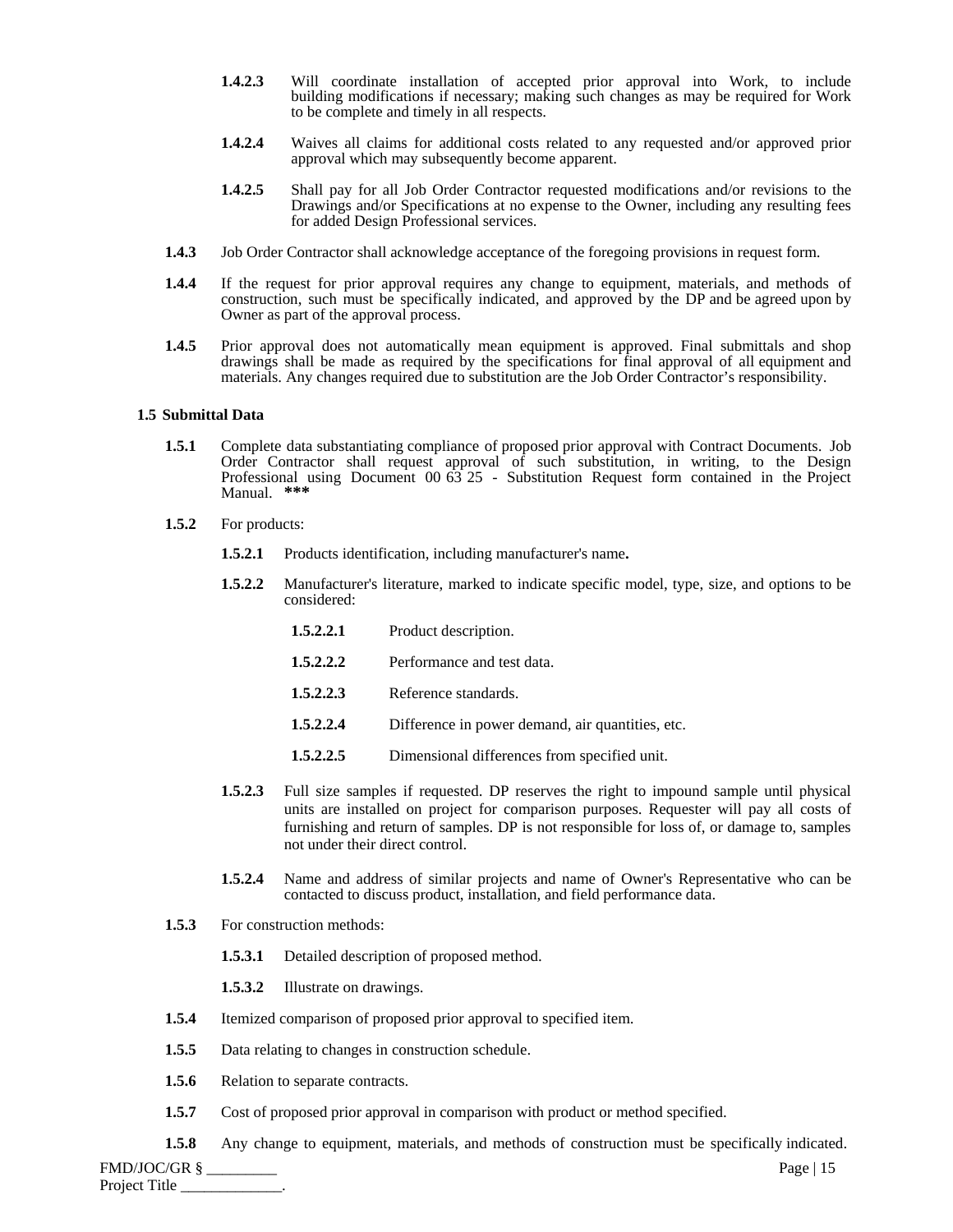**1.4.2.3** Will coordinate installation of accepted prior approval into Work, to include building modifications if necessary; making such changes as may be required for Work to be complete and timely in all respects.

**1.4.2.4** Waives all claims for additional costs related to any requested and/or approved prior approval which may subsequently become apparent.

**1.4.2.5** Shall pay for all Job Order Contractor requested modifications and/or revisions to the Drawings and/or Specifications at no expense to the Owner, including any resulting fees for added Design Professional services.

**1.4.3** Job Order Contractor shall acknowledge acceptance of the foregoing provisions in request form.

**1.4.4** If the request for prior approval requires any change to equipment, materials, and methods of construction, such must be specifically indicated, and approved by the DP and be agreed upon by Owner as part of the approval process.

**1.4.5** Prior approval does not automatically mean equipment is approved. Final submittals and shop drawings shall be made as required by the specifications for final approval of all equipment and materials. Any changes required due to substitution are the Job Order Contractor's responsibility.

**1.5 Submittal Data**

**1.5.1** Complete data substantiating compliance of proposed prior approval with Contract Documents. Job Order Contractor shall request approval of such substitution, in writing, to the Design Professional using Document 00 63 25 - Substitution Request form contained in the Project Manual. **\*\*\***

**1.5.2** For products:

**1.5.2.1** Products identification, including manufacturer's name**.**

**1.5.2.2** Manufacturer's literature, marked to indicate specific model, type, size, and options to be considered:

**1.5.2.2.1** Product description.

**1.5.2.2.2** Performance and test data.

**1.5.2.2.3** Reference standards.

**1.5.2.2.4** Difference in power demand, air quantities, etc.

**1.5.2.2.5** Dimensional differences from specified unit.

**1.5.2.3** Full size samples if requested. DP reserves the right to impound sample until physical units are installed on project for comparison purposes. Requester will pay all costs of furnishing and return of samples. DP is not responsible for loss of, or damage to, samples not under their direct control.

**1.5.2.4** Name and address of similar projects and name of Owner's Representative who can be contacted to discuss product, installation, and field performance data.

**1.5.3** For construction methods:

**1.5.3.1** Detailed description of proposed method.

**1.5.3.2** Illustrate on drawings.

**1.5.4** Itemized comparison of proposed prior approval to specified item.

**1.5.5** Data relating to changes in construction schedule.

**1.5.6** Relation to separate contracts.

**1.5.7** Cost of proposed prior approval in comparison with product or method specified.

**1.5.8** Any change to equipment, materials, and methods of construction must be specifically indicated.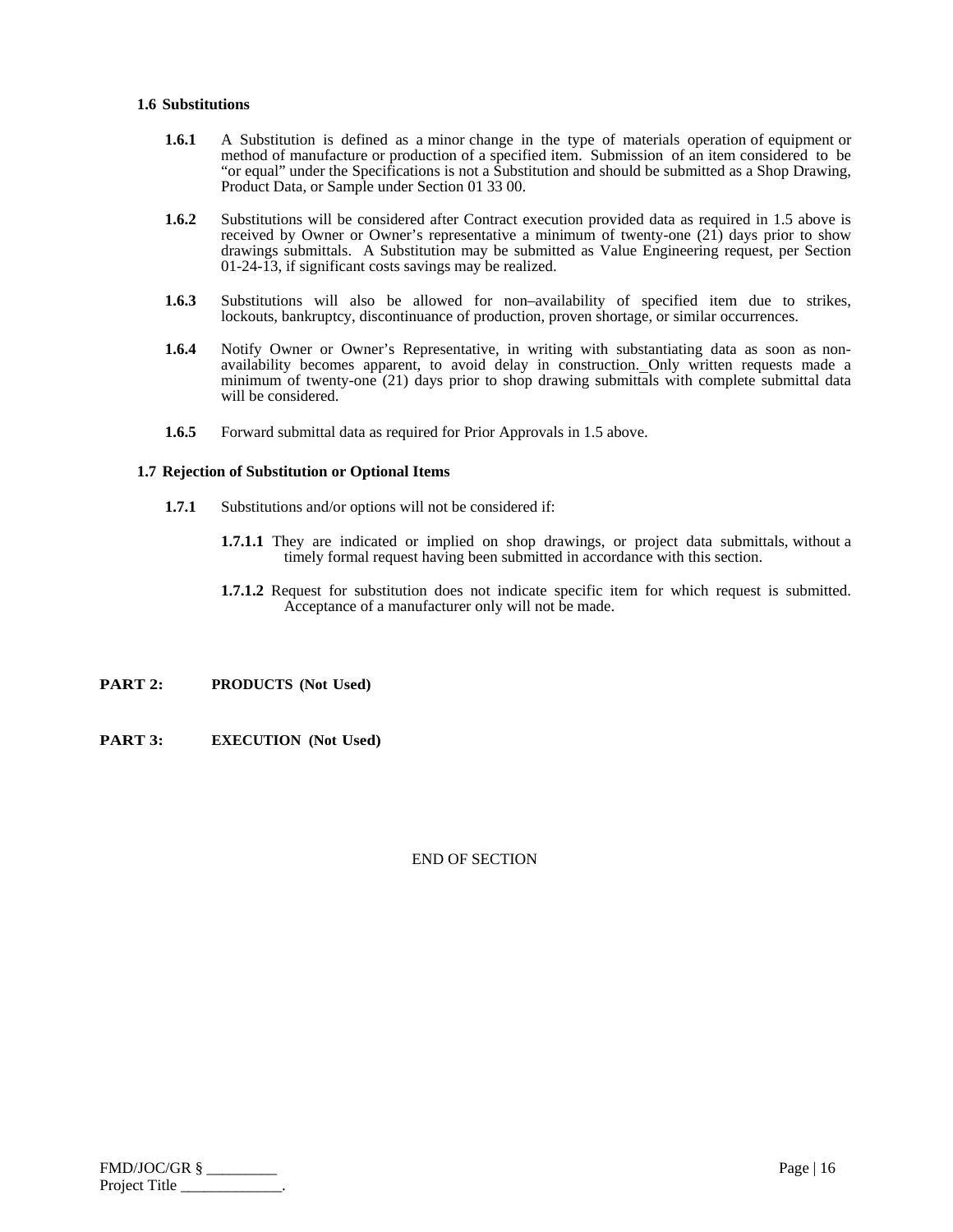### 1.6 Substitutions

**1.6.1** A Substitution is defined as a minor change in the type of materials operation of equipment or method of manufacture or production of a specified item. Submission of an item considered to be "or equal" under the Specifications is not a Substitution and should be submitted as a Shop Drawing, Product Data, or Sample under Section 01 33 00.

**1.6.2** Substitutions will be considered after Contract execution provided data as required in 1.5 above is received by Owner or Owner's representative a minimum of twenty-one (21) days prior to show drawings submittals. A Substitution may be submitted as Value Engineering request, per Section 01-24-13, if significant costs savings may be realized.

**1.6.3** Substitutions will also be allowed for non–availability of specified item due to strikes, lockouts, bankruptcy, discontinuance of production, proven shortage, or similar occurrences.

**1.6.4** Notify Owner or Owner's Representative, in writing with substantiating data as soon as non-availability becomes apparent, to avoid delay in construction. Only written requests made a minimum of twenty-one (21) days prior to shop drawing submittals with complete submittal data will be considered.

**1.6.5** Forward submittal data as required for Prior Approvals in 1.5 above.

### 1.7 Rejection of Substitution or Optional Items

**1.7.1** Substitutions and/or options will not be considered if:

**1.7.1.1** They are indicated or implied on shop drawings, or project data submittals, without a timely formal request having been submitted in accordance with this section.

**1.7.1.2** Request for substitution does not indicate specific item for which request is submitted. Acceptance of a manufacturer only will not be made.

## PART 2: PRODUCTS (Not Used)

## PART 3: EXECUTION (Not Used)

END OF SECTION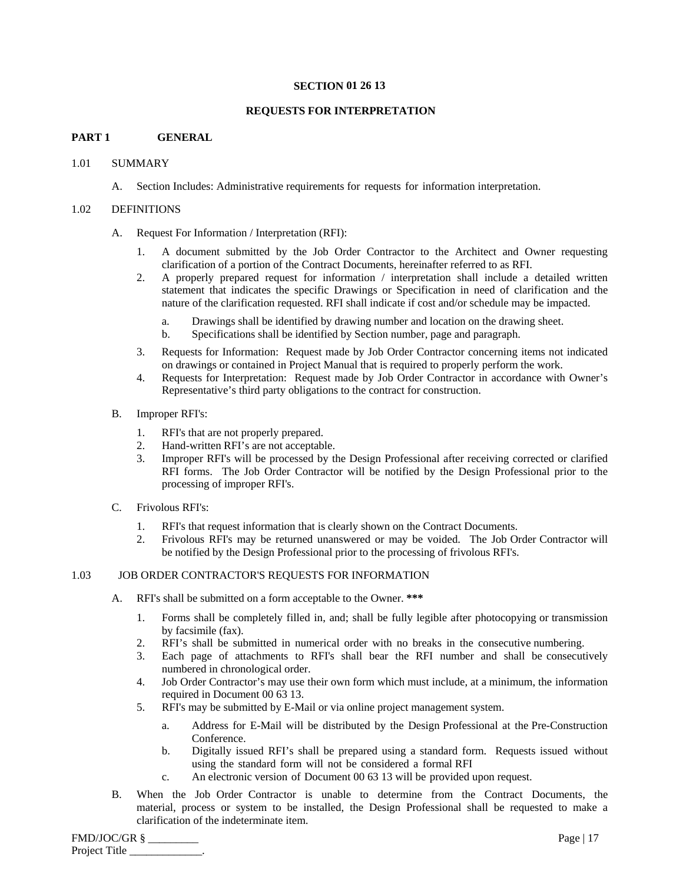# SECTION 01 26 13

# REQUESTS FOR INTERPRETATION

## PART 1 GENERAL

### 1.01 SUMMARY

A. Section Includes: Administrative requirements for requests for information interpretation.

### 1.02 DEFINITIONS

A. Request For Information / Interpretation (RFI):

1. A document submitted by the Job Order Contractor to the Architect and Owner requesting clarification of a portion of the Contract Documents, hereinafter referred to as RFI.
2. A properly prepared request for information / interpretation shall include a detailed written statement that indicates the specific Drawings or Specification in need of clarification and the nature of the clarification requested. RFI shall indicate if cost and/or schedule may be impacted.
   a. Drawings shall be identified by drawing number and location on the drawing sheet.
   b. Specifications shall be identified by Section number, page and paragraph.
3. Requests for Information: Request made by Job Order Contractor concerning items not indicated on drawings or contained in Project Manual that is required to properly perform the work.
4. Requests for Interpretation: Request made by Job Order Contractor in accordance with Owner's Representative's third party obligations to the contract for construction.

B. Improper RFI's:

1. RFI's that are not properly prepared.
2. Hand-written RFI's are not acceptable.
3. Improper RFI's will be processed by the Design Professional after receiving corrected or clarified RFI forms. The Job Order Contractor will be notified by the Design Professional prior to the processing of improper RFI's.

C. Frivolous RFI's:

1. RFI's that request information that is clearly shown on the Contract Documents.
2. Frivolous RFI's may be returned unanswered or may be voided. The Job Order Contractor will be notified by the Design Professional prior to the processing of frivolous RFI's.

### 1.03 JOB ORDER CONTRACTOR'S REQUESTS FOR INFORMATION

A. RFI's shall be submitted on a form acceptable to the Owner. **\*\*\***

1. Forms shall be completely filled in, and; shall be fully legible after photocopying or transmission by facsimile (fax).
2. RFI's shall be submitted in numerical order with no breaks in the consecutive numbering.
3. Each page of attachments to RFI's shall bear the RFI number and shall be consecutively numbered in chronological order.
4. Job Order Contractor's may use their own form which must include, at a minimum, the information required in Document 00 63 13.
5. RFI's may be submitted by E-Mail or via online project management system.
   a. Address for E-Mail will be distributed by the Design Professional at the Pre-Construction Conference.
   b. Digitally issued RFI's shall be prepared using a standard form. Requests issued without using the standard form will not be considered a formal RFI
   c. An electronic version of Document 00 63 13 will be provided upon request.

B. When the Job Order Contractor is unable to determine from the Contract Documents, the material, process or system to be installed, the Design Professional shall be requested to make a clarification of the indeterminate item.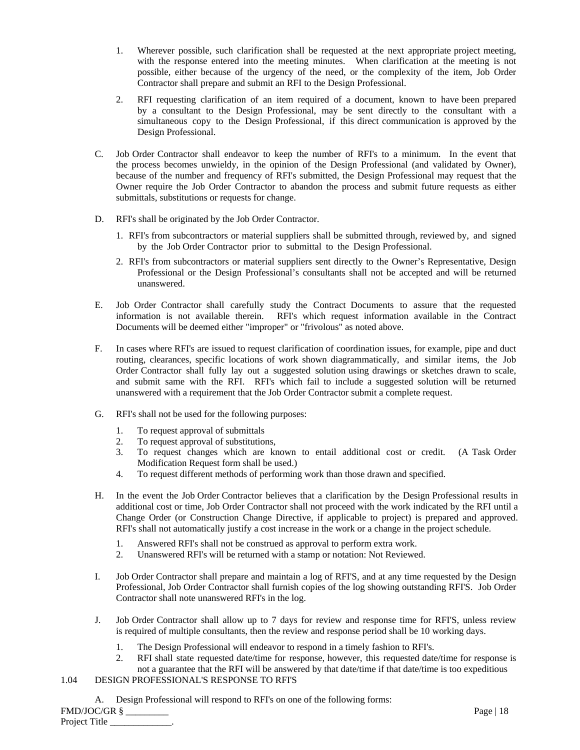1. Wherever possible, such clarification shall be requested at the next appropriate project meeting, with the response entered into the meeting minutes. When clarification at the meeting is not possible, either because of the urgency of the need, or the complexity of the item, Job Order Contractor shall prepare and submit an RFI to the Design Professional.

2. RFI requesting clarification of an item required of a document, known to have been prepared by a consultant to the Design Professional, may be sent directly to the consultant with a simultaneous copy to the Design Professional, if this direct communication is approved by the Design Professional.

C. Job Order Contractor shall endeavor to keep the number of RFI's to a minimum. In the event that the process becomes unwieldy, in the opinion of the Design Professional (and validated by Owner), because of the number and frequency of RFI's submitted, the Design Professional may request that the Owner require the Job Order Contractor to abandon the process and submit future requests as either submittals, substitutions or requests for change.

D. RFI's shall be originated by the Job Order Contractor.

1. RFI's from subcontractors or material suppliers shall be submitted through, reviewed by, and signed by the Job Order Contractor prior to submittal to the Design Professional.

2. RFI's from subcontractors or material suppliers sent directly to the Owner's Representative, Design Professional or the Design Professional's consultants shall not be accepted and will be returned unanswered.

E. Job Order Contractor shall carefully study the Contract Documents to assure that the requested information is not available therein. RFI's which request information available in the Contract Documents will be deemed either "improper" or "frivolous" as noted above.

F. In cases where RFI's are issued to request clarification of coordination issues, for example, pipe and duct routing, clearances, specific locations of work shown diagrammatically, and similar items, the Job Order Contractor shall fully lay out a suggested solution using drawings or sketches drawn to scale, and submit same with the RFI. RFI's which fail to include a suggested solution will be returned unanswered with a requirement that the Job Order Contractor submit a complete request.

G. RFI's shall not be used for the following purposes:

1. To request approval of submittals
2. To request approval of substitutions,
3. To request changes which are known to entail additional cost or credit. (A Task Order Modification Request form shall be used.)
4. To request different methods of performing work than those drawn and specified.

H. In the event the Job Order Contractor believes that a clarification by the Design Professional results in additional cost or time, Job Order Contractor shall not proceed with the work indicated by the RFI until a Change Order (or Construction Change Directive, if applicable to project) is prepared and approved. RFI's shall not automatically justify a cost increase in the work or a change in the project schedule.

1. Answered RFI's shall not be construed as approval to perform extra work.
2. Unanswered RFI's will be returned with a stamp or notation: Not Reviewed.

I. Job Order Contractor shall prepare and maintain a log of RFI'S, and at any time requested by the Design Professional, Job Order Contractor shall furnish copies of the log showing outstanding RFI'S. Job Order Contractor shall note unanswered RFI's in the log.

J. Job Order Contractor shall allow up to 7 days for review and response time for RFI'S, unless review is required of multiple consultants, then the review and response period shall be 10 working days.

1. The Design Professional will endeavor to respond in a timely fashion to RFI's.
2. RFI shall state requested date/time for response, however, this requested date/time for response is not a guarantee that the RFI will be answered by that date/time if that date/time is too expeditious

## 1.04 DESIGN PROFESSIONAL'S RESPONSE TO RFI'S

A. Design Professional will respond to RFI's on one of the following forms: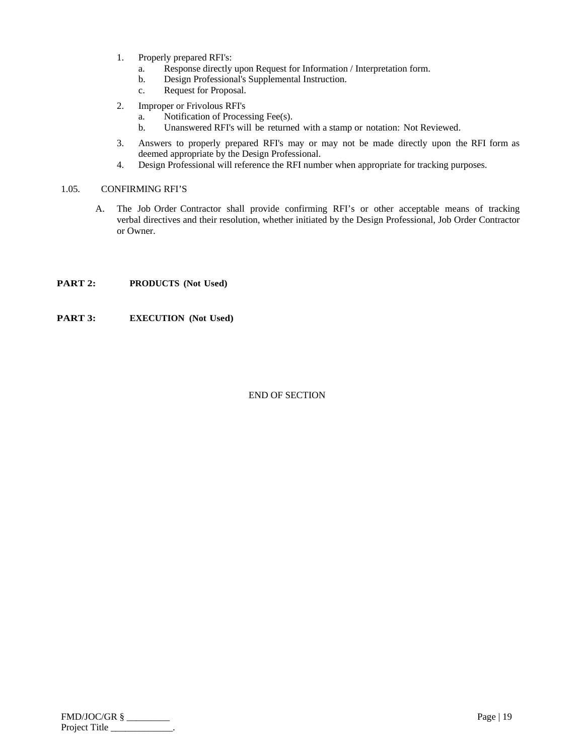1. Properly prepared RFI's:
   a. Response directly upon Request for Information / Interpretation form.
   b. Design Professional's Supplemental Instruction.
   c. Request for Proposal.
2. Improper or Frivolous RFI's
   a. Notification of Processing Fee(s).
   b. Unanswered RFI's will be returned with a stamp or notation: Not Reviewed.
3. Answers to properly prepared RFI's may or may not be made directly upon the RFI form as deemed appropriate by the Design Professional.
4. Design Professional will reference the RFI number when appropriate for tracking purposes.

1.05. CONFIRMING RFI'S

A. The Job Order Contractor shall provide confirming RFI's or other acceptable means of tracking verbal directives and their resolution, whether initiated by the Design Professional, Job Order Contractor or Owner.

**PART 2: PRODUCTS (Not Used)**

**PART 3: EXECUTION (Not Used)**

END OF SECTION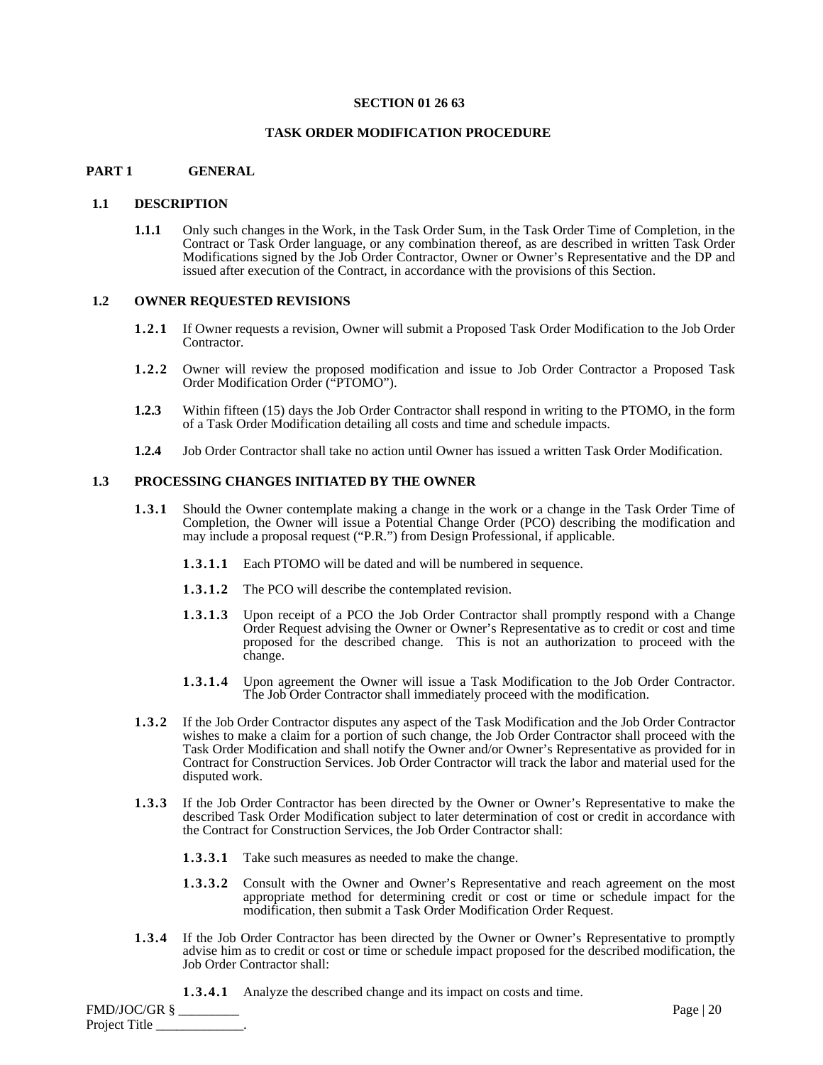**SECTION 01 26 63**

**TASK ORDER MODIFICATION PROCEDURE**

## PART 1 GENERAL

### 1.1 DESCRIPTION

**1.1.1** Only such changes in the Work, in the Task Order Sum, in the Task Order Time of Completion, in the Contract or Task Order language, or any combination thereof, as are described in written Task Order Modifications signed by the Job Order Contractor, Owner or Owner's Representative and the DP and issued after execution of the Contract, in accordance with the provisions of this Section.

### 1.2 OWNER REQUESTED REVISIONS

**1.2.1** If Owner requests a revision, Owner will submit a Proposed Task Order Modification to the Job Order Contractor.

**1.2.2** Owner will review the proposed modification and issue to Job Order Contractor a Proposed Task Order Modification Order ("PTOMO").

**1.2.3** Within fifteen (15) days the Job Order Contractor shall respond in writing to the PTOMO, in the form of a Task Order Modification detailing all costs and time and schedule impacts.

**1.2.4** Job Order Contractor shall take no action until Owner has issued a written Task Order Modification.

### 1.3 PROCESSING CHANGES INITIATED BY THE OWNER

**1.3.1** Should the Owner contemplate making a change in the work or a change in the Task Order Time of Completion, the Owner will issue a Potential Change Order (PCO) describing the modification and may include a proposal request ("P.R.") from Design Professional, if applicable.

**1.3.1.1** Each PTOMO will be dated and will be numbered in sequence.

**1.3.1.2** The PCO will describe the contemplated revision.

**1.3.1.3** Upon receipt of a PCO the Job Order Contractor shall promptly respond with a Change Order Request advising the Owner or Owner's Representative as to credit or cost and time proposed for the described change. This is not an authorization to proceed with the change.

**1.3.1.4** Upon agreement the Owner will issue a Task Modification to the Job Order Contractor. The Job Order Contractor shall immediately proceed with the modification.

**1.3.2** If the Job Order Contractor disputes any aspect of the Task Modification and the Job Order Contractor wishes to make a claim for a portion of such change, the Job Order Contractor shall proceed with the Task Order Modification and shall notify the Owner and/or Owner's Representative as provided for in Contract for Construction Services. Job Order Contractor will track the labor and material used for the disputed work.

**1.3.3** If the Job Order Contractor has been directed by the Owner or Owner's Representative to make the described Task Order Modification subject to later determination of cost or credit in accordance with the Contract for Construction Services, the Job Order Contractor shall:

**1.3.3.1** Take such measures as needed to make the change.

**1.3.3.2** Consult with the Owner and Owner's Representative and reach agreement on the most appropriate method for determining credit or cost or time or schedule impact for the modification, then submit a Task Order Modification Order Request.

**1.3.4** If the Job Order Contractor has been directed by the Owner or Owner's Representative to promptly advise him as to credit or cost or time or schedule impact proposed for the described modification, the Job Order Contractor shall:

**1.3.4.1** Analyze the described change and its impact on costs and time.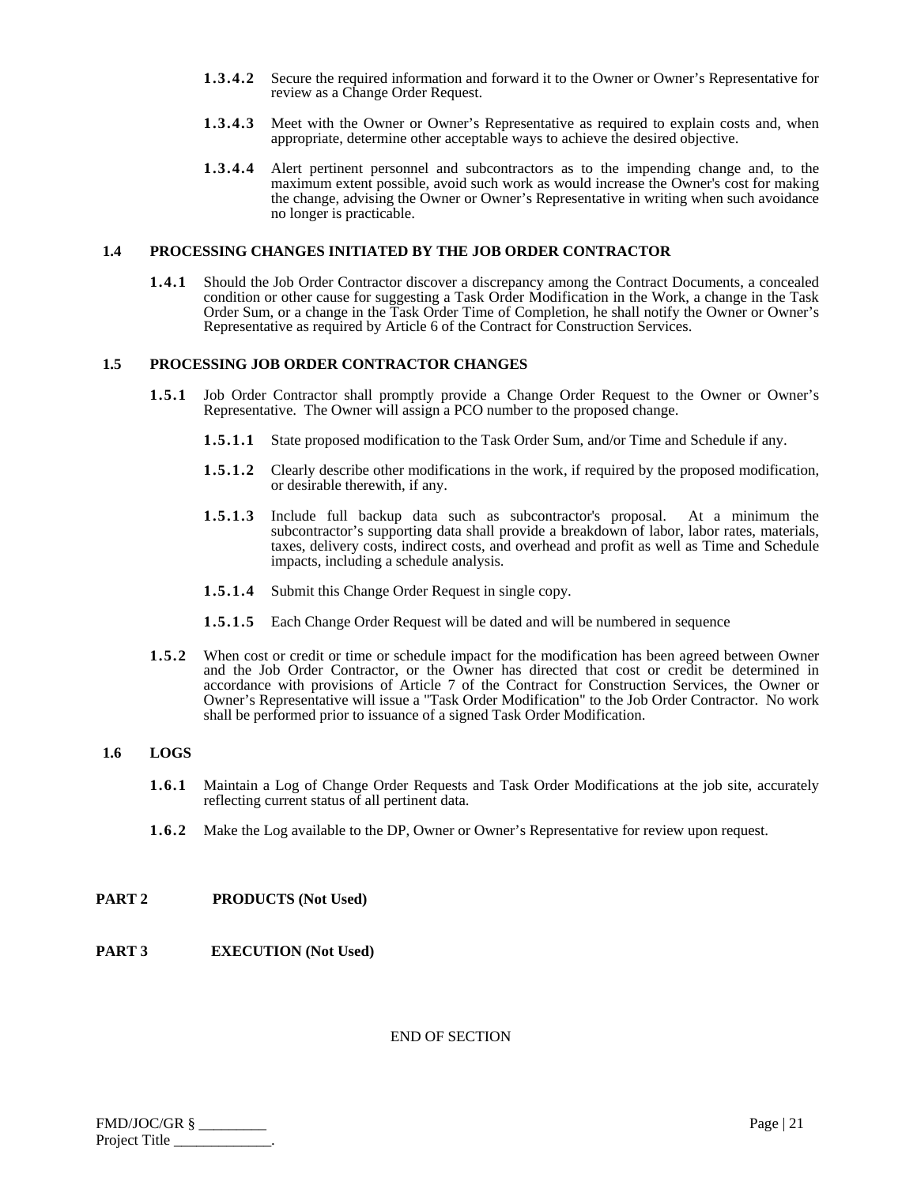**1.3.4.2** Secure the required information and forward it to the Owner or Owner's Representative for review as a Change Order Request.

**1.3.4.3** Meet with the Owner or Owner's Representative as required to explain costs and, when appropriate, determine other acceptable ways to achieve the desired objective.

**1.3.4.4** Alert pertinent personnel and subcontractors as to the impending change and, to the maximum extent possible, avoid such work as would increase the Owner's cost for making the change, advising the Owner or Owner's Representative in writing when such avoidance no longer is practicable.

## 1.4 PROCESSING CHANGES INITIATED BY THE JOB ORDER CONTRACTOR

**1.4.1** Should the Job Order Contractor discover a discrepancy among the Contract Documents, a concealed condition or other cause for suggesting a Task Order Modification in the Work, a change in the Task Order Sum, or a change in the Task Order Time of Completion, he shall notify the Owner or Owner's Representative as required by Article 6 of the Contract for Construction Services.

## 1.5 PROCESSING JOB ORDER CONTRACTOR CHANGES

**1.5.1** Job Order Contractor shall promptly provide a Change Order Request to the Owner or Owner's Representative. The Owner will assign a PCO number to the proposed change.

**1.5.1.1** State proposed modification to the Task Order Sum, and/or Time and Schedule if any.

**1.5.1.2** Clearly describe other modifications in the work, if required by the proposed modification, or desirable therewith, if any.

**1.5.1.3** Include full backup data such as subcontractor's proposal. At a minimum the subcontractor's supporting data shall provide a breakdown of labor, labor rates, materials, taxes, delivery costs, indirect costs, and overhead and profit as well as Time and Schedule impacts, including a schedule analysis.

**1.5.1.4** Submit this Change Order Request in single copy.

**1.5.1.5** Each Change Order Request will be dated and will be numbered in sequence

**1.5.2** When cost or credit or time or schedule impact for the modification has been agreed between Owner and the Job Order Contractor, or the Owner has directed that cost or credit be determined in accordance with provisions of Article 7 of the Contract for Construction Services, the Owner or Owner's Representative will issue a "Task Order Modification" to the Job Order Contractor. No work shall be performed prior to issuance of a signed Task Order Modification.

## 1.6 LOGS

**1.6.1** Maintain a Log of Change Order Requests and Task Order Modifications at the job site, accurately reflecting current status of all pertinent data.

**1.6.2** Make the Log available to the DP, Owner or Owner's Representative for review upon request.

# PART 2 PRODUCTS (Not Used)

# PART 3 EXECUTION (Not Used)

END OF SECTION

FMD/JOC/GR § _________
Project Title _____________.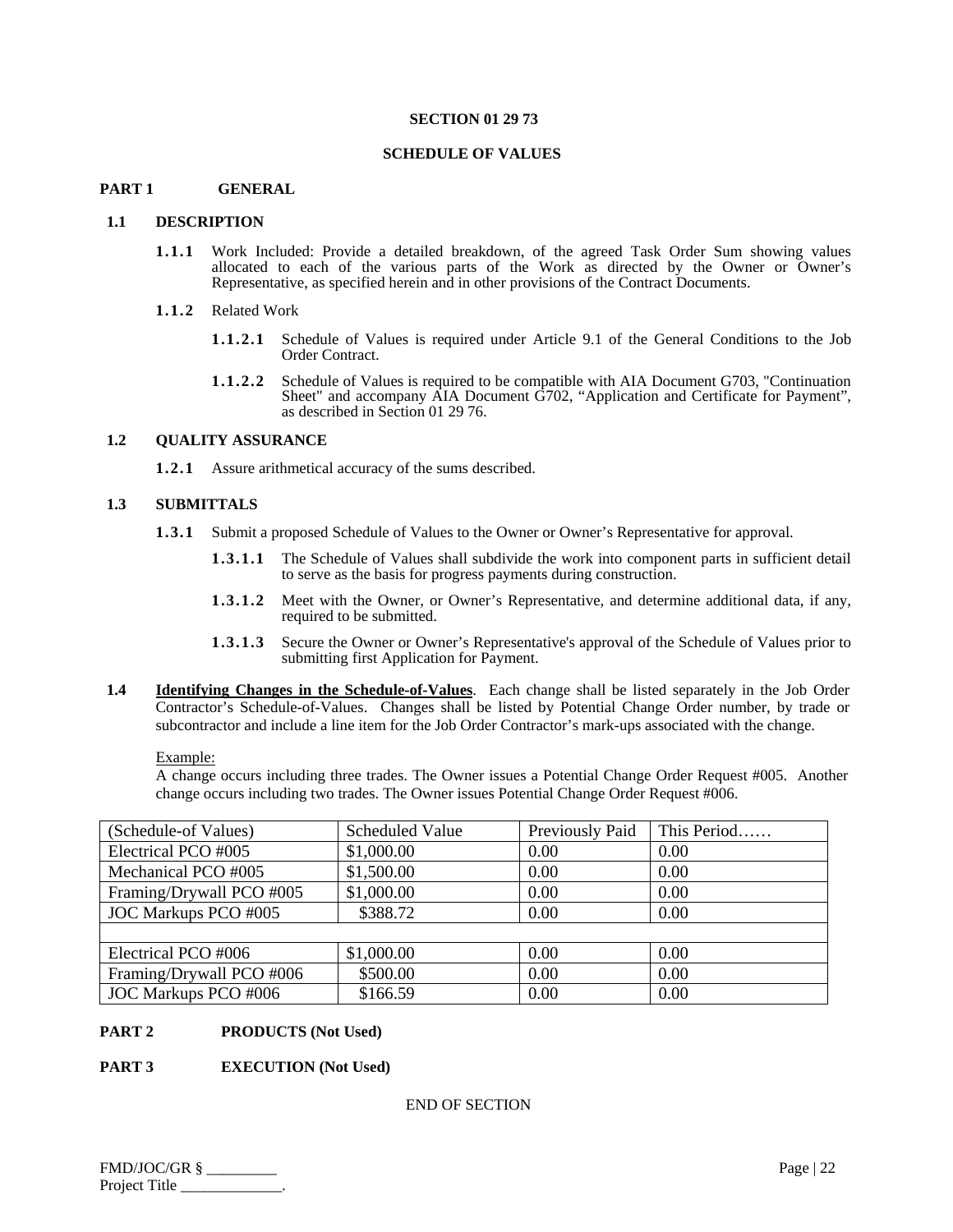**SECTION 01 29 73**

**SCHEDULE OF VALUES**

## PART 1 GENERAL

### 1.1 DESCRIPTION

**1.1.1** Work Included: Provide a detailed breakdown, of the agreed Task Order Sum showing values allocated to each of the various parts of the Work as directed by the Owner or Owner's Representative, as specified herein and in other provisions of the Contract Documents.

**1.1.2** Related Work

**1.1.2.1** Schedule of Values is required under Article 9.1 of the General Conditions to the Job Order Contract.

**1.1.2.2** Schedule of Values is required to be compatible with AIA Document G703, "Continuation Sheet" and accompany AIA Document G702, "Application and Certificate for Payment", as described in Section 01 29 76.

### 1.2 QUALITY ASSURANCE

**1.2.1** Assure arithmetical accuracy of the sums described.

### 1.3 SUBMITTALS

**1.3.1** Submit a proposed Schedule of Values to the Owner or Owner's Representative for approval.

**1.3.1.1** The Schedule of Values shall subdivide the work into component parts in sufficient detail to serve as the basis for progress payments during construction.

**1.3.1.2** Meet with the Owner, or Owner's Representative, and determine additional data, if any, required to be submitted.

**1.3.1.3** Secure the Owner or Owner's Representative's approval of the Schedule of Values prior to submitting first Application for Payment.

**1.4** **Identifying Changes in the Schedule-of-Values**. Each change shall be listed separately in the Job Order Contractor's Schedule-of-Values. Changes shall be listed by Potential Change Order number, by trade or subcontractor and include a line item for the Job Order Contractor's mark-ups associated with the change.

Example:
A change occurs including three trades. The Owner issues a Potential Change Order Request #005. Another change occurs including two trades. The Owner issues Potential Change Order Request #006.

| (Schedule-of Values) | Scheduled Value | Previously Paid | This Period…… |
|---|---|---|---|
| Electrical PCO #005 | $1,000.00 | 0.00 | 0.00 |
| Mechanical PCO #005 | $1,500.00 | 0.00 | 0.00 |
| Framing/Drywall PCO #005 | $1,000.00 | 0.00 | 0.00 |
| JOC Markups PCO #005 | $388.72 | 0.00 | 0.00 |
| | | | |
| Electrical PCO #006 | $1,000.00 | 0.00 | 0.00 |
| Framing/Drywall PCO #006 | $500.00 | 0.00 | 0.00 |
| JOC Markups PCO #006 | $166.59 | 0.00 | 0.00 |

## PART 2 PRODUCTS (Not Used)

## PART 3 EXECUTION (Not Used)

END OF SECTION

FMD/JOC/GR § _________
Project Title _____________.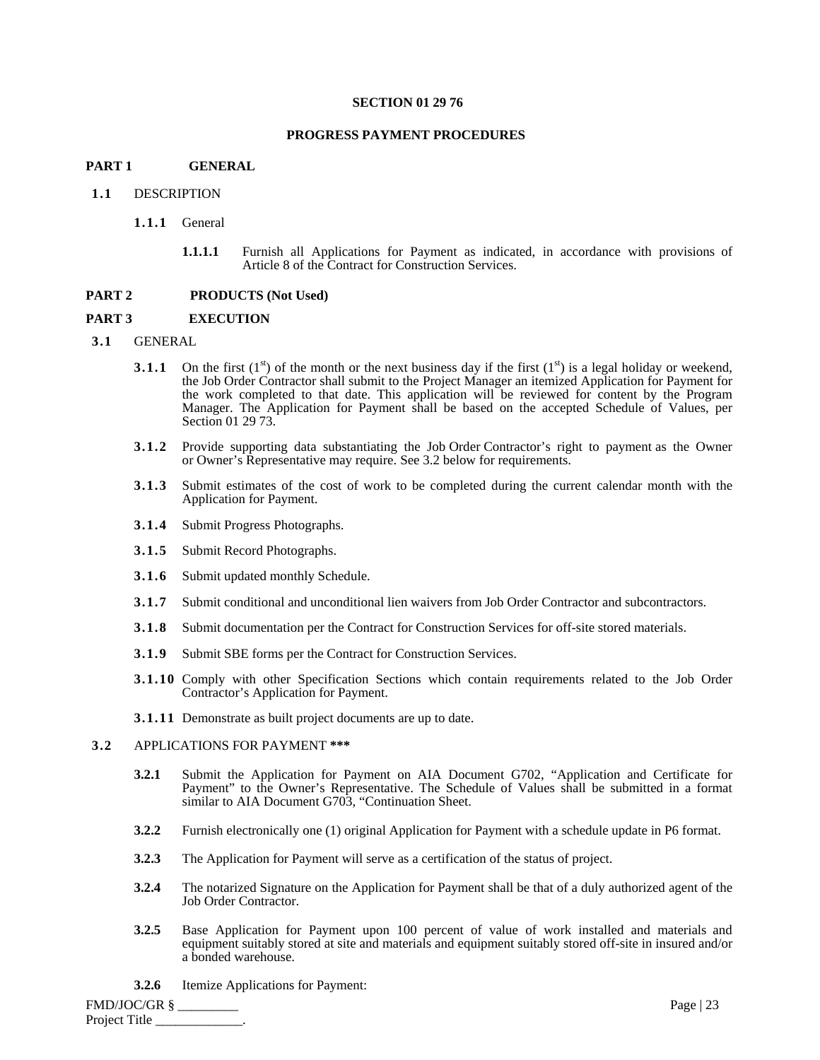**SECTION 01 29 76**

**PROGRESS PAYMENT PROCEDURES**

**PART 1 GENERAL**

**1.1** DESCRIPTION

**1.1.1** General

**1.1.1.1** Furnish all Applications for Payment as indicated, in accordance with provisions of Article 8 of the Contract for Construction Services.

**PART 2 PRODUCTS (Not Used)**

**PART 3 EXECUTION**

**3.1** GENERAL

**3.1.1** On the first (1st) of the month or the next business day if the first (1st) is a legal holiday or weekend, the Job Order Contractor shall submit to the Project Manager an itemized Application for Payment for the work completed to that date. This application will be reviewed for content by the Program Manager. The Application for Payment shall be based on the accepted Schedule of Values, per Section 01 29 73.

**3.1.2** Provide supporting data substantiating the Job Order Contractor's right to payment as the Owner or Owner's Representative may require. See 3.2 below for requirements.

**3.1.3** Submit estimates of the cost of work to be completed during the current calendar month with the Application for Payment.

**3.1.4** Submit Progress Photographs.

**3.1.5** Submit Record Photographs.

**3.1.6** Submit updated monthly Schedule.

**3.1.7** Submit conditional and unconditional lien waivers from Job Order Contractor and subcontractors.

**3.1.8** Submit documentation per the Contract for Construction Services for off-site stored materials.

**3.1.9** Submit SBE forms per the Contract for Construction Services.

**3.1.10** Comply with other Specification Sections which contain requirements related to the Job Order Contractor's Application for Payment.

**3.1.11** Demonstrate as built project documents are up to date.

**3.2** APPLICATIONS FOR PAYMENT **\*\*\***

**3.2.1** Submit the Application for Payment on AIA Document G702, "Application and Certificate for Payment" to the Owner's Representative. The Schedule of Values shall be submitted in a format similar to AIA Document G703, "Continuation Sheet.

**3.2.2** Furnish electronically one (1) original Application for Payment with a schedule update in P6 format.

**3.2.3** The Application for Payment will serve as a certification of the status of project.

**3.2.4** The notarized Signature on the Application for Payment shall be that of a duly authorized agent of the Job Order Contractor.

**3.2.5** Base Application for Payment upon 100 percent of value of work installed and materials and equipment suitably stored at site and materials and equipment suitably stored off-site in insured and/or a bonded warehouse.

**3.2.6** Itemize Applications for Payment: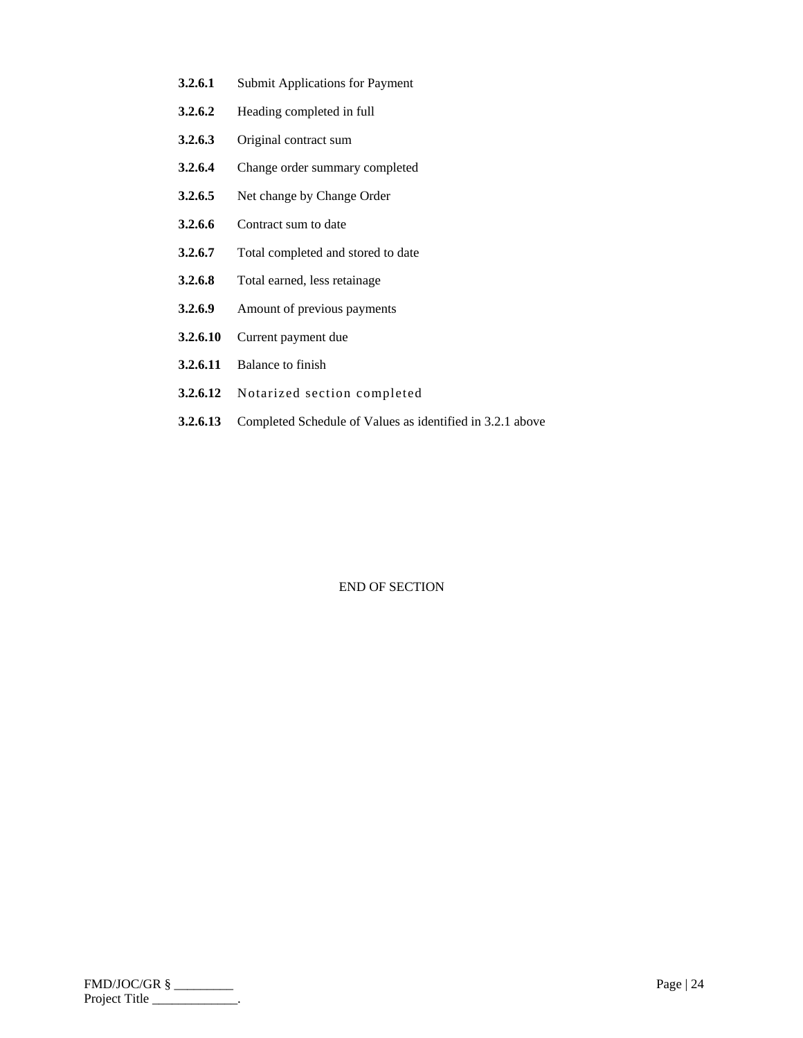**3.2.6.1** Submit Applications for Payment

**3.2.6.2** Heading completed in full

**3.2.6.3** Original contract sum

**3.2.6.4** Change order summary completed

**3.2.6.5** Net change by Change Order

**3.2.6.6** Contract sum to date

**3.2.6.7** Total completed and stored to date

**3.2.6.8** Total earned, less retainage

**3.2.6.9** Amount of previous payments

**3.2.6.10** Current payment due

**3.2.6.11** Balance to finish

**3.2.6.12** Notarized section completed

**3.2.6.13** Completed Schedule of Values as identified in 3.2.1 above

END OF SECTION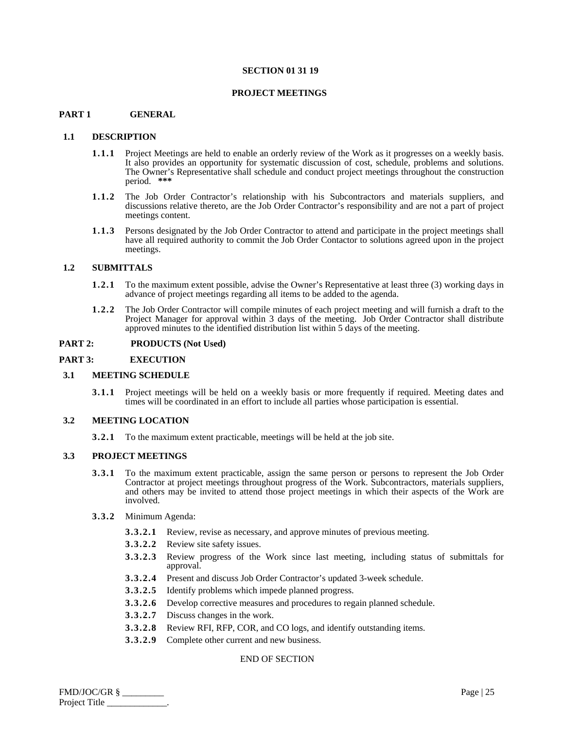# SECTION 01 31 19

# PROJECT MEETINGS

## PART 1 GENERAL

### 1.1 DESCRIPTION

**1.1.1** Project Meetings are held to enable an orderly review of the Work as it progresses on a weekly basis. It also provides an opportunity for systematic discussion of cost, schedule, problems and solutions. The Owner's Representative shall schedule and conduct project meetings throughout the construction period. **\*\*\***

**1.1.2** The Job Order Contractor's relationship with his Subcontractors and materials suppliers, and discussions relative thereto, are the Job Order Contractor's responsibility and are not a part of project meetings content.

**1.1.3** Persons designated by the Job Order Contractor to attend and participate in the project meetings shall have all required authority to commit the Job Order Contactor to solutions agreed upon in the project meetings.

### 1.2 SUBMITTALS

**1.2.1** To the maximum extent possible, advise the Owner's Representative at least three (3) working days in advance of project meetings regarding all items to be added to the agenda.

**1.2.2** The Job Order Contractor will compile minutes of each project meeting and will furnish a draft to the Project Manager for approval within 3 days of the meeting. Job Order Contractor shall distribute approved minutes to the identified distribution list within 5 days of the meeting.

## PART 2: PRODUCTS (Not Used)

## PART 3: EXECUTION

### 3.1 MEETING SCHEDULE

**3.1.1** Project meetings will be held on a weekly basis or more frequently if required. Meeting dates and times will be coordinated in an effort to include all parties whose participation is essential.

### 3.2 MEETING LOCATION

**3.2.1** To the maximum extent practicable, meetings will be held at the job site.

### 3.3 PROJECT MEETINGS

**3.3.1** To the maximum extent practicable, assign the same person or persons to represent the Job Order Contractor at project meetings throughout progress of the Work. Subcontractors, materials suppliers, and others may be invited to attend those project meetings in which their aspects of the Work are involved.

**3.3.2** Minimum Agenda:

- **3.3.2.1** Review, revise as necessary, and approve minutes of previous meeting.
- **3.3.2.2** Review site safety issues.
- **3.3.2.3** Review progress of the Work since last meeting, including status of submittals for approval.
- **3.3.2.4** Present and discuss Job Order Contractor's updated 3-week schedule.
- **3.3.2.5** Identify problems which impede planned progress.
- **3.3.2.6** Develop corrective measures and procedures to regain planned schedule.
- **3.3.2.7** Discuss changes in the work.
- **3.3.2.8** Review RFI, RFP, COR, and CO logs, and identify outstanding items.
- **3.3.2.9** Complete other current and new business.

END OF SECTION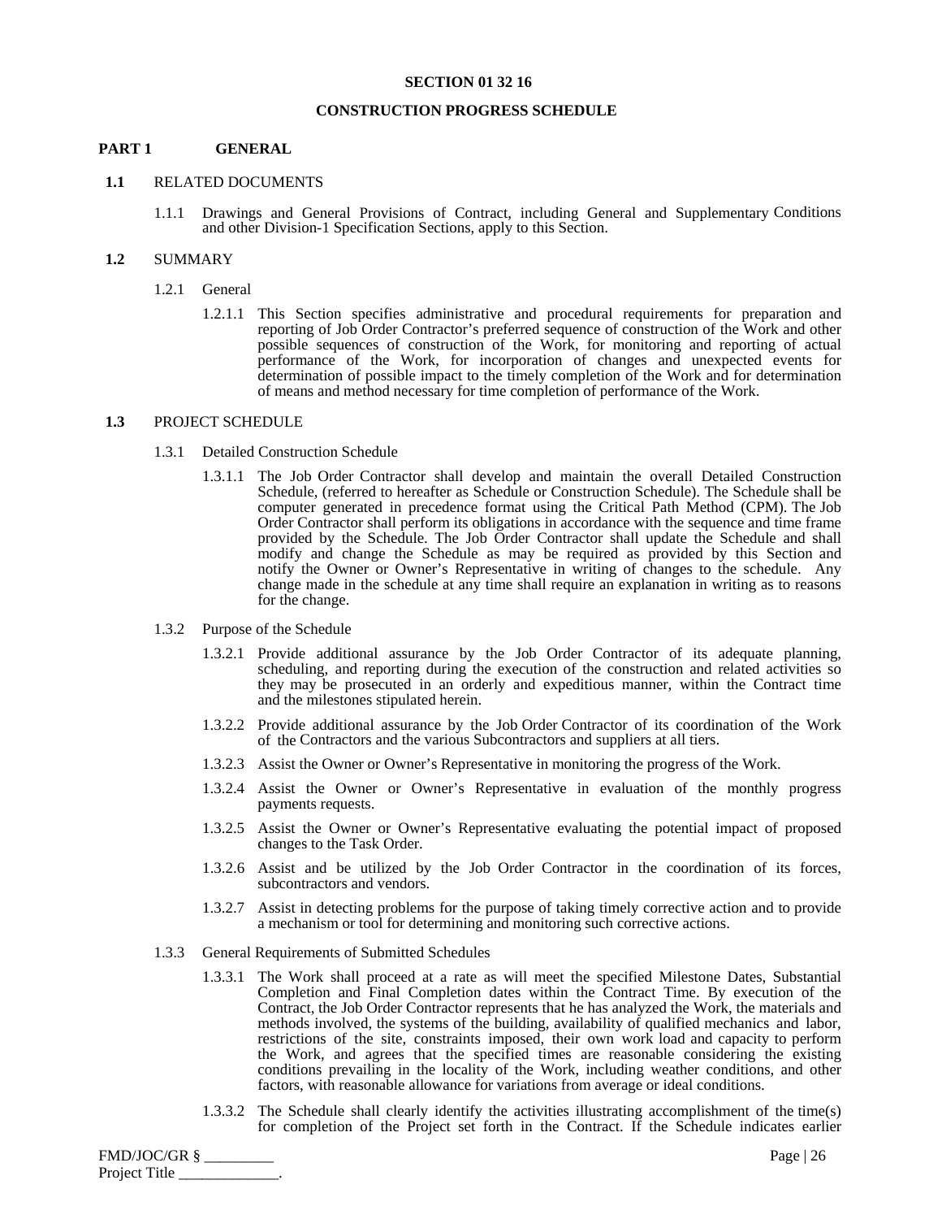**SECTION 01 32 16**

**CONSTRUCTION PROGRESS SCHEDULE**

## PART 1 GENERAL

**1.1** RELATED DOCUMENTS

1.1.1 Drawings and General Provisions of Contract, including General and Supplementary Conditions and other Division-1 Specification Sections, apply to this Section.

**1.2** SUMMARY

1.2.1 General

1.2.1.1 This Section specifies administrative and procedural requirements for preparation and reporting of Job Order Contractor's preferred sequence of construction of the Work and other possible sequences of construction of the Work, for monitoring and reporting of actual performance of the Work, for incorporation of changes and unexpected events for determination of possible impact to the timely completion of the Work and for determination of means and method necessary for time completion of performance of the Work.

**1.3** PROJECT SCHEDULE

1.3.1 Detailed Construction Schedule

1.3.1.1 The Job Order Contractor shall develop and maintain the overall Detailed Construction Schedule, (referred to hereafter as Schedule or Construction Schedule). The Schedule shall be computer generated in precedence format using the Critical Path Method (CPM). The Job Order Contractor shall perform its obligations in accordance with the sequence and time frame provided by the Schedule. The Job Order Contractor shall update the Schedule and shall modify and change the Schedule as may be required as provided by this Section and notify the Owner or Owner's Representative in writing of changes to the schedule. Any change made in the schedule at any time shall require an explanation in writing as to reasons for the change.

1.3.2 Purpose of the Schedule

1.3.2.1 Provide additional assurance by the Job Order Contractor of its adequate planning, scheduling, and reporting during the execution of the construction and related activities so they may be prosecuted in an orderly and expeditious manner, within the Contract time and the milestones stipulated herein.

1.3.2.2 Provide additional assurance by the Job Order Contractor of its coordination of the Work of the Contractors and the various Subcontractors and suppliers at all tiers.

1.3.2.3 Assist the Owner or Owner's Representative in monitoring the progress of the Work.

1.3.2.4 Assist the Owner or Owner's Representative in evaluation of the monthly progress payments requests.

1.3.2.5 Assist the Owner or Owner's Representative evaluating the potential impact of proposed changes to the Task Order.

1.3.2.6 Assist and be utilized by the Job Order Contractor in the coordination of its forces, subcontractors and vendors.

1.3.2.7 Assist in detecting problems for the purpose of taking timely corrective action and to provide a mechanism or tool for determining and monitoring such corrective actions.

1.3.3 General Requirements of Submitted Schedules

1.3.3.1 The Work shall proceed at a rate as will meet the specified Milestone Dates, Substantial Completion and Final Completion dates within the Contract Time. By execution of the Contract, the Job Order Contractor represents that he has analyzed the Work, the materials and methods involved, the systems of the building, availability of qualified mechanics and labor, restrictions of the site, constraints imposed, their own work load and capacity to perform the Work, and agrees that the specified times are reasonable considering the existing conditions prevailing in the locality of the Work, including weather conditions, and other factors, with reasonable allowance for variations from average or ideal conditions.

1.3.3.2 The Schedule shall clearly identify the activities illustrating accomplishment of the time(s) for completion of the Project set forth in the Contract. If the Schedule indicates earlier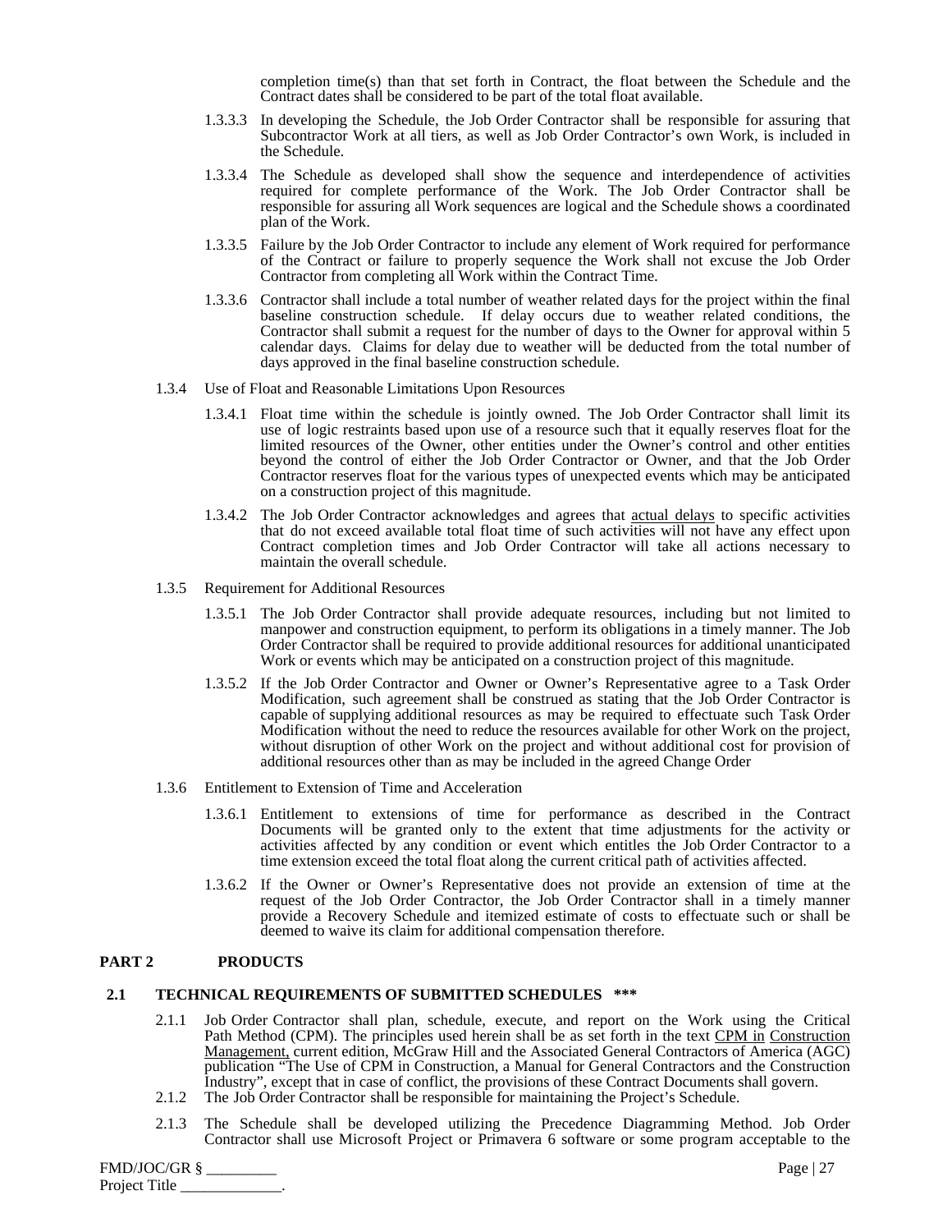completion time(s) than that set forth in Contract, the float between the Schedule and the Contract dates shall be considered to be part of the total float available.

1.3.3.3 In developing the Schedule, the Job Order Contractor shall be responsible for assuring that Subcontractor Work at all tiers, as well as Job Order Contractor's own Work, is included in the Schedule.

1.3.3.4 The Schedule as developed shall show the sequence and interdependence of activities required for complete performance of the Work. The Job Order Contractor shall be responsible for assuring all Work sequences are logical and the Schedule shows a coordinated plan of the Work.

1.3.3.5 Failure by the Job Order Contractor to include any element of Work required for performance of the Contract or failure to properly sequence the Work shall not excuse the Job Order Contractor from completing all Work within the Contract Time.

1.3.3.6 Contractor shall include a total number of weather related days for the project within the final baseline construction schedule. If delay occurs due to weather related conditions, the Contractor shall submit a request for the number of days to the Owner for approval within 5 calendar days. Claims for delay due to weather will be deducted from the total number of days approved in the final baseline construction schedule.

1.3.4 Use of Float and Reasonable Limitations Upon Resources

1.3.4.1 Float time within the schedule is jointly owned. The Job Order Contractor shall limit its use of logic restraints based upon use of a resource such that it equally reserves float for the limited resources of the Owner, other entities under the Owner's control and other entities beyond the control of either the Job Order Contractor or Owner, and that the Job Order Contractor reserves float for the various types of unexpected events which may be anticipated on a construction project of this magnitude.

1.3.4.2 The Job Order Contractor acknowledges and agrees that <u>actual delays</u> to specific activities that do not exceed available total float time of such activities will not have any effect upon Contract completion times and Job Order Contractor will take all actions necessary to maintain the overall schedule.

1.3.5 Requirement for Additional Resources

1.3.5.1 The Job Order Contractor shall provide adequate resources, including but not limited to manpower and construction equipment, to perform its obligations in a timely manner. The Job Order Contractor shall be required to provide additional resources for additional unanticipated Work or events which may be anticipated on a construction project of this magnitude.

1.3.5.2 If the Job Order Contractor and Owner or Owner's Representative agree to a Task Order Modification, such agreement shall be construed as stating that the Job Order Contractor is capable of supplying additional resources as may be required to effectuate such Task Order Modification without the need to reduce the resources available for other Work on the project, without disruption of other Work on the project and without additional cost for provision of additional resources other than as may be included in the agreed Change Order

1.3.6 Entitlement to Extension of Time and Acceleration

1.3.6.1 Entitlement to extensions of time for performance as described in the Contract Documents will be granted only to the extent that time adjustments for the activity or activities affected by any condition or event which entitles the Job Order Contractor to a time extension exceed the total float along the current critical path of activities affected.

1.3.6.2 If the Owner or Owner's Representative does not provide an extension of time at the request of the Job Order Contractor, the Job Order Contractor shall in a timely manner provide a Recovery Schedule and itemized estimate of costs to effectuate such or shall be deemed to waive its claim for additional compensation therefore.

## PART 2 PRODUCTS

### 2.1 TECHNICAL REQUIREMENTS OF SUBMITTED SCHEDULES ***

2.1.1 Job Order Contractor shall plan, schedule, execute, and report on the Work using the Critical Path Method (CPM). The principles used herein shall be as set forth in the text <u>CPM in Construction Management,</u> current edition, McGraw Hill and the Associated General Contractors of America (AGC) publication "The Use of CPM in Construction, a Manual for General Contractors and the Construction Industry", except that in case of conflict, the provisions of these Contract Documents shall govern.

2.1.2 The Job Order Contractor shall be responsible for maintaining the Project's Schedule.

2.1.3 The Schedule shall be developed utilizing the Precedence Diagramming Method. Job Order Contractor shall use Microsoft Project or Primavera 6 software or some program acceptable to the

FMD/JOC/GR § _________
Project Title _____________.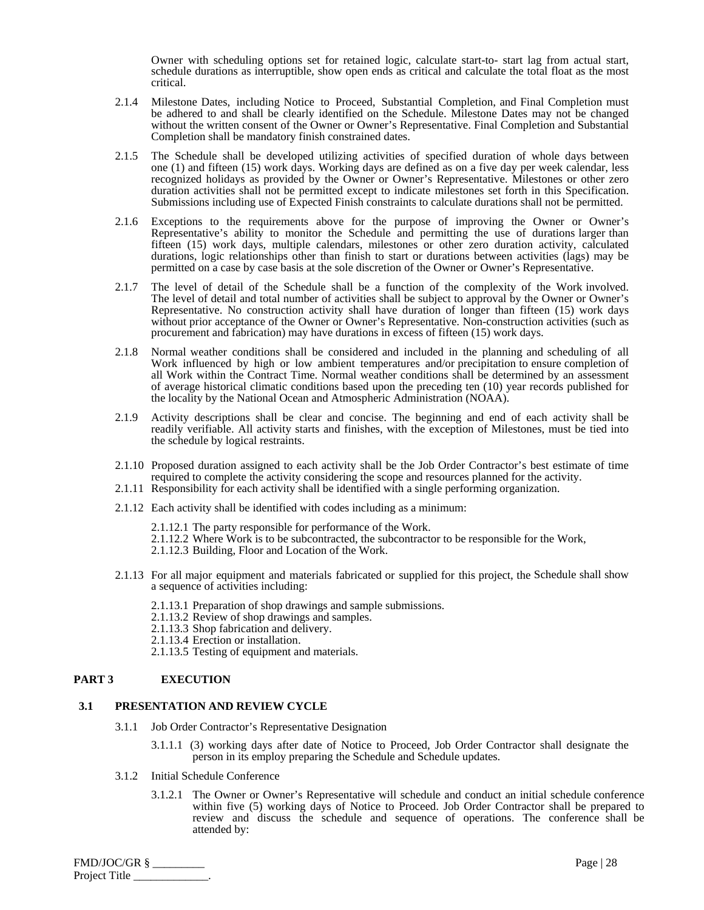Owner with scheduling options set for retained logic, calculate start-to- start lag from actual start, schedule durations as interruptible, show open ends as critical and calculate the total float as the most critical.

2.1.4 Milestone Dates, including Notice to Proceed, Substantial Completion, and Final Completion must be adhered to and shall be clearly identified on the Schedule. Milestone Dates may not be changed without the written consent of the Owner or Owner's Representative. Final Completion and Substantial Completion shall be mandatory finish constrained dates.

2.1.5 The Schedule shall be developed utilizing activities of specified duration of whole days between one (1) and fifteen (15) work days. Working days are defined as on a five day per week calendar, less recognized holidays as provided by the Owner or Owner's Representative. Milestones or other zero duration activities shall not be permitted except to indicate milestones set forth in this Specification. Submissions including use of Expected Finish constraints to calculate durations shall not be permitted.

2.1.6 Exceptions to the requirements above for the purpose of improving the Owner or Owner's Representative's ability to monitor the Schedule and permitting the use of durations larger than fifteen (15) work days, multiple calendars, milestones or other zero duration activity, calculated durations, logic relationships other than finish to start or durations between activities (lags) may be permitted on a case by case basis at the sole discretion of the Owner or Owner's Representative.

2.1.7 The level of detail of the Schedule shall be a function of the complexity of the Work involved. The level of detail and total number of activities shall be subject to approval by the Owner or Owner's Representative. No construction activity shall have duration of longer than fifteen (15) work days without prior acceptance of the Owner or Owner's Representative. Non-construction activities (such as procurement and fabrication) may have durations in excess of fifteen (15) work days.

2.1.8 Normal weather conditions shall be considered and included in the planning and scheduling of all Work influenced by high or low ambient temperatures and/or precipitation to ensure completion of all Work within the Contract Time. Normal weather conditions shall be determined by an assessment of average historical climatic conditions based upon the preceding ten (10) year records published for the locality by the National Ocean and Atmospheric Administration (NOAA).

2.1.9 Activity descriptions shall be clear and concise. The beginning and end of each activity shall be readily verifiable. All activity starts and finishes, with the exception of Milestones, must be tied into the schedule by logical restraints.

2.1.10 Proposed duration assigned to each activity shall be the Job Order Contractor's best estimate of time required to complete the activity considering the scope and resources planned for the activity.

2.1.11 Responsibility for each activity shall be identified with a single performing organization.

2.1.12 Each activity shall be identified with codes including as a minimum:

- 2.1.12.1 The party responsible for performance of the Work.
- 2.1.12.2 Where Work is to be subcontracted, the subcontractor to be responsible for the Work,
- 2.1.12.3 Building, Floor and Location of the Work.

2.1.13 For all major equipment and materials fabricated or supplied for this project, the Schedule shall show a sequence of activities including:

- 2.1.13.1 Preparation of shop drawings and sample submissions.
- 2.1.13.2 Review of shop drawings and samples.
- 2.1.13.3 Shop fabrication and delivery.
- 2.1.13.4 Erection or installation.
- 2.1.13.5 Testing of equipment and materials.

## PART 3 EXECUTION

### 3.1 PRESENTATION AND REVIEW CYCLE

3.1.1 Job Order Contractor's Representative Designation

3.1.1.1 (3) working days after date of Notice to Proceed, Job Order Contractor shall designate the person in its employ preparing the Schedule and Schedule updates.

3.1.2 Initial Schedule Conference

3.1.2.1 The Owner or Owner's Representative will schedule and conduct an initial schedule conference within five (5) working days of Notice to Proceed. Job Order Contractor shall be prepared to review and discuss the schedule and sequence of operations. The conference shall be attended by: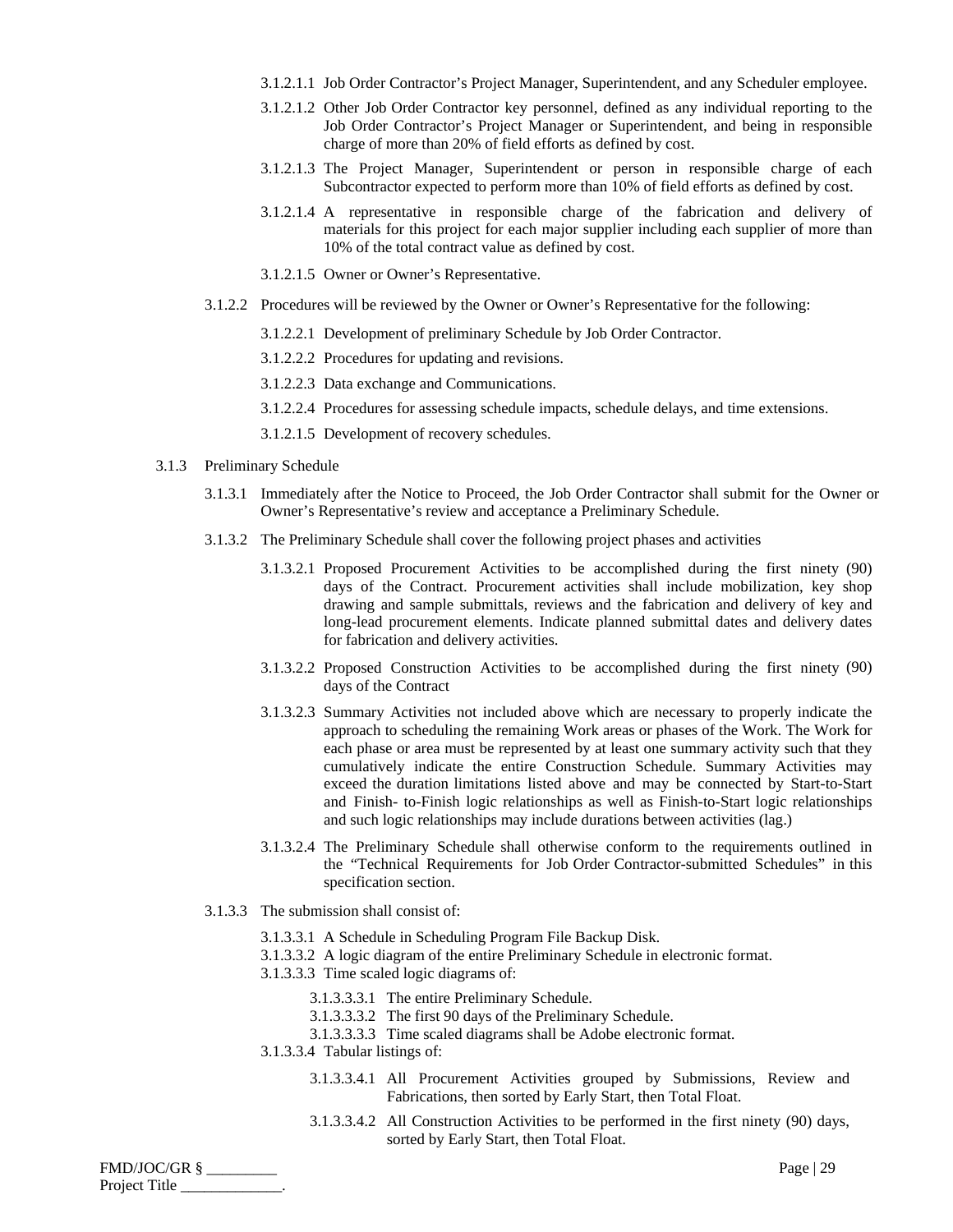3.1.2.1.1 Job Order Contractor's Project Manager, Superintendent, and any Scheduler employee.

3.1.2.1.2 Other Job Order Contractor key personnel, defined as any individual reporting to the Job Order Contractor's Project Manager or Superintendent, and being in responsible charge of more than 20% of field efforts as defined by cost.

3.1.2.1.3 The Project Manager, Superintendent or person in responsible charge of each Subcontractor expected to perform more than 10% of field efforts as defined by cost.

3.1.2.1.4 A representative in responsible charge of the fabrication and delivery of materials for this project for each major supplier including each supplier of more than 10% of the total contract value as defined by cost.

3.1.2.1.5 Owner or Owner's Representative.

3.1.2.2 Procedures will be reviewed by the Owner or Owner's Representative for the following:

3.1.2.2.1 Development of preliminary Schedule by Job Order Contractor.

3.1.2.2.2 Procedures for updating and revisions.

3.1.2.2.3 Data exchange and Communications.

3.1.2.2.4 Procedures for assessing schedule impacts, schedule delays, and time extensions.

3.1.2.1.5 Development of recovery schedules.

3.1.3 Preliminary Schedule

3.1.3.1 Immediately after the Notice to Proceed, the Job Order Contractor shall submit for the Owner or Owner's Representative's review and acceptance a Preliminary Schedule.

3.1.3.2 The Preliminary Schedule shall cover the following project phases and activities

3.1.3.2.1 Proposed Procurement Activities to be accomplished during the first ninety (90) days of the Contract. Procurement activities shall include mobilization, key shop drawing and sample submittals, reviews and the fabrication and delivery of key and long-lead procurement elements. Indicate planned submittal dates and delivery dates for fabrication and delivery activities.

3.1.3.2.2 Proposed Construction Activities to be accomplished during the first ninety (90) days of the Contract

3.1.3.2.3 Summary Activities not included above which are necessary to properly indicate the approach to scheduling the remaining Work areas or phases of the Work. The Work for each phase or area must be represented by at least one summary activity such that they cumulatively indicate the entire Construction Schedule. Summary Activities may exceed the duration limitations listed above and may be connected by Start-to-Start and Finish- to-Finish logic relationships as well as Finish-to-Start logic relationships and such logic relationships may include durations between activities (lag.)

3.1.3.2.4 The Preliminary Schedule shall otherwise conform to the requirements outlined in the "Technical Requirements for Job Order Contractor-submitted Schedules" in this specification section.

3.1.3.3 The submission shall consist of:

3.1.3.3.1 A Schedule in Scheduling Program File Backup Disk.
3.1.3.3.2 A logic diagram of the entire Preliminary Schedule in electronic format.
3.1.3.3.3 Time scaled logic diagrams of:

3.1.3.3.3.1 The entire Preliminary Schedule.
3.1.3.3.3.2 The first 90 days of the Preliminary Schedule.
3.1.3.3.3.3 Time scaled diagrams shall be Adobe electronic format.

3.1.3.3.4 Tabular listings of:

3.1.3.3.4.1 All Procurement Activities grouped by Submissions, Review and Fabrications, then sorted by Early Start, then Total Float.

3.1.3.3.4.2 All Construction Activities to be performed in the first ninety (90) days, sorted by Early Start, then Total Float.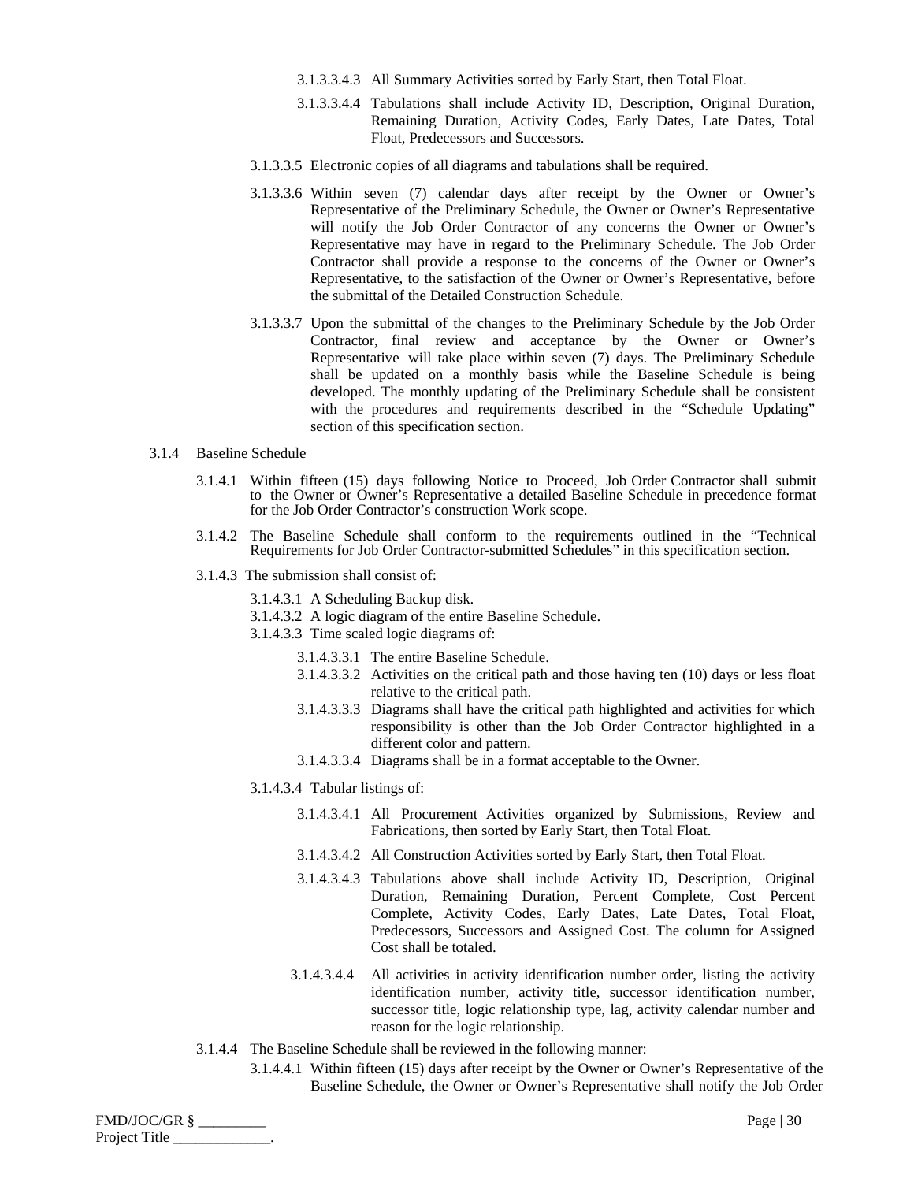3.1.3.3.4.3 All Summary Activities sorted by Early Start, then Total Float.

3.1.3.3.4.4 Tabulations shall include Activity ID, Description, Original Duration, Remaining Duration, Activity Codes, Early Dates, Late Dates, Total Float, Predecessors and Successors.

3.1.3.3.5 Electronic copies of all diagrams and tabulations shall be required.

3.1.3.3.6 Within seven (7) calendar days after receipt by the Owner or Owner's Representative of the Preliminary Schedule, the Owner or Owner's Representative will notify the Job Order Contractor of any concerns the Owner or Owner's Representative may have in regard to the Preliminary Schedule. The Job Order Contractor shall provide a response to the concerns of the Owner or Owner's Representative, to the satisfaction of the Owner or Owner's Representative, before the submittal of the Detailed Construction Schedule.

3.1.3.3.7 Upon the submittal of the changes to the Preliminary Schedule by the Job Order Contractor, final review and acceptance by the Owner or Owner's Representative will take place within seven (7) days. The Preliminary Schedule shall be updated on a monthly basis while the Baseline Schedule is being developed. The monthly updating of the Preliminary Schedule shall be consistent with the procedures and requirements described in the "Schedule Updating" section of this specification section.

3.1.4 Baseline Schedule

3.1.4.1 Within fifteen (15) days following Notice to Proceed, Job Order Contractor shall submit to the Owner or Owner's Representative a detailed Baseline Schedule in precedence format for the Job Order Contractor's construction Work scope.

3.1.4.2 The Baseline Schedule shall conform to the requirements outlined in the "Technical Requirements for Job Order Contractor-submitted Schedules" in this specification section.

3.1.4.3 The submission shall consist of:

3.1.4.3.1 A Scheduling Backup disk.
3.1.4.3.2 A logic diagram of the entire Baseline Schedule.
3.1.4.3.3 Time scaled logic diagrams of:

3.1.4.3.3.1 The entire Baseline Schedule.
3.1.4.3.3.2 Activities on the critical path and those having ten (10) days or less float relative to the critical path.
3.1.4.3.3.3 Diagrams shall have the critical path highlighted and activities for which responsibility is other than the Job Order Contractor highlighted in a different color and pattern.
3.1.4.3.3.4 Diagrams shall be in a format acceptable to the Owner.

3.1.4.3.4 Tabular listings of:

3.1.4.3.4.1 All Procurement Activities organized by Submissions, Review and Fabrications, then sorted by Early Start, then Total Float.

3.1.4.3.4.2 All Construction Activities sorted by Early Start, then Total Float.

3.1.4.3.4.3 Tabulations above shall include Activity ID, Description, Original Duration, Remaining Duration, Percent Complete, Cost Percent Complete, Activity Codes, Early Dates, Late Dates, Total Float, Predecessors, Successors and Assigned Cost. The column for Assigned Cost shall be totaled.

3.1.4.3.4.4 All activities in activity identification number order, listing the activity identification number, activity title, successor identification number, successor title, logic relationship type, lag, activity calendar number and reason for the logic relationship.

3.1.4.4 The Baseline Schedule shall be reviewed in the following manner:

3.1.4.4.1 Within fifteen (15) days after receipt by the Owner or Owner's Representative of the Baseline Schedule, the Owner or Owner's Representative shall notify the Job Order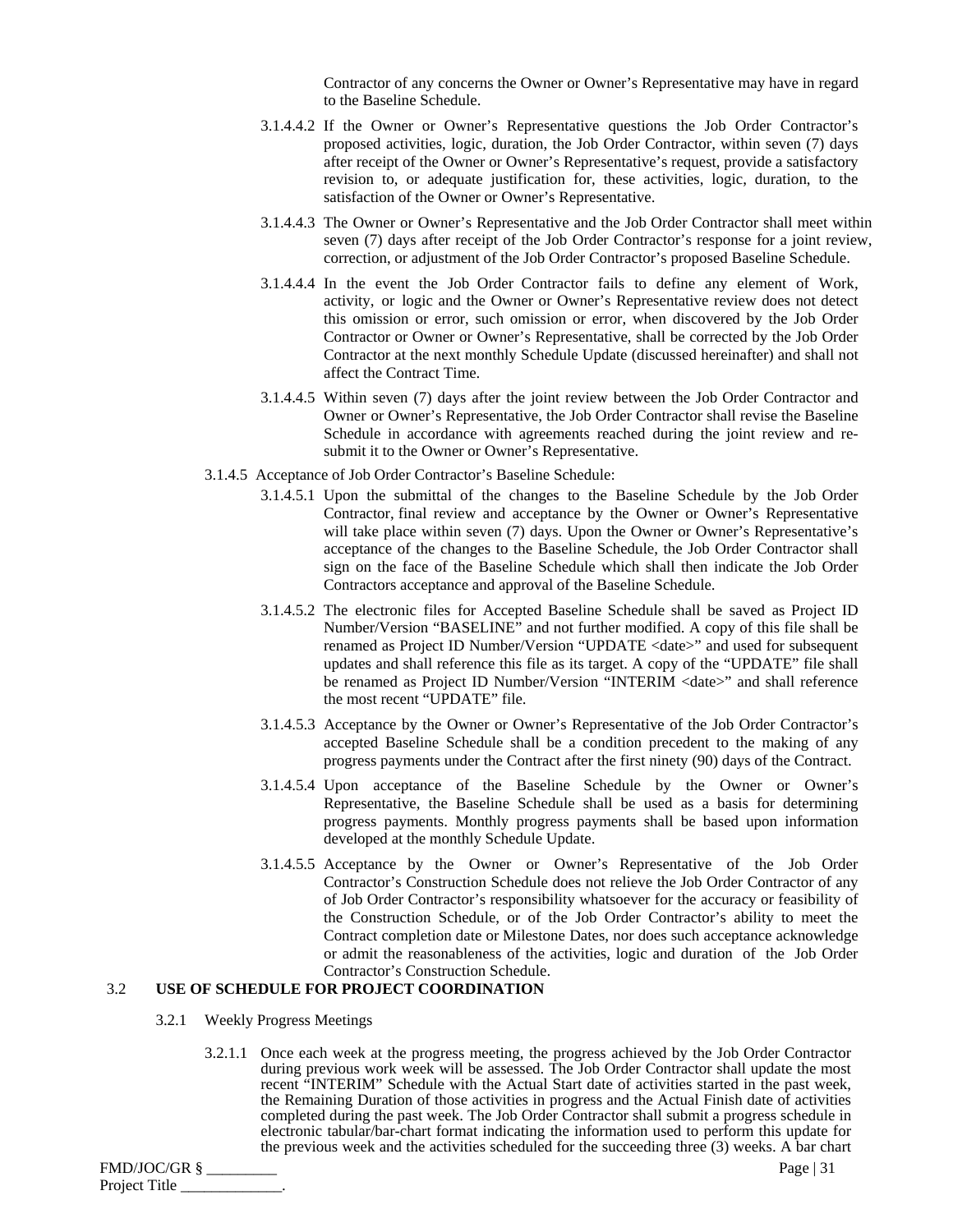Contractor of any concerns the Owner or Owner's Representative may have in regard to the Baseline Schedule.

3.1.4.4.2 If the Owner or Owner's Representative questions the Job Order Contractor's proposed activities, logic, duration, the Job Order Contractor, within seven (7) days after receipt of the Owner or Owner's Representative's request, provide a satisfactory revision to, or adequate justification for, these activities, logic, duration, to the satisfaction of the Owner or Owner's Representative.

3.1.4.4.3 The Owner or Owner's Representative and the Job Order Contractor shall meet within seven (7) days after receipt of the Job Order Contractor's response for a joint review, correction, or adjustment of the Job Order Contractor's proposed Baseline Schedule.

3.1.4.4.4 In the event the Job Order Contractor fails to define any element of Work, activity, or logic and the Owner or Owner's Representative review does not detect this omission or error, such omission or error, when discovered by the Job Order Contractor or Owner or Owner's Representative, shall be corrected by the Job Order Contractor at the next monthly Schedule Update (discussed hereinafter) and shall not affect the Contract Time.

3.1.4.4.5 Within seven (7) days after the joint review between the Job Order Contractor and Owner or Owner's Representative, the Job Order Contractor shall revise the Baseline Schedule in accordance with agreements reached during the joint review and re-submit it to the Owner or Owner's Representative.

3.1.4.5 Acceptance of Job Order Contractor's Baseline Schedule:

3.1.4.5.1 Upon the submittal of the changes to the Baseline Schedule by the Job Order Contractor, final review and acceptance by the Owner or Owner's Representative will take place within seven (7) days. Upon the Owner or Owner's Representative's acceptance of the changes to the Baseline Schedule, the Job Order Contractor shall sign on the face of the Baseline Schedule which shall then indicate the Job Order Contractors acceptance and approval of the Baseline Schedule.

3.1.4.5.2 The electronic files for Accepted Baseline Schedule shall be saved as Project ID Number/Version "BASELINE" and not further modified. A copy of this file shall be renamed as Project ID Number/Version "UPDATE <date>" and used for subsequent updates and shall reference this file as its target. A copy of the "UPDATE" file shall be renamed as Project ID Number/Version "INTERIM <date>" and shall reference the most recent "UPDATE" file.

3.1.4.5.3 Acceptance by the Owner or Owner's Representative of the Job Order Contractor's accepted Baseline Schedule shall be a condition precedent to the making of any progress payments under the Contract after the first ninety (90) days of the Contract.

3.1.4.5.4 Upon acceptance of the Baseline Schedule by the Owner or Owner's Representative, the Baseline Schedule shall be used as a basis for determining progress payments. Monthly progress payments shall be based upon information developed at the monthly Schedule Update.

3.1.4.5.5 Acceptance by the Owner or Owner's Representative of the Job Order Contractor's Construction Schedule does not relieve the Job Order Contractor of any of Job Order Contractor's responsibility whatsoever for the accuracy or feasibility of the Construction Schedule, or of the Job Order Contractor's ability to meet the Contract completion date or Milestone Dates, nor does such acceptance acknowledge or admit the reasonableness of the activities, logic and duration of the Job Order Contractor's Construction Schedule.

## 3.2 USE OF SCHEDULE FOR PROJECT COORDINATION

3.2.1 Weekly Progress Meetings

3.2.1.1 Once each week at the progress meeting, the progress achieved by the Job Order Contractor during previous work week will be assessed. The Job Order Contractor shall update the most recent "INTERIM" Schedule with the Actual Start date of activities started in the past week, the Remaining Duration of those activities in progress and the Actual Finish date of activities completed during the past week. The Job Order Contractor shall submit a progress schedule in electronic tabular/bar-chart format indicating the information used to perform this update for the previous week and the activities scheduled for the succeeding three (3) weeks. A bar chart

FMD/JOC/GR § _________
Project Title _____________.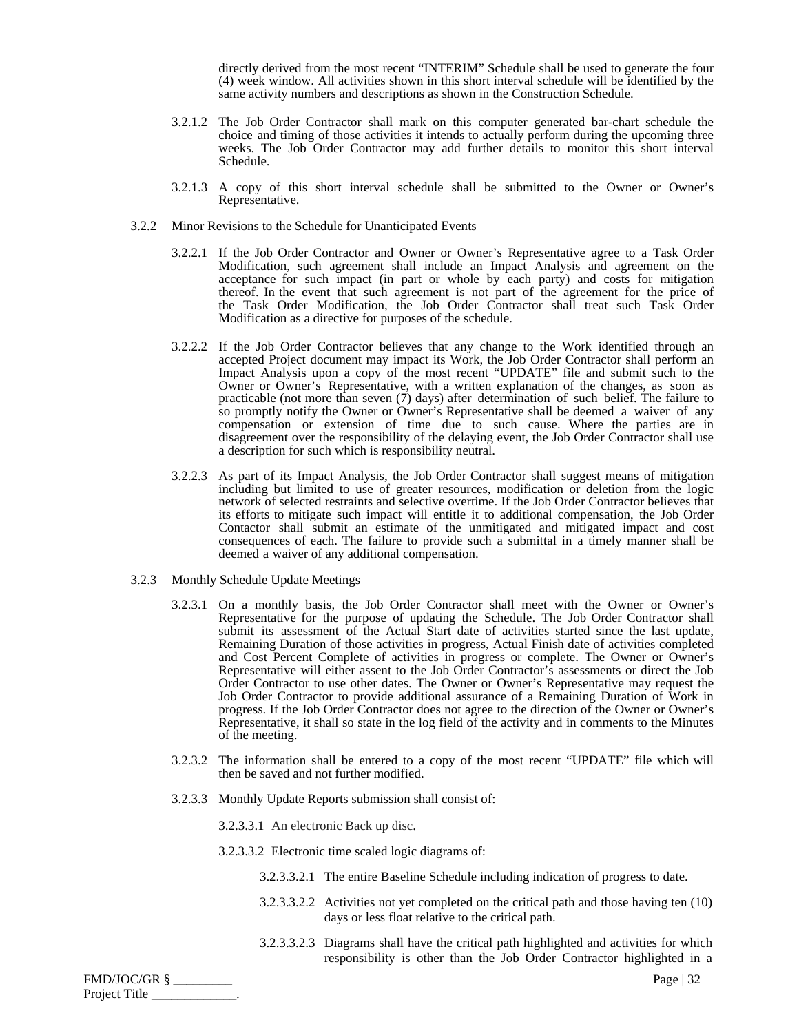directly derived from the most recent “INTERIM” Schedule shall be used to generate the four (4) week window. All activities shown in this short interval schedule will be identified by the same activity numbers and descriptions as shown in the Construction Schedule.

3.2.1.2 The Job Order Contractor shall mark on this computer generated bar-chart schedule the choice and timing of those activities it intends to actually perform during the upcoming three weeks. The Job Order Contractor may add further details to monitor this short interval Schedule.

3.2.1.3 A copy of this short interval schedule shall be submitted to the Owner or Owner’s Representative.

3.2.2 Minor Revisions to the Schedule for Unanticipated Events

3.2.2.1 If the Job Order Contractor and Owner or Owner’s Representative agree to a Task Order Modification, such agreement shall include an Impact Analysis and agreement on the acceptance for such impact (in part or whole by each party) and costs for mitigation thereof. In the event that such agreement is not part of the agreement for the price of the Task Order Modification, the Job Order Contractor shall treat such Task Order Modification as a directive for purposes of the schedule.

3.2.2.2 If the Job Order Contractor believes that any change to the Work identified through an accepted Project document may impact its Work, the Job Order Contractor shall perform an Impact Analysis upon a copy of the most recent “UPDATE” file and submit such to the Owner or Owner’s Representative, with a written explanation of the changes, as soon as practicable (not more than seven (7) days) after determination of such belief. The failure to so promptly notify the Owner or Owner’s Representative shall be deemed a waiver of any compensation or extension of time due to such cause. Where the parties are in disagreement over the responsibility of the delaying event, the Job Order Contractor shall use a description for such which is responsibility neutral.

3.2.2.3 As part of its Impact Analysis, the Job Order Contractor shall suggest means of mitigation including but limited to use of greater resources, modification or deletion from the logic network of selected restraints and selective overtime. If the Job Order Contractor believes that its efforts to mitigate such impact will entitle it to additional compensation, the Job Order Contactor shall submit an estimate of the unmitigated and mitigated impact and cost consequences of each. The failure to provide such a submittal in a timely manner shall be deemed a waiver of any additional compensation.

3.2.3 Monthly Schedule Update Meetings

3.2.3.1 On a monthly basis, the Job Order Contractor shall meet with the Owner or Owner’s Representative for the purpose of updating the Schedule. The Job Order Contractor shall submit its assessment of the Actual Start date of activities started since the last update, Remaining Duration of those activities in progress, Actual Finish date of activities completed and Cost Percent Complete of activities in progress or complete. The Owner or Owner’s Representative will either assent to the Job Order Contractor’s assessments or direct the Job Order Contractor to use other dates. The Owner or Owner’s Representative may request the Job Order Contractor to provide additional assurance of a Remaining Duration of Work in progress. If the Job Order Contractor does not agree to the direction of the Owner or Owner’s Representative, it shall so state in the log field of the activity and in comments to the Minutes of the meeting.

3.2.3.2 The information shall be entered to a copy of the most recent “UPDATE” file which will then be saved and not further modified.

3.2.3.3 Monthly Update Reports submission shall consist of:

3.2.3.3.1 An electronic Back up disc.

3.2.3.3.2 Electronic time scaled logic diagrams of:

3.2.3.3.2.1 The entire Baseline Schedule including indication of progress to date.

3.2.3.3.2.2 Activities not yet completed on the critical path and those having ten (10) days or less float relative to the critical path.

3.2.3.3.2.3 Diagrams shall have the critical path highlighted and activities for which responsibility is other than the Job Order Contractor highlighted in a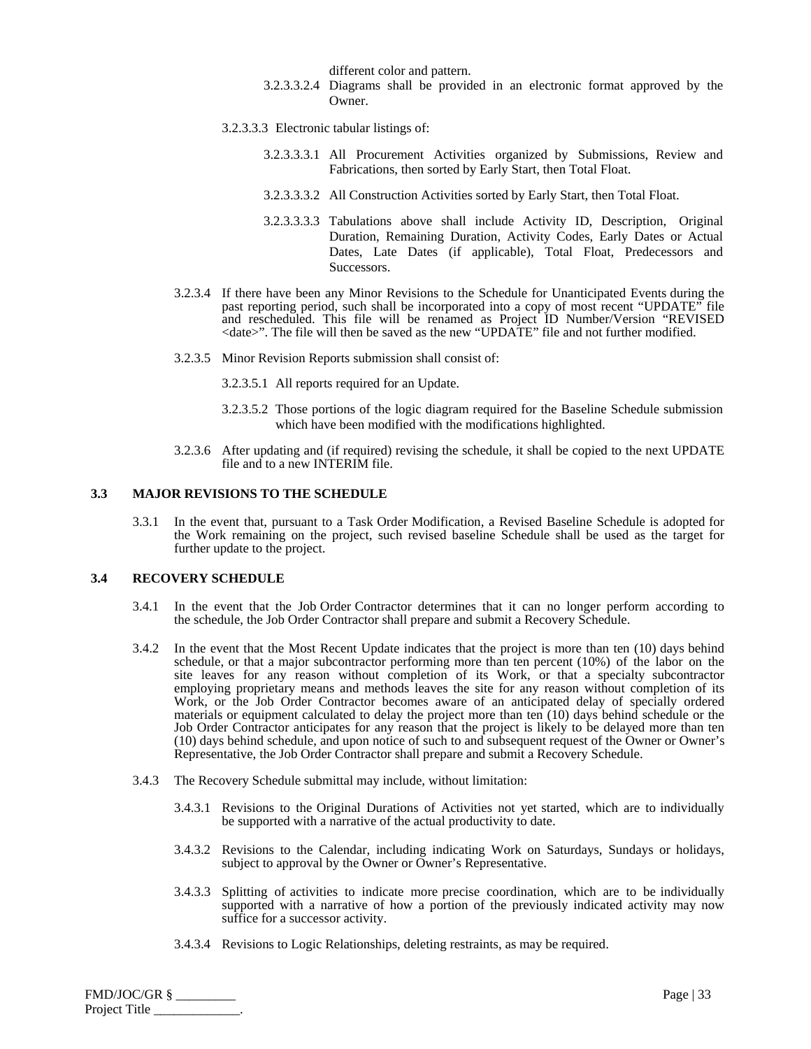different color and pattern.

3.2.3.3.2.4 Diagrams shall be provided in an electronic format approved by the Owner.

3.2.3.3.3 Electronic tabular listings of:

3.2.3.3.3.1 All Procurement Activities organized by Submissions, Review and Fabrications, then sorted by Early Start, then Total Float.

3.2.3.3.3.2 All Construction Activities sorted by Early Start, then Total Float.

3.2.3.3.3.3 Tabulations above shall include Activity ID, Description, Original Duration, Remaining Duration, Activity Codes, Early Dates or Actual Dates, Late Dates (if applicable), Total Float, Predecessors and Successors.

3.2.3.4 If there have been any Minor Revisions to the Schedule for Unanticipated Events during the past reporting period, such shall be incorporated into a copy of most recent "UPDATE" file and rescheduled. This file will be renamed as Project ID Number/Version "REVISED <date>". The file will then be saved as the new "UPDATE" file and not further modified.

3.2.3.5 Minor Revision Reports submission shall consist of:

3.2.3.5.1 All reports required for an Update.

3.2.3.5.2 Those portions of the logic diagram required for the Baseline Schedule submission which have been modified with the modifications highlighted.

3.2.3.6 After updating and (if required) revising the schedule, it shall be copied to the next UPDATE file and to a new INTERIM file.

## 3.3 MAJOR REVISIONS TO THE SCHEDULE

3.3.1 In the event that, pursuant to a Task Order Modification, a Revised Baseline Schedule is adopted for the Work remaining on the project, such revised baseline Schedule shall be used as the target for further update to the project.

## 3.4 RECOVERY SCHEDULE

3.4.1 In the event that the Job Order Contractor determines that it can no longer perform according to the schedule, the Job Order Contractor shall prepare and submit a Recovery Schedule.

3.4.2 In the event that the Most Recent Update indicates that the project is more than ten (10) days behind schedule, or that a major subcontractor performing more than ten percent (10%) of the labor on the site leaves for any reason without completion of its Work, or that a specialty subcontractor employing proprietary means and methods leaves the site for any reason without completion of its Work, or the Job Order Contractor becomes aware of an anticipated delay of specially ordered materials or equipment calculated to delay the project more than ten (10) days behind schedule or the Job Order Contractor anticipates for any reason that the project is likely to be delayed more than ten (10) days behind schedule, and upon notice of such to and subsequent request of the Owner or Owner's Representative, the Job Order Contractor shall prepare and submit a Recovery Schedule.

3.4.3 The Recovery Schedule submittal may include, without limitation:

3.4.3.1 Revisions to the Original Durations of Activities not yet started, which are to individually be supported with a narrative of the actual productivity to date.

3.4.3.2 Revisions to the Calendar, including indicating Work on Saturdays, Sundays or holidays, subject to approval by the Owner or Owner's Representative.

3.4.3.3 Splitting of activities to indicate more precise coordination, which are to be individually supported with a narrative of how a portion of the previously indicated activity may now suffice for a successor activity.

3.4.3.4 Revisions to Logic Relationships, deleting restraints, as may be required.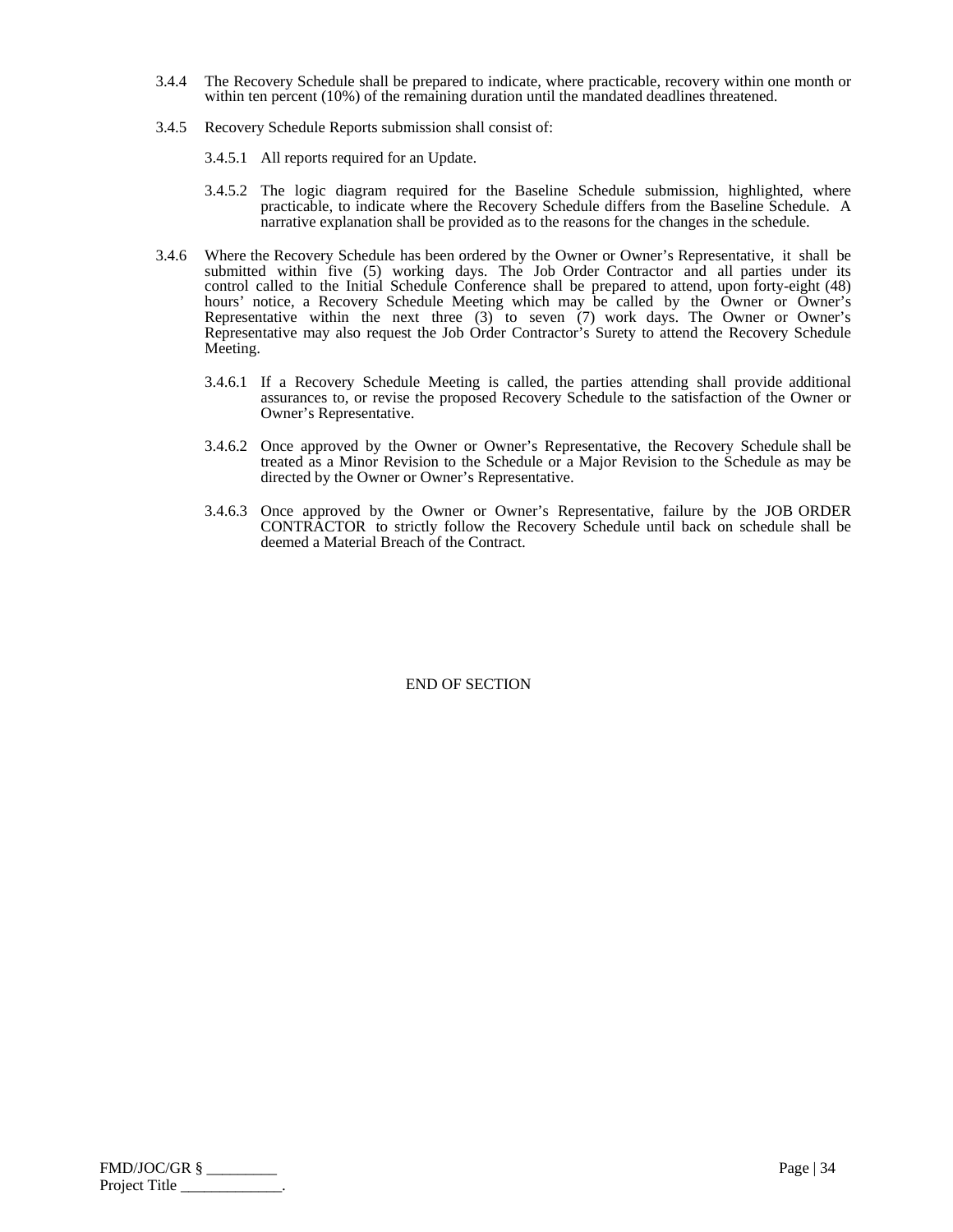3.4.4 The Recovery Schedule shall be prepared to indicate, where practicable, recovery within one month or within ten percent (10%) of the remaining duration until the mandated deadlines threatened.

3.4.5 Recovery Schedule Reports submission shall consist of:

3.4.5.1 All reports required for an Update.

3.4.5.2 The logic diagram required for the Baseline Schedule submission, highlighted, where practicable, to indicate where the Recovery Schedule differs from the Baseline Schedule. A narrative explanation shall be provided as to the reasons for the changes in the schedule.

3.4.6 Where the Recovery Schedule has been ordered by the Owner or Owner's Representative, it shall be submitted within five (5) working days. The Job Order Contractor and all parties under its control called to the Initial Schedule Conference shall be prepared to attend, upon forty-eight (48) hours' notice, a Recovery Schedule Meeting which may be called by the Owner or Owner's Representative within the next three (3) to seven (7) work days. The Owner or Owner's Representative may also request the Job Order Contractor's Surety to attend the Recovery Schedule Meeting.

3.4.6.1 If a Recovery Schedule Meeting is called, the parties attending shall provide additional assurances to, or revise the proposed Recovery Schedule to the satisfaction of the Owner or Owner's Representative.

3.4.6.2 Once approved by the Owner or Owner's Representative, the Recovery Schedule shall be treated as a Minor Revision to the Schedule or a Major Revision to the Schedule as may be directed by the Owner or Owner's Representative.

3.4.6.3 Once approved by the Owner or Owner's Representative, failure by the JOB ORDER CONTRACTOR to strictly follow the Recovery Schedule until back on schedule shall be deemed a Material Breach of the Contract.

END OF SECTION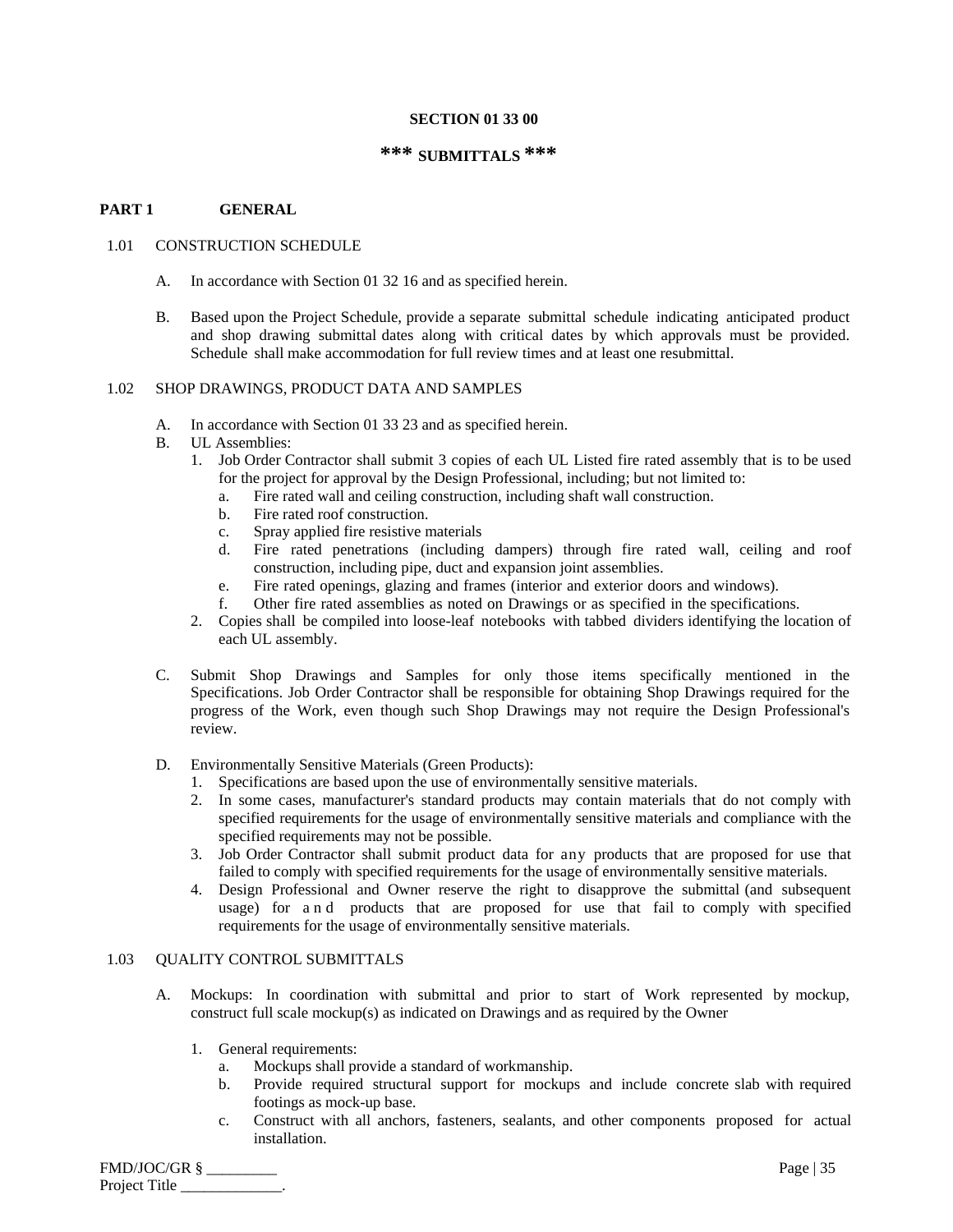**SECTION 01 33 00**

**\*\*\* SUBMITTALS \*\*\***

**PART 1 GENERAL**

1.01 CONSTRUCTION SCHEDULE

A. In accordance with Section 01 32 16 and as specified herein.

B. Based upon the Project Schedule, provide a separate submittal schedule indicating anticipated product and shop drawing submittal dates along with critical dates by which approvals must be provided. Schedule shall make accommodation for full review times and at least one resubmittal.

1.02 SHOP DRAWINGS, PRODUCT DATA AND SAMPLES

A. In accordance with Section 01 33 23 and as specified herein.

B. UL Assemblies:
   1. Job Order Contractor shall submit 3 copies of each UL Listed fire rated assembly that is to be used for the project for approval by the Design Professional, including; but not limited to:
      a. Fire rated wall and ceiling construction, including shaft wall construction.
      b. Fire rated roof construction.
      c. Spray applied fire resistive materials
      d. Fire rated penetrations (including dampers) through fire rated wall, ceiling and roof construction, including pipe, duct and expansion joint assemblies.
      e. Fire rated openings, glazing and frames (interior and exterior doors and windows).
      f. Other fire rated assemblies as noted on Drawings or as specified in the specifications.
   2. Copies shall be compiled into loose-leaf notebooks with tabbed dividers identifying the location of each UL assembly.

C. Submit Shop Drawings and Samples for only those items specifically mentioned in the Specifications. Job Order Contractor shall be responsible for obtaining Shop Drawings required for the progress of the Work, even though such Shop Drawings may not require the Design Professional's review.

D. Environmentally Sensitive Materials (Green Products):
   1. Specifications are based upon the use of environmentally sensitive materials.
   2. In some cases, manufacturer's standard products may contain materials that do not comply with specified requirements for the usage of environmentally sensitive materials and compliance with the specified requirements may not be possible.
   3. Job Order Contractor shall submit product data for any products that are proposed for use that failed to comply with specified requirements for the usage of environmentally sensitive materials.
   4. Design Professional and Owner reserve the right to disapprove the submittal (and subsequent usage) for and products that are proposed for use that fail to comply with specified requirements for the usage of environmentally sensitive materials.

1.03 QUALITY CONTROL SUBMITTALS

A. Mockups: In coordination with submittal and prior to start of Work represented by mockup, construct full scale mockup(s) as indicated on Drawings and as required by the Owner

   1. General requirements:
      a. Mockups shall provide a standard of workmanship.
      b. Provide required structural support for mockups and include concrete slab with required footings as mock-up base.
      c. Construct with all anchors, fasteners, sealants, and other components proposed for actual installation.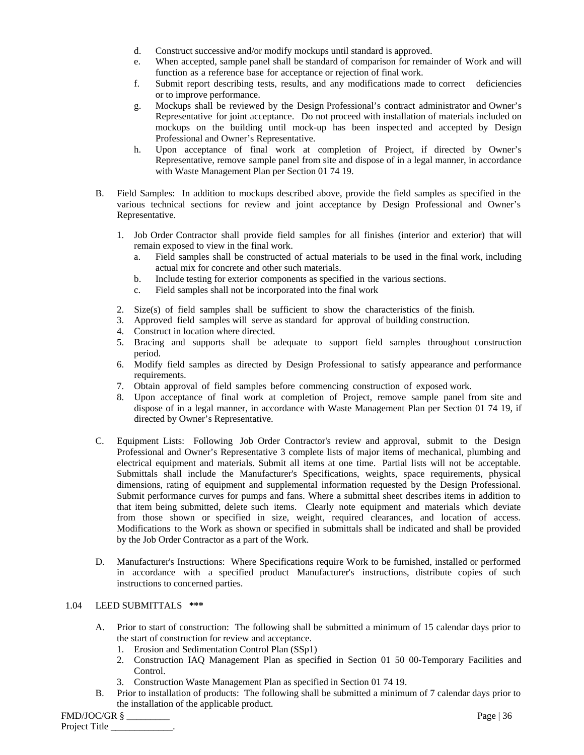d. Construct successive and/or modify mockups until standard is approved.
e. When accepted, sample panel shall be standard of comparison for remainder of Work and will function as a reference base for acceptance or rejection of final work.
f. Submit report describing tests, results, and any modifications made to correct deficiencies or to improve performance.
g. Mockups shall be reviewed by the Design Professional's contract administrator and Owner's Representative for joint acceptance. Do not proceed with installation of materials included on mockups on the building until mock-up has been inspected and accepted by Design Professional and Owner's Representative.
h. Upon acceptance of final work at completion of Project, if directed by Owner's Representative, remove sample panel from site and dispose of in a legal manner, in accordance with Waste Management Plan per Section 01 74 19.

B. Field Samples: In addition to mockups described above, provide the field samples as specified in the various technical sections for review and joint acceptance by Design Professional and Owner's Representative.

1. Job Order Contractor shall provide field samples for all finishes (interior and exterior) that will remain exposed to view in the final work.
   a. Field samples shall be constructed of actual materials to be used in the final work, including actual mix for concrete and other such materials.
   b. Include testing for exterior components as specified in the various sections.
   c. Field samples shall not be incorporated into the final work

2. Size(s) of field samples shall be sufficient to show the characteristics of the finish.
3. Approved field samples will serve as standard for approval of building construction.
4. Construct in location where directed.
5. Bracing and supports shall be adequate to support field samples throughout construction period.
6. Modify field samples as directed by Design Professional to satisfy appearance and performance requirements.
7. Obtain approval of field samples before commencing construction of exposed work.
8. Upon acceptance of final work at completion of Project, remove sample panel from site and dispose of in a legal manner, in accordance with Waste Management Plan per Section 01 74 19, if directed by Owner's Representative.

C. Equipment Lists: Following Job Order Contractor's review and approval, submit to the Design Professional and Owner's Representative 3 complete lists of major items of mechanical, plumbing and electrical equipment and materials. Submit all items at one time. Partial lists will not be acceptable. Submittals shall include the Manufacturer's Specifications, weights, space requirements, physical dimensions, rating of equipment and supplemental information requested by the Design Professional. Submit performance curves for pumps and fans. Where a submittal sheet describes items in addition to that item being submitted, delete such items. Clearly note equipment and materials which deviate from those shown or specified in size, weight, required clearances, and location of access. Modifications to the Work as shown or specified in submittals shall be indicated and shall be provided by the Job Order Contractor as a part of the Work.

D. Manufacturer's Instructions: Where Specifications require Work to be furnished, installed or performed in accordance with a specified product Manufacturer's instructions, distribute copies of such instructions to concerned parties.

1.04 LEED SUBMITTALS **\*\*\***

A. Prior to start of construction: The following shall be submitted a minimum of 15 calendar days prior to the start of construction for review and acceptance.
   1. Erosion and Sedimentation Control Plan (SSp1)
   2. Construction IAQ Management Plan as specified in Section 01 50 00-Temporary Facilities and Control.
   3. Construction Waste Management Plan as specified in Section 01 74 19.

B. Prior to installation of products: The following shall be submitted a minimum of 7 calendar days prior to the installation of the applicable product.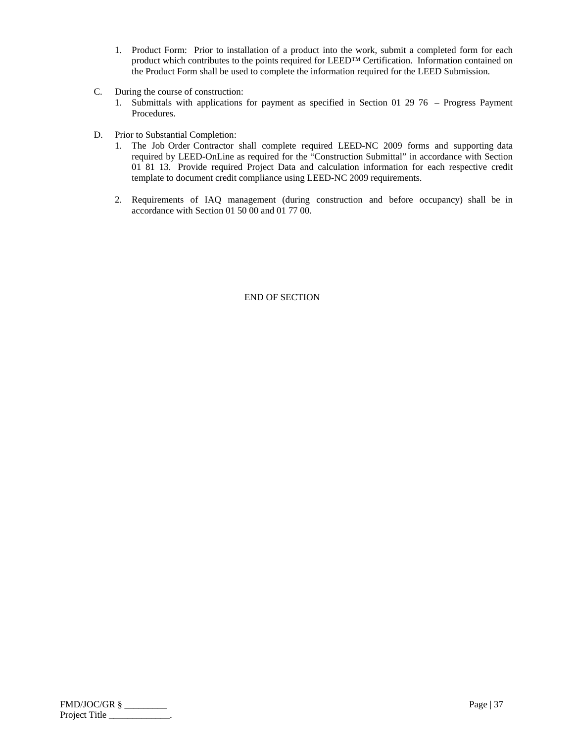1. Product Form: Prior to installation of a product into the work, submit a completed form for each product which contributes to the points required for LEED™ Certification. Information contained on the Product Form shall be used to complete the information required for the LEED Submission.

C. During the course of construction:
   1. Submittals with applications for payment as specified in Section 01 29 76 – Progress Payment Procedures.

D. Prior to Substantial Completion:
   1. The Job Order Contractor shall complete required LEED-NC 2009 forms and supporting data required by LEED-OnLine as required for the "Construction Submittal" in accordance with Section 01 81 13. Provide required Project Data and calculation information for each respective credit template to document credit compliance using LEED-NC 2009 requirements.

   2. Requirements of IAQ management (during construction and before occupancy) shall be in accordance with Section 01 50 00 and 01 77 00.

END OF SECTION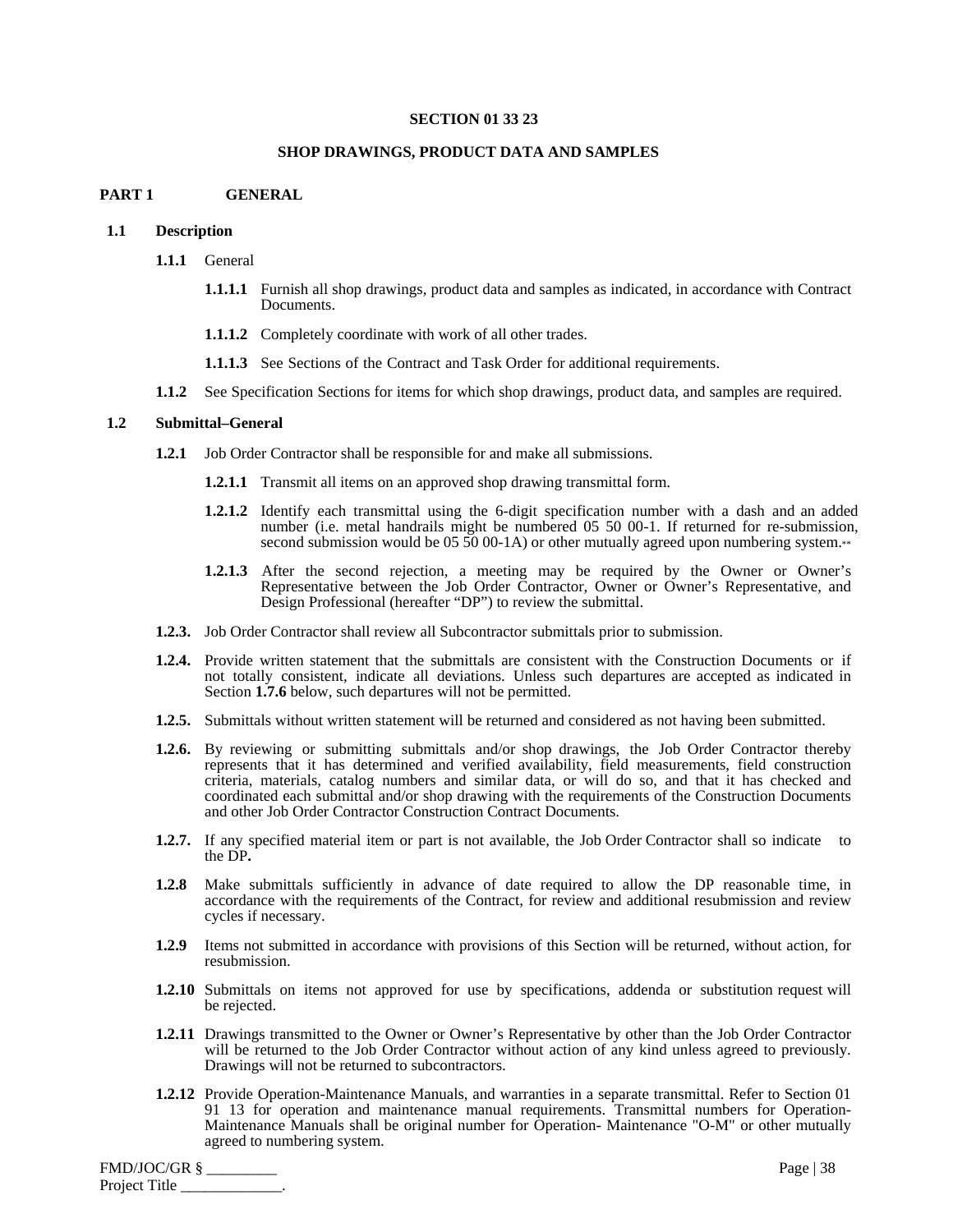**SECTION 01 33 23**

**SHOP DRAWINGS, PRODUCT DATA AND SAMPLES**

## PART 1 GENERAL

### 1.1 Description

**1.1.1** General

**1.1.1.1** Furnish all shop drawings, product data and samples as indicated, in accordance with Contract Documents.

**1.1.1.2** Completely coordinate with work of all other trades.

**1.1.1.3** See Sections of the Contract and Task Order for additional requirements.

**1.1.2** See Specification Sections for items for which shop drawings, product data, and samples are required.

### 1.2 Submittal–General

**1.2.1** Job Order Contractor shall be responsible for and make all submissions.

**1.2.1.1** Transmit all items on an approved shop drawing transmittal form.

**1.2.1.2** Identify each transmittal using the 6-digit specification number with a dash and an added number (i.e. metal handrails might be numbered 05 50 00-1. If returned for re-submission, second submission would be 05 50 00-1A) or other mutually agreed upon numbering system.**

**1.2.1.3** After the second rejection, a meeting may be required by the Owner or Owner's Representative between the Job Order Contractor, Owner or Owner's Representative, and Design Professional (hereafter "DP") to review the submittal.

**1.2.3.** Job Order Contractor shall review all Subcontractor submittals prior to submission.

**1.2.4.** Provide written statement that the submittals are consistent with the Construction Documents or if not totally consistent, indicate all deviations. Unless such departures are accepted as indicated in Section **1.7.6** below, such departures will not be permitted.

**1.2.5.** Submittals without written statement will be returned and considered as not having been submitted.

**1.2.6.** By reviewing or submitting submittals and/or shop drawings, the Job Order Contractor thereby represents that it has determined and verified availability, field measurements, field construction criteria, materials, catalog numbers and similar data, or will do so, and that it has checked and coordinated each submittal and/or shop drawing with the requirements of the Construction Documents and other Job Order Contractor Construction Contract Documents.

**1.2.7.** If any specified material item or part is not available, the Job Order Contractor shall so indicate to the DP**.**

**1.2.8** Make submittals sufficiently in advance of date required to allow the DP reasonable time, in accordance with the requirements of the Contract, for review and additional resubmission and review cycles if necessary.

**1.2.9** Items not submitted in accordance with provisions of this Section will be returned, without action, for resubmission.

**1.2.10** Submittals on items not approved for use by specifications, addenda or substitution request will be rejected.

**1.2.11** Drawings transmitted to the Owner or Owner's Representative by other than the Job Order Contractor will be returned to the Job Order Contractor without action of any kind unless agreed to previously. Drawings will not be returned to subcontractors.

**1.2.12** Provide Operation-Maintenance Manuals, and warranties in a separate transmittal. Refer to Section 01 91 13 for operation and maintenance manual requirements. Transmittal numbers for Operation-Maintenance Manuals shall be original number for Operation- Maintenance "O-M" or other mutually agreed to numbering system.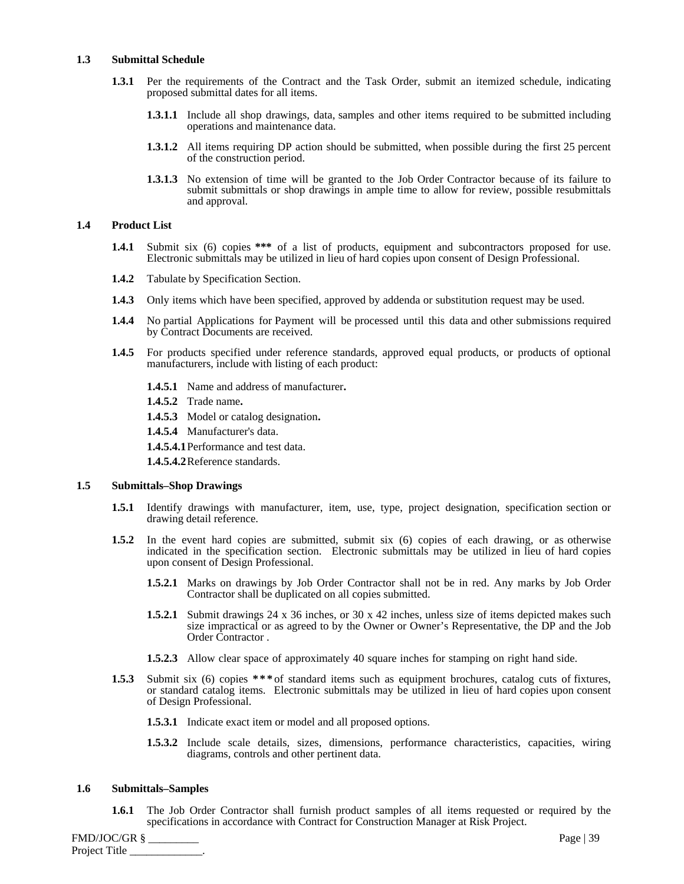### 1.3 Submittal Schedule

**1.3.1** Per the requirements of the Contract and the Task Order, submit an itemized schedule, indicating proposed submittal dates for all items.

**1.3.1.1** Include all shop drawings, data, samples and other items required to be submitted including operations and maintenance data.

**1.3.1.2** All items requiring DP action should be submitted, when possible during the first 25 percent of the construction period.

**1.3.1.3** No extension of time will be granted to the Job Order Contractor because of its failure to submit submittals or shop drawings in ample time to allow for review, possible resubmittals and approval.

### 1.4 Product List

**1.4.1** Submit six (6) copies **\*\*\*** of a list of products, equipment and subcontractors proposed for use. Electronic submittals may be utilized in lieu of hard copies upon consent of Design Professional.

**1.4.2** Tabulate by Specification Section.

**1.4.3** Only items which have been specified, approved by addenda or substitution request may be used.

**1.4.4** No partial Applications for Payment will be processed until this data and other submissions required by Contract Documents are received.

**1.4.5** For products specified under reference standards, approved equal products, or products of optional manufacturers, include with listing of each product:

**1.4.5.1** Name and address of manufacturer**.**

**1.4.5.2** Trade name**.**

**1.4.5.3** Model or catalog designation**.**

**1.4.5.4** Manufacturer's data.

**1.4.5.4.1** Performance and test data.

**1.4.5.4.2** Reference standards.

### 1.5 Submittals–Shop Drawings

**1.5.1** Identify drawings with manufacturer, item, use, type, project designation, specification section or drawing detail reference.

**1.5.2** In the event hard copies are submitted, submit six (6) copies of each drawing, or as otherwise indicated in the specification section. Electronic submittals may be utilized in lieu of hard copies upon consent of Design Professional.

**1.5.2.1** Marks on drawings by Job Order Contractor shall not be in red. Any marks by Job Order Contractor shall be duplicated on all copies submitted.

**1.5.2.1** Submit drawings 24 x 36 inches, or 30 x 42 inches, unless size of items depicted makes such size impractical or as agreed to by the Owner or Owner's Representative, the DP and the Job Order Contractor .

**1.5.2.3** Allow clear space of approximately 40 square inches for stamping on right hand side.

**1.5.3** Submit six (6) copies **\*\*\*** of standard items such as equipment brochures, catalog cuts of fixtures, or standard catalog items. Electronic submittals may be utilized in lieu of hard copies upon consent of Design Professional.

**1.5.3.1** Indicate exact item or model and all proposed options.

**1.5.3.2** Include scale details, sizes, dimensions, performance characteristics, capacities, wiring diagrams, controls and other pertinent data.

### 1.6 Submittals–Samples

**1.6.1** The Job Order Contractor shall furnish product samples of all items requested or required by the specifications in accordance with Contract for Construction Manager at Risk Project.

FMD/JOC/GR § _________
Project Title _____________.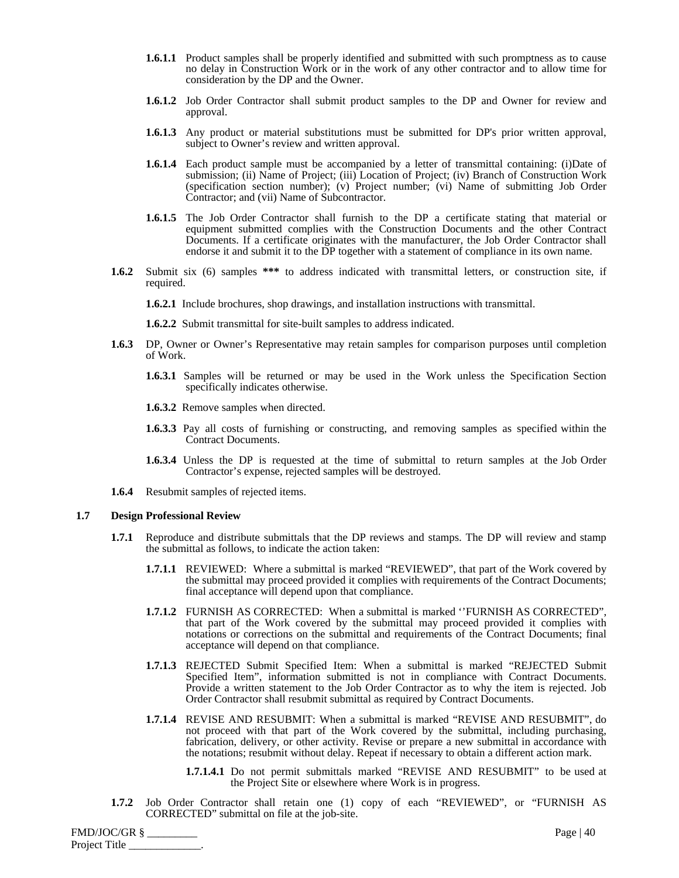**1.6.1.1** Product samples shall be properly identified and submitted with such promptness as to cause no delay in Construction Work or in the work of any other contractor and to allow time for consideration by the DP and the Owner.

**1.6.1.2** Job Order Contractor shall submit product samples to the DP and Owner for review and approval.

**1.6.1.3** Any product or material substitutions must be submitted for DP's prior written approval, subject to Owner's review and written approval.

**1.6.1.4** Each product sample must be accompanied by a letter of transmittal containing: (i)Date of submission; (ii) Name of Project; (iii) Location of Project; (iv) Branch of Construction Work (specification section number); (v) Project number; (vi) Name of submitting Job Order Contractor; and (vii) Name of Subcontractor.

**1.6.1.5** The Job Order Contractor shall furnish to the DP a certificate stating that material or equipment submitted complies with the Construction Documents and the other Contract Documents. If a certificate originates with the manufacturer, the Job Order Contractor shall endorse it and submit it to the DP together with a statement of compliance in its own name.

**1.6.2** Submit six (6) samples **\*\*\*** to address indicated with transmittal letters, or construction site, if required.

**1.6.2.1** Include brochures, shop drawings, and installation instructions with transmittal.

**1.6.2.2** Submit transmittal for site-built samples to address indicated.

**1.6.3** DP, Owner or Owner's Representative may retain samples for comparison purposes until completion of Work.

**1.6.3.1** Samples will be returned or may be used in the Work unless the Specification Section specifically indicates otherwise.

**1.6.3.2** Remove samples when directed.

**1.6.3.3** Pay all costs of furnishing or constructing, and removing samples as specified within the Contract Documents.

**1.6.3.4** Unless the DP is requested at the time of submittal to return samples at the Job Order Contractor's expense, rejected samples will be destroyed.

**1.6.4** Resubmit samples of rejected items.

## 1.7 Design Professional Review

**1.7.1** Reproduce and distribute submittals that the DP reviews and stamps. The DP will review and stamp the submittal as follows, to indicate the action taken:

**1.7.1.1** REVIEWED: Where a submittal is marked "REVIEWED", that part of the Work covered by the submittal may proceed provided it complies with requirements of the Contract Documents; final acceptance will depend upon that compliance.

**1.7.1.2** FURNISH AS CORRECTED: When a submittal is marked ''FURNISH AS CORRECTED", that part of the Work covered by the submittal may proceed provided it complies with notations or corrections on the submittal and requirements of the Contract Documents; final acceptance will depend on that compliance.

**1.7.1.3** REJECTED Submit Specified Item: When a submittal is marked "REJECTED Submit Specified Item", information submitted is not in compliance with Contract Documents. Provide a written statement to the Job Order Contractor as to why the item is rejected. Job Order Contractor shall resubmit submittal as required by Contract Documents.

**1.7.1.4** REVISE AND RESUBMIT: When a submittal is marked "REVISE AND RESUBMIT", do not proceed with that part of the Work covered by the submittal, including purchasing, fabrication, delivery, or other activity. Revise or prepare a new submittal in accordance with the notations; resubmit without delay. Repeat if necessary to obtain a different action mark.

**1.7.1.4.1** Do not permit submittals marked "REVISE AND RESUBMIT" to be used at the Project Site or elsewhere where Work is in progress.

**1.7.2** Job Order Contractor shall retain one (1) copy of each "REVIEWED", or "FURNISH AS CORRECTED" submittal on file at the job-site.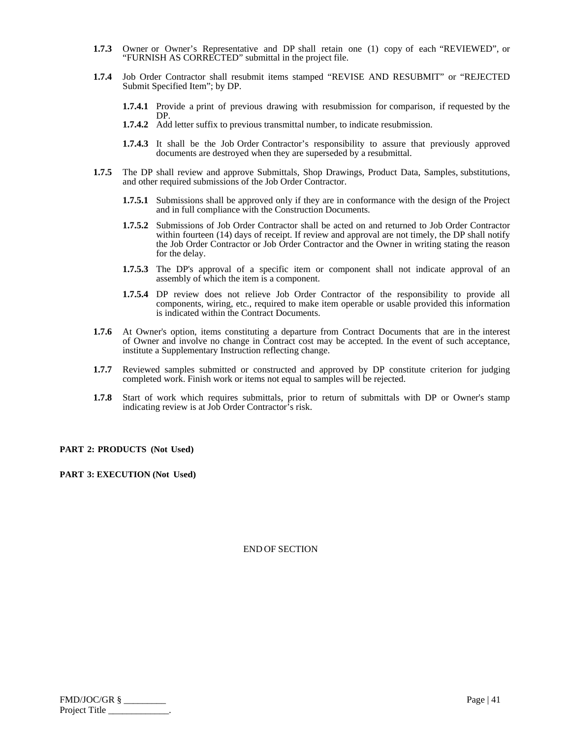**1.7.3** Owner or Owner's Representative and DP shall retain one (1) copy of each "REVIEWED", or "FURNISH AS CORRECTED" submittal in the project file.

**1.7.4** Job Order Contractor shall resubmit items stamped "REVISE AND RESUBMIT" or "REJECTED Submit Specified Item"; by DP.

**1.7.4.1** Provide a print of previous drawing with resubmission for comparison, if requested by the DP.

**1.7.4.2** Add letter suffix to previous transmittal number, to indicate resubmission.

**1.7.4.3** It shall be the Job Order Contractor's responsibility to assure that previously approved documents are destroyed when they are superseded by a resubmittal.

**1.7.5** The DP shall review and approve Submittals, Shop Drawings, Product Data, Samples, substitutions, and other required submissions of the Job Order Contractor.

**1.7.5.1** Submissions shall be approved only if they are in conformance with the design of the Project and in full compliance with the Construction Documents.

**1.7.5.2** Submissions of Job Order Contractor shall be acted on and returned to Job Order Contractor within fourteen (14) days of receipt. If review and approval are not timely, the DP shall notify the Job Order Contractor or Job Order Contractor and the Owner in writing stating the reason for the delay.

**1.7.5.3** The DP's approval of a specific item or component shall not indicate approval of an assembly of which the item is a component.

**1.7.5.4** DP review does not relieve Job Order Contractor of the responsibility to provide all components, wiring, etc., required to make item operable or usable provided this information is indicated within the Contract Documents.

**1.7.6** At Owner's option, items constituting a departure from Contract Documents that are in the interest of Owner and involve no change in Contract cost may be accepted. In the event of such acceptance, institute a Supplementary Instruction reflecting change.

**1.7.7** Reviewed samples submitted or constructed and approved by DP constitute criterion for judging completed work. Finish work or items not equal to samples will be rejected.

**1.7.8** Start of work which requires submittals, prior to return of submittals with DP or Owner's stamp indicating review is at Job Order Contractor's risk.

**PART 2: PRODUCTS (Not Used)**

**PART 3: EXECUTION (Not Used)**

END OF SECTION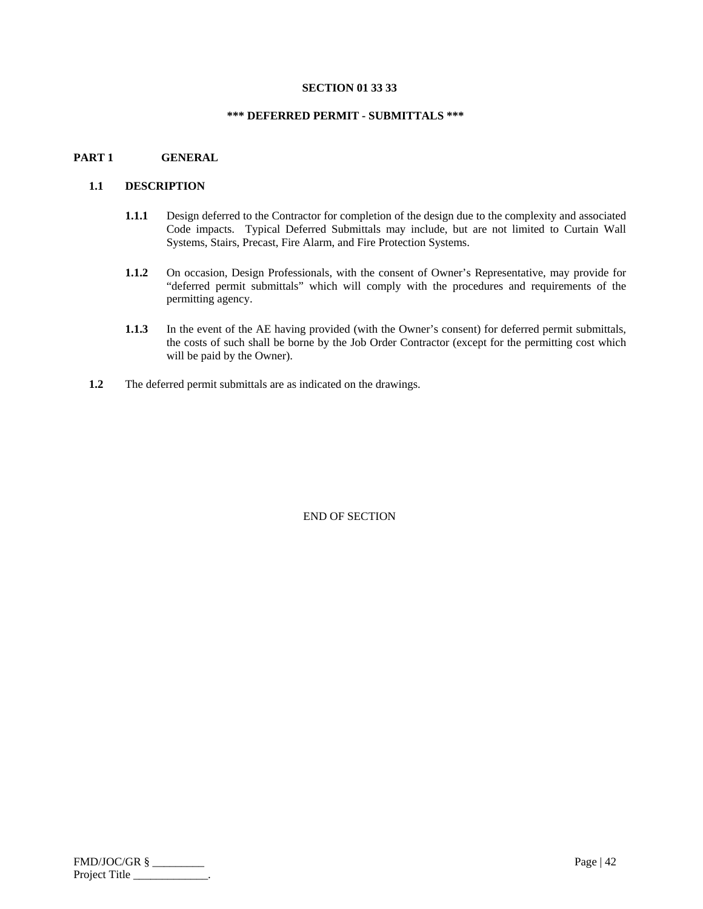# SECTION 01 33 33

## *** DEFERRED PERMIT - SUBMITTALS ***

## PART 1 GENERAL

### 1.1 DESCRIPTION

**1.1.1** Design deferred to the Contractor for completion of the design due to the complexity and associated Code impacts. Typical Deferred Submittals may include, but are not limited to Curtain Wall Systems, Stairs, Precast, Fire Alarm, and Fire Protection Systems.

**1.1.2** On occasion, Design Professionals, with the consent of Owner's Representative, may provide for "deferred permit submittals" which will comply with the procedures and requirements of the permitting agency.

**1.1.3** In the event of the AE having provided (with the Owner's consent) for deferred permit submittals, the costs of such shall be borne by the Job Order Contractor (except for the permitting cost which will be paid by the Owner).

**1.2** The deferred permit submittals are as indicated on the drawings.

END OF SECTION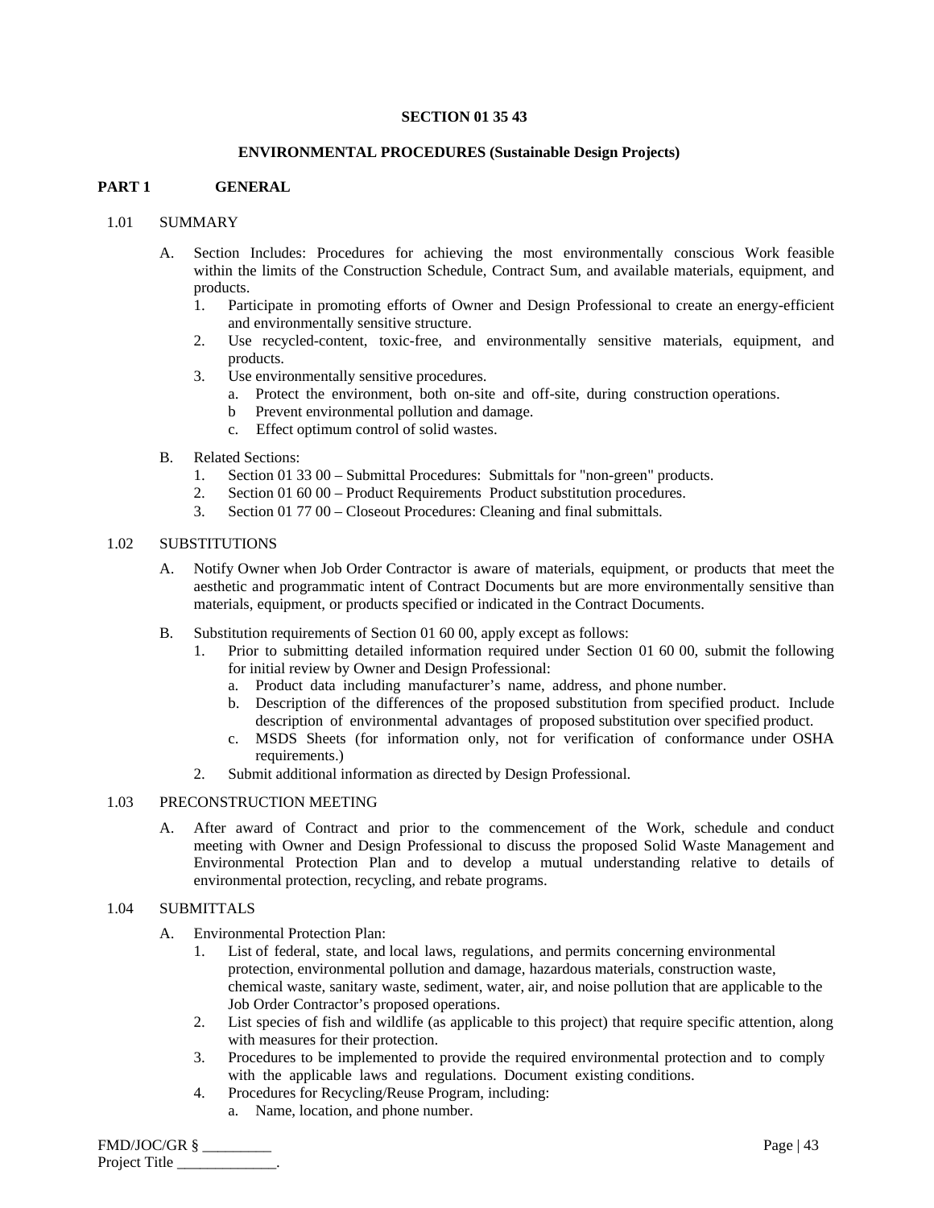**SECTION 01 35 43**

**ENVIRONMENTAL PROCEDURES (Sustainable Design Projects)**

## PART 1 GENERAL

1.01 SUMMARY

A. Section Includes: Procedures for achieving the most environmentally conscious Work feasible within the limits of the Construction Schedule, Contract Sum, and available materials, equipment, and products.
   1. Participate in promoting efforts of Owner and Design Professional to create an energy-efficient and environmentally sensitive structure.
   2. Use recycled-content, toxic-free, and environmentally sensitive materials, equipment, and products.
   3. Use environmentally sensitive procedures.
      a. Protect the environment, both on-site and off-site, during construction operations.
      b Prevent environmental pollution and damage.
      c. Effect optimum control of solid wastes.

B. Related Sections:
   1. Section 01 33 00 – Submittal Procedures: Submittals for "non-green" products.
   2. Section 01 60 00 – Product Requirements Product substitution procedures.
   3. Section 01 77 00 – Closeout Procedures: Cleaning and final submittals.

1.02 SUBSTITUTIONS

A. Notify Owner when Job Order Contractor is aware of materials, equipment, or products that meet the aesthetic and programmatic intent of Contract Documents but are more environmentally sensitive than materials, equipment, or products specified or indicated in the Contract Documents.

B. Substitution requirements of Section 01 60 00, apply except as follows:
   1. Prior to submitting detailed information required under Section 01 60 00, submit the following for initial review by Owner and Design Professional:
      a. Product data including manufacturer's name, address, and phone number.
      b. Description of the differences of the proposed substitution from specified product. Include description of environmental advantages of proposed substitution over specified product.
      c. MSDS Sheets (for information only, not for verification of conformance under OSHA requirements.)
   2. Submit additional information as directed by Design Professional.

1.03 PRECONSTRUCTION MEETING

A. After award of Contract and prior to the commencement of the Work, schedule and conduct meeting with Owner and Design Professional to discuss the proposed Solid Waste Management and Environmental Protection Plan and to develop a mutual understanding relative to details of environmental protection, recycling, and rebate programs.

1.04 SUBMITTALS

A. Environmental Protection Plan:
   1. List of federal, state, and local laws, regulations, and permits concerning environmental protection, environmental pollution and damage, hazardous materials, construction waste, chemical waste, sanitary waste, sediment, water, air, and noise pollution that are applicable to the Job Order Contractor's proposed operations.
   2. List species of fish and wildlife (as applicable to this project) that require specific attention, along with measures for their protection.
   3. Procedures to be implemented to provide the required environmental protection and to comply with the applicable laws and regulations. Document existing conditions.
   4. Procedures for Recycling/Reuse Program, including:
      a. Name, location, and phone number.

FMD/JOC/GR § _________
Project Title _____________.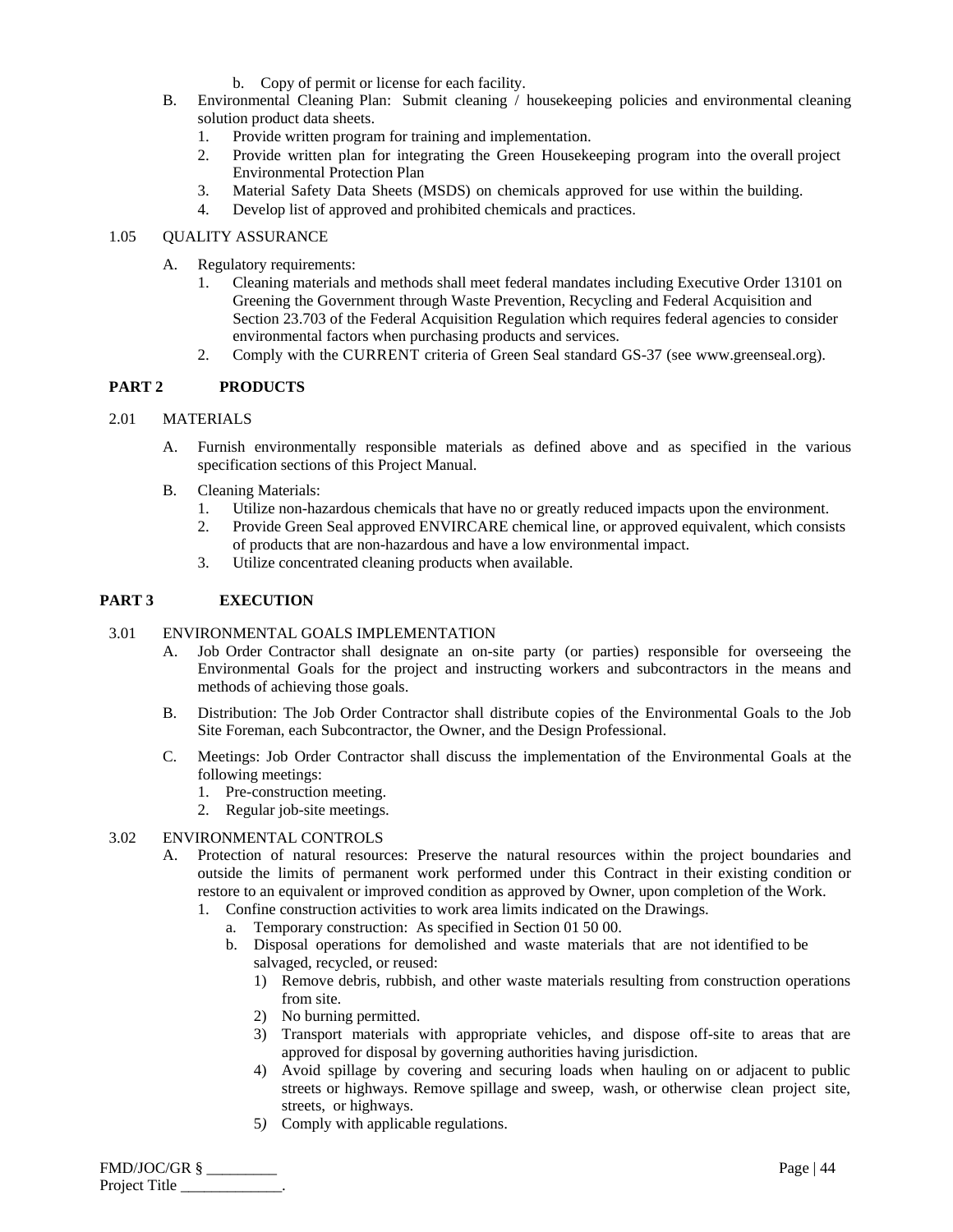b. Copy of permit or license for each facility.

B. Environmental Cleaning Plan: Submit cleaning / housekeeping policies and environmental cleaning solution product data sheets.
   1. Provide written program for training and implementation.
   2. Provide written plan for integrating the Green Housekeeping program into the overall project Environmental Protection Plan
   3. Material Safety Data Sheets (MSDS) on chemicals approved for use within the building.
   4. Develop list of approved and prohibited chemicals and practices.

1.05 QUALITY ASSURANCE

A. Regulatory requirements:
   1. Cleaning materials and methods shall meet federal mandates including Executive Order 13101 on Greening the Government through Waste Prevention, Recycling and Federal Acquisition and Section 23.703 of the Federal Acquisition Regulation which requires federal agencies to consider environmental factors when purchasing products and services.
   2. Comply with the CURRENT criteria of Green Seal standard GS-37 (see www.greenseal.org).

## PART 2 PRODUCTS

2.01 MATERIALS

A. Furnish environmentally responsible materials as defined above and as specified in the various specification sections of this Project Manual.

B. Cleaning Materials:
   1. Utilize non-hazardous chemicals that have no or greatly reduced impacts upon the environment.
   2. Provide Green Seal approved ENVIRCARE chemical line, or approved equivalent, which consists of products that are non-hazardous and have a low environmental impact.
   3. Utilize concentrated cleaning products when available.

## PART 3 EXECUTION

3.01 ENVIRONMENTAL GOALS IMPLEMENTATION

A. Job Order Contractor shall designate an on-site party (or parties) responsible for overseeing the Environmental Goals for the project and instructing workers and subcontractors in the means and methods of achieving those goals.

B. Distribution: The Job Order Contractor shall distribute copies of the Environmental Goals to the Job Site Foreman, each Subcontractor, the Owner, and the Design Professional.

C. Meetings: Job Order Contractor shall discuss the implementation of the Environmental Goals at the following meetings:
   1. Pre-construction meeting.
   2. Regular job-site meetings.

3.02 ENVIRONMENTAL CONTROLS

A. Protection of natural resources: Preserve the natural resources within the project boundaries and outside the limits of permanent work performed under this Contract in their existing condition or restore to an equivalent or improved condition as approved by Owner, upon completion of the Work.
   1. Confine construction activities to work area limits indicated on the Drawings.
      a. Temporary construction: As specified in Section 01 50 00.
      b. Disposal operations for demolished and waste materials that are not identified to be salvaged, recycled, or reused:
         1) Remove debris, rubbish, and other waste materials resulting from construction operations from site.
         2) No burning permitted.
         3) Transport materials with appropriate vehicles, and dispose off-site to areas that are approved for disposal by governing authorities having jurisdiction.
         4) Avoid spillage by covering and securing loads when hauling on or adjacent to public streets or highways. Remove spillage and sweep, wash, or otherwise clean project site, streets, or highways.
         5) Comply with applicable regulations.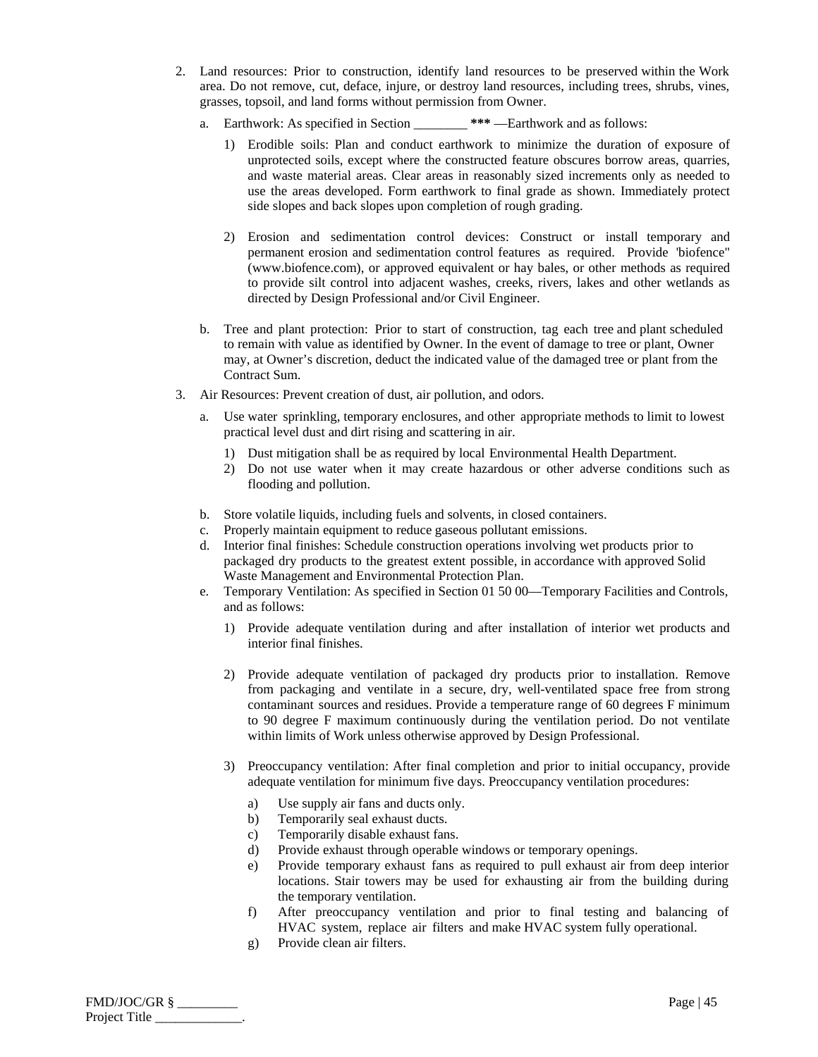2. Land resources: Prior to construction, identify land resources to be preserved within the Work area. Do not remove, cut, deface, injure, or destroy land resources, including trees, shrubs, vines, grasses, topsoil, and land forms without permission from Owner.

   a. Earthwork: As specified in Section ________ **\*\*\*** —Earthwork and as follows:

      1) Erodible soils: Plan and conduct earthwork to minimize the duration of exposure of unprotected soils, except where the constructed feature obscures borrow areas, quarries, and waste material areas. Clear areas in reasonably sized increments only as needed to use the areas developed. Form earthwork to final grade as shown. Immediately protect side slopes and back slopes upon completion of rough grading.

      2) Erosion and sedimentation control devices: Construct or install temporary and permanent erosion and sedimentation control features as required. Provide 'biofence" (www.biofence.com), or approved equivalent or hay bales, or other methods as required to provide silt control into adjacent washes, creeks, rivers, lakes and other wetlands as directed by Design Professional and/or Civil Engineer.

   b. Tree and plant protection: Prior to start of construction, tag each tree and plant scheduled to remain with value as identified by Owner. In the event of damage to tree or plant, Owner may, at Owner's discretion, deduct the indicated value of the damaged tree or plant from the Contract Sum.

3. Air Resources: Prevent creation of dust, air pollution, and odors.

   a. Use water sprinkling, temporary enclosures, and other appropriate methods to limit to lowest practical level dust and dirt rising and scattering in air.

      1) Dust mitigation shall be as required by local Environmental Health Department.
      2) Do not use water when it may create hazardous or other adverse conditions such as flooding and pollution.

   b. Store volatile liquids, including fuels and solvents, in closed containers.
   c. Properly maintain equipment to reduce gaseous pollutant emissions.
   d. Interior final finishes: Schedule construction operations involving wet products prior to packaged dry products to the greatest extent possible, in accordance with approved Solid Waste Management and Environmental Protection Plan.
   e. Temporary Ventilation: As specified in Section 01 50 00—Temporary Facilities and Controls, and as follows:

      1) Provide adequate ventilation during and after installation of interior wet products and interior final finishes.

      2) Provide adequate ventilation of packaged dry products prior to installation. Remove from packaging and ventilate in a secure, dry, well-ventilated space free from strong contaminant sources and residues. Provide a temperature range of 60 degrees F minimum to 90 degree F maximum continuously during the ventilation period. Do not ventilate within limits of Work unless otherwise approved by Design Professional.

      3) Preoccupancy ventilation: After final completion and prior to initial occupancy, provide adequate ventilation for minimum five days. Preoccupancy ventilation procedures:

         a) Use supply air fans and ducts only.
         b) Temporarily seal exhaust ducts.
         c) Temporarily disable exhaust fans.
         d) Provide exhaust through operable windows or temporary openings.
         e) Provide temporary exhaust fans as required to pull exhaust air from deep interior locations. Stair towers may be used for exhausting air from the building during the temporary ventilation.
         f) After preoccupancy ventilation and prior to final testing and balancing of HVAC system, replace air filters and make HVAC system fully operational.
         g) Provide clean air filters.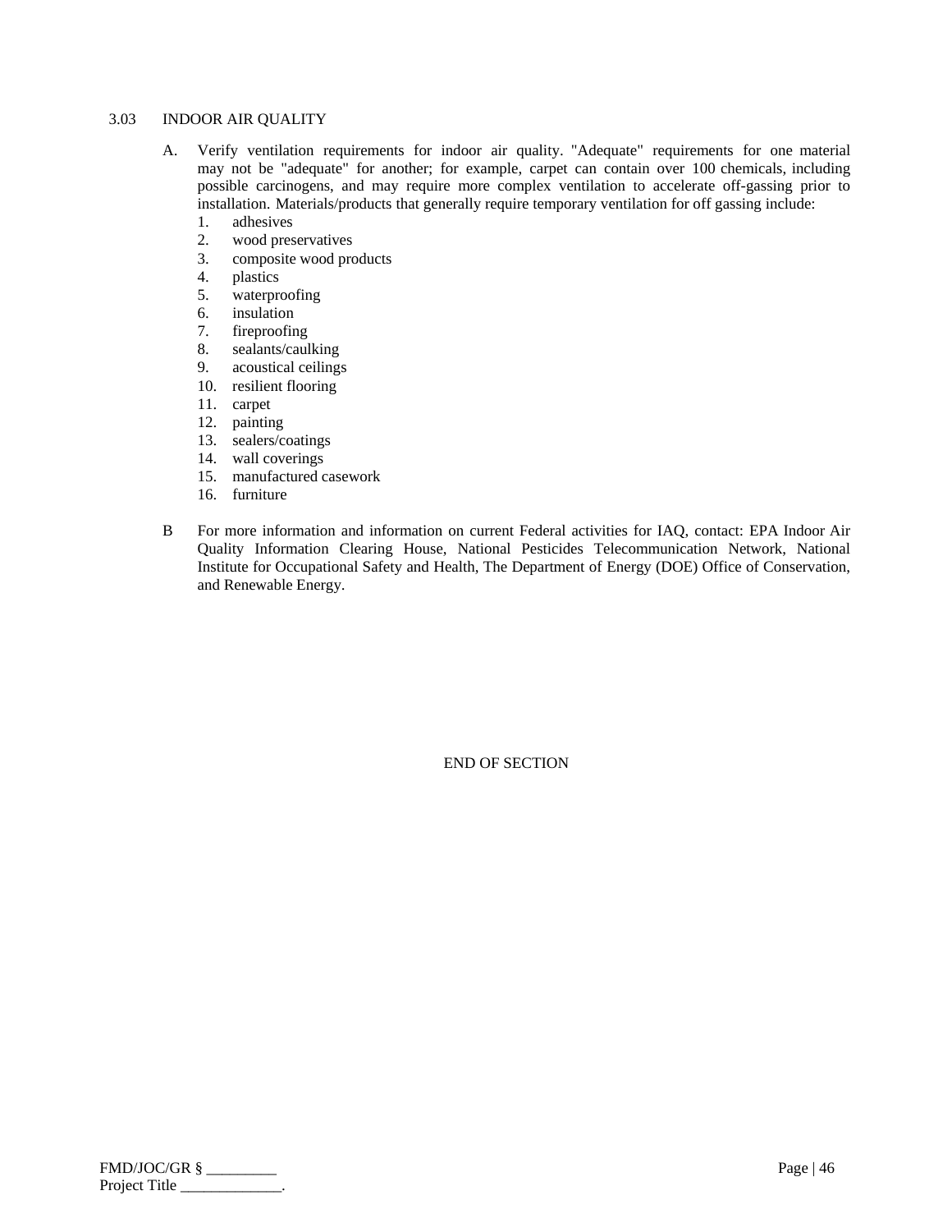### 3.03 INDOOR AIR QUALITY

A. Verify ventilation requirements for indoor air quality. "Adequate" requirements for one material may not be "adequate" for another; for example, carpet can contain over 100 chemicals, including possible carcinogens, and may require more complex ventilation to accelerate off-gassing prior to installation. Materials/products that generally require temporary ventilation for off gassing include:
   1. adhesives
   2. wood preservatives
   3. composite wood products
   4. plastics
   5. waterproofing
   6. insulation
   7. fireproofing
   8. sealants/caulking
   9. acoustical ceilings
   10. resilient flooring
   11. carpet
   12. painting
   13. sealers/coatings
   14. wall coverings
   15. manufactured casework
   16. furniture

B For more information and information on current Federal activities for IAQ, contact: EPA Indoor Air Quality Information Clearing House, National Pesticides Telecommunication Network, National Institute for Occupational Safety and Health, The Department of Energy (DOE) Office of Conservation, and Renewable Energy.

END OF SECTION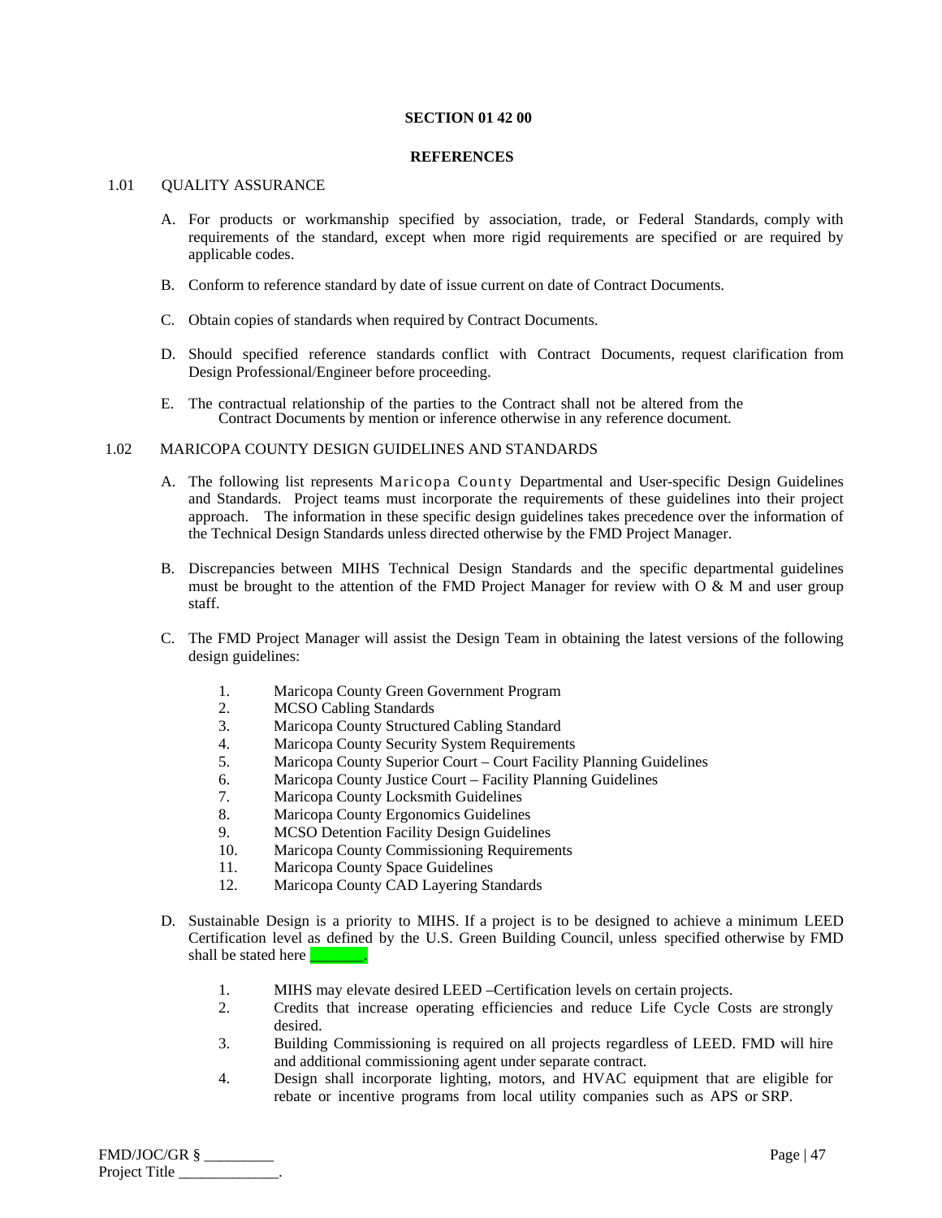## SECTION 01 42 00

## REFERENCES

1.01 QUALITY ASSURANCE

A. For products or workmanship specified by association, trade, or Federal Standards, comply with requirements of the standard, except when more rigid requirements are specified or are required by applicable codes.

B. Conform to reference standard by date of issue current on date of Contract Documents.

C. Obtain copies of standards when required by Contract Documents.

D. Should specified reference standards conflict with Contract Documents, request clarification from Design Professional/Engineer before proceeding.

E. The contractual relationship of the parties to the Contract shall not be altered from the Contract Documents by mention or inference otherwise in any reference document.

1.02 MARICOPA COUNTY DESIGN GUIDELINES AND STANDARDS

A. The following list represents Maricopa County Departmental and User-specific Design Guidelines and Standards. Project teams must incorporate the requirements of these guidelines into their project approach. The information in these specific design guidelines takes precedence over the information of the Technical Design Standards unless directed otherwise by the FMD Project Manager.

B. Discrepancies between MIHS Technical Design Standards and the specific departmental guidelines must be brought to the attention of the FMD Project Manager for review with O & M and user group staff.

C. The FMD Project Manager will assist the Design Team in obtaining the latest versions of the following design guidelines:

1. Maricopa County Green Government Program
2. MCSO Cabling Standards
3. Maricopa County Structured Cabling Standard
4. Maricopa County Security System Requirements
5. Maricopa County Superior Court – Court Facility Planning Guidelines
6. Maricopa County Justice Court – Facility Planning Guidelines
7. Maricopa County Locksmith Guidelines
8. Maricopa County Ergonomics Guidelines
9. MCSO Detention Facility Design Guidelines
10. Maricopa County Commissioning Requirements
11. Maricopa County Space Guidelines
12. Maricopa County CAD Layering Standards

D. Sustainable Design is a priority to MIHS. If a project is to be designed to achieve a minimum LEED Certification level as defined by the U.S. Green Building Council, unless specified otherwise by FMD shall be stated here _______.

1. MIHS may elevate desired LEED –Certification levels on certain projects.
2. Credits that increase operating efficiencies and reduce Life Cycle Costs are strongly desired.
3. Building Commissioning is required on all projects regardless of LEED. FMD will hire and additional commissioning agent under separate contract.
4. Design shall incorporate lighting, motors, and HVAC equipment that are eligible for rebate or incentive programs from local utility companies such as APS or SRP.

FMD/JOC/GR § _________
Project Title _____________.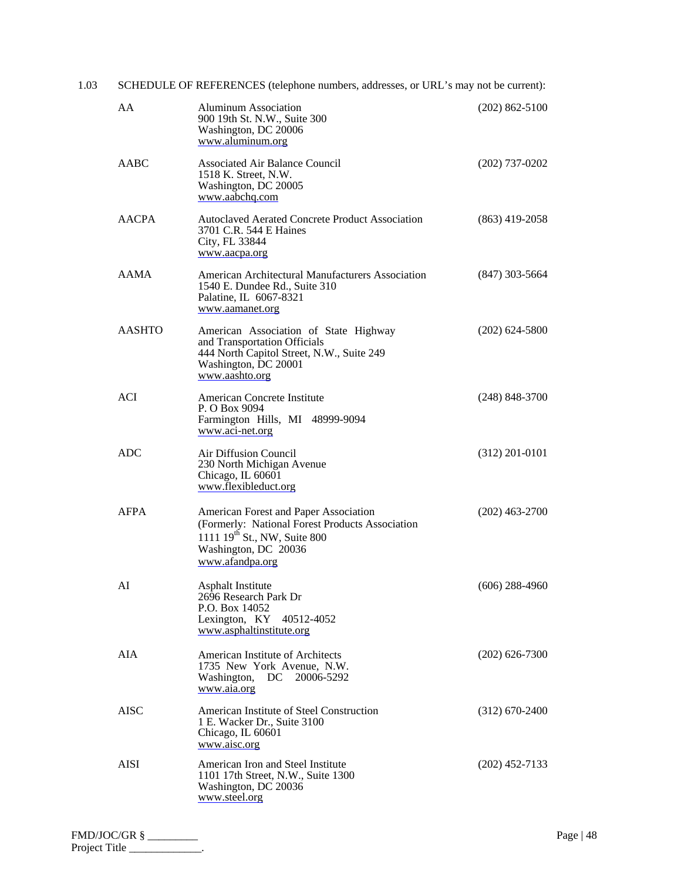1.03 SCHEDULE OF REFERENCES (telephone numbers, addresses, or URL's may not be current):

| | | |
|---|---|---|
| AA | Aluminum Association<br>900 19th St. N.W., Suite 300<br>Washington, DC 20006<br>www.aluminum.org | (202) 862-5100 |
| AABC | Associated Air Balance Council<br>1518 K. Street, N.W.<br>Washington, DC 20005<br>www.aabchq.com | (202) 737-0202 |
| AACPA | Autoclaved Aerated Concrete Product Association<br>3701 C.R. 544 E Haines<br>City, FL 33844<br>www.aacpa.org | (863) 419-2058 |
| AAMA | American Architectural Manufacturers Association<br>1540 E. Dundee Rd., Suite 310<br>Palatine, IL 6067-8321<br>www.aamanet.org | (847) 303-5664 |
| AASHTO | American Association of State Highway and Transportation Officials<br>444 North Capitol Street, N.W., Suite 249<br>Washington, DC 20001<br>www.aashto.org | (202) 624-5800 |
| ACI | American Concrete Institute<br>P. O Box 9094<br>Farmington Hills, MI 48999-9094<br>www.aci-net.org | (248) 848-3700 |
| ADC | Air Diffusion Council<br>230 North Michigan Avenue<br>Chicago, IL 60601<br>www.flexibleduct.org | (312) 201-0101 |
| AFPA | American Forest and Paper Association<br>(Formerly: National Forest Products Association<br>1111 19th St., NW, Suite 800<br>Washington, DC 20036<br>www.afandpa.org | (202) 463-2700 |
| AI | Asphalt Institute<br>2696 Research Park Dr<br>P.O. Box 14052<br>Lexington, KY 40512-4052<br>www.asphaltinstitute.org | (606) 288-4960 |
| AIA | American Institute of Architects<br>1735 New York Avenue, N.W.<br>Washington, DC 20006-5292<br>www.aia.org | (202) 626-7300 |
| AISC | American Institute of Steel Construction<br>1 E. Wacker Dr., Suite 3100<br>Chicago, IL 60601<br>www.aisc.org | (312) 670-2400 |
| AISI | American Iron and Steel Institute<br>1101 17th Street, N.W., Suite 1300<br>Washington, DC 20036<br>www.steel.org | (202) 452-7133 |

FMD/JOC/GR § _________
Project Title _____________.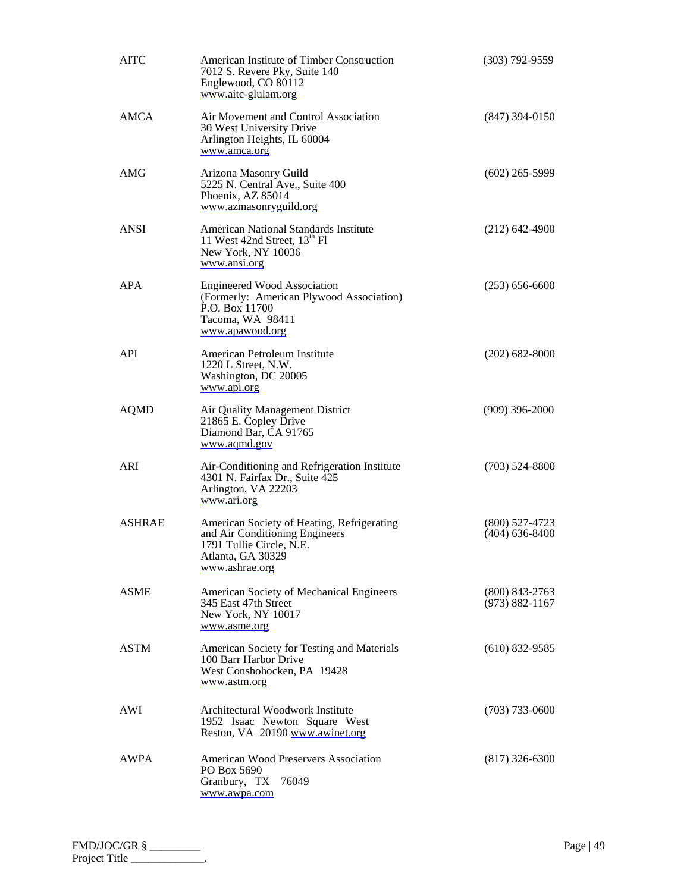| | | |
|---|---|---|
| AITC | American Institute of Timber Construction<br>7012 S. Revere Pky, Suite 140<br>Englewood, CO 80112<br>www.aitc-glulam.org | (303) 792-9559 |
| AMCA | Air Movement and Control Association<br>30 West University Drive<br>Arlington Heights, IL 60004<br>www.amca.org | (847) 394-0150 |
| AMG | Arizona Masonry Guild<br>5225 N. Central Ave., Suite 400<br>Phoenix, AZ 85014<br>www.azmasonryguild.org | (602) 265-5999 |
| ANSI | American National Standards Institute<br>11 West 42nd Street, 13th Fl<br>New York, NY 10036<br>www.ansi.org | (212) 642-4900 |
| APA | Engineered Wood Association<br>(Formerly: American Plywood Association)<br>P.O. Box 11700<br>Tacoma, WA 98411<br>www.apawood.org | (253) 656-6600 |
| API | American Petroleum Institute<br>1220 L Street, N.W.<br>Washington, DC 20005<br>www.api.org | (202) 682-8000 |
| AQMD | Air Quality Management District<br>21865 E. Copley Drive<br>Diamond Bar, CA 91765<br>www.aqmd.gov | (909) 396-2000 |
| ARI | Air-Conditioning and Refrigeration Institute<br>4301 N. Fairfax Dr., Suite 425<br>Arlington, VA 22203<br>www.ari.org | (703) 524-8800 |
| ASHRAE | American Society of Heating, Refrigerating and Air Conditioning Engineers<br>1791 Tullie Circle, N.E.<br>Atlanta, GA 30329<br>www.ashrae.org | (800) 527-4723<br>(404) 636-8400 |
| ASME | American Society of Mechanical Engineers<br>345 East 47th Street<br>New York, NY 10017<br>www.asme.org | (800) 843-2763<br>(973) 882-1167 |
| ASTM | American Society for Testing and Materials<br>100 Barr Harbor Drive<br>West Conshohocken, PA 19428<br>www.astm.org | (610) 832-9585 |
| AWI | Architectural Woodwork Institute<br>1952 Isaac Newton Square West<br>Reston, VA 20190 www.awinet.org | (703) 733-0600 |
| AWPA | American Wood Preservers Association<br>PO Box 5690<br>Granbury, TX 76049<br>www.awpa.com | (817) 326-6300 |

FMD/JOC/GR § _________
Project Title _____________.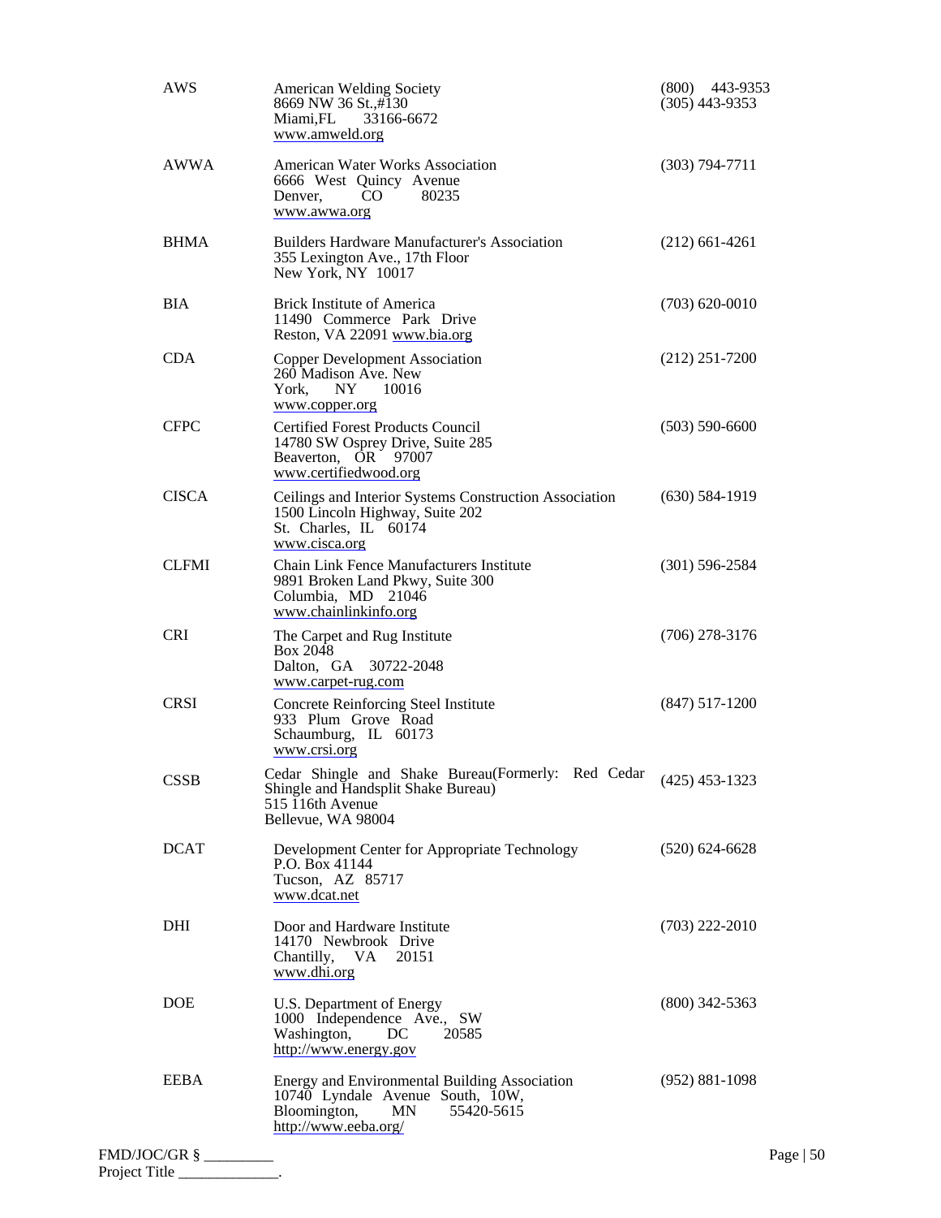| | | |
|---|---|---|
| AWS | American Welding Society<br>8669 NW 36 St.,#130<br>Miami,FL 33166-6672<br>www.amweld.org | (800) 443-9353<br>(305) 443-9353 |
| AWWA | American Water Works Association<br>6666 West Quincy Avenue<br>Denver, CO 80235<br>www.awwa.org | (303) 794-7711 |
| BHMA | Builders Hardware Manufacturer's Association<br>355 Lexington Ave., 17th Floor<br>New York, NY 10017 | (212) 661-4261 |
| BIA | Brick Institute of America<br>11490 Commerce Park Drive<br>Reston, VA 22091 www.bia.org | (703) 620-0010 |
| CDA | Copper Development Association<br>260 Madison Ave. New<br>York, NY 10016<br>www.copper.org | (212) 251-7200 |
| CFPC | Certified Forest Products Council<br>14780 SW Osprey Drive, Suite 285<br>Beaverton, OR 97007<br>www.certifiedwood.org | (503) 590-6600 |
| CISCA | Ceilings and Interior Systems Construction Association<br>1500 Lincoln Highway, Suite 202<br>St. Charles, IL 60174<br>www.cisca.org | (630) 584-1919 |
| CLFMI | Chain Link Fence Manufacturers Institute<br>9891 Broken Land Pkwy, Suite 300<br>Columbia, MD 21046<br>www.chainlinkinfo.org | (301) 596-2584 |
| CRI | The Carpet and Rug Institute<br>Box 2048<br>Dalton, GA 30722-2048<br>www.carpet-rug.com | (706) 278-3176 |
| CRSI | Concrete Reinforcing Steel Institute<br>933 Plum Grove Road<br>Schaumburg, IL 60173<br>www.crsi.org | (847) 517-1200 |
| CSSB | Cedar Shingle and Shake Bureau(Formerly: Red Cedar Shingle and Handsplit Shake Bureau)<br>515 116th Avenue<br>Bellevue, WA 98004 | (425) 453-1323 |
| DCAT | Development Center for Appropriate Technology<br>P.O. Box 41144<br>Tucson, AZ 85717<br>www.dcat.net | (520) 624-6628 |
| DHI | Door and Hardware Institute<br>14170 Newbrook Drive<br>Chantilly, VA 20151<br>www.dhi.org | (703) 222-2010 |
| DOE | U.S. Department of Energy<br>1000 Independence Ave., SW<br>Washington, DC 20585<br>http://www.energy.gov | (800) 342-5363 |
| EEBA | Energy and Environmental Building Association<br>10740 Lyndale Avenue South, 10W,<br>Bloomington, MN 55420-5615<br>http://www.eeba.org/ | (952) 881-1098 |

FMD/JOC/GR § _________
Project Title _____________.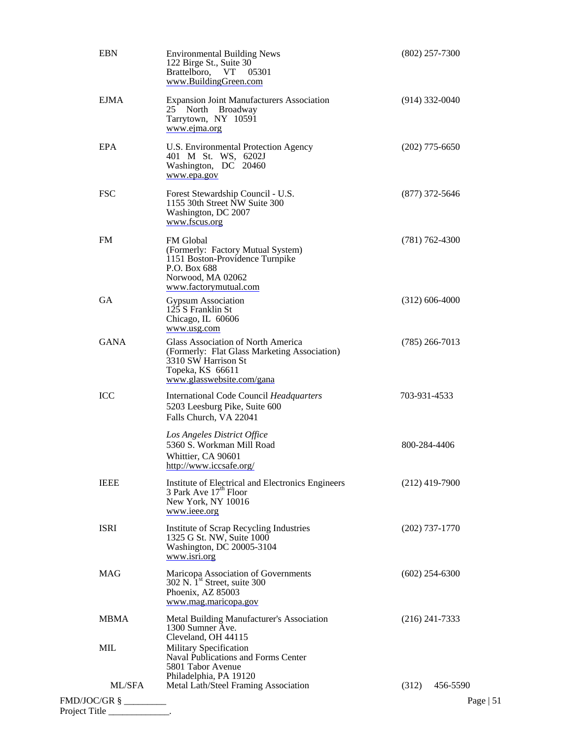| | | |
|---|---|---|
| EBN | Environmental Building News<br>122 Birge St., Suite 30<br>Brattelboro, VT 05301<br>www.BuildingGreen.com | (802) 257-7300 |
| EJMA | Expansion Joint Manufacturers Association<br>25 North Broadway<br>Tarrytown, NY 10591<br>www.ejma.org | (914) 332-0040 |
| EPA | U.S. Environmental Protection Agency<br>401 M St. WS, 6202J<br>Washington, DC 20460<br>www.epa.gov | (202) 775-6650 |
| FSC | Forest Stewardship Council - U.S.<br>1155 30th Street NW Suite 300<br>Washington, DC 2007<br>www.fscus.org | (877) 372-5646 |
| FM | FM Global<br>(Formerly: Factory Mutual System)<br>1151 Boston-Providence Turnpike<br>P.O. Box 688<br>Norwood, MA 02062<br>www.factorymutual.com | (781) 762-4300 |
| GA | Gypsum Association<br>125 S Franklin St<br>Chicago, IL 60606<br>www.usg.com | (312) 606-4000 |
| GANA | Glass Association of North America<br>(Formerly: Flat Glass Marketing Association)<br>3310 SW Harrison St<br>Topeka, KS 66611<br>www.glasswebsite.com/gana | (785) 266-7013 |
| ICC | International Code Council *Headquarters*<br>5203 Leesburg Pike, Suite 600<br>Falls Church, VA 22041 | 703-931-4533 |
| | *Los Angeles District Office*<br>5360 S. Workman Mill Road<br>Whittier, CA 90601<br>http://www.iccsafe.org/ | 800-284-4406 |
| IEEE | Institute of Electrical and Electronics Engineers<br>3 Park Ave 17th Floor<br>New York, NY 10016<br>www.ieee.org | (212) 419-7900 |
| ISRI | Institute of Scrap Recycling Industries<br>1325 G St. NW, Suite 1000<br>Washington, DC 20005-3104<br>www.isri.org | (202) 737-1770 |
| MAG | Maricopa Association of Governments<br>302 N. 1st Street, suite 300<br>Phoenix, AZ 85003<br>www.mag.maricopa.gov | (602) 254-6300 |
| MBMA | Metal Building Manufacturer's Association<br>1300 Sumner Ave.<br>Cleveland, OH 44115 | (216) 241-7333 |
| MIL | Military Specification<br>Naval Publications and Forms Center<br>5801 Tabor Avenue<br>Philadelphia, PA 19120 | |
| ML/SFA | Metal Lath/Steel Framing Association | (312) 456-5590 |

FMD/JOC/GR § _________
Project Title _____________.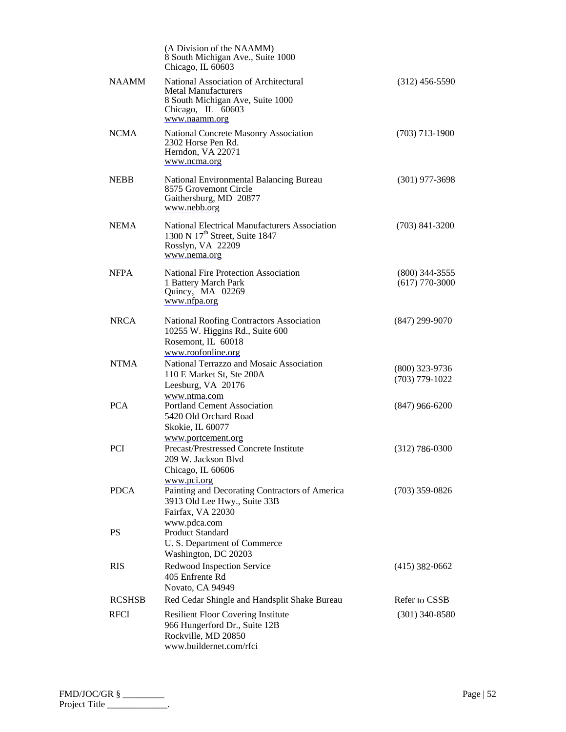| | | |
|---|---|---|
| | (A Division of the NAAMM)<br>8 South Michigan Ave., Suite 1000<br>Chicago, IL 60603 | |
| NAAMM | National Association of Architectural Metal Manufacturers<br>8 South Michigan Ave, Suite 1000<br>Chicago, IL 60603<br>www.naamm.org | (312) 456-5590 |
| NCMA | National Concrete Masonry Association<br>2302 Horse Pen Rd.<br>Herndon, VA 22071<br>www.ncma.org | (703) 713-1900 |
| NEBB | National Environmental Balancing Bureau<br>8575 Grovemont Circle<br>Gaithersburg, MD 20877<br>www.nebb.org | (301) 977-3698 |
| NEMA | National Electrical Manufacturers Association<br>1300 N 17th Street, Suite 1847<br>Rosslyn, VA 22209<br>www.nema.org | (703) 841-3200 |
| NFPA | National Fire Protection Association<br>1 Battery March Park<br>Quincy, MA 02269<br>www.nfpa.org | (800) 344-3555<br>(617) 770-3000 |
| NRCA | National Roofing Contractors Association<br>10255 W. Higgins Rd., Suite 600<br>Rosemont, IL 60018<br>www.roofonline.org | (847) 299-9070 |
| NTMA | National Terrazzo and Mosaic Association<br>110 E Market St, Ste 200A<br>Leesburg, VA 20176<br>www.ntma.com | (800) 323-9736<br>(703) 779-1022 |
| PCA | Portland Cement Association<br>5420 Old Orchard Road<br>Skokie, IL 60077<br>www.portcement.org | (847) 966-6200 |
| PCI | Precast/Prestressed Concrete Institute<br>209 W. Jackson Blvd<br>Chicago, IL 60606<br>www.pci.org | (312) 786-0300 |
| PDCA | Painting and Decorating Contractors of America<br>3913 Old Lee Hwy., Suite 33B<br>Fairfax, VA 22030<br>www.pdca.com | (703) 359-0826 |
| PS | Product Standard<br>U. S. Department of Commerce<br>Washington, DC 20203 | |
| RIS | Redwood Inspection Service<br>405 Enfrente Rd<br>Novato, CA 94949 | (415) 382-0662 |
| RCSHSB | Red Cedar Shingle and Handsplit Shake Bureau | Refer to CSSB |
| RFCI | Resilient Floor Covering Institute<br>966 Hungerford Dr., Suite 12B<br>Rockville, MD 20850<br>www.buildernet.com/rfci | (301) 340-8580 |

FMD/JOC/GR § _________
Project Title _____________.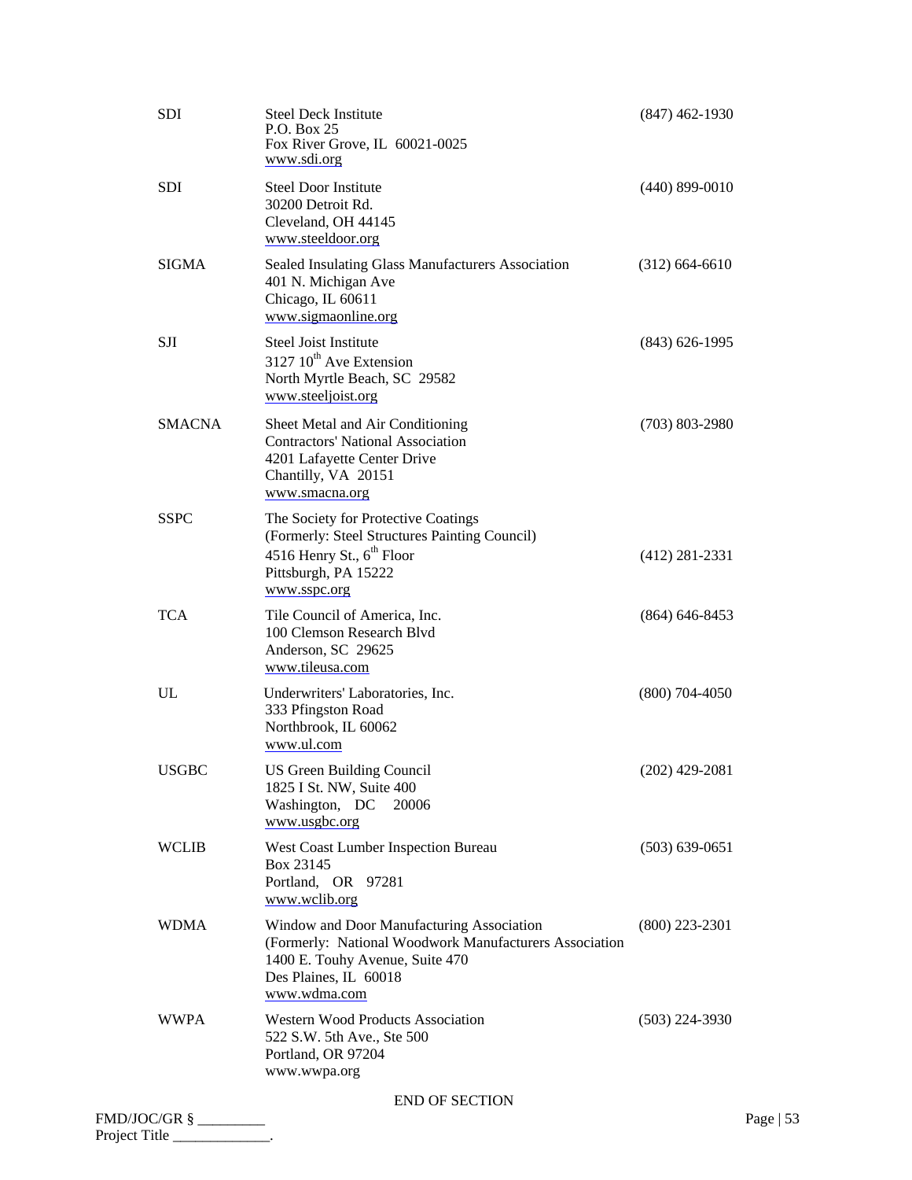| | | |
|---|---|---|
| SDI | Steel Deck Institute<br>P.O. Box 25<br>Fox River Grove, IL 60021-0025<br>www.sdi.org | (847) 462-1930 |
| SDI | Steel Door Institute<br>30200 Detroit Rd.<br>Cleveland, OH 44145<br>www.steeldoor.org | (440) 899-0010 |
| SIGMA | Sealed Insulating Glass Manufacturers Association<br>401 N. Michigan Ave<br>Chicago, IL 60611<br>www.sigmaonline.org | (312) 664-6610 |
| SJI | Steel Joist Institute<br>3127 10th Ave Extension<br>North Myrtle Beach, SC 29582<br>www.steeljoist.org | (843) 626-1995 |
| SMACNA | Sheet Metal and Air Conditioning Contractors' National Association<br>4201 Lafayette Center Drive<br>Chantilly, VA 20151<br>www.smacna.org | (703) 803-2980 |
| SSPC | The Society for Protective Coatings<br>(Formerly: Steel Structures Painting Council)<br>4516 Henry St., 6th Floor<br>Pittsburgh, PA 15222<br>www.sspc.org | (412) 281-2331 |
| TCA | Tile Council of America, Inc.<br>100 Clemson Research Blvd<br>Anderson, SC 29625<br>www.tileusa.com | (864) 646-8453 |
| UL | Underwriters' Laboratories, Inc.<br>333 Pfingston Road<br>Northbrook, IL 60062<br>www.ul.com | (800) 704-4050 |
| USGBC | US Green Building Council<br>1825 I St. NW, Suite 400<br>Washington, DC 20006<br>www.usgbc.org | (202) 429-2081 |
| WCLIB | West Coast Lumber Inspection Bureau<br>Box 23145<br>Portland, OR 97281<br>www.wclib.org | (503) 639-0651 |
| WDMA | Window and Door Manufacturing Association<br>(Formerly: National Woodwork Manufacturers Association<br>1400 E. Touhy Avenue, Suite 470<br>Des Plaines, IL 60018<br>www.wdma.com | (800) 223-2301 |
| WWPA | Western Wood Products Association<br>522 S.W. 5th Ave., Ste 500<br>Portland, OR 97204<br>www.wwpa.org | (503) 224-3930 |

END OF SECTION

FMD/JOC/GR § _________
Project Title _____________.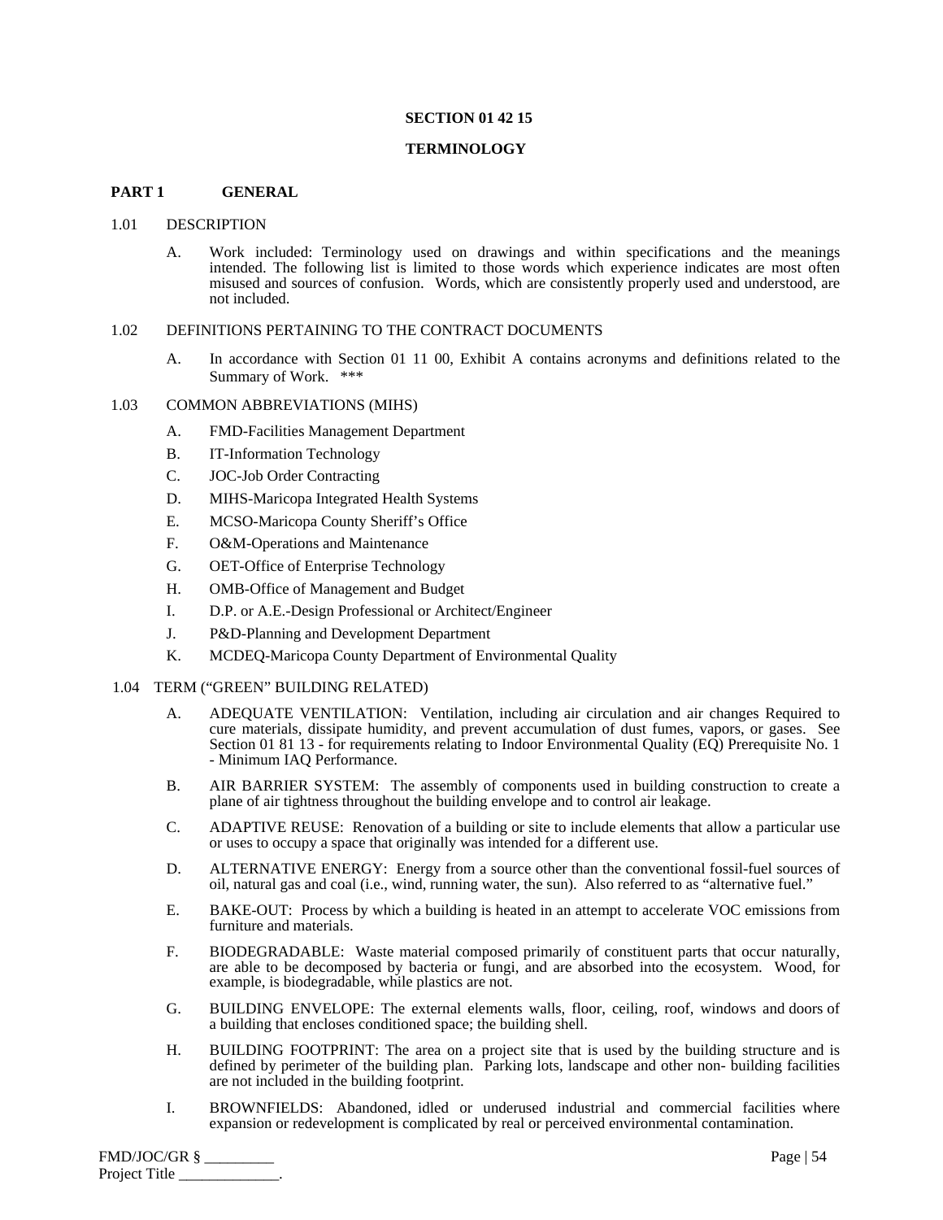# SECTION 01 42 15

# TERMINOLOGY

## PART 1 GENERAL

### 1.01 DESCRIPTION

A. Work included: Terminology used on drawings and within specifications and the meanings intended. The following list is limited to those words which experience indicates are most often misused and sources of confusion. Words, which are consistently properly used and understood, are not included.

### 1.02 DEFINITIONS PERTAINING TO THE CONTRACT DOCUMENTS

A. In accordance with Section 01 11 00, Exhibit A contains acronyms and definitions related to the Summary of Work. ***

### 1.03 COMMON ABBREVIATIONS (MIHS)

A. FMD-Facilities Management Department

B. IT-Information Technology

C. JOC-Job Order Contracting

D. MIHS-Maricopa Integrated Health Systems

E. MCSO-Maricopa County Sheriff's Office

F. O&M-Operations and Maintenance

G. OET-Office of Enterprise Technology

H. OMB-Office of Management and Budget

I. D.P. or A.E.-Design Professional or Architect/Engineer

J. P&D-Planning and Development Department

K. MCDEQ-Maricopa County Department of Environmental Quality

### 1.04 TERM ("GREEN" BUILDING RELATED)

A. ADEQUATE VENTILATION: Ventilation, including air circulation and air changes Required to cure materials, dissipate humidity, and prevent accumulation of dust fumes, vapors, or gases. See Section 01 81 13 - for requirements relating to Indoor Environmental Quality (EQ) Prerequisite No. 1 - Minimum IAQ Performance.

B. AIR BARRIER SYSTEM: The assembly of components used in building construction to create a plane of air tightness throughout the building envelope and to control air leakage.

C. ADAPTIVE REUSE: Renovation of a building or site to include elements that allow a particular use or uses to occupy a space that originally was intended for a different use.

D. ALTERNATIVE ENERGY: Energy from a source other than the conventional fossil-fuel sources of oil, natural gas and coal (i.e., wind, running water, the sun). Also referred to as "alternative fuel."

E. BAKE-OUT: Process by which a building is heated in an attempt to accelerate VOC emissions from furniture and materials.

F. BIODEGRADABLE: Waste material composed primarily of constituent parts that occur naturally, are able to be decomposed by bacteria or fungi, and are absorbed into the ecosystem. Wood, for example, is biodegradable, while plastics are not.

G. BUILDING ENVELOPE: The external elements walls, floor, ceiling, roof, windows and doors of a building that encloses conditioned space; the building shell.

H. BUILDING FOOTPRINT: The area on a project site that is used by the building structure and is defined by perimeter of the building plan. Parking lots, landscape and other non- building facilities are not included in the building footprint.

I. BROWNFIELDS: Abandoned, idled or underused industrial and commercial facilities where expansion or redevelopment is complicated by real or perceived environmental contamination.

FMD/JOC/GR § _________
Project Title _____________.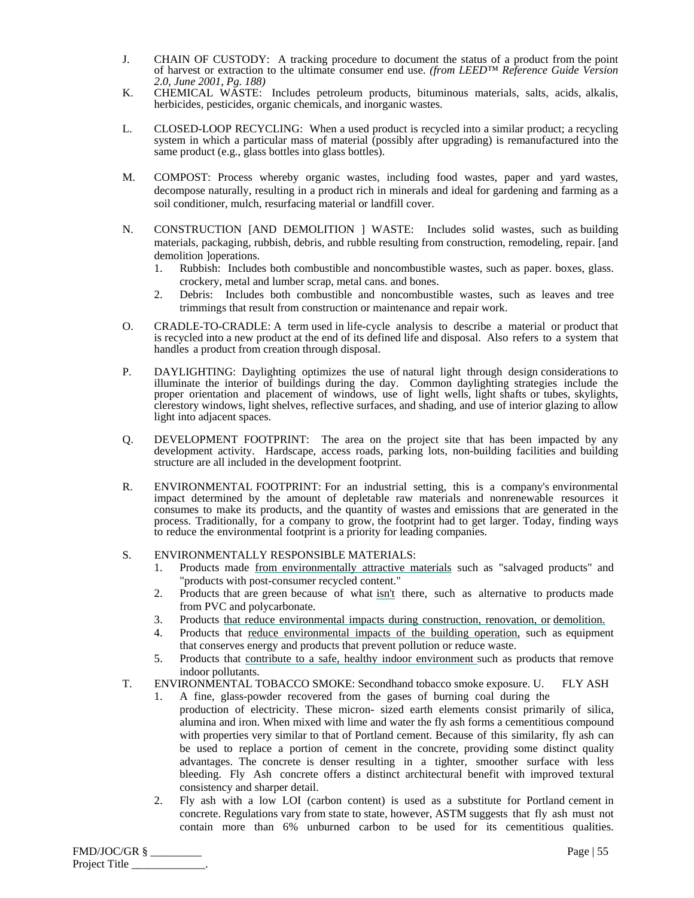J. CHAIN OF CUSTODY: A tracking procedure to document the status of a product from the point of harvest or extraction to the ultimate consumer end use. *(from LEED™ Reference Guide Version 2.0, June 2001, Pg. 188)*

K. CHEMICAL WASTE: Includes petroleum products, bituminous materials, salts, acids, alkalis, herbicides, pesticides, organic chemicals, and inorganic wastes.

L. CLOSED-LOOP RECYCLING: When a used product is recycled into a similar product; a recycling system in which a particular mass of material (possibly after upgrading) is remanufactured into the same product (e.g., glass bottles into glass bottles).

M. COMPOST: Process whereby organic wastes, including food wastes, paper and yard wastes, decompose naturally, resulting in a product rich in minerals and ideal for gardening and farming as a soil conditioner, mulch, resurfacing material or landfill cover.

N. CONSTRUCTION [AND DEMOLITION ] WASTE: Includes solid wastes, such as building materials, packaging, rubbish, debris, and rubble resulting from construction, remodeling, repair. [and demolition ]operations.
   1. Rubbish: Includes both combustible and noncombustible wastes, such as paper. boxes, glass. crockery, metal and lumber scrap, metal cans. and bones.
   2. Debris: Includes both combustible and noncombustible wastes, such as leaves and tree trimmings that result from construction or maintenance and repair work.

O. CRADLE-TO-CRADLE: A term used in life-cycle analysis to describe a material or product that is recycled into a new product at the end of its defined life and disposal. Also refers to a system that handles a product from creation through disposal.

P. DAYLIGHTING: Daylighting optimizes the use of natural light through design considerations to illuminate the interior of buildings during the day. Common daylighting strategies include the proper orientation and placement of windows, use of light wells, light shafts or tubes, skylights, clerestory windows, light shelves, reflective surfaces, and shading, and use of interior glazing to allow light into adjacent spaces.

Q. DEVELOPMENT FOOTPRINT: The area on the project site that has been impacted by any development activity. Hardscape, access roads, parking lots, non-building facilities and building structure are all included in the development footprint.

R. ENVIRONMENTAL FOOTPRINT: For an industrial setting, this is a company's environmental impact determined by the amount of depletable raw materials and nonrenewable resources it consumes to make its products, and the quantity of wastes and emissions that are generated in the process. Traditionally, for a company to grow, the footprint had to get larger. Today, finding ways to reduce the environmental footprint is a priority for leading companies.

S. ENVIRONMENTALLY RESPONSIBLE MATERIALS:
   1. Products made <u>from environmentally attractive materials</u> such as "salvaged products" and "products with post-consumer recycled content."
   2. Products that are green because of what <u>isn't</u> there, such as alternative to products made from PVC and polycarbonate.
   3. Products <u>that reduce environmental impacts during construction, renovation, or demolition.</u>
   4. Products that <u>reduce environmental impacts of the building operation,</u> such as equipment that conserves energy and products that prevent pollution or reduce waste.
   5. Products that <u>contribute to a safe, healthy indoor environment</u> such as products that remove indoor pollutants.

T. ENVIRONMENTAL TOBACCO SMOKE: Secondhand tobacco smoke exposure. U. FLY ASH
   1. A fine, glass-powder recovered from the gases of burning coal during the production of electricity. These micron- sized earth elements consist primarily of silica, alumina and iron. When mixed with lime and water the fly ash forms a cementitious compound with properties very similar to that of Portland cement. Because of this similarity, fly ash can be used to replace a portion of cement in the concrete, providing some distinct quality advantages. The concrete is denser resulting in a tighter, smoother surface with less bleeding. Fly Ash concrete offers a distinct architectural benefit with improved textural consistency and sharper detail.
   2. Fly ash with a low LOI (carbon content) is used as a substitute for Portland cement in concrete. Regulations vary from state to state, however, ASTM suggests that fly ash must not contain more than 6% unburned carbon to be used for its cementitious qualities.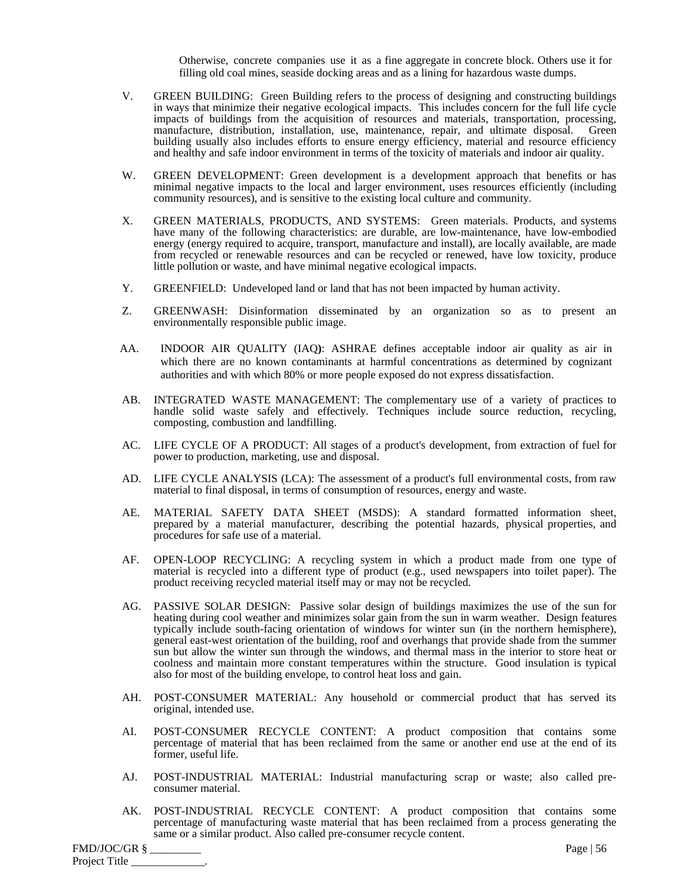Otherwise, concrete companies use it as a fine aggregate in concrete block. Others use it for filling old coal mines, seaside docking areas and as a lining for hazardous waste dumps.

V. GREEN BUILDING: Green Building refers to the process of designing and constructing buildings in ways that minimize their negative ecological impacts. This includes concern for the full life cycle impacts of buildings from the acquisition of resources and materials, transportation, processing, manufacture, distribution, installation, use, maintenance, repair, and ultimate disposal. Green building usually also includes efforts to ensure energy efficiency, material and resource efficiency and healthy and safe indoor environment in terms of the toxicity of materials and indoor air quality.

W. GREEN DEVELOPMENT: Green development is a development approach that benefits or has minimal negative impacts to the local and larger environment, uses resources efficiently (including community resources), and is sensitive to the existing local culture and community.

X. GREEN MATERIALS, PRODUCTS, AND SYSTEMS: Green materials. Products, and systems have many of the following characteristics: are durable, are low-maintenance, have low-embodied energy (energy required to acquire, transport, manufacture and install), are locally available, are made from recycled or renewable resources and can be recycled or renewed, have low toxicity, produce little pollution or waste, and have minimal negative ecological impacts.

Y. GREENFIELD: Undeveloped land or land that has not been impacted by human activity.

Z. GREENWASH: Disinformation disseminated by an organization so as to present an environmentally responsible public image.

AA. INDOOR AIR QUALITY (IAQ): ASHRAE defines acceptable indoor air quality as air in which there are no known contaminants at harmful concentrations as determined by cognizant authorities and with which 80% or more people exposed do not express dissatisfaction.

AB. INTEGRATED WASTE MANAGEMENT: The complementary use of a variety of practices to handle solid waste safely and effectively. Techniques include source reduction, recycling, composting, combustion and landfilling.

AC. LIFE CYCLE OF A PRODUCT: All stages of a product's development, from extraction of fuel for power to production, marketing, use and disposal.

AD. LIFE CYCLE ANALYSIS (LCA): The assessment of a product's full environmental costs, from raw material to final disposal, in terms of consumption of resources, energy and waste.

AE. MATERIAL SAFETY DATA SHEET (MSDS): A standard formatted information sheet, prepared by a material manufacturer, describing the potential hazards, physical properties, and procedures for safe use of a material.

AF. OPEN-LOOP RECYCLING: A recycling system in which a product made from one type of material is recycled into a different type of product (e.g., used newspapers into toilet paper). The product receiving recycled material itself may or may not be recycled.

AG. PASSIVE SOLAR DESIGN: Passive solar design of buildings maximizes the use of the sun for heating during cool weather and minimizes solar gain from the sun in warm weather. Design features typically include south-facing orientation of windows for winter sun (in the northern hemisphere), general east-west orientation of the building, roof and overhangs that provide shade from the summer sun but allow the winter sun through the windows, and thermal mass in the interior to store heat or coolness and maintain more constant temperatures within the structure. Good insulation is typical also for most of the building envelope, to control heat loss and gain.

AH. POST-CONSUMER MATERIAL: Any household or commercial product that has served its original, intended use.

AI. POST-CONSUMER RECYCLE CONTENT: A product composition that contains some percentage of material that has been reclaimed from the same or another end use at the end of its former, useful life.

AJ. POST-INDUSTRIAL MATERIAL: Industrial manufacturing scrap or waste; also called pre-consumer material.

AK. POST-INDUSTRIAL RECYCLE CONTENT: A product composition that contains some percentage of manufacturing waste material that has been reclaimed from a process generating the same or a similar product. Also called pre-consumer recycle content.

FMD/JOC/GR § _________
Project Title _____________.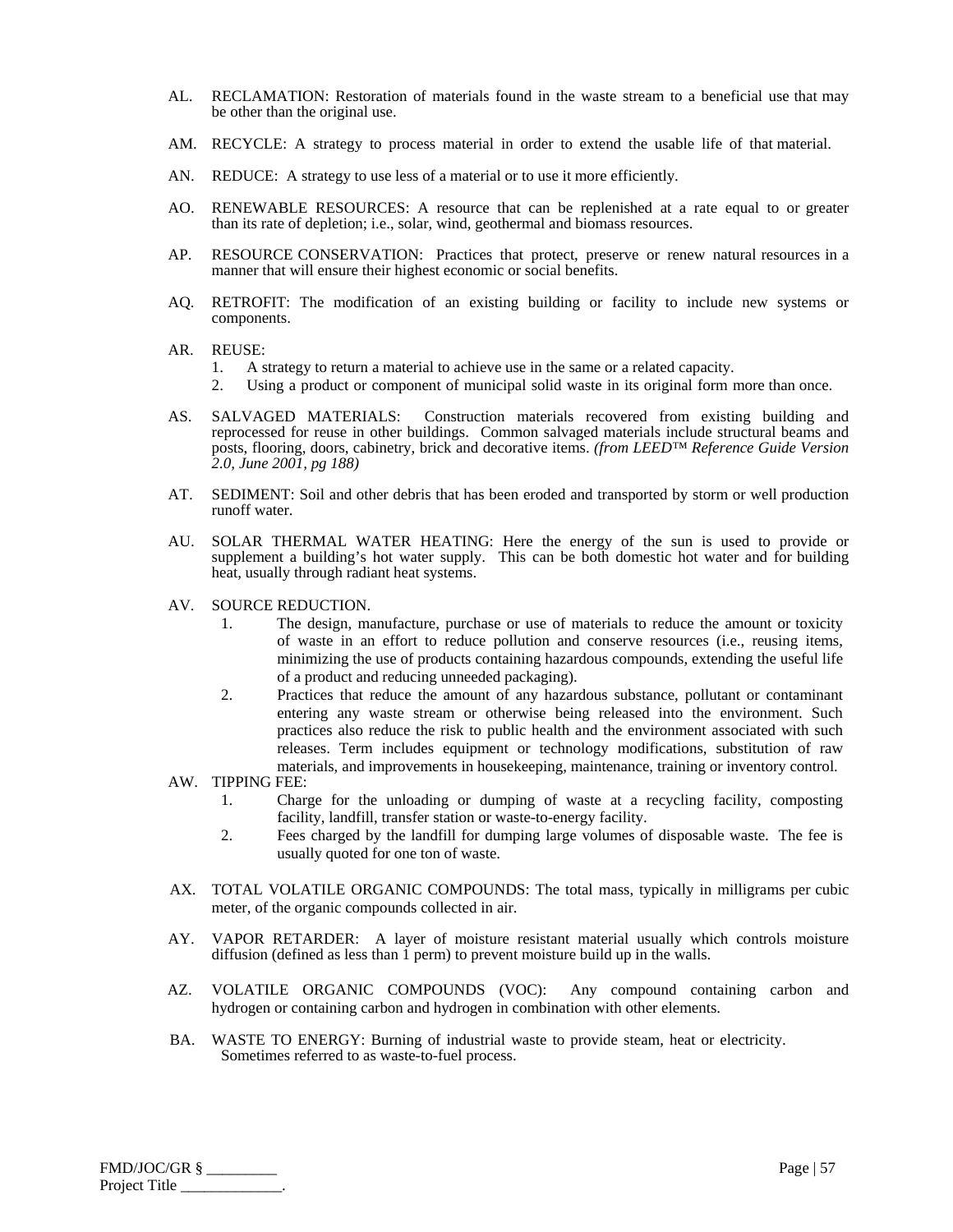AL. RECLAMATION: Restoration of materials found in the waste stream to a beneficial use that may be other than the original use.

AM. RECYCLE: A strategy to process material in order to extend the usable life of that material.

AN. REDUCE: A strategy to use less of a material or to use it more efficiently.

AO. RENEWABLE RESOURCES: A resource that can be replenished at a rate equal to or greater than its rate of depletion; i.e., solar, wind, geothermal and biomass resources.

AP. RESOURCE CONSERVATION: Practices that protect, preserve or renew natural resources in a manner that will ensure their highest economic or social benefits.

AQ. RETROFIT: The modification of an existing building or facility to include new systems or components.

AR. REUSE:
  1. A strategy to return a material to achieve use in the same or a related capacity.
  2. Using a product or component of municipal solid waste in its original form more than once.

AS. SALVAGED MATERIALS: Construction materials recovered from existing building and reprocessed for reuse in other buildings. Common salvaged materials include structural beams and posts, flooring, doors, cabinetry, brick and decorative items. *(from LEED™ Reference Guide Version 2.0, June 2001, pg 188)*

AT. SEDIMENT: Soil and other debris that has been eroded and transported by storm or well production runoff water.

AU. SOLAR THERMAL WATER HEATING: Here the energy of the sun is used to provide or supplement a building's hot water supply. This can be both domestic hot water and for building heat, usually through radiant heat systems.

AV. SOURCE REDUCTION.
  1. The design, manufacture, purchase or use of materials to reduce the amount or toxicity of waste in an effort to reduce pollution and conserve resources (i.e., reusing items, minimizing the use of products containing hazardous compounds, extending the useful life of a product and reducing unneeded packaging).
  2. Practices that reduce the amount of any hazardous substance, pollutant or contaminant entering any waste stream or otherwise being released into the environment. Such practices also reduce the risk to public health and the environment associated with such releases. Term includes equipment or technology modifications, substitution of raw materials, and improvements in housekeeping, maintenance, training or inventory control.

AW. TIPPING FEE:
  1. Charge for the unloading or dumping of waste at a recycling facility, composting facility, landfill, transfer station or waste-to-energy facility.
  2. Fees charged by the landfill for dumping large volumes of disposable waste. The fee is usually quoted for one ton of waste.

AX. TOTAL VOLATILE ORGANIC COMPOUNDS: The total mass, typically in milligrams per cubic meter, of the organic compounds collected in air.

AY. VAPOR RETARDER: A layer of moisture resistant material usually which controls moisture diffusion (defined as less than 1 perm) to prevent moisture build up in the walls.

AZ. VOLATILE ORGANIC COMPOUNDS (VOC): Any compound containing carbon and hydrogen or containing carbon and hydrogen in combination with other elements.

BA. WASTE TO ENERGY: Burning of industrial waste to provide steam, heat or electricity. Sometimes referred to as waste-to-fuel process.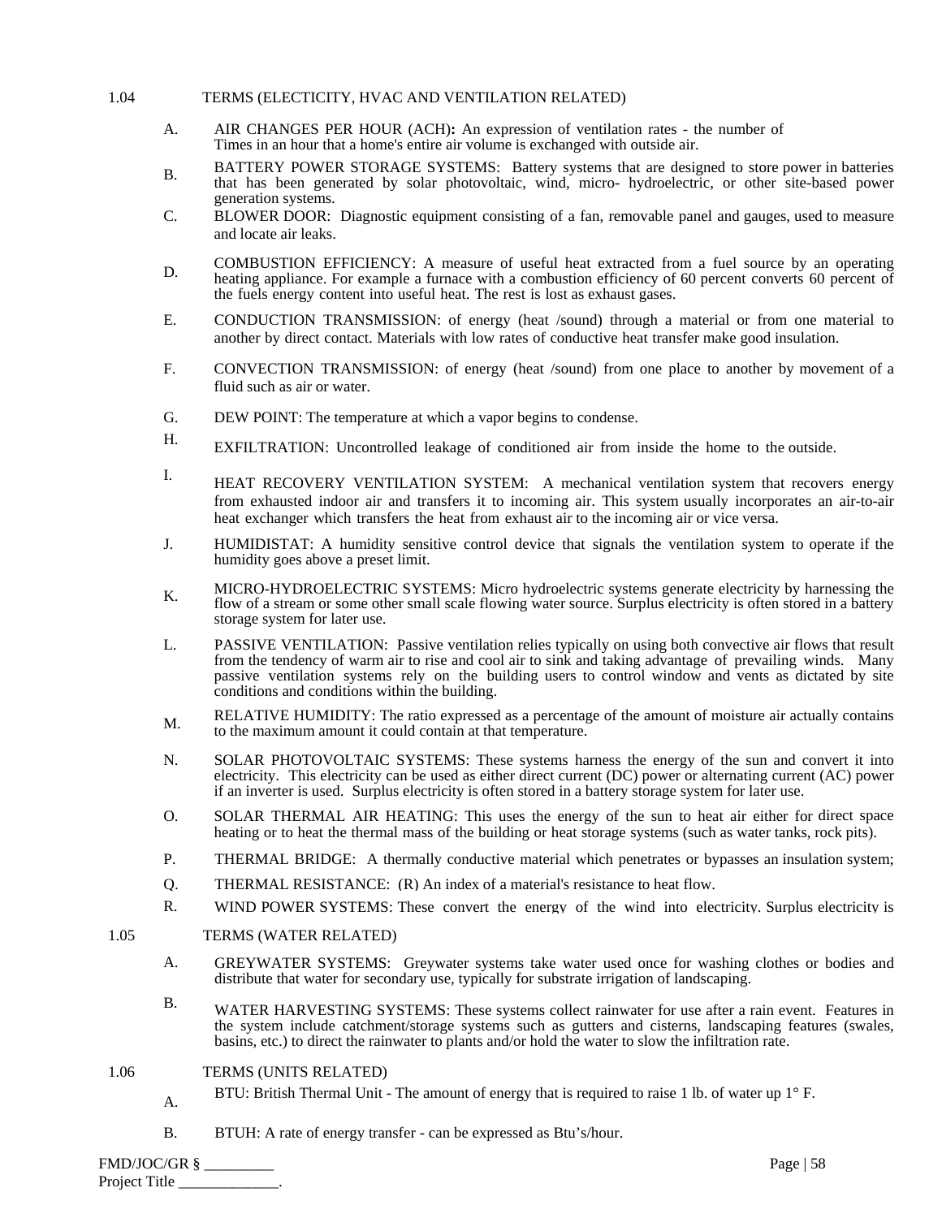1.04 TERMS (ELECTICITY, HVAC AND VENTILATION RELATED)

A. AIR CHANGES PER HOUR (ACH)**:** An expression of ventilation rates - the number of Times in an hour that a home's entire air volume is exchanged with outside air.

B. BATTERY POWER STORAGE SYSTEMS: Battery systems that are designed to store power in batteries that has been generated by solar photovoltaic, wind, micro- hydroelectric, or other site-based power generation systems.

C. BLOWER DOOR: Diagnostic equipment consisting of a fan, removable panel and gauges, used to measure and locate air leaks.

D. COMBUSTION EFFICIENCY: A measure of useful heat extracted from a fuel source by an operating heating appliance. For example a furnace with a combustion efficiency of 60 percent converts 60 percent of the fuels energy content into useful heat. The rest is lost as exhaust gases.

E. CONDUCTION TRANSMISSION: of energy (heat /sound) through a material or from one material to another by direct contact. Materials with low rates of conductive heat transfer make good insulation.

F. CONVECTION TRANSMISSION: of energy (heat /sound) from one place to another by movement of a fluid such as air or water.

G. DEW POINT: The temperature at which a vapor begins to condense.

H. EXFILTRATION: Uncontrolled leakage of conditioned air from inside the home to the outside.

I. HEAT RECOVERY VENTILATION SYSTEM: A mechanical ventilation system that recovers energy from exhausted indoor air and transfers it to incoming air. This system usually incorporates an air-to-air heat exchanger which transfers the heat from exhaust air to the incoming air or vice versa.

J. HUMIDISTAT: A humidity sensitive control device that signals the ventilation system to operate if the humidity goes above a preset limit.

K. MICRO-HYDROELECTRIC SYSTEMS: Micro hydroelectric systems generate electricity by harnessing the flow of a stream or some other small scale flowing water source. Surplus electricity is often stored in a battery storage system for later use.

L. PASSIVE VENTILATION: Passive ventilation relies typically on using both convective air flows that result from the tendency of warm air to rise and cool air to sink and taking advantage of prevailing winds. Many passive ventilation systems rely on the building users to control window and vents as dictated by site conditions and conditions within the building.

M. RELATIVE HUMIDITY: The ratio expressed as a percentage of the amount of moisture air actually contains to the maximum amount it could contain at that temperature.

N. SOLAR PHOTOVOLTAIC SYSTEMS: These systems harness the energy of the sun and convert it into electricity. This electricity can be used as either direct current (DC) power or alternating current (AC) power if an inverter is used. Surplus electricity is often stored in a battery storage system for later use.

O. SOLAR THERMAL AIR HEATING: This uses the energy of the sun to heat air either for direct space heating or to heat the thermal mass of the building or heat storage systems (such as water tanks, rock pits).

P. THERMAL BRIDGE: A thermally conductive material which penetrates or bypasses an insulation system;

Q. THERMAL RESISTANCE: (R) An index of a material's resistance to heat flow.

R. WIND POWER SYSTEMS: These convert the energy of the wind into electricity. Surplus electricity is

1.05 TERMS (WATER RELATED)

A. GREYWATER SYSTEMS: Greywater systems take water used once for washing clothes or bodies and distribute that water for secondary use, typically for substrate irrigation of landscaping.

B. WATER HARVESTING SYSTEMS: These systems collect rainwater for use after a rain event. Features in the system include catchment/storage systems such as gutters and cisterns, landscaping features (swales, basins, etc.) to direct the rainwater to plants and/or hold the water to slow the infiltration rate.

1.06 TERMS (UNITS RELATED)

A. BTU: British Thermal Unit - The amount of energy that is required to raise 1 lb. of water up 1° F.

B. BTUH: A rate of energy transfer - can be expressed as Btu's/hour.

FMD/JOC/GR § _________
Project Title _____________.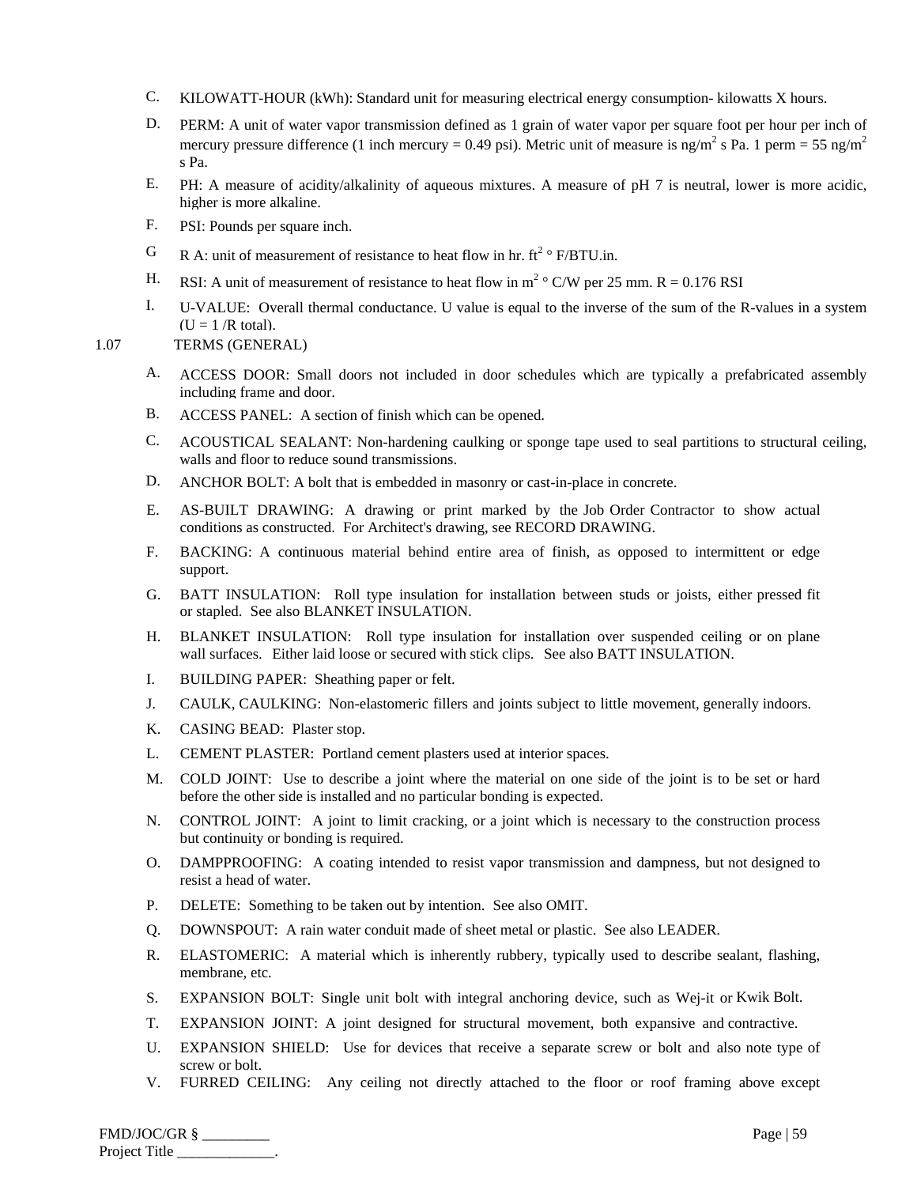C. KILOWATT-HOUR (kWh): Standard unit for measuring electrical energy consumption- kilowatts X hours.

D. PERM: A unit of water vapor transmission defined as 1 grain of water vapor per square foot per hour per inch of mercury pressure difference (1 inch mercury = 0.49 psi). Metric unit of measure is ng/$m^2$ s Pa. 1 perm = 55 ng/$m^2$ s Pa.

E. PH: A measure of acidity/alkalinity of aqueous mixtures. A measure of pH 7 is neutral, lower is more acidic, higher is more alkaline.

F. PSI: Pounds per square inch.

G R A: unit of measurement of resistance to heat flow in hr. $ft^2$ ° F/BTU.in.

H. RSI: A unit of measurement of resistance to heat flow in $m^2$ ° C/W per 25 mm. R = 0.176 RSI

I. U-VALUE: Overall thermal conductance. U value is equal to the inverse of the sum of the R-values in a system (U = 1 /R total).

1.07 TERMS (GENERAL)

A. ACCESS DOOR: Small doors not included in door schedules which are typically a prefabricated assembly including frame and door.

B. ACCESS PANEL: A section of finish which can be opened.

C. ACOUSTICAL SEALANT: Non-hardening caulking or sponge tape used to seal partitions to structural ceiling, walls and floor to reduce sound transmissions.

D. ANCHOR BOLT: A bolt that is embedded in masonry or cast-in-place in concrete.

E. AS-BUILT DRAWING: A drawing or print marked by the Job Order Contractor to show actual conditions as constructed. For Architect's drawing, see RECORD DRAWING.

F. BACKING: A continuous material behind entire area of finish, as opposed to intermittent or edge support.

G. BATT INSULATION: Roll type insulation for installation between studs or joists, either pressed fit or stapled. See also BLANKET INSULATION.

H. BLANKET INSULATION: Roll type insulation for installation over suspended ceiling or on plane wall surfaces. Either laid loose or secured with stick clips. See also BATT INSULATION.

I. BUILDING PAPER: Sheathing paper or felt.

J. CAULK, CAULKING: Non-elastomeric fillers and joints subject to little movement, generally indoors.

K. CASING BEAD: Plaster stop.

L. CEMENT PLASTER: Portland cement plasters used at interior spaces.

M. COLD JOINT: Use to describe a joint where the material on one side of the joint is to be set or hard before the other side is installed and no particular bonding is expected.

N. CONTROL JOINT: A joint to limit cracking, or a joint which is necessary to the construction process but continuity or bonding is required.

O. DAMPPROOFING: A coating intended to resist vapor transmission and dampness, but not designed to resist a head of water.

P. DELETE: Something to be taken out by intention. See also OMIT.

Q. DOWNSPOUT: A rain water conduit made of sheet metal or plastic. See also LEADER.

R. ELASTOMERIC: A material which is inherently rubbery, typically used to describe sealant, flashing, membrane, etc.

S. EXPANSION BOLT: Single unit bolt with integral anchoring device, such as Wej-it or Kwik Bolt.

T. EXPANSION JOINT: A joint designed for structural movement, both expansive and contractive.

U. EXPANSION SHIELD: Use for devices that receive a separate screw or bolt and also note type of screw or bolt.

V. FURRED CEILING: Any ceiling not directly attached to the floor or roof framing above except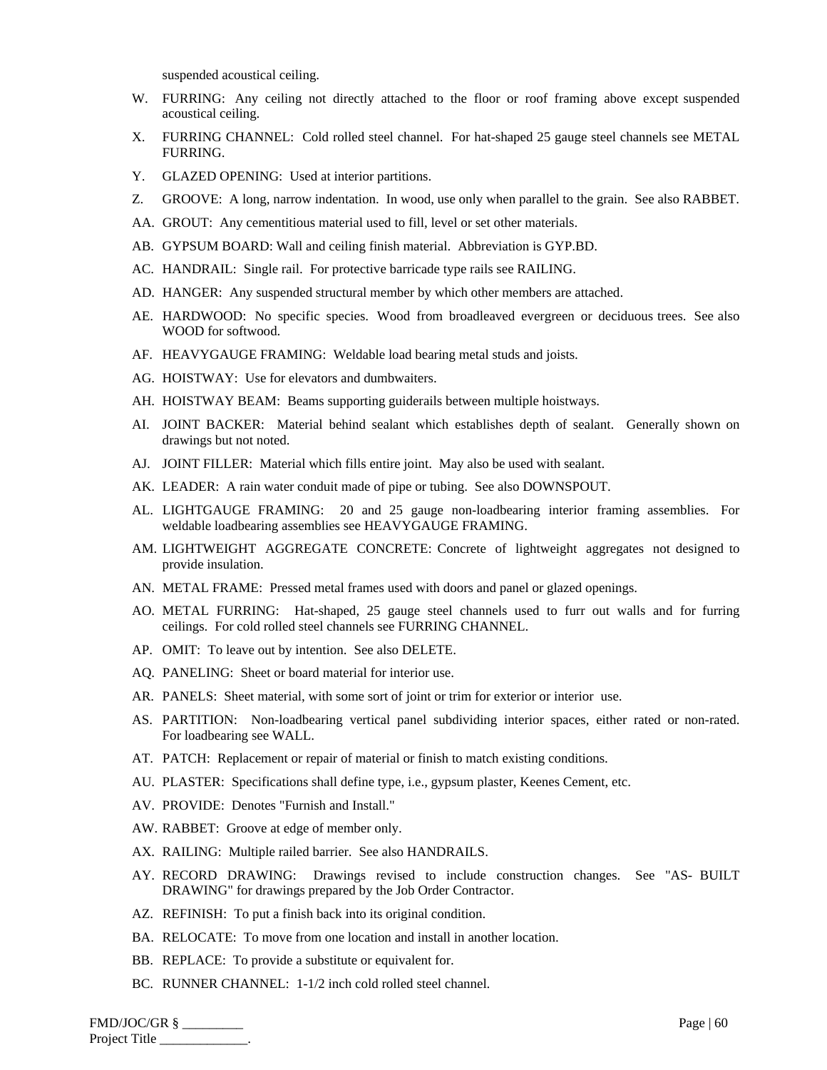suspended acoustical ceiling.

W. FURRING: Any ceiling not directly attached to the floor or roof framing above except suspended acoustical ceiling.

X. FURRING CHANNEL: Cold rolled steel channel. For hat-shaped 25 gauge steel channels see METAL FURRING.

Y. GLAZED OPENING: Used at interior partitions.

Z. GROOVE: A long, narrow indentation. In wood, use only when parallel to the grain. See also RABBET.

AA. GROUT: Any cementitious material used to fill, level or set other materials.

AB. GYPSUM BOARD: Wall and ceiling finish material. Abbreviation is GYP.BD.

AC. HANDRAIL: Single rail. For protective barricade type rails see RAILING.

AD. HANGER: Any suspended structural member by which other members are attached.

AE. HARDWOOD: No specific species. Wood from broadleaved evergreen or deciduous trees. See also WOOD for softwood.

AF. HEAVYGAUGE FRAMING: Weldable load bearing metal studs and joists.

AG. HOISTWAY: Use for elevators and dumbwaiters.

AH. HOISTWAY BEAM: Beams supporting guiderails between multiple hoistways.

AI. JOINT BACKER: Material behind sealant which establishes depth of sealant. Generally shown on drawings but not noted.

AJ. JOINT FILLER: Material which fills entire joint. May also be used with sealant.

AK. LEADER: A rain water conduit made of pipe or tubing. See also DOWNSPOUT.

AL. LIGHTGAUGE FRAMING: 20 and 25 gauge non-loadbearing interior framing assemblies. For weldable loadbearing assemblies see HEAVYGAUGE FRAMING.

AM. LIGHTWEIGHT AGGREGATE CONCRETE: Concrete of lightweight aggregates not designed to provide insulation.

AN. METAL FRAME: Pressed metal frames used with doors and panel or glazed openings.

AO. METAL FURRING: Hat-shaped, 25 gauge steel channels used to furr out walls and for furring ceilings. For cold rolled steel channels see FURRING CHANNEL.

AP. OMIT: To leave out by intention. See also DELETE.

AQ. PANELING: Sheet or board material for interior use.

AR. PANELS: Sheet material, with some sort of joint or trim for exterior or interior use.

AS. PARTITION: Non-loadbearing vertical panel subdividing interior spaces, either rated or non-rated. For loadbearing see WALL.

AT. PATCH: Replacement or repair of material or finish to match existing conditions.

AU. PLASTER: Specifications shall define type, i.e., gypsum plaster, Keenes Cement, etc.

AV. PROVIDE: Denotes "Furnish and Install."

AW. RABBET: Groove at edge of member only.

AX. RAILING: Multiple railed barrier. See also HANDRAILS.

AY. RECORD DRAWING: Drawings revised to include construction changes. See "AS- BUILT DRAWING" for drawings prepared by the Job Order Contractor.

AZ. REFINISH: To put a finish back into its original condition.

BA. RELOCATE: To move from one location and install in another location.

BB. REPLACE: To provide a substitute or equivalent for.

BC. RUNNER CHANNEL: 1-1/2 inch cold rolled steel channel.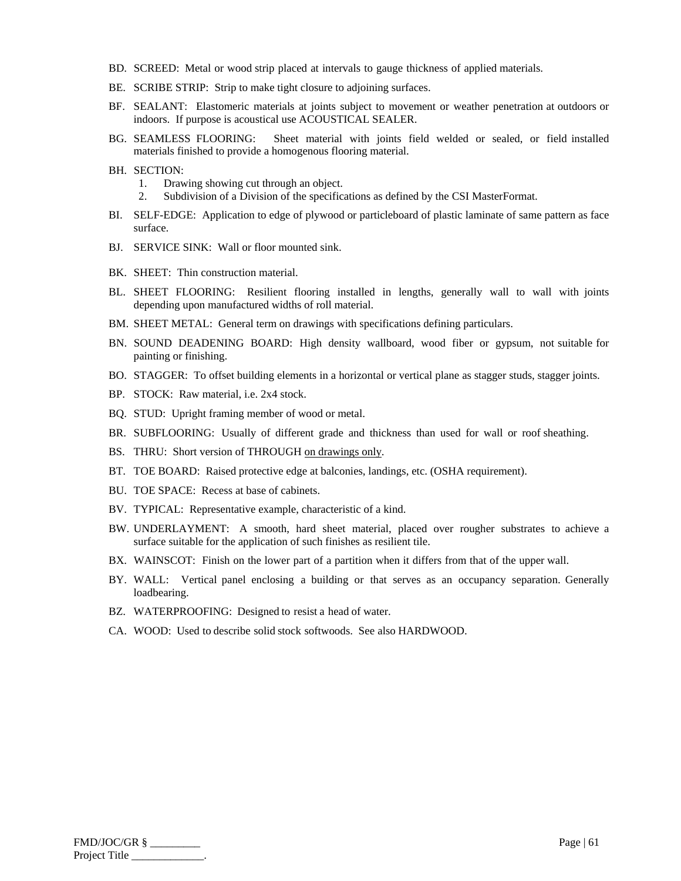BD. SCREED: Metal or wood strip placed at intervals to gauge thickness of applied materials.

BE. SCRIBE STRIP: Strip to make tight closure to adjoining surfaces.

BF. SEALANT: Elastomeric materials at joints subject to movement or weather penetration at outdoors or indoors. If purpose is acoustical use ACOUSTICAL SEALER.

BG. SEAMLESS FLOORING: Sheet material with joints field welded or sealed, or field installed materials finished to provide a homogenous flooring material.

BH. SECTION:
1. Drawing showing cut through an object.
2. Subdivision of a Division of the specifications as defined by the CSI MasterFormat.

BI. SELF-EDGE: Application to edge of plywood or particleboard of plastic laminate of same pattern as face surface.

BJ. SERVICE SINK: Wall or floor mounted sink.

BK. SHEET: Thin construction material.

BL. SHEET FLOORING: Resilient flooring installed in lengths, generally wall to wall with joints depending upon manufactured widths of roll material.

BM. SHEET METAL: General term on drawings with specifications defining particulars.

BN. SOUND DEADENING BOARD: High density wallboard, wood fiber or gypsum, not suitable for painting or finishing.

BO. STAGGER: To offset building elements in a horizontal or vertical plane as stagger studs, stagger joints.

BP. STOCK: Raw material, i.e. 2x4 stock.

BQ. STUD: Upright framing member of wood or metal.

BR. SUBFLOORING: Usually of different grade and thickness than used for wall or roof sheathing.

BS. THRU: Short version of THROUGH on drawings only.

BT. TOE BOARD: Raised protective edge at balconies, landings, etc. (OSHA requirement).

BU. TOE SPACE: Recess at base of cabinets.

BV. TYPICAL: Representative example, characteristic of a kind.

BW. UNDERLAYMENT: A smooth, hard sheet material, placed over rougher substrates to achieve a surface suitable for the application of such finishes as resilient tile.

BX. WAINSCOT: Finish on the lower part of a partition when it differs from that of the upper wall.

BY. WALL: Vertical panel enclosing a building or that serves as an occupancy separation. Generally loadbearing.

BZ. WATERPROOFING: Designed to resist a head of water.

CA. WOOD: Used to describe solid stock softwoods. See also HARDWOOD.

FMD/JOC/GR § _________
Project Title _____________.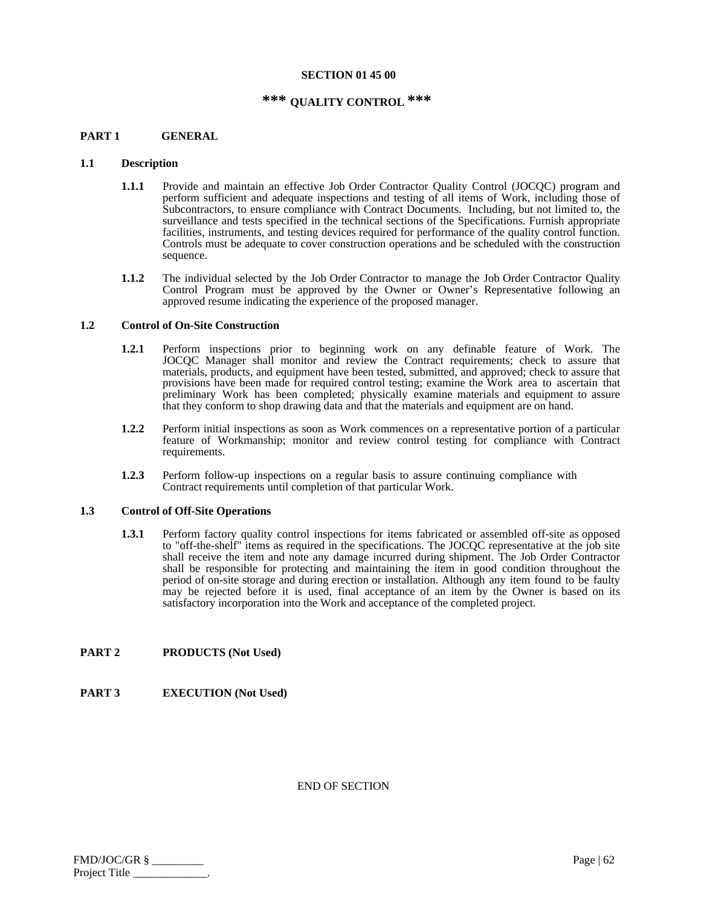# SECTION 01 45 00

## *** QUALITY CONTROL ***

## PART 1 GENERAL

### 1.1 Description

**1.1.1** Provide and maintain an effective Job Order Contractor Quality Control (JOCQC) program and perform sufficient and adequate inspections and testing of all items of Work, including those of Subcontractors, to ensure compliance with Contract Documents. Including, but not limited to, the surveillance and tests specified in the technical sections of the Specifications. Furnish appropriate facilities, instruments, and testing devices required for performance of the quality control function. Controls must be adequate to cover construction operations and be scheduled with the construction sequence.

**1.1.2** The individual selected by the Job Order Contractor to manage the Job Order Contractor Quality Control Program must be approved by the Owner or Owner's Representative following an approved resume indicating the experience of the proposed manager.

### 1.2 Control of On-Site Construction

**1.2.1** Perform inspections prior to beginning work on any definable feature of Work. The JOCQC Manager shall monitor and review the Contract requirements; check to assure that materials, products, and equipment have been tested, submitted, and approved; check to assure that provisions have been made for required control testing; examine the Work area to ascertain that preliminary Work has been completed; physically examine materials and equipment to assure that they conform to shop drawing data and that the materials and equipment are on hand.

**1.2.2** Perform initial inspections as soon as Work commences on a representative portion of a particular feature of Workmanship; monitor and review control testing for compliance with Contract requirements.

**1.2.3** Perform follow-up inspections on a regular basis to assure continuing compliance with Contract requirements until completion of that particular Work.

### 1.3 Control of Off-Site Operations

**1.3.1** Perform factory quality control inspections for items fabricated or assembled off-site as opposed to "off-the-shelf" items as required in the specifications. The JOCQC representative at the job site shall receive the item and note any damage incurred during shipment. The Job Order Contractor shall be responsible for protecting and maintaining the item in good condition throughout the period of on-site storage and during erection or installation. Although any item found to be faulty may be rejected before it is used, final acceptance of an item by the Owner is based on its satisfactory incorporation into the Work and acceptance of the completed project.

## PART 2 PRODUCTS (Not Used)

## PART 3 EXECUTION (Not Used)

END OF SECTION

FMD/JOC/GR § _________
Project Title _____________.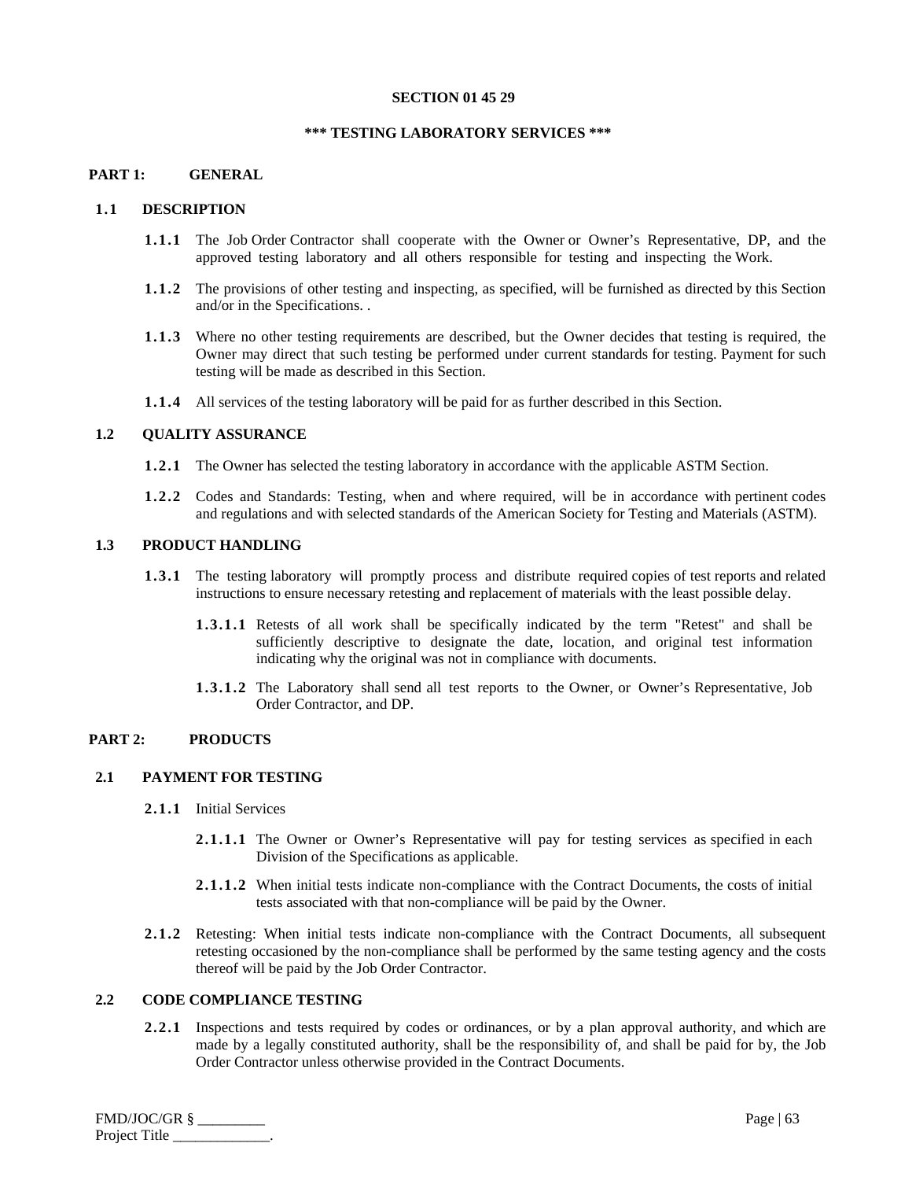## SECTION 01 45 29

## *** TESTING LABORATORY SERVICES ***

### PART 1: GENERAL

#### 1.1 DESCRIPTION

**1.1.1** The Job Order Contractor shall cooperate with the Owner or Owner's Representative, DP, and the approved testing laboratory and all others responsible for testing and inspecting the Work.

**1.1.2** The provisions of other testing and inspecting, as specified, will be furnished as directed by this Section and/or in the Specifications. .

**1.1.3** Where no other testing requirements are described, but the Owner decides that testing is required, the Owner may direct that such testing be performed under current standards for testing. Payment for such testing will be made as described in this Section.

**1.1.4** All services of the testing laboratory will be paid for as further described in this Section.

#### 1.2 QUALITY ASSURANCE

**1.2.1** The Owner has selected the testing laboratory in accordance with the applicable ASTM Section.

**1.2.2** Codes and Standards: Testing, when and where required, will be in accordance with pertinent codes and regulations and with selected standards of the American Society for Testing and Materials (ASTM).

#### 1.3 PRODUCT HANDLING

**1.3.1** The testing laboratory will promptly process and distribute required copies of test reports and related instructions to ensure necessary retesting and replacement of materials with the least possible delay.

**1.3.1.1** Retests of all work shall be specifically indicated by the term "Retest" and shall be sufficiently descriptive to designate the date, location, and original test information indicating why the original was not in compliance with documents.

**1.3.1.2** The Laboratory shall send all test reports to the Owner, or Owner's Representative, Job Order Contractor, and DP.

### PART 2: PRODUCTS

#### 2.1 PAYMENT FOR TESTING

**2.1.1** Initial Services

**2.1.1.1** The Owner or Owner's Representative will pay for testing services as specified in each Division of the Specifications as applicable.

**2.1.1.2** When initial tests indicate non-compliance with the Contract Documents, the costs of initial tests associated with that non-compliance will be paid by the Owner.

**2.1.2** Retesting: When initial tests indicate non-compliance with the Contract Documents, all subsequent retesting occasioned by the non-compliance shall be performed by the same testing agency and the costs thereof will be paid by the Job Order Contractor.

#### 2.2 CODE COMPLIANCE TESTING

**2.2.1** Inspections and tests required by codes or ordinances, or by a plan approval authority, and which are made by a legally constituted authority, shall be the responsibility of, and shall be paid for by, the Job Order Contractor unless otherwise provided in the Contract Documents.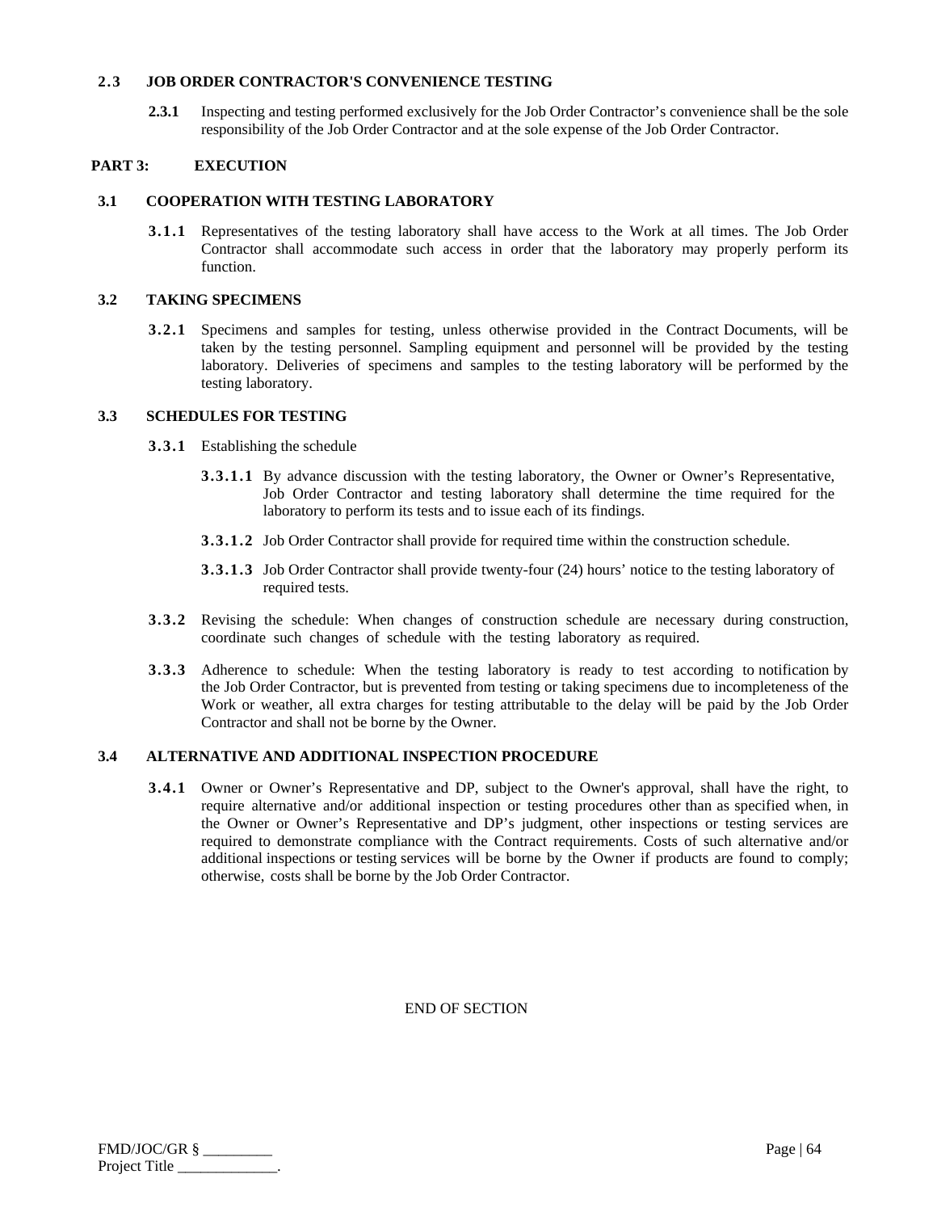### 2.3 JOB ORDER CONTRACTOR'S CONVENIENCE TESTING

**2.3.1** Inspecting and testing performed exclusively for the Job Order Contractor's convenience shall be the sole responsibility of the Job Order Contractor and at the sole expense of the Job Order Contractor.

## PART 3: EXECUTION

### 3.1 COOPERATION WITH TESTING LABORATORY

**3.1.1** Representatives of the testing laboratory shall have access to the Work at all times. The Job Order Contractor shall accommodate such access in order that the laboratory may properly perform its function.

### 3.2 TAKING SPECIMENS

**3.2.1** Specimens and samples for testing, unless otherwise provided in the Contract Documents, will be taken by the testing personnel. Sampling equipment and personnel will be provided by the testing laboratory. Deliveries of specimens and samples to the testing laboratory will be performed by the testing laboratory.

### 3.3 SCHEDULES FOR TESTING

**3.3.1** Establishing the schedule

**3.3.1.1** By advance discussion with the testing laboratory, the Owner or Owner's Representative, Job Order Contractor and testing laboratory shall determine the time required for the laboratory to perform its tests and to issue each of its findings.

**3.3.1.2** Job Order Contractor shall provide for required time within the construction schedule.

**3.3.1.3** Job Order Contractor shall provide twenty-four (24) hours' notice to the testing laboratory of required tests.

**3.3.2** Revising the schedule: When changes of construction schedule are necessary during construction, coordinate such changes of schedule with the testing laboratory as required.

**3.3.3** Adherence to schedule: When the testing laboratory is ready to test according to notification by the Job Order Contractor, but is prevented from testing or taking specimens due to incompleteness of the Work or weather, all extra charges for testing attributable to the delay will be paid by the Job Order Contractor and shall not be borne by the Owner.

### 3.4 ALTERNATIVE AND ADDITIONAL INSPECTION PROCEDURE

**3.4.1** Owner or Owner's Representative and DP, subject to the Owner's approval, shall have the right, to require alternative and/or additional inspection or testing procedures other than as specified when, in the Owner or Owner's Representative and DP's judgment, other inspections or testing services are required to demonstrate compliance with the Contract requirements. Costs of such alternative and/or additional inspections or testing services will be borne by the Owner if products are found to comply; otherwise, costs shall be borne by the Job Order Contractor.

END OF SECTION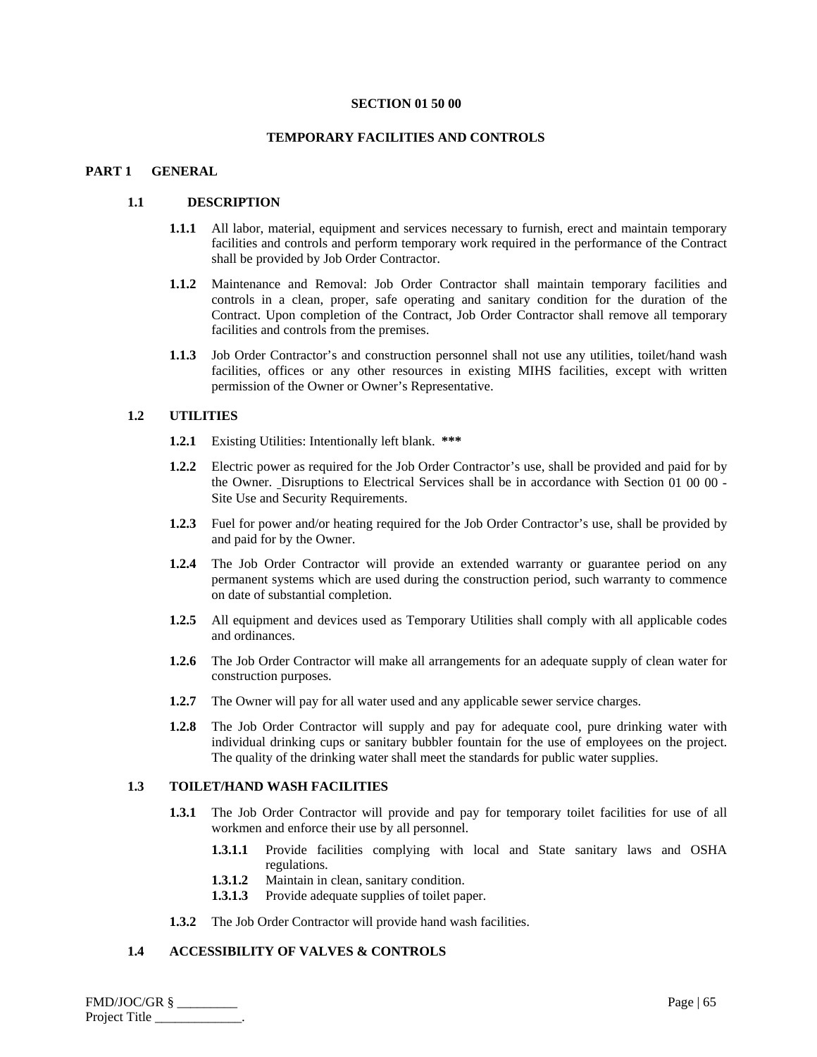# SECTION 01 50 00

## TEMPORARY FACILITIES AND CONTROLS

## PART 1 GENERAL

### 1.1 DESCRIPTION

**1.1.1** All labor, material, equipment and services necessary to furnish, erect and maintain temporary facilities and controls and perform temporary work required in the performance of the Contract shall be provided by Job Order Contractor.

**1.1.2** Maintenance and Removal: Job Order Contractor shall maintain temporary facilities and controls in a clean, proper, safe operating and sanitary condition for the duration of the Contract. Upon completion of the Contract, Job Order Contractor shall remove all temporary facilities and controls from the premises.

**1.1.3** Job Order Contractor's and construction personnel shall not use any utilities, toilet/hand wash facilities, offices or any other resources in existing MIHS facilities, except with written permission of the Owner or Owner's Representative.

### 1.2 UTILITIES

**1.2.1** Existing Utilities: Intentionally left blank. *****

**1.2.2** Electric power as required for the Job Order Contractor's use, shall be provided and paid for by the Owner. Disruptions to Electrical Services shall be in accordance with Section 01 00 00 - Site Use and Security Requirements.

**1.2.3** Fuel for power and/or heating required for the Job Order Contractor's use, shall be provided by and paid for by the Owner.

**1.2.4** The Job Order Contractor will provide an extended warranty or guarantee period on any permanent systems which are used during the construction period, such warranty to commence on date of substantial completion.

**1.2.5** All equipment and devices used as Temporary Utilities shall comply with all applicable codes and ordinances.

**1.2.6** The Job Order Contractor will make all arrangements for an adequate supply of clean water for construction purposes.

**1.2.7** The Owner will pay for all water used and any applicable sewer service charges.

**1.2.8** The Job Order Contractor will supply and pay for adequate cool, pure drinking water with individual drinking cups or sanitary bubbler fountain for the use of employees on the project. The quality of the drinking water shall meet the standards for public water supplies.

### 1.3 TOILET/HAND WASH FACILITIES

**1.3.1** The Job Order Contractor will provide and pay for temporary toilet facilities for use of all workmen and enforce their use by all personnel.

- **1.3.1.1** Provide facilities complying with local and State sanitary laws and OSHA regulations.
- **1.3.1.2** Maintain in clean, sanitary condition.
- **1.3.1.3** Provide adequate supplies of toilet paper.

**1.3.2** The Job Order Contractor will provide hand wash facilities.

### 1.4 ACCESSIBILITY OF VALVES & CONTROLS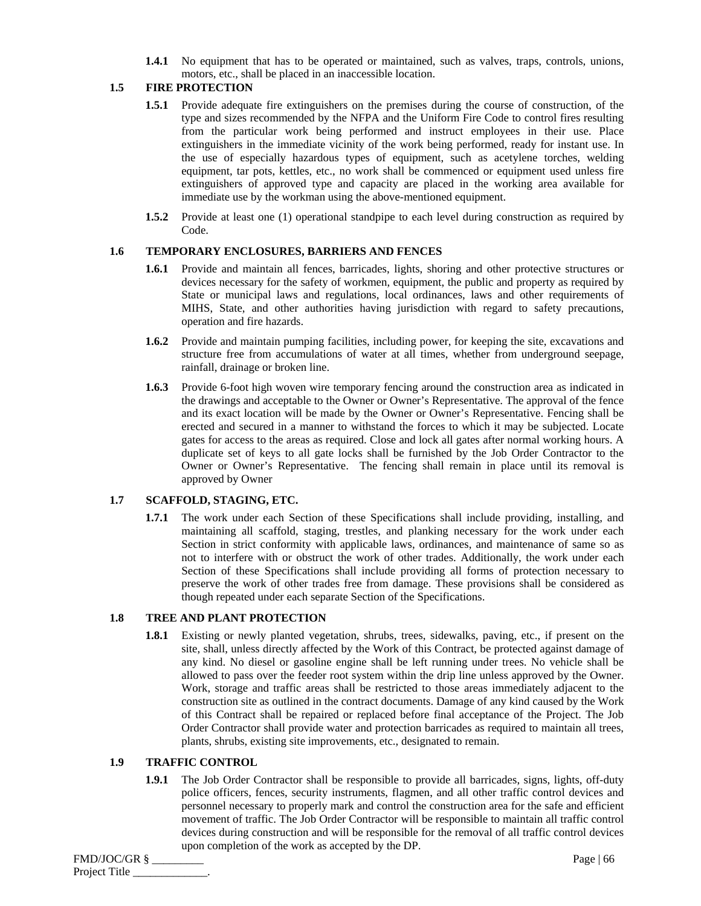**1.4.1** No equipment that has to be operated or maintained, such as valves, traps, controls, unions, motors, etc., shall be placed in an inaccessible location.

### 1.5 FIRE PROTECTION

**1.5.1** Provide adequate fire extinguishers on the premises during the course of construction, of the type and sizes recommended by the NFPA and the Uniform Fire Code to control fires resulting from the particular work being performed and instruct employees in their use. Place extinguishers in the immediate vicinity of the work being performed, ready for instant use. In the use of especially hazardous types of equipment, such as acetylene torches, welding equipment, tar pots, kettles, etc., no work shall be commenced or equipment used unless fire extinguishers of approved type and capacity are placed in the working area available for immediate use by the workman using the above-mentioned equipment.

**1.5.2** Provide at least one (1) operational standpipe to each level during construction as required by Code.

### 1.6 TEMPORARY ENCLOSURES, BARRIERS AND FENCES

**1.6.1** Provide and maintain all fences, barricades, lights, shoring and other protective structures or devices necessary for the safety of workmen, equipment, the public and property as required by State or municipal laws and regulations, local ordinances, laws and other requirements of MIHS, State, and other authorities having jurisdiction with regard to safety precautions, operation and fire hazards.

**1.6.2** Provide and maintain pumping facilities, including power, for keeping the site, excavations and structure free from accumulations of water at all times, whether from underground seepage, rainfall, drainage or broken line.

**1.6.3** Provide 6-foot high woven wire temporary fencing around the construction area as indicated in the drawings and acceptable to the Owner or Owner's Representative. The approval of the fence and its exact location will be made by the Owner or Owner's Representative. Fencing shall be erected and secured in a manner to withstand the forces to which it may be subjected. Locate gates for access to the areas as required. Close and lock all gates after normal working hours. A duplicate set of keys to all gate locks shall be furnished by the Job Order Contractor to the Owner or Owner's Representative. The fencing shall remain in place until its removal is approved by Owner

### 1.7 SCAFFOLD, STAGING, ETC.

**1.7.1** The work under each Section of these Specifications shall include providing, installing, and maintaining all scaffold, staging, trestles, and planking necessary for the work under each Section in strict conformity with applicable laws, ordinances, and maintenance of same so as not to interfere with or obstruct the work of other trades. Additionally, the work under each Section of these Specifications shall include providing all forms of protection necessary to preserve the work of other trades free from damage. These provisions shall be considered as though repeated under each separate Section of the Specifications.

### 1.8 TREE AND PLANT PROTECTION

**1.8.1** Existing or newly planted vegetation, shrubs, trees, sidewalks, paving, etc., if present on the site, shall, unless directly affected by the Work of this Contract, be protected against damage of any kind. No diesel or gasoline engine shall be left running under trees. No vehicle shall be allowed to pass over the feeder root system within the drip line unless approved by the Owner. Work, storage and traffic areas shall be restricted to those areas immediately adjacent to the construction site as outlined in the contract documents. Damage of any kind caused by the Work of this Contract shall be repaired or replaced before final acceptance of the Project. The Job Order Contractor shall provide water and protection barricades as required to maintain all trees, plants, shrubs, existing site improvements, etc., designated to remain.

### 1.9 TRAFFIC CONTROL

**1.9.1** The Job Order Contractor shall be responsible to provide all barricades, signs, lights, off-duty police officers, fences, security instruments, flagmen, and all other traffic control devices and personnel necessary to properly mark and control the construction area for the safe and efficient movement of traffic. The Job Order Contractor will be responsible to maintain all traffic control devices during construction and will be responsible for the removal of all traffic control devices upon completion of the work as accepted by the DP.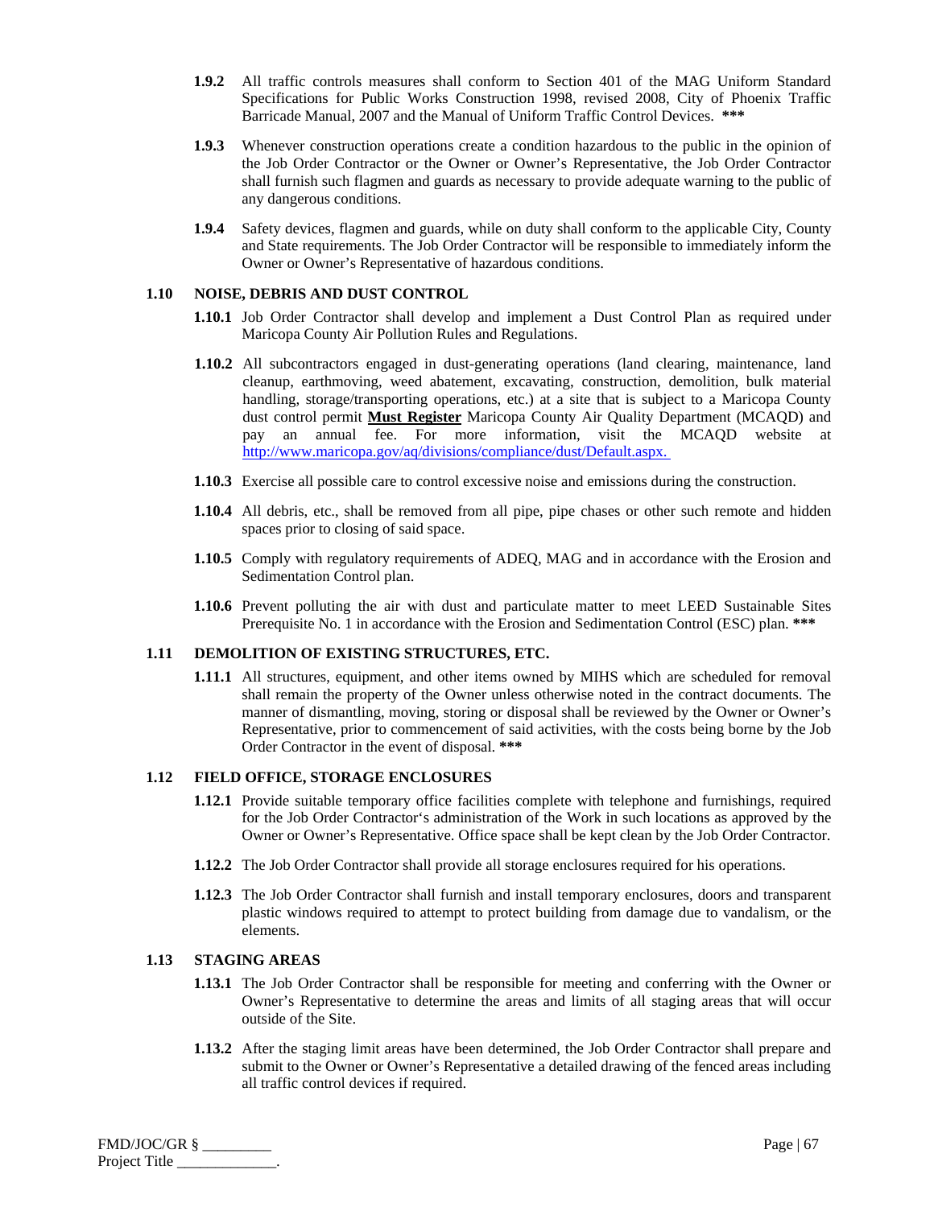**1.9.2** All traffic controls measures shall conform to Section 401 of the MAG Uniform Standard Specifications for Public Works Construction 1998, revised 2008, City of Phoenix Traffic Barricade Manual, 2007 and the Manual of Uniform Traffic Control Devices. *****

**1.9.3** Whenever construction operations create a condition hazardous to the public in the opinion of the Job Order Contractor or the Owner or Owner's Representative, the Job Order Contractor shall furnish such flagmen and guards as necessary to provide adequate warning to the public of any dangerous conditions.

**1.9.4** Safety devices, flagmen and guards, while on duty shall conform to the applicable City, County and State requirements. The Job Order Contractor will be responsible to immediately inform the Owner or Owner's Representative of hazardous conditions.

### 1.10 NOISE, DEBRIS AND DUST CONTROL

**1.10.1** Job Order Contractor shall develop and implement a Dust Control Plan as required under Maricopa County Air Pollution Rules and Regulations.

**1.10.2** All subcontractors engaged in dust-generating operations (land clearing, maintenance, land cleanup, earthmoving, weed abatement, excavating, construction, demolition, bulk material handling, storage/transporting operations, etc.) at a site that is subject to a Maricopa County dust control permit **Must Register** Maricopa County Air Quality Department (MCAQD) and pay an annual fee. For more information, visit the MCAQD website at http://www.maricopa.gov/aq/divisions/compliance/dust/Default.aspx.

**1.10.3** Exercise all possible care to control excessive noise and emissions during the construction.

**1.10.4** All debris, etc., shall be removed from all pipe, pipe chases or other such remote and hidden spaces prior to closing of said space.

**1.10.5** Comply with regulatory requirements of ADEQ, MAG and in accordance with the Erosion and Sedimentation Control plan.

**1.10.6** Prevent polluting the air with dust and particulate matter to meet LEED Sustainable Sites Prerequisite No. 1 in accordance with the Erosion and Sedimentation Control (ESC) plan. *****

### 1.11 DEMOLITION OF EXISTING STRUCTURES, ETC.

**1.11.1** All structures, equipment, and other items owned by MIHS which are scheduled for removal shall remain the property of the Owner unless otherwise noted in the contract documents. The manner of dismantling, moving, storing or disposal shall be reviewed by the Owner or Owner's Representative, prior to commencement of said activities, with the costs being borne by the Job Order Contractor in the event of disposal. *****

### 1.12 FIELD OFFICE, STORAGE ENCLOSURES

**1.12.1** Provide suitable temporary office facilities complete with telephone and furnishings, required for the Job Order Contractor's administration of the Work in such locations as approved by the Owner or Owner's Representative. Office space shall be kept clean by the Job Order Contractor.

**1.12.2** The Job Order Contractor shall provide all storage enclosures required for his operations.

**1.12.3** The Job Order Contractor shall furnish and install temporary enclosures, doors and transparent plastic windows required to attempt to protect building from damage due to vandalism, or the elements.

### 1.13 STAGING AREAS

**1.13.1** The Job Order Contractor shall be responsible for meeting and conferring with the Owner or Owner's Representative to determine the areas and limits of all staging areas that will occur outside of the Site.

**1.13.2** After the staging limit areas have been determined, the Job Order Contractor shall prepare and submit to the Owner or Owner's Representative a detailed drawing of the fenced areas including all traffic control devices if required.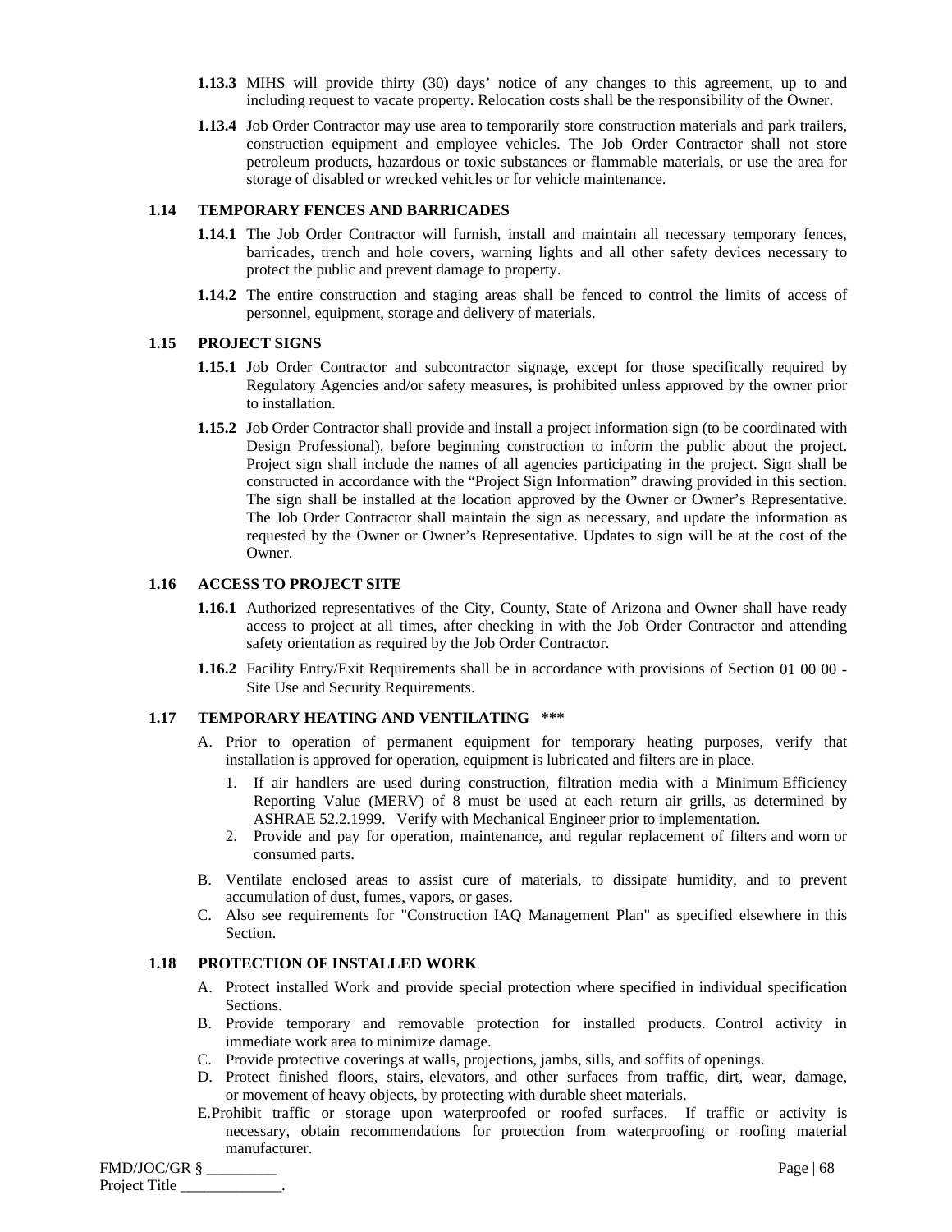**1.13.3** MIHS will provide thirty (30) days' notice of any changes to this agreement, up to and including request to vacate property. Relocation costs shall be the responsibility of the Owner.

**1.13.4** Job Order Contractor may use area to temporarily store construction materials and park trailers, construction equipment and employee vehicles. The Job Order Contractor shall not store petroleum products, hazardous or toxic substances or flammable materials, or use the area for storage of disabled or wrecked vehicles or for vehicle maintenance.

## 1.14 TEMPORARY FENCES AND BARRICADES

**1.14.1** The Job Order Contractor will furnish, install and maintain all necessary temporary fences, barricades, trench and hole covers, warning lights and all other safety devices necessary to protect the public and prevent damage to property.

**1.14.2** The entire construction and staging areas shall be fenced to control the limits of access of personnel, equipment, storage and delivery of materials.

## 1.15 PROJECT SIGNS

**1.15.1** Job Order Contractor and subcontractor signage, except for those specifically required by Regulatory Agencies and/or safety measures, is prohibited unless approved by the owner prior to installation.

**1.15.2** Job Order Contractor shall provide and install a project information sign (to be coordinated with Design Professional), before beginning construction to inform the public about the project. Project sign shall include the names of all agencies participating in the project. Sign shall be constructed in accordance with the "Project Sign Information" drawing provided in this section. The sign shall be installed at the location approved by the Owner or Owner's Representative. The Job Order Contractor shall maintain the sign as necessary, and update the information as requested by the Owner or Owner's Representative. Updates to sign will be at the cost of the Owner.

## 1.16 ACCESS TO PROJECT SITE

**1.16.1** Authorized representatives of the City, County, State of Arizona and Owner shall have ready access to project at all times, after checking in with the Job Order Contractor and attending safety orientation as required by the Job Order Contractor.

**1.16.2** Facility Entry/Exit Requirements shall be in accordance with provisions of Section 01 00 00 - Site Use and Security Requirements.

## 1.17 TEMPORARY HEATING AND VENTILATING ***

A. Prior to operation of permanent equipment for temporary heating purposes, verify that installation is approved for operation, equipment is lubricated and filters are in place.

1. If air handlers are used during construction, filtration media with a Minimum Efficiency Reporting Value (MERV) of 8 must be used at each return air grills, as determined by ASHRAE 52.2.1999. Verify with Mechanical Engineer prior to implementation.
2. Provide and pay for operation, maintenance, and regular replacement of filters and worn or consumed parts.

B. Ventilate enclosed areas to assist cure of materials, to dissipate humidity, and to prevent accumulation of dust, fumes, vapors, or gases.

C. Also see requirements for "Construction IAQ Management Plan" as specified elsewhere in this Section.

## 1.18 PROTECTION OF INSTALLED WORK

A. Protect installed Work and provide special protection where specified in individual specification Sections.

B. Provide temporary and removable protection for installed products. Control activity in immediate work area to minimize damage.

C. Provide protective coverings at walls, projections, jambs, sills, and soffits of openings.

D. Protect finished floors, stairs, elevators, and other surfaces from traffic, dirt, wear, damage, or movement of heavy objects, by protecting with durable sheet materials.

E. Prohibit traffic or storage upon waterproofed or roofed surfaces. If traffic or activity is necessary, obtain recommendations for protection from waterproofing or roofing material manufacturer.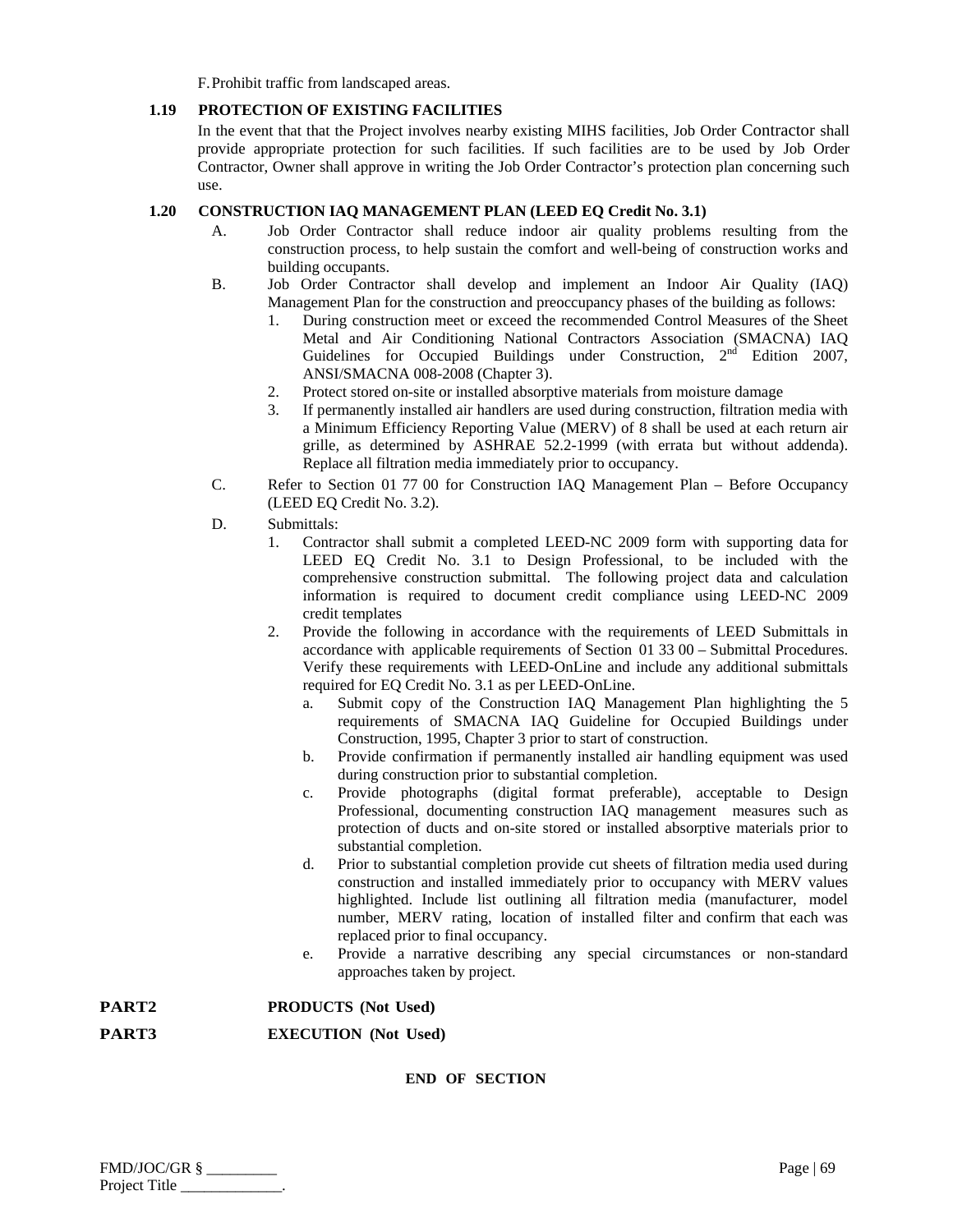F. Prohibit traffic from landscaped areas.

### 1.19 PROTECTION OF EXISTING FACILITIES

In the event that that the Project involves nearby existing MIHS facilities, Job Order Contractor shall provide appropriate protection for such facilities. If such facilities are to be used by Job Order Contractor, Owner shall approve in writing the Job Order Contractor's protection plan concerning such use.

### 1.20 CONSTRUCTION IAQ MANAGEMENT PLAN (LEED EQ Credit No. 3.1)

A. Job Order Contractor shall reduce indoor air quality problems resulting from the construction process, to help sustain the comfort and well-being of construction works and building occupants.

B. Job Order Contractor shall develop and implement an Indoor Air Quality (IAQ) Management Plan for the construction and preoccupancy phases of the building as follows:

1. During construction meet or exceed the recommended Control Measures of the Sheet Metal and Air Conditioning National Contractors Association (SMACNA) IAQ Guidelines for Occupied Buildings under Construction, 2nd Edition 2007, ANSI/SMACNA 008-2008 (Chapter 3).
2. Protect stored on-site or installed absorptive materials from moisture damage
3. If permanently installed air handlers are used during construction, filtration media with a Minimum Efficiency Reporting Value (MERV) of 8 shall be used at each return air grille, as determined by ASHRAE 52.2-1999 (with errata but without addenda). Replace all filtration media immediately prior to occupancy.

C. Refer to Section 01 77 00 for Construction IAQ Management Plan – Before Occupancy (LEED EQ Credit No. 3.2).

D. Submittals:

1. Contractor shall submit a completed LEED-NC 2009 form with supporting data for LEED EQ Credit No. 3.1 to Design Professional, to be included with the comprehensive construction submittal. The following project data and calculation information is required to document credit compliance using LEED-NC 2009 credit templates
2. Provide the following in accordance with the requirements of LEED Submittals in accordance with applicable requirements of Section 01 33 00 – Submittal Procedures. Verify these requirements with LEED-OnLine and include any additional submittals required for EQ Credit No. 3.1 as per LEED-OnLine.
   a. Submit copy of the Construction IAQ Management Plan highlighting the 5 requirements of SMACNA IAQ Guideline for Occupied Buildings under Construction, 1995, Chapter 3 prior to start of construction.
   b. Provide confirmation if permanently installed air handling equipment was used during construction prior to substantial completion.
   c. Provide photographs (digital format preferable), acceptable to Design Professional, documenting construction IAQ management measures such as protection of ducts and on-site stored or installed absorptive materials prior to substantial completion.
   d. Prior to substantial completion provide cut sheets of filtration media used during construction and installed immediately prior to occupancy with MERV values highlighted. Include list outlining all filtration media (manufacturer, model number, MERV rating, location of installed filter and confirm that each was replaced prior to final occupancy.
   e. Provide a narrative describing any special circumstances or non-standard approaches taken by project.

## PART2 PRODUCTS (Not Used)

## PART3 EXECUTION (Not Used)

**END OF SECTION**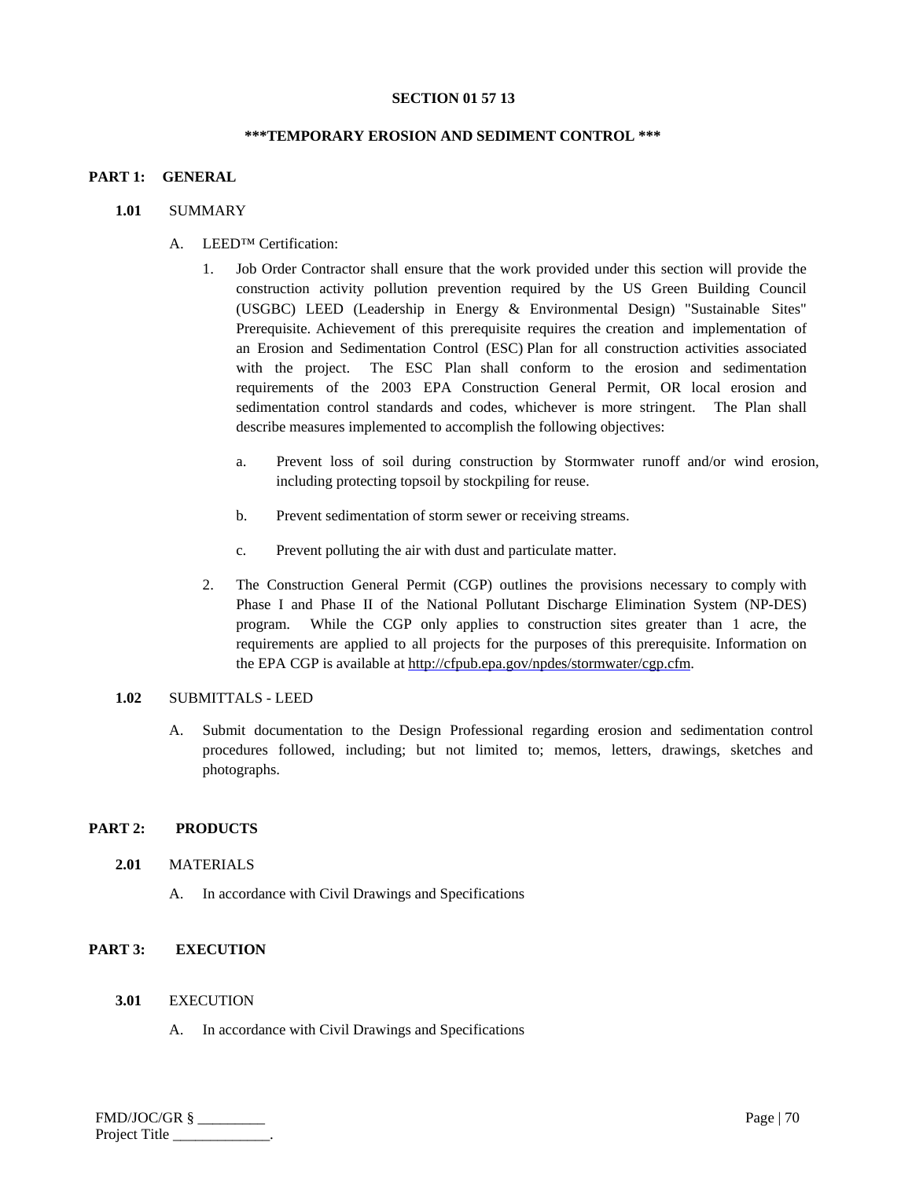# SECTION 01 57 13

## ***TEMPORARY EROSION AND SEDIMENT CONTROL ***

## PART 1: GENERAL

### 1.01 SUMMARY

A. LEED™ Certification:

1. Job Order Contractor shall ensure that the work provided under this section will provide the construction activity pollution prevention required by the US Green Building Council (USGBC) LEED (Leadership in Energy & Environmental Design) "Sustainable Sites" Prerequisite. Achievement of this prerequisite requires the creation and implementation of an Erosion and Sedimentation Control (ESC) Plan for all construction activities associated with the project. The ESC Plan shall conform to the erosion and sedimentation requirements of the 2003 EPA Construction General Permit, OR local erosion and sedimentation control standards and codes, whichever is more stringent. The Plan shall describe measures implemented to accomplish the following objectives:

   a. Prevent loss of soil during construction by Stormwater runoff and/or wind erosion, including protecting topsoil by stockpiling for reuse.

   b. Prevent sedimentation of storm sewer or receiving streams.

   c. Prevent polluting the air with dust and particulate matter.

2. The Construction General Permit (CGP) outlines the provisions necessary to comply with Phase I and Phase II of the National Pollutant Discharge Elimination System (NP-DES) program. While the CGP only applies to construction sites greater than 1 acre, the requirements are applied to all projects for the purposes of this prerequisite. Information on the EPA CGP is available at http://cfpub.epa.gov/npdes/stormwater/cgp.cfm.

### 1.02 SUBMITTALS - LEED

A. Submit documentation to the Design Professional regarding erosion and sedimentation control procedures followed, including; but not limited to; memos, letters, drawings, sketches and photographs.

## PART 2: PRODUCTS

### 2.01 MATERIALS

A. In accordance with Civil Drawings and Specifications

## PART 3: EXECUTION

### 3.01 EXECUTION

A. In accordance with Civil Drawings and Specifications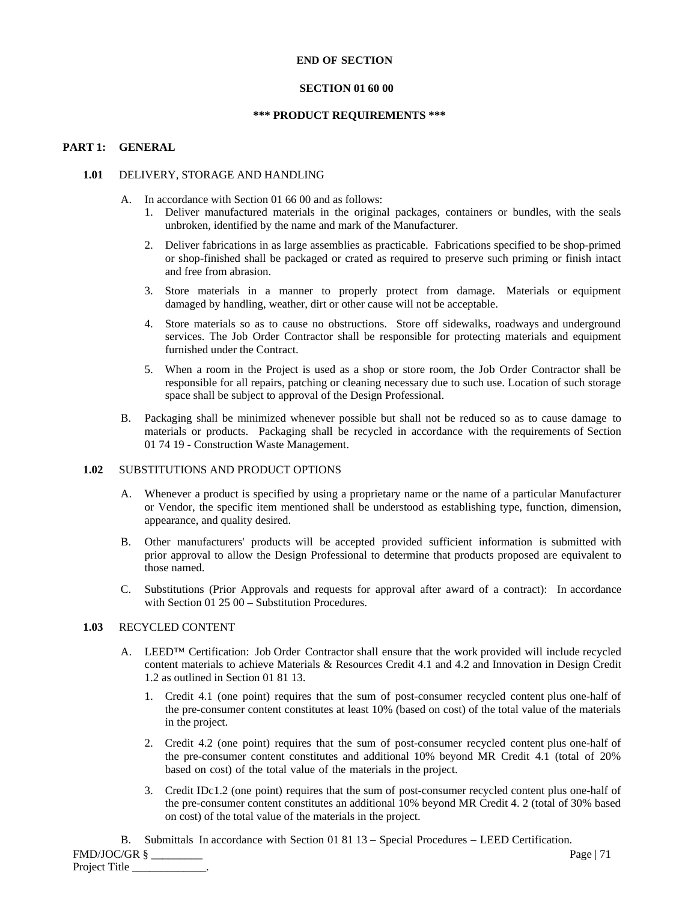**END OF SECTION**

**SECTION 01 60 00**

**\*\*\* PRODUCT REQUIREMENTS \*\*\***

## PART 1: GENERAL

### 1.01 DELIVERY, STORAGE AND HANDLING

A. In accordance with Section 01 66 00 and as follows:

1. Deliver manufactured materials in the original packages, containers or bundles, with the seals unbroken, identified by the name and mark of the Manufacturer.

2. Deliver fabrications in as large assemblies as practicable. Fabrications specified to be shop-primed or shop-finished shall be packaged or crated as required to preserve such priming or finish intact and free from abrasion.

3. Store materials in a manner to properly protect from damage. Materials or equipment damaged by handling, weather, dirt or other cause will not be acceptable.

4. Store materials so as to cause no obstructions. Store off sidewalks, roadways and underground services. The Job Order Contractor shall be responsible for protecting materials and equipment furnished under the Contract.

5. When a room in the Project is used as a shop or store room, the Job Order Contractor shall be responsible for all repairs, patching or cleaning necessary due to such use. Location of such storage space shall be subject to approval of the Design Professional.

B. Packaging shall be minimized whenever possible but shall not be reduced so as to cause damage to materials or products. Packaging shall be recycled in accordance with the requirements of Section 01 74 19 - Construction Waste Management.

### 1.02 SUBSTITUTIONS AND PRODUCT OPTIONS

A. Whenever a product is specified by using a proprietary name or the name of a particular Manufacturer or Vendor, the specific item mentioned shall be understood as establishing type, function, dimension, appearance, and quality desired.

B. Other manufacturers' products will be accepted provided sufficient information is submitted with prior approval to allow the Design Professional to determine that products proposed are equivalent to those named.

C. Substitutions (Prior Approvals and requests for approval after award of a contract): In accordance with Section 01 25 00 – Substitution Procedures.

### 1.03 RECYCLED CONTENT

A. LEED™ Certification: Job Order Contractor shall ensure that the work provided will include recycled content materials to achieve Materials & Resources Credit 4.1 and 4.2 and Innovation in Design Credit 1.2 as outlined in Section 01 81 13.

1. Credit 4.1 (one point) requires that the sum of post-consumer recycled content plus one-half of the pre-consumer content constitutes at least 10% (based on cost) of the total value of the materials in the project.

2. Credit 4.2 (one point) requires that the sum of post-consumer recycled content plus one-half of the pre-consumer content constitutes and additional 10% beyond MR Credit 4.1 (total of 20% based on cost) of the total value of the materials in the project.

3. Credit IDc1.2 (one point) requires that the sum of post-consumer recycled content plus one-half of the pre-consumer content constitutes an additional 10% beyond MR Credit 4. 2 (total of 30% based on cost) of the total value of the materials in the project.

B. Submittals In accordance with Section 01 81 13 – Special Procedures – LEED Certification.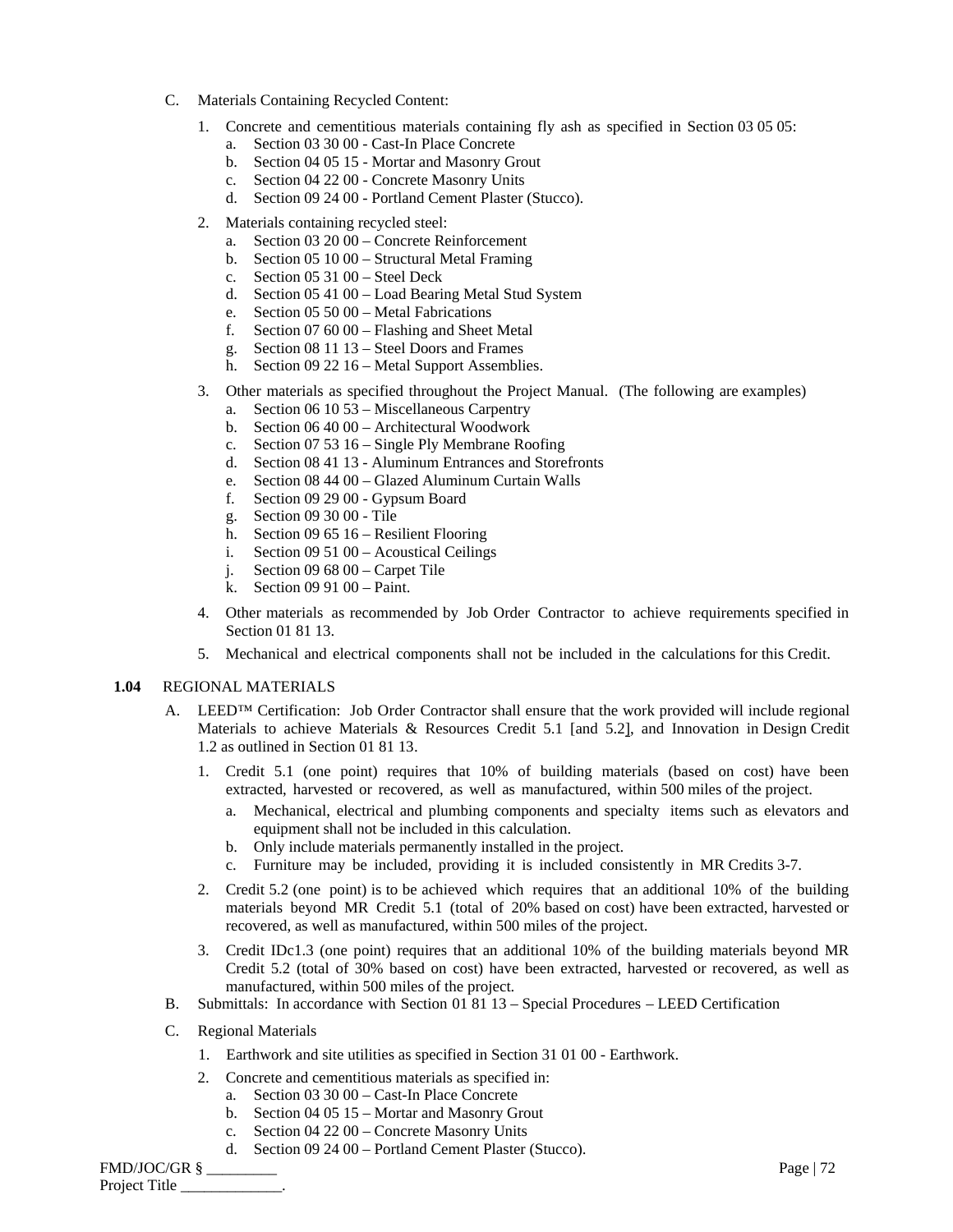C. Materials Containing Recycled Content:

1. Concrete and cementitious materials containing fly ash as specified in Section 03 05 05:
   a. Section 03 30 00 - Cast-In Place Concrete
   b. Section 04 05 15 - Mortar and Masonry Grout
   c. Section 04 22 00 - Concrete Masonry Units
   d. Section 09 24 00 - Portland Cement Plaster (Stucco).

2. Materials containing recycled steel:
   a. Section 03 20 00 – Concrete Reinforcement
   b. Section 05 10 00 – Structural Metal Framing
   c. Section 05 31 00 – Steel Deck
   d. Section 05 41 00 – Load Bearing Metal Stud System
   e. Section 05 50 00 – Metal Fabrications
   f. Section 07 60 00 – Flashing and Sheet Metal
   g. Section 08 11 13 – Steel Doors and Frames
   h. Section 09 22 16 – Metal Support Assemblies.

3. Other materials as specified throughout the Project Manual. (The following are examples)
   a. Section 06 10 53 – Miscellaneous Carpentry
   b. Section 06 40 00 – Architectural Woodwork
   c. Section 07 53 16 – Single Ply Membrane Roofing
   d. Section 08 41 13 - Aluminum Entrances and Storefronts
   e. Section 08 44 00 – Glazed Aluminum Curtain Walls
   f. Section 09 29 00 - Gypsum Board
   g. Section 09 30 00 - Tile
   h. Section 09 65 16 – Resilient Flooring
   i. Section 09 51 00 – Acoustical Ceilings
   j. Section 09 68 00 – Carpet Tile
   k. Section 09 91 00 – Paint.

4. Other materials as recommended by Job Order Contractor to achieve requirements specified in Section 01 81 13.

5. Mechanical and electrical components shall not be included in the calculations for this Credit.

**1.04** REGIONAL MATERIALS

A. LEED™ Certification: Job Order Contractor shall ensure that the work provided will include regional Materials to achieve Materials & Resources Credit 5.1 [and 5.2], and Innovation in Design Credit 1.2 as outlined in Section 01 81 13.

1. Credit 5.1 (one point) requires that 10% of building materials (based on cost) have been extracted, harvested or recovered, as well as manufactured, within 500 miles of the project.
   a. Mechanical, electrical and plumbing components and specialty items such as elevators and equipment shall not be included in this calculation.
   b. Only include materials permanently installed in the project.
   c. Furniture may be included, providing it is included consistently in MR Credits 3-7.

2. Credit 5.2 (one point) is to be achieved which requires that an additional 10% of the building materials beyond MR Credit 5.1 (total of 20% based on cost) have been extracted, harvested or recovered, as well as manufactured, within 500 miles of the project.

3. Credit IDc1.3 (one point) requires that an additional 10% of the building materials beyond MR Credit 5.2 (total of 30% based on cost) have been extracted, harvested or recovered, as well as manufactured, within 500 miles of the project.

B. Submittals: In accordance with Section 01 81 13 – Special Procedures – LEED Certification

C. Regional Materials

1. Earthwork and site utilities as specified in Section 31 01 00 - Earthwork.

2. Concrete and cementitious materials as specified in:
   a. Section 03 30 00 – Cast-In Place Concrete
   b. Section 04 05 15 – Mortar and Masonry Grout
   c. Section 04 22 00 – Concrete Masonry Units
   d. Section 09 24 00 – Portland Cement Plaster (Stucco).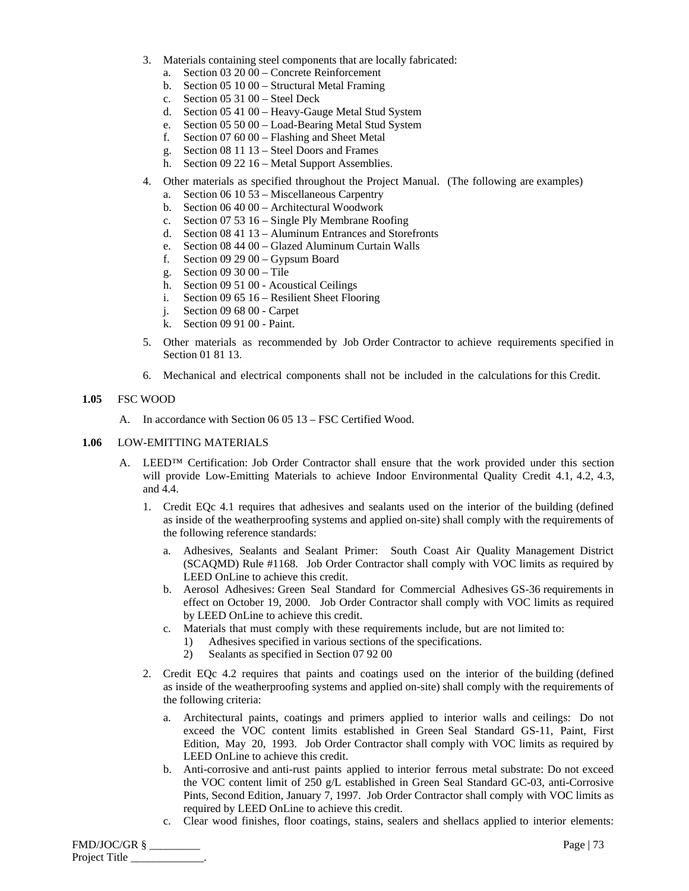3. Materials containing steel components that are locally fabricated:
   a. Section 03 20 00 – Concrete Reinforcement
   b. Section 05 10 00 – Structural Metal Framing
   c. Section 05 31 00 – Steel Deck
   d. Section 05 41 00 – Heavy-Gauge Metal Stud System
   e. Section 05 50 00 – Load-Bearing Metal Stud System
   f. Section 07 60 00 – Flashing and Sheet Metal
   g. Section 08 11 13 – Steel Doors and Frames
   h. Section 09 22 16 – Metal Support Assemblies.

4. Other materials as specified throughout the Project Manual. (The following are examples)
   a. Section 06 10 53 – Miscellaneous Carpentry
   b. Section 06 40 00 – Architectural Woodwork
   c. Section 07 53 16 – Single Ply Membrane Roofing
   d. Section 08 41 13 – Aluminum Entrances and Storefronts
   e. Section 08 44 00 – Glazed Aluminum Curtain Walls
   f. Section 09 29 00 – Gypsum Board
   g. Section 09 30 00 – Tile
   h. Section 09 51 00 - Acoustical Ceilings
   i. Section 09 65 16 – Resilient Sheet Flooring
   j. Section 09 68 00 - Carpet
   k. Section 09 91 00 - Paint.

5. Other materials as recommended by Job Order Contractor to achieve requirements specified in Section 01 81 13.

6. Mechanical and electrical components shall not be included in the calculations for this Credit.

**1.05** FSC WOOD

A. In accordance with Section 06 05 13 – FSC Certified Wood.

**1.06** LOW-EMITTING MATERIALS

A. LEED™ Certification: Job Order Contractor shall ensure that the work provided under this section will provide Low-Emitting Materials to achieve Indoor Environmental Quality Credit 4.1, 4.2, 4.3, and 4.4.

1. Credit EQc 4.1 requires that adhesives and sealants used on the interior of the building (defined as inside of the weatherproofing systems and applied on-site) shall comply with the requirements of the following reference standards:

   a. Adhesives, Sealants and Sealant Primer: South Coast Air Quality Management District (SCAQMD) Rule #1168. Job Order Contractor shall comply with VOC limits as required by LEED OnLine to achieve this credit.
   b. Aerosol Adhesives: Green Seal Standard for Commercial Adhesives GS-36 requirements in effect on October 19, 2000. Job Order Contractor shall comply with VOC limits as required by LEED OnLine to achieve this credit.
   c. Materials that must comply with these requirements include, but are not limited to:
      1) Adhesives specified in various sections of the specifications.
      2) Sealants as specified in Section 07 92 00

2. Credit EQc 4.2 requires that paints and coatings used on the interior of the building (defined as inside of the weatherproofing systems and applied on-site) shall comply with the requirements of the following criteria:

   a. Architectural paints, coatings and primers applied to interior walls and ceilings: Do not exceed the VOC content limits established in Green Seal Standard GS-11, Paint, First Edition, May 20, 1993. Job Order Contractor shall comply with VOC limits as required by LEED OnLine to achieve this credit.
   b. Anti-corrosive and anti-rust paints applied to interior ferrous metal substrate: Do not exceed the VOC content limit of 250 g/L established in Green Seal Standard GC-03, anti-Corrosive Pints, Second Edition, January 7, 1997. Job Order Contractor shall comply with VOC limits as required by LEED OnLine to achieve this credit.
   c. Clear wood finishes, floor coatings, stains, sealers and shellacs applied to interior elements: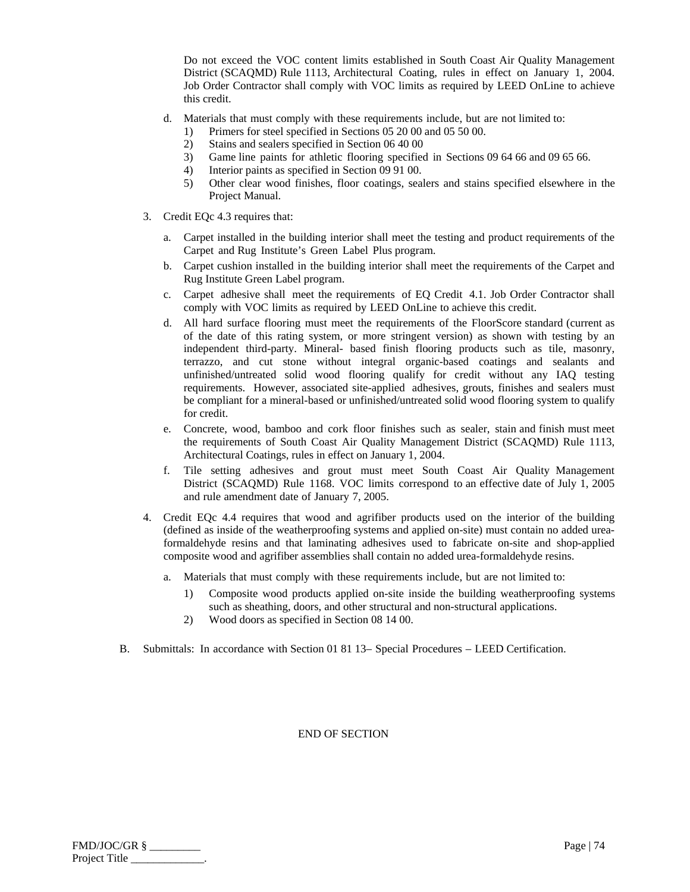Do not exceed the VOC content limits established in South Coast Air Quality Management District (SCAQMD) Rule 1113, Architectural Coating, rules in effect on January 1, 2004. Job Order Contractor shall comply with VOC limits as required by LEED OnLine to achieve this credit.

d. Materials that must comply with these requirements include, but are not limited to:
   1) Primers for steel specified in Sections 05 20 00 and 05 50 00.
   2) Stains and sealers specified in Section 06 40 00
   3) Game line paints for athletic flooring specified in Sections 09 64 66 and 09 65 66.
   4) Interior paints as specified in Section 09 91 00.
   5) Other clear wood finishes, floor coatings, sealers and stains specified elsewhere in the Project Manual.

3. Credit EQc 4.3 requires that:

   a. Carpet installed in the building interior shall meet the testing and product requirements of the Carpet and Rug Institute's Green Label Plus program.

   b. Carpet cushion installed in the building interior shall meet the requirements of the Carpet and Rug Institute Green Label program.

   c. Carpet adhesive shall meet the requirements of EQ Credit 4.1. Job Order Contractor shall comply with VOC limits as required by LEED OnLine to achieve this credit.

   d. All hard surface flooring must meet the requirements of the FloorScore standard (current as of the date of this rating system, or more stringent version) as shown with testing by an independent third-party. Mineral- based finish flooring products such as tile, masonry, terrazzo, and cut stone without integral organic-based coatings and sealants and unfinished/untreated solid wood flooring qualify for credit without any IAQ testing requirements. However, associated site-applied adhesives, grouts, finishes and sealers must be compliant for a mineral-based or unfinished/untreated solid wood flooring system to qualify for credit.

   e. Concrete, wood, bamboo and cork floor finishes such as sealer, stain and finish must meet the requirements of South Coast Air Quality Management District (SCAQMD) Rule 1113, Architectural Coatings, rules in effect on January 1, 2004.

   f. Tile setting adhesives and grout must meet South Coast Air Quality Management District (SCAQMD) Rule 1168. VOC limits correspond to an effective date of July 1, 2005 and rule amendment date of January 7, 2005.

4. Credit EQc 4.4 requires that wood and agrifiber products used on the interior of the building (defined as inside of the weatherproofing systems and applied on-site) must contain no added urea-formaldehyde resins and that laminating adhesives used to fabricate on-site and shop-applied composite wood and agrifiber assemblies shall contain no added urea-formaldehyde resins.

   a. Materials that must comply with these requirements include, but are not limited to:

      1) Composite wood products applied on-site inside the building weatherproofing systems such as sheathing, doors, and other structural and non-structural applications.
      2) Wood doors as specified in Section 08 14 00.

B. Submittals: In accordance with Section 01 81 13– Special Procedures – LEED Certification.

END OF SECTION

FMD/JOC/GR § _________
Project Title _____________.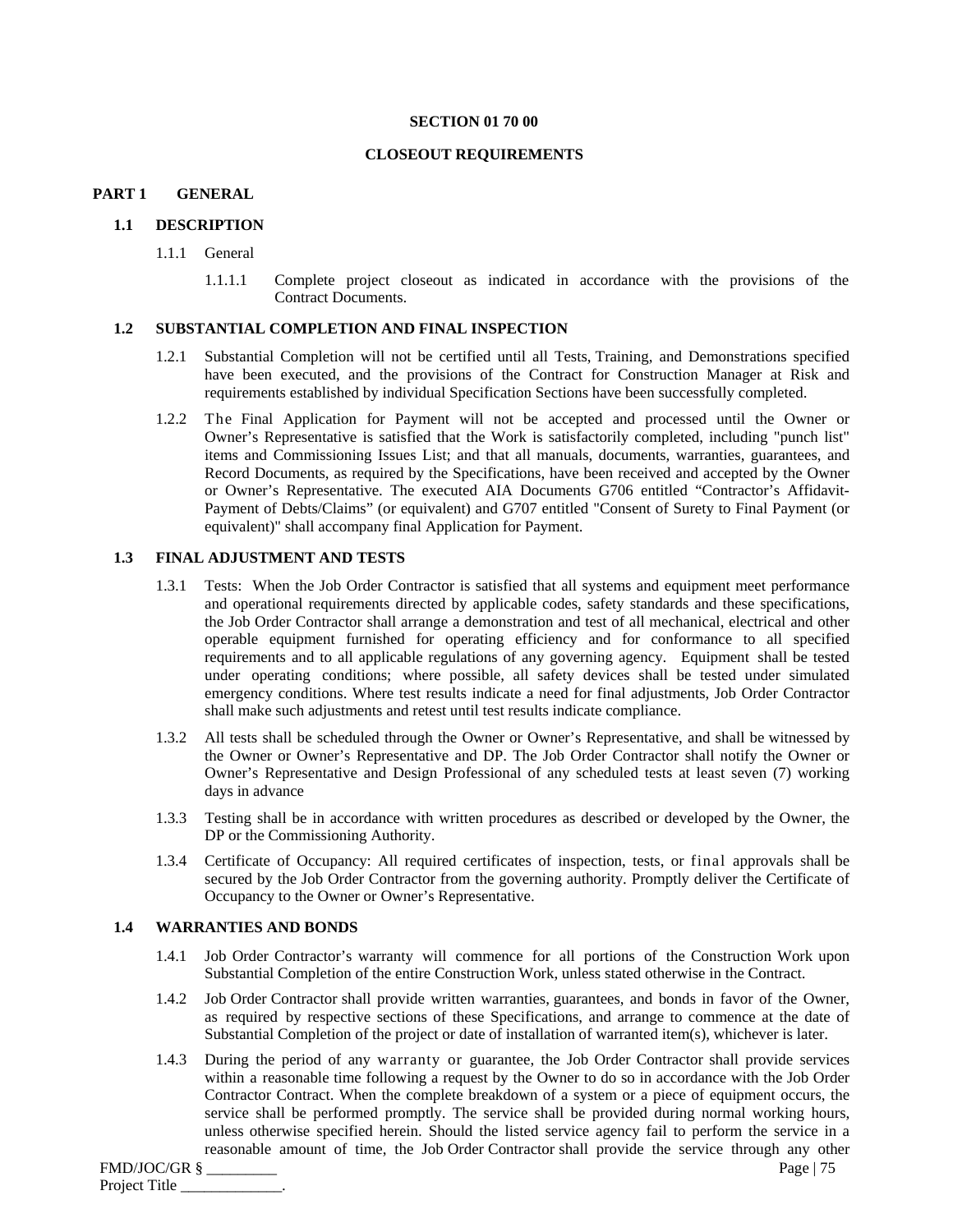**SECTION 01 70 00**

**CLOSEOUT REQUIREMENTS**

## PART 1 GENERAL

### 1.1 DESCRIPTION

1.1.1 General

1.1.1.1 Complete project closeout as indicated in accordance with the provisions of the Contract Documents.

### 1.2 SUBSTANTIAL COMPLETION AND FINAL INSPECTION

1.2.1 Substantial Completion will not be certified until all Tests, Training, and Demonstrations specified have been executed, and the provisions of the Contract for Construction Manager at Risk and requirements established by individual Specification Sections have been successfully completed.

1.2.2 The Final Application for Payment will not be accepted and processed until the Owner or Owner's Representative is satisfied that the Work is satisfactorily completed, including "punch list" items and Commissioning Issues List; and that all manuals, documents, warranties, guarantees, and Record Documents, as required by the Specifications, have been received and accepted by the Owner or Owner's Representative. The executed AIA Documents G706 entitled "Contractor's Affidavit-Payment of Debts/Claims" (or equivalent) and G707 entitled "Consent of Surety to Final Payment (or equivalent)" shall accompany final Application for Payment.

### 1.3 FINAL ADJUSTMENT AND TESTS

1.3.1 Tests: When the Job Order Contractor is satisfied that all systems and equipment meet performance and operational requirements directed by applicable codes, safety standards and these specifications, the Job Order Contractor shall arrange a demonstration and test of all mechanical, electrical and other operable equipment furnished for operating efficiency and for conformance to all specified requirements and to all applicable regulations of any governing agency. Equipment shall be tested under operating conditions; where possible, all safety devices shall be tested under simulated emergency conditions. Where test results indicate a need for final adjustments, Job Order Contractor shall make such adjustments and retest until test results indicate compliance.

1.3.2 All tests shall be scheduled through the Owner or Owner's Representative, and shall be witnessed by the Owner or Owner's Representative and DP. The Job Order Contractor shall notify the Owner or Owner's Representative and Design Professional of any scheduled tests at least seven (7) working days in advance

1.3.3 Testing shall be in accordance with written procedures as described or developed by the Owner, the DP or the Commissioning Authority.

1.3.4 Certificate of Occupancy: All required certificates of inspection, tests, or final approvals shall be secured by the Job Order Contractor from the governing authority. Promptly deliver the Certificate of Occupancy to the Owner or Owner's Representative.

### 1.4 WARRANTIES AND BONDS

1.4.1 Job Order Contractor's warranty will commence for all portions of the Construction Work upon Substantial Completion of the entire Construction Work, unless stated otherwise in the Contract.

1.4.2 Job Order Contractor shall provide written warranties, guarantees, and bonds in favor of the Owner, as required by respective sections of these Specifications, and arrange to commence at the date of Substantial Completion of the project or date of installation of warranted item(s), whichever is later.

1.4.3 During the period of any warranty or guarantee, the Job Order Contractor shall provide services within a reasonable time following a request by the Owner to do so in accordance with the Job Order Contractor Contract. When the complete breakdown of a system or a piece of equipment occurs, the service shall be performed promptly. The service shall be provided during normal working hours, unless otherwise specified herein. Should the listed service agency fail to perform the service in a reasonable amount of time, the Job Order Contractor shall provide the service through any other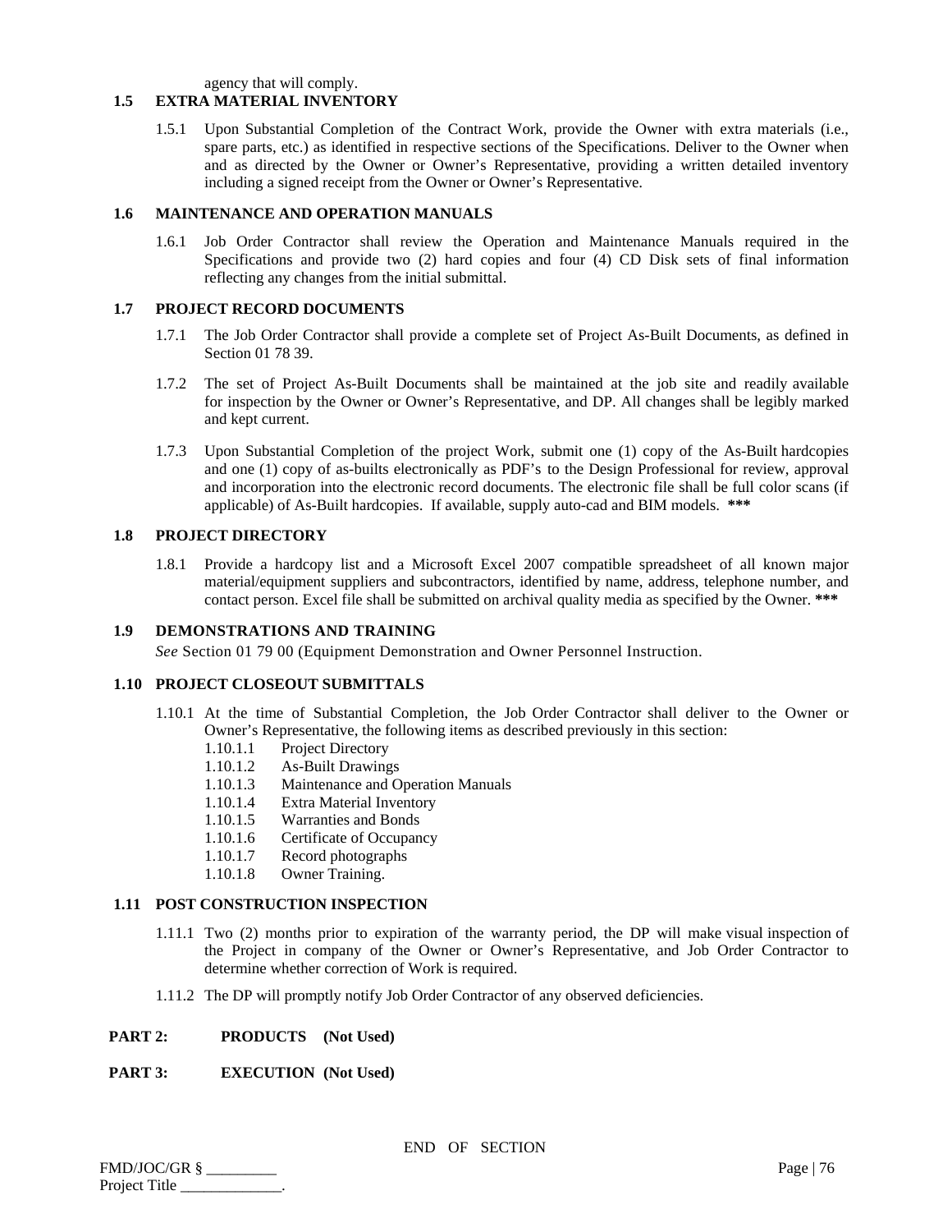agency that will comply.

### 1.5 EXTRA MATERIAL INVENTORY

1.5.1 Upon Substantial Completion of the Contract Work, provide the Owner with extra materials (i.e., spare parts, etc.) as identified in respective sections of the Specifications. Deliver to the Owner when and as directed by the Owner or Owner's Representative, providing a written detailed inventory including a signed receipt from the Owner or Owner's Representative.

### 1.6 MAINTENANCE AND OPERATION MANUALS

1.6.1 Job Order Contractor shall review the Operation and Maintenance Manuals required in the Specifications and provide two (2) hard copies and four (4) CD Disk sets of final information reflecting any changes from the initial submittal.

### 1.7 PROJECT RECORD DOCUMENTS

1.7.1 The Job Order Contractor shall provide a complete set of Project As-Built Documents, as defined in Section 01 78 39.

1.7.2 The set of Project As-Built Documents shall be maintained at the job site and readily available for inspection by the Owner or Owner's Representative, and DP. All changes shall be legibly marked and kept current.

1.7.3 Upon Substantial Completion of the project Work, submit one (1) copy of the As-Built hardcopies and one (1) copy of as-builts electronically as PDF's to the Design Professional for review, approval and incorporation into the electronic record documents. The electronic file shall be full color scans (if applicable) of As-Built hardcopies. If available, supply auto-cad and BIM models. **\*\*\***

### 1.8 PROJECT DIRECTORY

1.8.1 Provide a hardcopy list and a Microsoft Excel 2007 compatible spreadsheet of all known major material/equipment suppliers and subcontractors, identified by name, address, telephone number, and contact person. Excel file shall be submitted on archival quality media as specified by the Owner. **\*\*\***

### 1.9 DEMONSTRATIONS AND TRAINING

*See* Section 01 79 00 (Equipment Demonstration and Owner Personnel Instruction.

### 1.10 PROJECT CLOSEOUT SUBMITTALS

1.10.1 At the time of Substantial Completion, the Job Order Contractor shall deliver to the Owner or Owner's Representative, the following items as described previously in this section:

- 1.10.1.1 Project Directory
- 1.10.1.2 As-Built Drawings
- 1.10.1.3 Maintenance and Operation Manuals
- 1.10.1.4 Extra Material Inventory
- 1.10.1.5 Warranties and Bonds
- 1.10.1.6 Certificate of Occupancy
- 1.10.1.7 Record photographs
- 1.10.1.8 Owner Training.

### 1.11 POST CONSTRUCTION INSPECTION

1.11.1 Two (2) months prior to expiration of the warranty period, the DP will make visual inspection of the Project in company of the Owner or Owner's Representative, and Job Order Contractor to determine whether correction of Work is required.

1.11.2 The DP will promptly notify Job Order Contractor of any observed deficiencies.

## PART 2: PRODUCTS (Not Used)

## PART 3: EXECUTION (Not Used)

END OF SECTION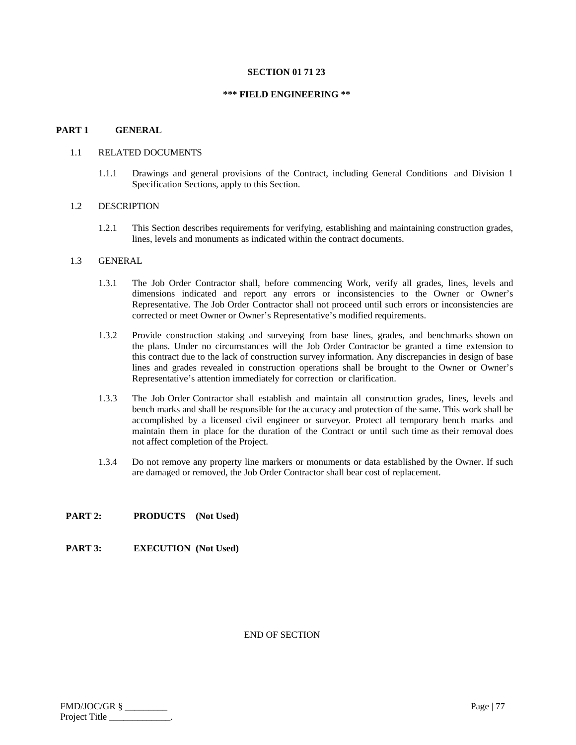# SECTION 01 71 23

## *** FIELD ENGINEERING **

## PART 1 GENERAL

### 1.1 RELATED DOCUMENTS

1.1.1 Drawings and general provisions of the Contract, including General Conditions and Division 1 Specification Sections, apply to this Section.

### 1.2 DESCRIPTION

1.2.1 This Section describes requirements for verifying, establishing and maintaining construction grades, lines, levels and monuments as indicated within the contract documents.

### 1.3 GENERAL

1.3.1 The Job Order Contractor shall, before commencing Work, verify all grades, lines, levels and dimensions indicated and report any errors or inconsistencies to the Owner or Owner's Representative. The Job Order Contractor shall not proceed until such errors or inconsistencies are corrected or meet Owner or Owner's Representative's modified requirements.

1.3.2 Provide construction staking and surveying from base lines, grades, and benchmarks shown on the plans. Under no circumstances will the Job Order Contractor be granted a time extension to this contract due to the lack of construction survey information. Any discrepancies in design of base lines and grades revealed in construction operations shall be brought to the Owner or Owner's Representative's attention immediately for correction or clarification.

1.3.3 The Job Order Contractor shall establish and maintain all construction grades, lines, levels and bench marks and shall be responsible for the accuracy and protection of the same. This work shall be accomplished by a licensed civil engineer or surveyor. Protect all temporary bench marks and maintain them in place for the duration of the Contract or until such time as their removal does not affect completion of the Project.

1.3.4 Do not remove any property line markers or monuments or data established by the Owner. If such are damaged or removed, the Job Order Contractor shall bear cost of replacement.

## PART 2: PRODUCTS (Not Used)

## PART 3: EXECUTION (Not Used)

END OF SECTION

FMD/JOC/GR § _________
Project Title _____________.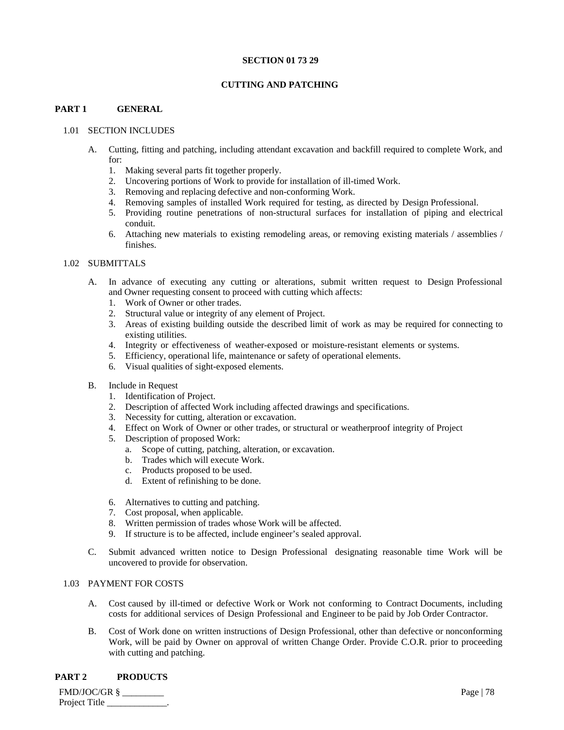# SECTION 01 73 29

# CUTTING AND PATCHING

## PART 1 GENERAL

### 1.01 SECTION INCLUDES

A. Cutting, fitting and patching, including attendant excavation and backfill required to complete Work, and for:
   1. Making several parts fit together properly.
   2. Uncovering portions of Work to provide for installation of ill-timed Work.
   3. Removing and replacing defective and non-conforming Work.
   4. Removing samples of installed Work required for testing, as directed by Design Professional.
   5. Providing routine penetrations of non-structural surfaces for installation of piping and electrical conduit.
   6. Attaching new materials to existing remodeling areas, or removing existing materials / assemblies / finishes.

### 1.02 SUBMITTALS

A. In advance of executing any cutting or alterations, submit written request to Design Professional and Owner requesting consent to proceed with cutting which affects:
   1. Work of Owner or other trades.
   2. Structural value or integrity of any element of Project.
   3. Areas of existing building outside the described limit of work as may be required for connecting to existing utilities.
   4. Integrity or effectiveness of weather-exposed or moisture-resistant elements or systems.
   5. Efficiency, operational life, maintenance or safety of operational elements.
   6. Visual qualities of sight-exposed elements.

B. Include in Request
   1. Identification of Project.
   2. Description of affected Work including affected drawings and specifications.
   3. Necessity for cutting, alteration or excavation.
   4. Effect on Work of Owner or other trades, or structural or weatherproof integrity of Project
   5. Description of proposed Work:
      a. Scope of cutting, patching, alteration, or excavation.
      b. Trades which will execute Work.
      c. Products proposed to be used.
      d. Extent of refinishing to be done.
   6. Alternatives to cutting and patching.
   7. Cost proposal, when applicable.
   8. Written permission of trades whose Work will be affected.
   9. If structure is to be affected, include engineer's sealed approval.

C. Submit advanced written notice to Design Professional designating reasonable time Work will be uncovered to provide for observation.

### 1.03 PAYMENT FOR COSTS

A. Cost caused by ill-timed or defective Work or Work not conforming to Contract Documents, including costs for additional services of Design Professional and Engineer to be paid by Job Order Contractor.

B. Cost of Work done on written instructions of Design Professional, other than defective or nonconforming Work, will be paid by Owner on approval of written Change Order. Provide C.O.R. prior to proceeding with cutting and patching.

## PART 2 PRODUCTS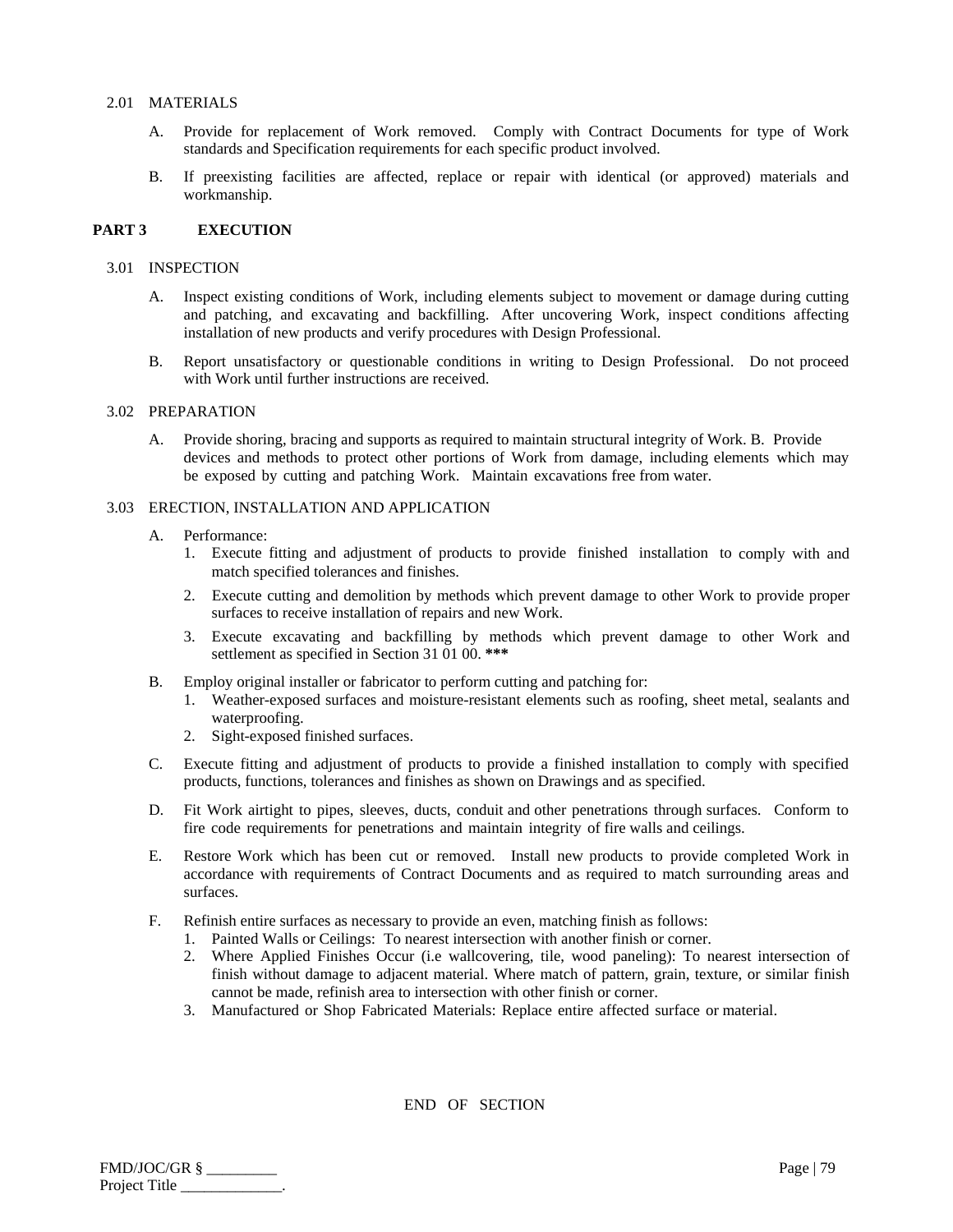### 2.01 MATERIALS

A. Provide for replacement of Work removed. Comply with Contract Documents for type of Work standards and Specification requirements for each specific product involved.

B. If preexisting facilities are affected, replace or repair with identical (or approved) materials and workmanship.

## PART 3 EXECUTION

### 3.01 INSPECTION

A. Inspect existing conditions of Work, including elements subject to movement or damage during cutting and patching, and excavating and backfilling. After uncovering Work, inspect conditions affecting installation of new products and verify procedures with Design Professional.

B. Report unsatisfactory or questionable conditions in writing to Design Professional. Do not proceed with Work until further instructions are received.

### 3.02 PREPARATION

A. Provide shoring, bracing and supports as required to maintain structural integrity of Work. B. Provide devices and methods to protect other portions of Work from damage, including elements which may be exposed by cutting and patching Work. Maintain excavations free from water.

### 3.03 ERECTION, INSTALLATION AND APPLICATION

A. Performance:
   1. Execute fitting and adjustment of products to provide finished installation to comply with and match specified tolerances and finishes.
   2. Execute cutting and demolition by methods which prevent damage to other Work to provide proper surfaces to receive installation of repairs and new Work.
   3. Execute excavating and backfilling by methods which prevent damage to other Work and settlement as specified in Section 31 01 00. **\*\*\***

B. Employ original installer or fabricator to perform cutting and patching for:
   1. Weather-exposed surfaces and moisture-resistant elements such as roofing, sheet metal, sealants and waterproofing.
   2. Sight-exposed finished surfaces.

C. Execute fitting and adjustment of products to provide a finished installation to comply with specified products, functions, tolerances and finishes as shown on Drawings and as specified.

D. Fit Work airtight to pipes, sleeves, ducts, conduit and other penetrations through surfaces. Conform to fire code requirements for penetrations and maintain integrity of fire walls and ceilings.

E. Restore Work which has been cut or removed. Install new products to provide completed Work in accordance with requirements of Contract Documents and as required to match surrounding areas and surfaces.

F. Refinish entire surfaces as necessary to provide an even, matching finish as follows:
   1. Painted Walls or Ceilings: To nearest intersection with another finish or corner.
   2. Where Applied Finishes Occur (i.e wallcovering, tile, wood paneling): To nearest intersection of finish without damage to adjacent material. Where match of pattern, grain, texture, or similar finish cannot be made, refinish area to intersection with other finish or corner.
   3. Manufactured or Shop Fabricated Materials: Replace entire affected surface or material.

END OF SECTION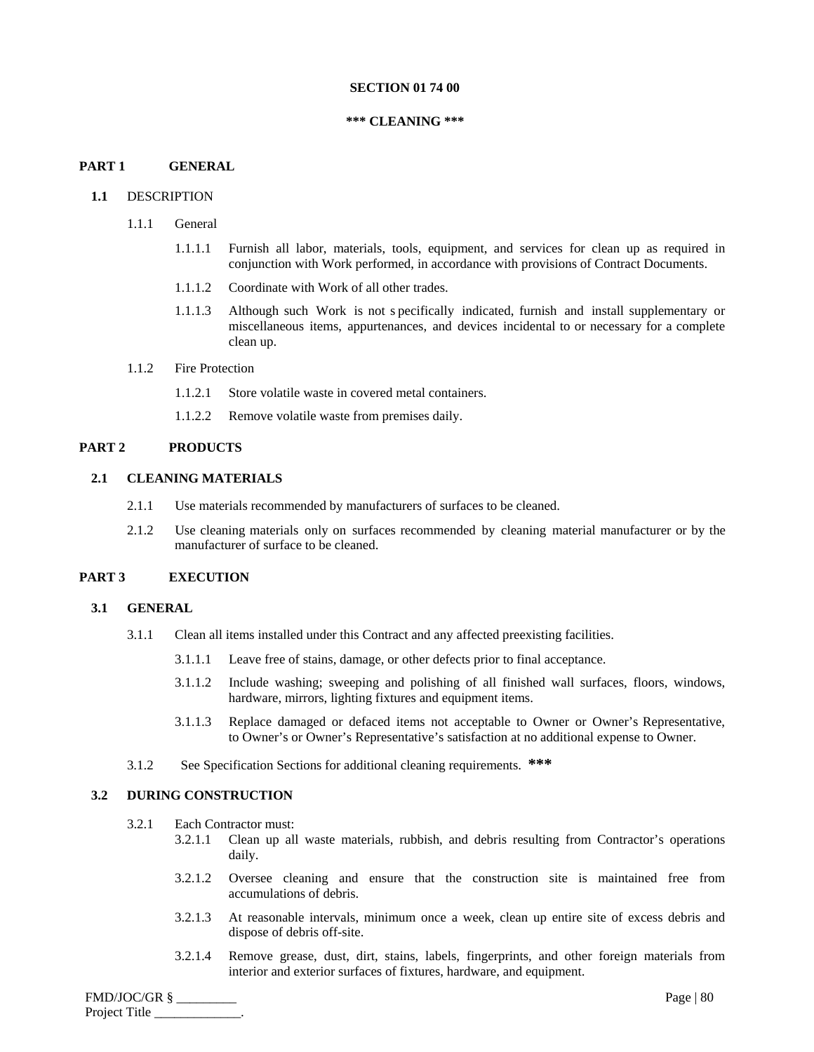# SECTION 01 74 00

## *** CLEANING ***

## PART 1 GENERAL

### 1.1 DESCRIPTION

1.1.1 General

1.1.1.1 Furnish all labor, materials, tools, equipment, and services for clean up as required in conjunction with Work performed, in accordance with provisions of Contract Documents.

1.1.1.2 Coordinate with Work of all other trades.

1.1.1.3 Although such Work is not specifically indicated, furnish and install supplementary or miscellaneous items, appurtenances, and devices incidental to or necessary for a complete clean up.

1.1.2 Fire Protection

1.1.2.1 Store volatile waste in covered metal containers.

1.1.2.2 Remove volatile waste from premises daily.

## PART 2 PRODUCTS

### 2.1 CLEANING MATERIALS

2.1.1 Use materials recommended by manufacturers of surfaces to be cleaned.

2.1.2 Use cleaning materials only on surfaces recommended by cleaning material manufacturer or by the manufacturer of surface to be cleaned.

## PART 3 EXECUTION

### 3.1 GENERAL

3.1.1 Clean all items installed under this Contract and any affected preexisting facilities.

3.1.1.1 Leave free of stains, damage, or other defects prior to final acceptance.

3.1.1.2 Include washing; sweeping and polishing of all finished wall surfaces, floors, windows, hardware, mirrors, lighting fixtures and equipment items.

3.1.1.3 Replace damaged or defaced items not acceptable to Owner or Owner's Representative, to Owner's or Owner's Representative's satisfaction at no additional expense to Owner.

3.1.2 See Specification Sections for additional cleaning requirements. ***

### 3.2 DURING CONSTRUCTION

3.2.1 Each Contractor must:

3.2.1.1 Clean up all waste materials, rubbish, and debris resulting from Contractor's operations daily.

3.2.1.2 Oversee cleaning and ensure that the construction site is maintained free from accumulations of debris.

3.2.1.3 At reasonable intervals, minimum once a week, clean up entire site of excess debris and dispose of debris off-site.

3.2.1.4 Remove grease, dust, dirt, stains, labels, fingerprints, and other foreign materials from interior and exterior surfaces of fixtures, hardware, and equipment.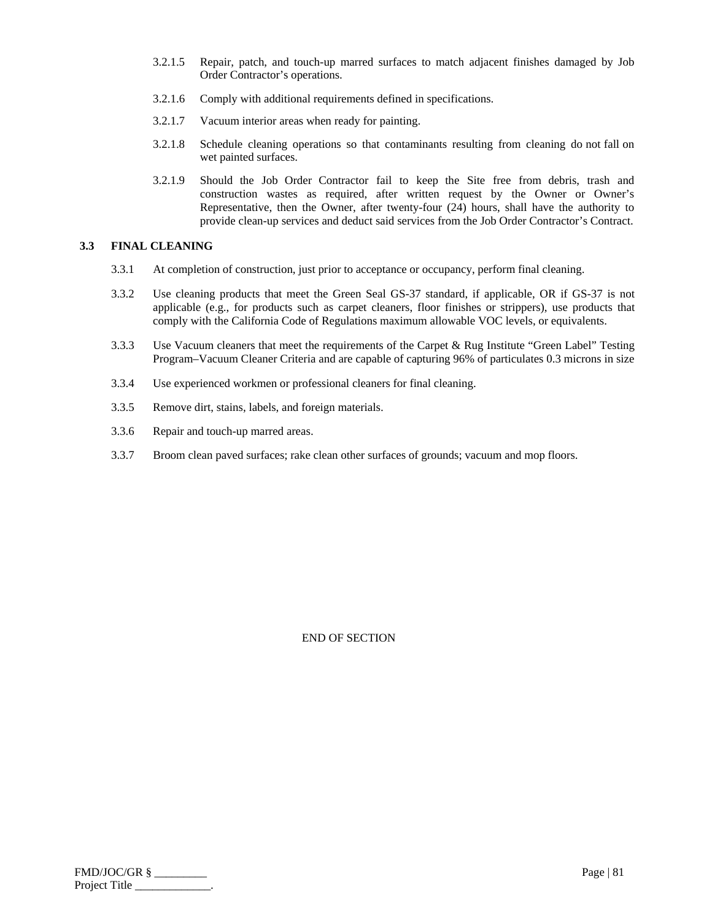3.2.1.5 Repair, patch, and touch-up marred surfaces to match adjacent finishes damaged by Job Order Contractor's operations.

3.2.1.6 Comply with additional requirements defined in specifications.

3.2.1.7 Vacuum interior areas when ready for painting.

3.2.1.8 Schedule cleaning operations so that contaminants resulting from cleaning do not fall on wet painted surfaces.

3.2.1.9 Should the Job Order Contractor fail to keep the Site free from debris, trash and construction wastes as required, after written request by the Owner or Owner's Representative, then the Owner, after twenty-four (24) hours, shall have the authority to provide clean-up services and deduct said services from the Job Order Contractor's Contract.

**3.3 FINAL CLEANING**

3.3.1 At completion of construction, just prior to acceptance or occupancy, perform final cleaning.

3.3.2 Use cleaning products that meet the Green Seal GS-37 standard, if applicable, OR if GS-37 is not applicable (e.g., for products such as carpet cleaners, floor finishes or strippers), use products that comply with the California Code of Regulations maximum allowable VOC levels, or equivalents.

3.3.3 Use Vacuum cleaners that meet the requirements of the Carpet & Rug Institute "Green Label" Testing Program–Vacuum Cleaner Criteria and are capable of capturing 96% of particulates 0.3 microns in size

3.3.4 Use experienced workmen or professional cleaners for final cleaning.

3.3.5 Remove dirt, stains, labels, and foreign materials.

3.3.6 Repair and touch-up marred areas.

3.3.7 Broom clean paved surfaces; rake clean other surfaces of grounds; vacuum and mop floors.

END OF SECTION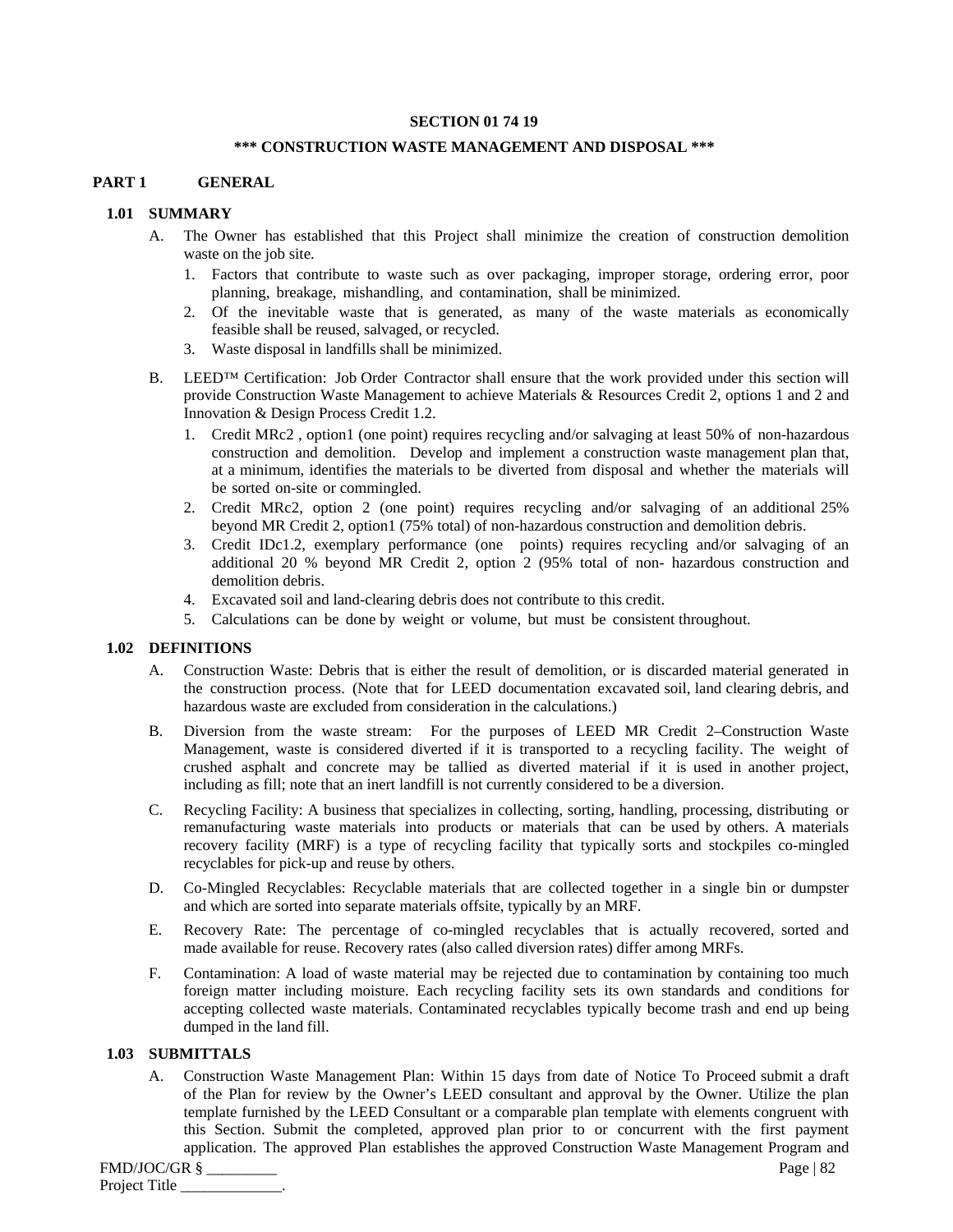# SECTION 01 74 19

## *** CONSTRUCTION WASTE MANAGEMENT AND DISPOSAL ***

## PART 1 GENERAL

### 1.01 SUMMARY

A. The Owner has established that this Project shall minimize the creation of construction demolition waste on the job site.

1. Factors that contribute to waste such as over packaging, improper storage, ordering error, poor planning, breakage, mishandling, and contamination, shall be minimized.
2. Of the inevitable waste that is generated, as many of the waste materials as economically feasible shall be reused, salvaged, or recycled.
3. Waste disposal in landfills shall be minimized.

B. LEED™ Certification: Job Order Contractor shall ensure that the work provided under this section will provide Construction Waste Management to achieve Materials & Resources Credit 2, options 1 and 2 and Innovation & Design Process Credit 1.2.

1. Credit MRc2 , option1 (one point) requires recycling and/or salvaging at least 50% of non-hazardous construction and demolition. Develop and implement a construction waste management plan that, at a minimum, identifies the materials to be diverted from disposal and whether the materials will be sorted on-site or commingled.
2. Credit MRc2, option 2 (one point) requires recycling and/or salvaging of an additional 25% beyond MR Credit 2, option1 (75% total) of non-hazardous construction and demolition debris.
3. Credit IDc1.2, exemplary performance (one points) requires recycling and/or salvaging of an additional 20 % beyond MR Credit 2, option 2 (95% total of non- hazardous construction and demolition debris.
4. Excavated soil and land-clearing debris does not contribute to this credit.
5. Calculations can be done by weight or volume, but must be consistent throughout.

### 1.02 DEFINITIONS

A. Construction Waste: Debris that is either the result of demolition, or is discarded material generated in the construction process. (Note that for LEED documentation excavated soil, land clearing debris, and hazardous waste are excluded from consideration in the calculations.)

B. Diversion from the waste stream: For the purposes of LEED MR Credit 2–Construction Waste Management, waste is considered diverted if it is transported to a recycling facility. The weight of crushed asphalt and concrete may be tallied as diverted material if it is used in another project, including as fill; note that an inert landfill is not currently considered to be a diversion.

C. Recycling Facility: A business that specializes in collecting, sorting, handling, processing, distributing or remanufacturing waste materials into products or materials that can be used by others. A materials recovery facility (MRF) is a type of recycling facility that typically sorts and stockpiles co-mingled recyclables for pick-up and reuse by others.

D. Co-Mingled Recyclables: Recyclable materials that are collected together in a single bin or dumpster and which are sorted into separate materials offsite, typically by an MRF.

E. Recovery Rate: The percentage of co-mingled recyclables that is actually recovered, sorted and made available for reuse. Recovery rates (also called diversion rates) differ among MRFs.

F. Contamination: A load of waste material may be rejected due to contamination by containing too much foreign matter including moisture. Each recycling facility sets its own standards and conditions for accepting collected waste materials. Contaminated recyclables typically become trash and end up being dumped in the land fill.

### 1.03 SUBMITTALS

A. Construction Waste Management Plan: Within 15 days from date of Notice To Proceed submit a draft of the Plan for review by the Owner's LEED consultant and approval by the Owner. Utilize the plan template furnished by the LEED Consultant or a comparable plan template with elements congruent with this Section. Submit the completed, approved plan prior to or concurrent with the first payment application. The approved Plan establishes the approved Construction Waste Management Program and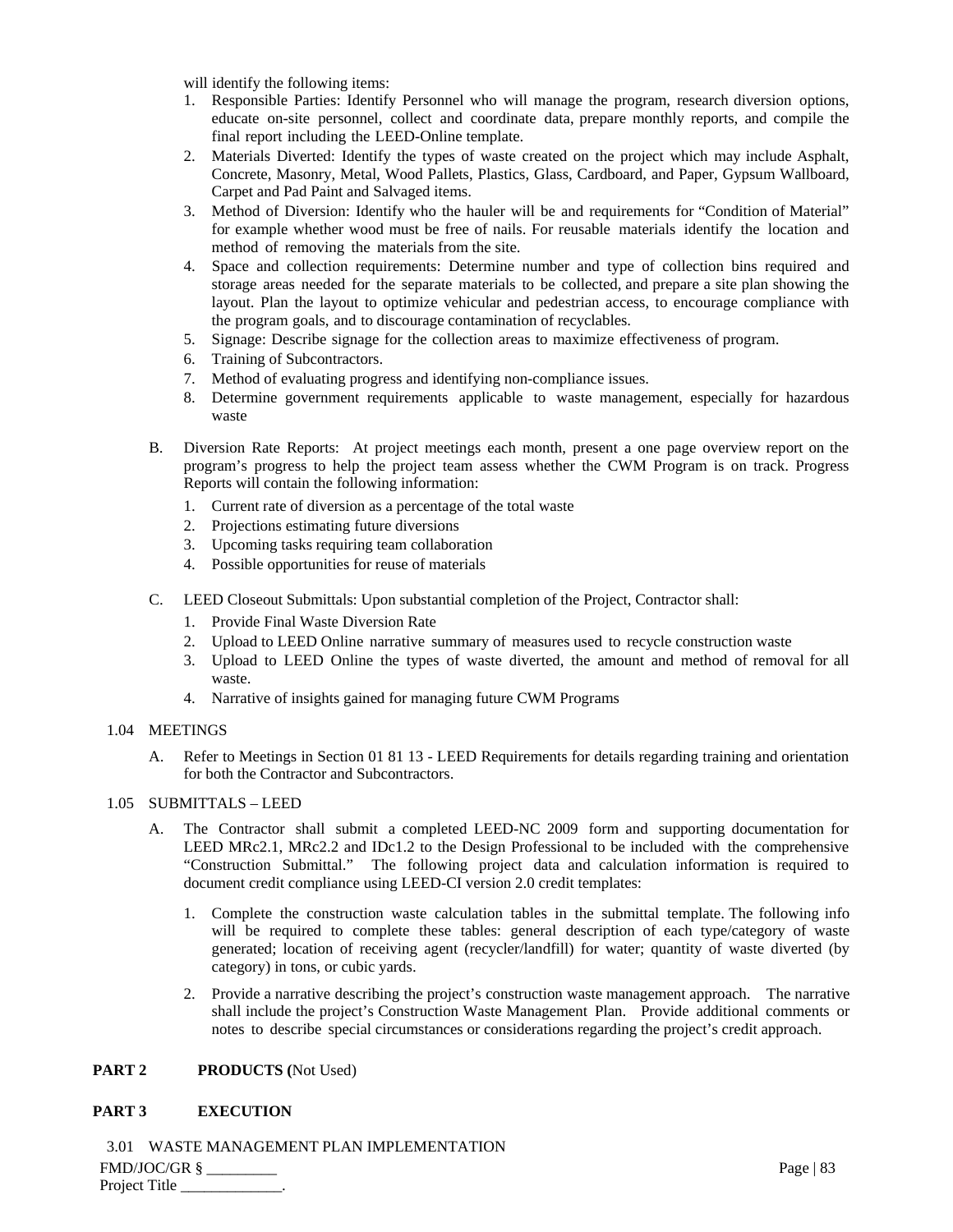will identify the following items:

1. Responsible Parties: Identify Personnel who will manage the program, research diversion options, educate on-site personnel, collect and coordinate data, prepare monthly reports, and compile the final report including the LEED-Online template.
2. Materials Diverted: Identify the types of waste created on the project which may include Asphalt, Concrete, Masonry, Metal, Wood Pallets, Plastics, Glass, Cardboard, and Paper, Gypsum Wallboard, Carpet and Pad Paint and Salvaged items.
3. Method of Diversion: Identify who the hauler will be and requirements for "Condition of Material" for example whether wood must be free of nails. For reusable materials identify the location and method of removing the materials from the site.
4. Space and collection requirements: Determine number and type of collection bins required and storage areas needed for the separate materials to be collected, and prepare a site plan showing the layout. Plan the layout to optimize vehicular and pedestrian access, to encourage compliance with the program goals, and to discourage contamination of recyclables.
5. Signage: Describe signage for the collection areas to maximize effectiveness of program.
6. Training of Subcontractors.
7. Method of evaluating progress and identifying non-compliance issues.
8. Determine government requirements applicable to waste management, especially for hazardous waste

B. Diversion Rate Reports: At project meetings each month, present a one page overview report on the program's progress to help the project team assess whether the CWM Program is on track. Progress Reports will contain the following information:

1. Current rate of diversion as a percentage of the total waste
2. Projections estimating future diversions
3. Upcoming tasks requiring team collaboration
4. Possible opportunities for reuse of materials

C. LEED Closeout Submittals: Upon substantial completion of the Project, Contractor shall:

1. Provide Final Waste Diversion Rate
2. Upload to LEED Online narrative summary of measures used to recycle construction waste
3. Upload to LEED Online the types of waste diverted, the amount and method of removal for all waste.
4. Narrative of insights gained for managing future CWM Programs

1.04 MEETINGS

A. Refer to Meetings in Section 01 81 13 - LEED Requirements for details regarding training and orientation for both the Contractor and Subcontractors.

1.05 SUBMITTALS – LEED

A. The Contractor shall submit a completed LEED-NC 2009 form and supporting documentation for LEED MRc2.1, MRc2.2 and IDc1.2 to the Design Professional to be included with the comprehensive "Construction Submittal." The following project data and calculation information is required to document credit compliance using LEED-CI version 2.0 credit templates:

1. Complete the construction waste calculation tables in the submittal template. The following info will be required to complete these tables: general description of each type/category of waste generated; location of receiving agent (recycler/landfill) for water; quantity of waste diverted (by category) in tons, or cubic yards.

2. Provide a narrative describing the project's construction waste management approach. The narrative shall include the project's Construction Waste Management Plan. Provide additional comments or notes to describe special circumstances or considerations regarding the project's credit approach.

**PART 2 PRODUCTS (**Not Used)

**PART 3 EXECUTION**

3.01 WASTE MANAGEMENT PLAN IMPLEMENTATION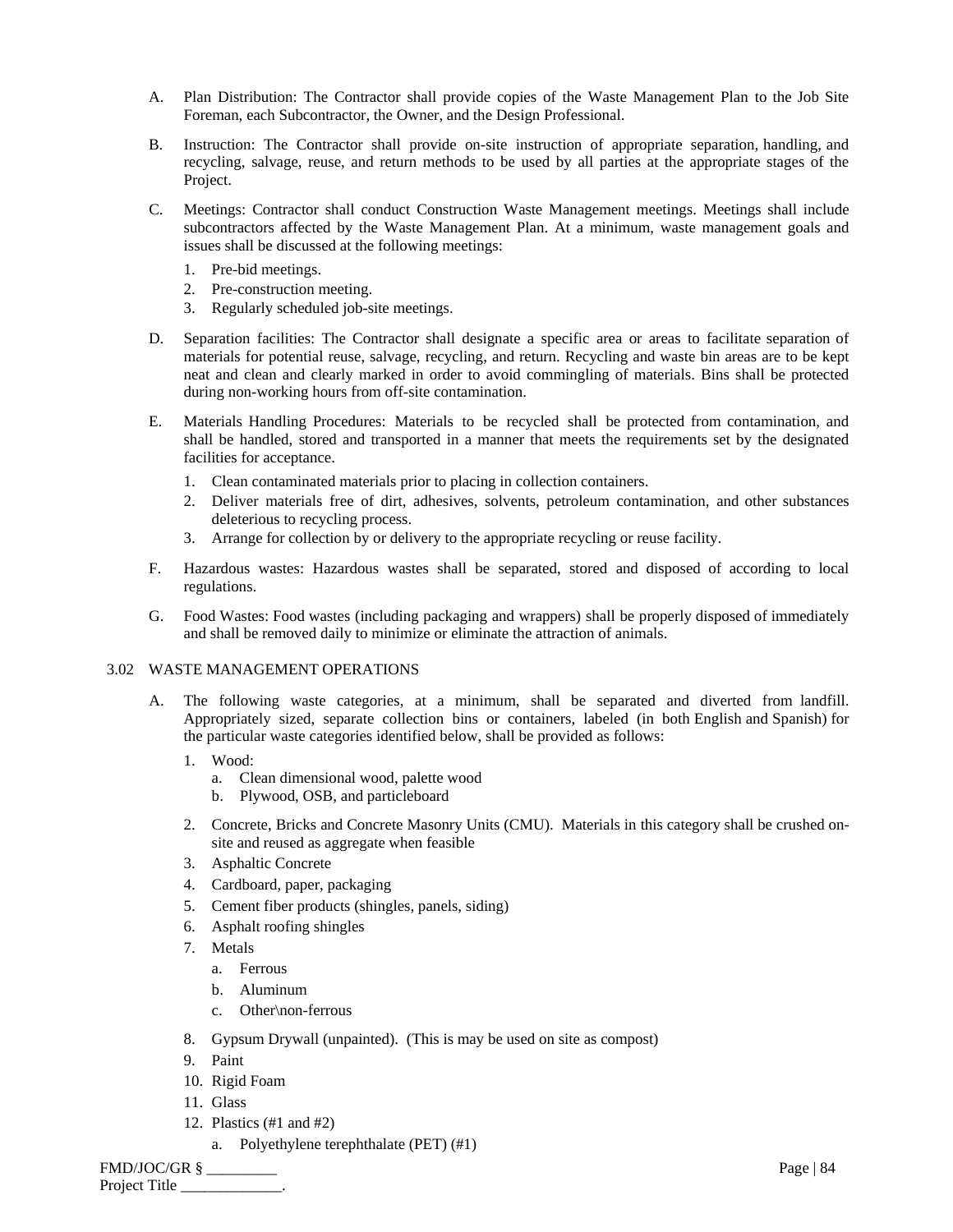A. Plan Distribution: The Contractor shall provide copies of the Waste Management Plan to the Job Site Foreman, each Subcontractor, the Owner, and the Design Professional.

B. Instruction: The Contractor shall provide on-site instruction of appropriate separation, handling, and recycling, salvage, reuse, and return methods to be used by all parties at the appropriate stages of the Project.

C. Meetings: Contractor shall conduct Construction Waste Management meetings. Meetings shall include subcontractors affected by the Waste Management Plan. At a minimum, waste management goals and issues shall be discussed at the following meetings:

1. Pre-bid meetings.
2. Pre-construction meeting.
3. Regularly scheduled job-site meetings.

D. Separation facilities: The Contractor shall designate a specific area or areas to facilitate separation of materials for potential reuse, salvage, recycling, and return. Recycling and waste bin areas are to be kept neat and clean and clearly marked in order to avoid commingling of materials. Bins shall be protected during non-working hours from off-site contamination.

E. Materials Handling Procedures: Materials to be recycled shall be protected from contamination, and shall be handled, stored and transported in a manner that meets the requirements set by the designated facilities for acceptance.

1. Clean contaminated materials prior to placing in collection containers.
2. Deliver materials free of dirt, adhesives, solvents, petroleum contamination, and other substances deleterious to recycling process.
3. Arrange for collection by or delivery to the appropriate recycling or reuse facility.

F. Hazardous wastes: Hazardous wastes shall be separated, stored and disposed of according to local regulations.

G. Food Wastes: Food wastes (including packaging and wrappers) shall be properly disposed of immediately and shall be removed daily to minimize or eliminate the attraction of animals.

3.02 WASTE MANAGEMENT OPERATIONS

A. The following waste categories, at a minimum, shall be separated and diverted from landfill. Appropriately sized, separate collection bins or containers, labeled (in both English and Spanish) for the particular waste categories identified below, shall be provided as follows:

1. Wood:
   a. Clean dimensional wood, palette wood
   b. Plywood, OSB, and particleboard
2. Concrete, Bricks and Concrete Masonry Units (CMU). Materials in this category shall be crushed on-site and reused as aggregate when feasible
3. Asphaltic Concrete
4. Cardboard, paper, packaging
5. Cement fiber products (shingles, panels, siding)
6. Asphalt roofing shingles
7. Metals
   a. Ferrous
   b. Aluminum
   c. Other\non-ferrous
8. Gypsum Drywall (unpainted). (This is may be used on site as compost)
9. Paint
10. Rigid Foam
11. Glass
12. Plastics (#1 and #2)
    a. Polyethylene terephthalate (PET) (#1)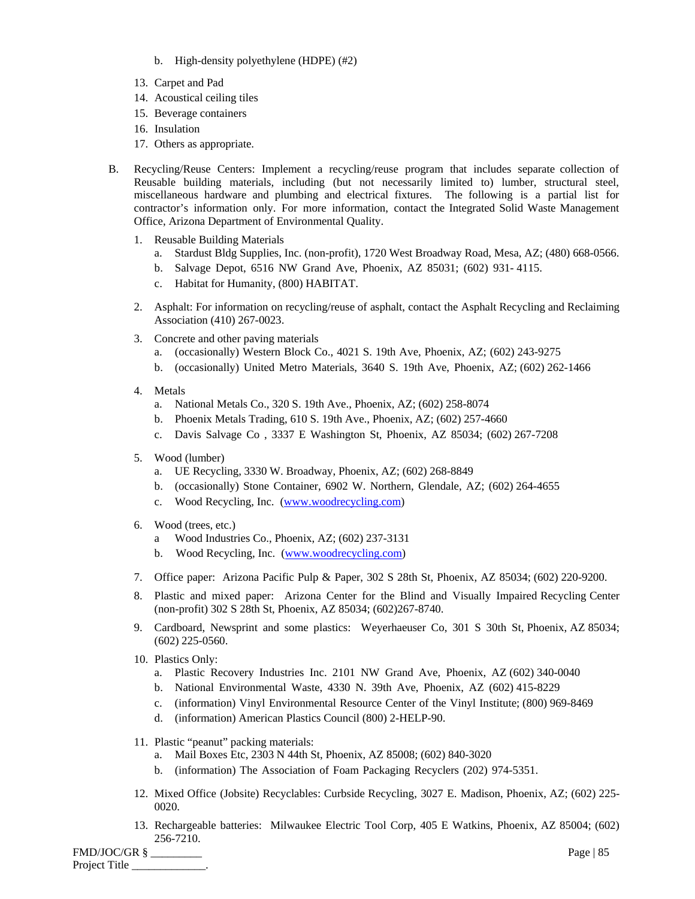b. High-density polyethylene (HDPE) (#2)

13. Carpet and Pad
14. Acoustical ceiling tiles
15. Beverage containers
16. Insulation
17. Others as appropriate.

B. Recycling/Reuse Centers: Implement a recycling/reuse program that includes separate collection of Reusable building materials, including (but not necessarily limited to) lumber, structural steel, miscellaneous hardware and plumbing and electrical fixtures. The following is a partial list for contractor's information only. For more information, contact the Integrated Solid Waste Management Office, Arizona Department of Environmental Quality.

1. Reusable Building Materials
   a. Stardust Bldg Supplies, Inc. (non-profit), 1720 West Broadway Road, Mesa, AZ; (480) 668-0566.
   b. Salvage Depot, 6516 NW Grand Ave, Phoenix, AZ 85031; (602) 931- 4115.
   c. Habitat for Humanity, (800) HABITAT.

2. Asphalt: For information on recycling/reuse of asphalt, contact the Asphalt Recycling and Reclaiming Association (410) 267-0023.

3. Concrete and other paving materials
   a. (occasionally) Western Block Co., 4021 S. 19th Ave, Phoenix, AZ; (602) 243-9275
   b. (occasionally) United Metro Materials, 3640 S. 19th Ave, Phoenix, AZ; (602) 262-1466

4. Metals
   a. National Metals Co., 320 S. 19th Ave., Phoenix, AZ; (602) 258-8074
   b. Phoenix Metals Trading, 610 S. 19th Ave., Phoenix, AZ; (602) 257-4660
   c. Davis Salvage Co , 3337 E Washington St, Phoenix, AZ 85034; (602) 267-7208

5. Wood (lumber)
   a. UE Recycling, 3330 W. Broadway, Phoenix, AZ; (602) 268-8849
   b. (occasionally) Stone Container, 6902 W. Northern, Glendale, AZ; (602) 264-4655
   c. Wood Recycling, Inc. (www.woodrecycling.com)

6. Wood (trees, etc.)
   a Wood Industries Co., Phoenix, AZ; (602) 237-3131
   b. Wood Recycling, Inc. (www.woodrecycling.com)

7. Office paper: Arizona Pacific Pulp & Paper, 302 S 28th St, Phoenix, AZ 85034; (602) 220-9200.

8. Plastic and mixed paper: Arizona Center for the Blind and Visually Impaired Recycling Center (non-profit) 302 S 28th St, Phoenix, AZ 85034; (602)267-8740.

9. Cardboard, Newsprint and some plastics: Weyerhaeuser Co, 301 S 30th St, Phoenix, AZ 85034; (602) 225-0560.

10. Plastics Only:
    a. Plastic Recovery Industries Inc. 2101 NW Grand Ave, Phoenix, AZ (602) 340-0040
    b. National Environmental Waste, 4330 N. 39th Ave, Phoenix, AZ (602) 415-8229
    c. (information) Vinyl Environmental Resource Center of the Vinyl Institute; (800) 969-8469
    d. (information) American Plastics Council (800) 2-HELP-90.

11. Plastic "peanut" packing materials:
    a. Mail Boxes Etc, 2303 N 44th St, Phoenix, AZ 85008; (602) 840-3020
    b. (information) The Association of Foam Packaging Recyclers (202) 974-5351.

12. Mixed Office (Jobsite) Recyclables: Curbside Recycling, 3027 E. Madison, Phoenix, AZ; (602) 225-0020.

13. Rechargeable batteries: Milwaukee Electric Tool Corp, 405 E Watkins, Phoenix, AZ 85004; (602) 256-7210.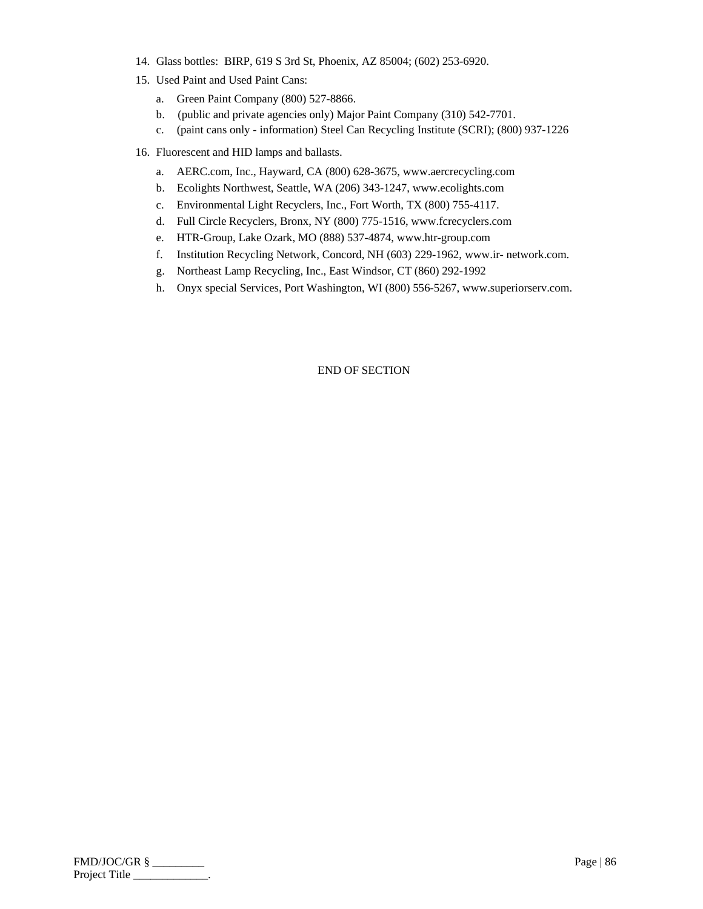14. Glass bottles: BIRP, 619 S 3rd St, Phoenix, AZ 85004; (602) 253-6920.
15. Used Paint and Used Paint Cans:
    a. Green Paint Company (800) 527-8866.
    b. (public and private agencies only) Major Paint Company (310) 542-7701.
    c. (paint cans only - information) Steel Can Recycling Institute (SCRI); (800) 937-1226
16. Fluorescent and HID lamps and ballasts.
    a. AERC.com, Inc., Hayward, CA (800) 628-3675, www.aercrecycling.com
    b. Ecolights Northwest, Seattle, WA (206) 343-1247, www.ecolights.com
    c. Environmental Light Recyclers, Inc., Fort Worth, TX (800) 755-4117.
    d. Full Circle Recyclers, Bronx, NY (800) 775-1516, www.fcrecyclers.com
    e. HTR-Group, Lake Ozark, MO (888) 537-4874, www.htr-group.com
    f. Institution Recycling Network, Concord, NH (603) 229-1962, www.ir- network.com.
    g. Northeast Lamp Recycling, Inc., East Windsor, CT (860) 292-1992
    h. Onyx special Services, Port Washington, WI (800) 556-5267, www.superiorserv.com.

END OF SECTION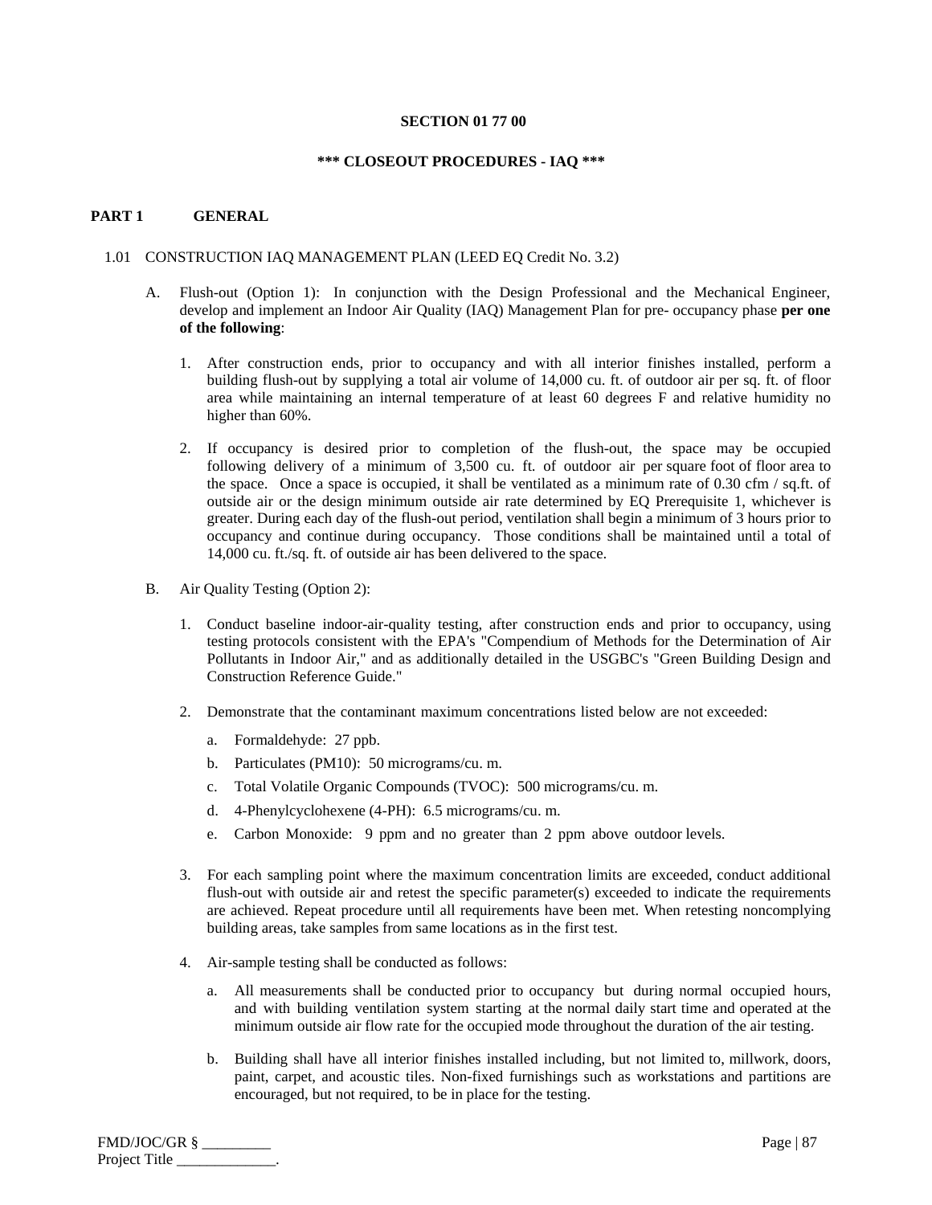# SECTION 01 77 00

## *** CLOSEOUT PROCEDURES - IAQ ***

## PART 1 GENERAL

### 1.01 CONSTRUCTION IAQ MANAGEMENT PLAN (LEED EQ Credit No. 3.2)

A. Flush-out (Option 1): In conjunction with the Design Professional and the Mechanical Engineer, develop and implement an Indoor Air Quality (IAQ) Management Plan for pre- occupancy phase **per one of the following**:

1. After construction ends, prior to occupancy and with all interior finishes installed, perform a building flush-out by supplying a total air volume of 14,000 cu. ft. of outdoor air per sq. ft. of floor area while maintaining an internal temperature of at least 60 degrees F and relative humidity no higher than 60%.

2. If occupancy is desired prior to completion of the flush-out, the space may be occupied following delivery of a minimum of 3,500 cu. ft. of outdoor air per square foot of floor area to the space. Once a space is occupied, it shall be ventilated as a minimum rate of 0.30 cfm / sq.ft. of outside air or the design minimum outside air rate determined by EQ Prerequisite 1, whichever is greater. During each day of the flush-out period, ventilation shall begin a minimum of 3 hours prior to occupancy and continue during occupancy. Those conditions shall be maintained until a total of 14,000 cu. ft./sq. ft. of outside air has been delivered to the space.

B. Air Quality Testing (Option 2):

1. Conduct baseline indoor-air-quality testing, after construction ends and prior to occupancy, using testing protocols consistent with the EPA's "Compendium of Methods for the Determination of Air Pollutants in Indoor Air," and as additionally detailed in the USGBC's "Green Building Design and Construction Reference Guide."

2. Demonstrate that the contaminant maximum concentrations listed below are not exceeded:

   a. Formaldehyde: 27 ppb.

   b. Particulates (PM10): 50 micrograms/cu. m.

   c. Total Volatile Organic Compounds (TVOC): 500 micrograms/cu. m.

   d. 4-Phenylcyclohexene (4-PH): 6.5 micrograms/cu. m.

   e. Carbon Monoxide: 9 ppm and no greater than 2 ppm above outdoor levels.

3. For each sampling point where the maximum concentration limits are exceeded, conduct additional flush-out with outside air and retest the specific parameter(s) exceeded to indicate the requirements are achieved. Repeat procedure until all requirements have been met. When retesting noncomplying building areas, take samples from same locations as in the first test.

4. Air-sample testing shall be conducted as follows:

   a. All measurements shall be conducted prior to occupancy but during normal occupied hours, and with building ventilation system starting at the normal daily start time and operated at the minimum outside air flow rate for the occupied mode throughout the duration of the air testing.

   b. Building shall have all interior finishes installed including, but not limited to, millwork, doors, paint, carpet, and acoustic tiles. Non-fixed furnishings such as workstations and partitions are encouraged, but not required, to be in place for the testing.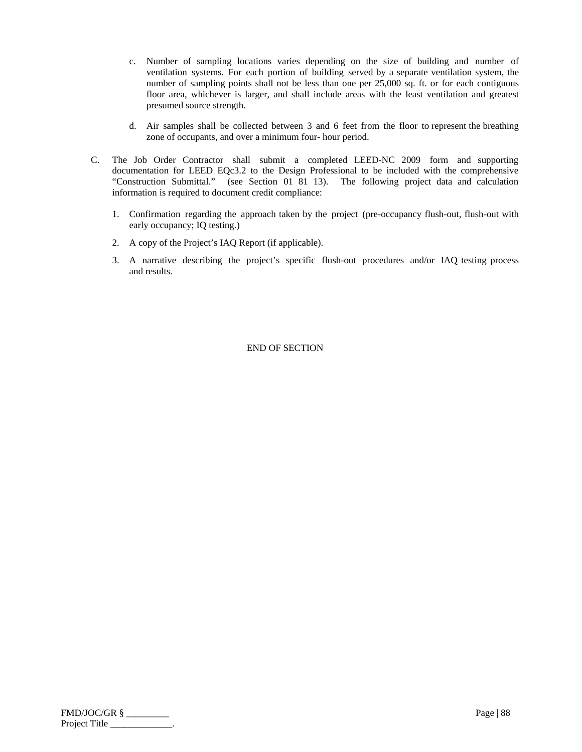c. Number of sampling locations varies depending on the size of building and number of ventilation systems. For each portion of building served by a separate ventilation system, the number of sampling points shall not be less than one per 25,000 sq. ft. or for each contiguous floor area, whichever is larger, and shall include areas with the least ventilation and greatest presumed source strength.

d. Air samples shall be collected between 3 and 6 feet from the floor to represent the breathing zone of occupants, and over a minimum four- hour period.

C. The Job Order Contractor shall submit a completed LEED-NC 2009 form and supporting documentation for LEED EQc3.2 to the Design Professional to be included with the comprehensive "Construction Submittal." (see Section 01 81 13). The following project data and calculation information is required to document credit compliance:

1. Confirmation regarding the approach taken by the project (pre-occupancy flush-out, flush-out with early occupancy; IQ testing.)
2. A copy of the Project's IAQ Report (if applicable).
3. A narrative describing the project's specific flush-out procedures and/or IAQ testing process and results.

END OF SECTION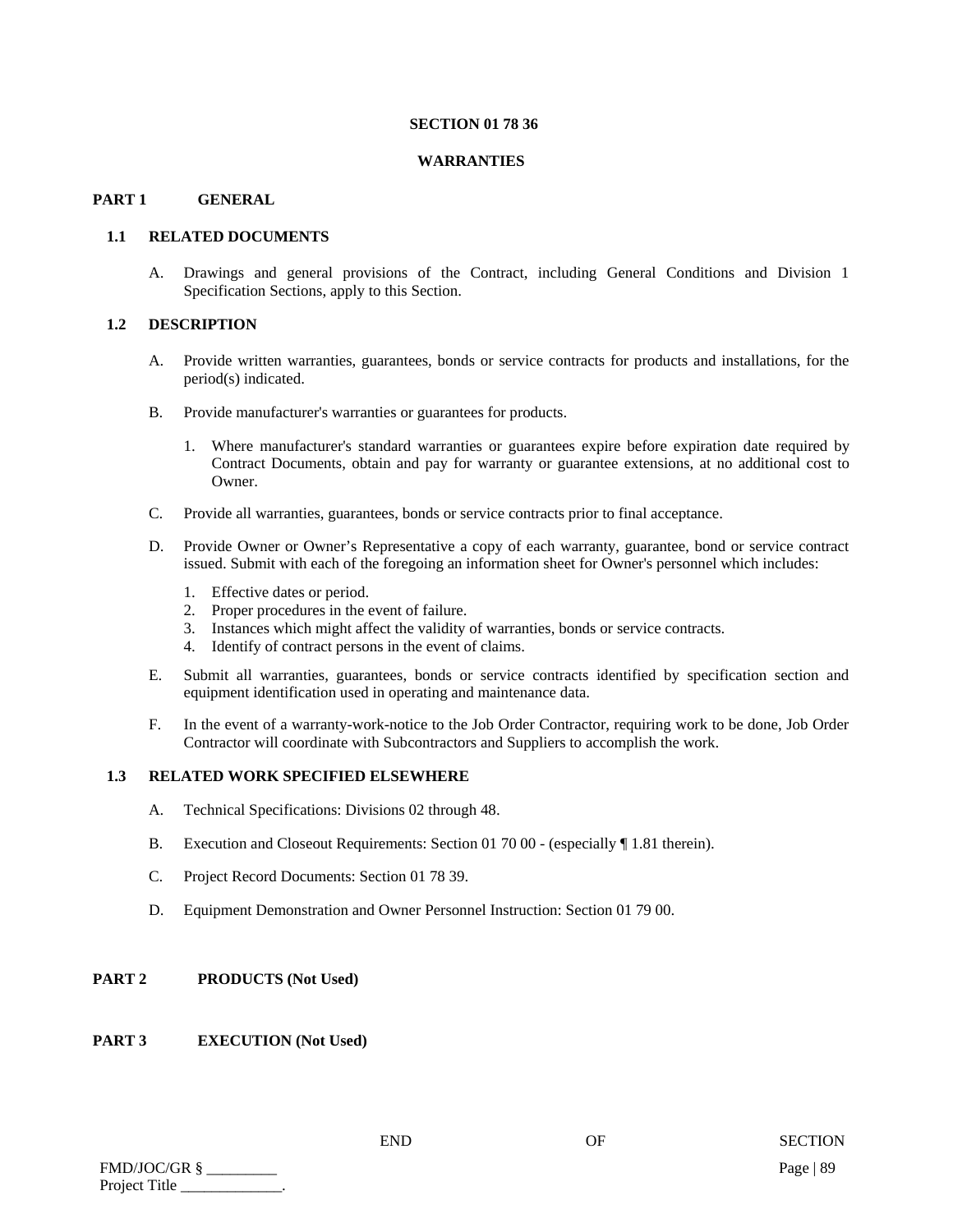# SECTION 01 78 36

# WARRANTIES

## PART 1 GENERAL

### 1.1 RELATED DOCUMENTS

A. Drawings and general provisions of the Contract, including General Conditions and Division 1 Specification Sections, apply to this Section.

### 1.2 DESCRIPTION

A. Provide written warranties, guarantees, bonds or service contracts for products and installations, for the period(s) indicated.

B. Provide manufacturer's warranties or guarantees for products.

1. Where manufacturer's standard warranties or guarantees expire before expiration date required by Contract Documents, obtain and pay for warranty or guarantee extensions, at no additional cost to Owner.

C. Provide all warranties, guarantees, bonds or service contracts prior to final acceptance.

D. Provide Owner or Owner's Representative a copy of each warranty, guarantee, bond or service contract issued. Submit with each of the foregoing an information sheet for Owner's personnel which includes:

1. Effective dates or period.
2. Proper procedures in the event of failure.
3. Instances which might affect the validity of warranties, bonds or service contracts.
4. Identify of contract persons in the event of claims.

E. Submit all warranties, guarantees, bonds or service contracts identified by specification section and equipment identification used in operating and maintenance data.

F. In the event of a warranty-work-notice to the Job Order Contractor, requiring work to be done, Job Order Contractor will coordinate with Subcontractors and Suppliers to accomplish the work.

### 1.3 RELATED WORK SPECIFIED ELSEWHERE

A. Technical Specifications: Divisions 02 through 48.

B. Execution and Closeout Requirements: Section 01 70 00 - (especially ¶ 1.81 therein).

C. Project Record Documents: Section 01 78 39.

D. Equipment Demonstration and Owner Personnel Instruction: Section 01 79 00.

## PART 2 PRODUCTS (Not Used)

## PART 3 EXECUTION (Not Used)

END OF SECTION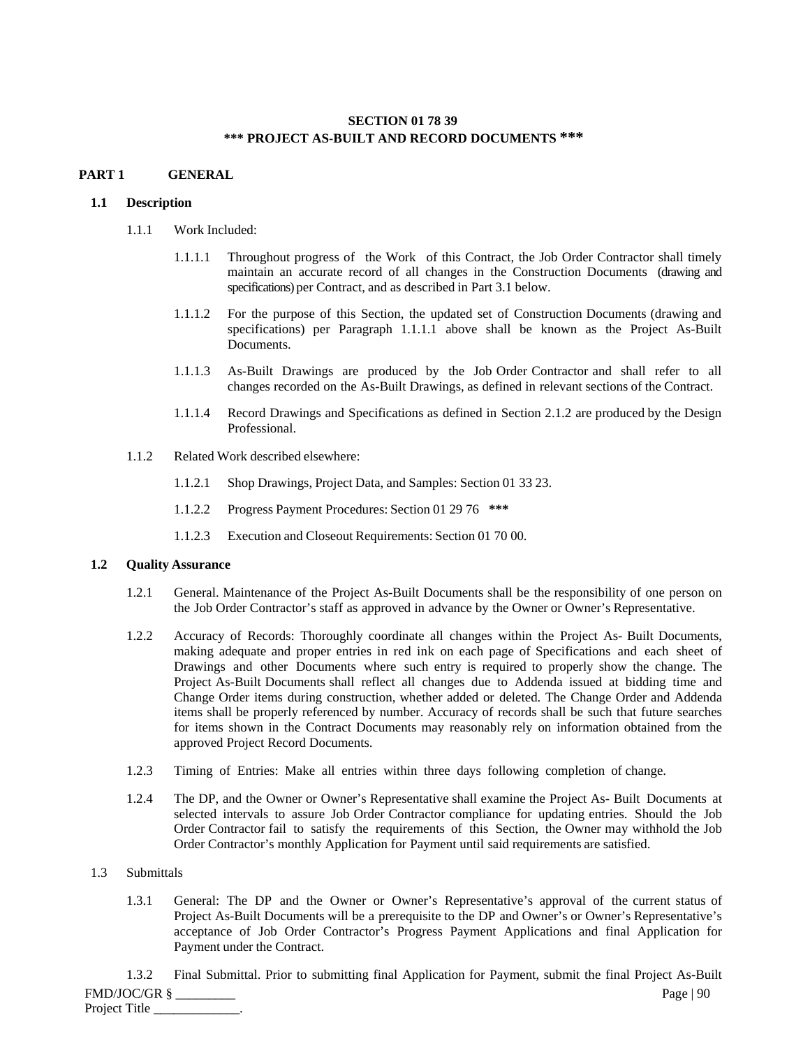# SECTION 01 78 39
## *** PROJECT AS-BUILT AND RECORD DOCUMENTS ***

## PART 1 GENERAL

### 1.1 Description

1.1.1 Work Included:

1.1.1.1 Throughout progress of the Work of this Contract, the Job Order Contractor shall timely maintain an accurate record of all changes in the Construction Documents (drawing and specifications) per Contract, and as described in Part 3.1 below.

1.1.1.2 For the purpose of this Section, the updated set of Construction Documents (drawing and specifications) per Paragraph 1.1.1.1 above shall be known as the Project As-Built Documents.

1.1.1.3 As-Built Drawings are produced by the Job Order Contractor and shall refer to all changes recorded on the As-Built Drawings, as defined in relevant sections of the Contract.

1.1.1.4 Record Drawings and Specifications as defined in Section 2.1.2 are produced by the Design Professional.

1.1.2 Related Work described elsewhere:

1.1.2.1 Shop Drawings, Project Data, and Samples: Section 01 33 23.

1.1.2.2 Progress Payment Procedures: Section 01 29 76 ***

1.1.2.3 Execution and Closeout Requirements: Section 01 70 00.

### 1.2 Quality Assurance

1.2.1 General. Maintenance of the Project As-Built Documents shall be the responsibility of one person on the Job Order Contractor's staff as approved in advance by the Owner or Owner's Representative.

1.2.2 Accuracy of Records: Thoroughly coordinate all changes within the Project As- Built Documents, making adequate and proper entries in red ink on each page of Specifications and each sheet of Drawings and other Documents where such entry is required to properly show the change. The Project As-Built Documents shall reflect all changes due to Addenda issued at bidding time and Change Order items during construction, whether added or deleted. The Change Order and Addenda items shall be properly referenced by number. Accuracy of records shall be such that future searches for items shown in the Contract Documents may reasonably rely on information obtained from the approved Project Record Documents.

1.2.3 Timing of Entries: Make all entries within three days following completion of change.

1.2.4 The DP, and the Owner or Owner's Representative shall examine the Project As- Built Documents at selected intervals to assure Job Order Contractor compliance for updating entries. Should the Job Order Contractor fail to satisfy the requirements of this Section, the Owner may withhold the Job Order Contractor's monthly Application for Payment until said requirements are satisfied.

### 1.3 Submittals

1.3.1 General: The DP and the Owner or Owner's Representative's approval of the current status of Project As-Built Documents will be a prerequisite to the DP and Owner's or Owner's Representative's acceptance of Job Order Contractor's Progress Payment Applications and final Application for Payment under the Contract.

1.3.2 Final Submittal. Prior to submitting final Application for Payment, submit the final Project As-Built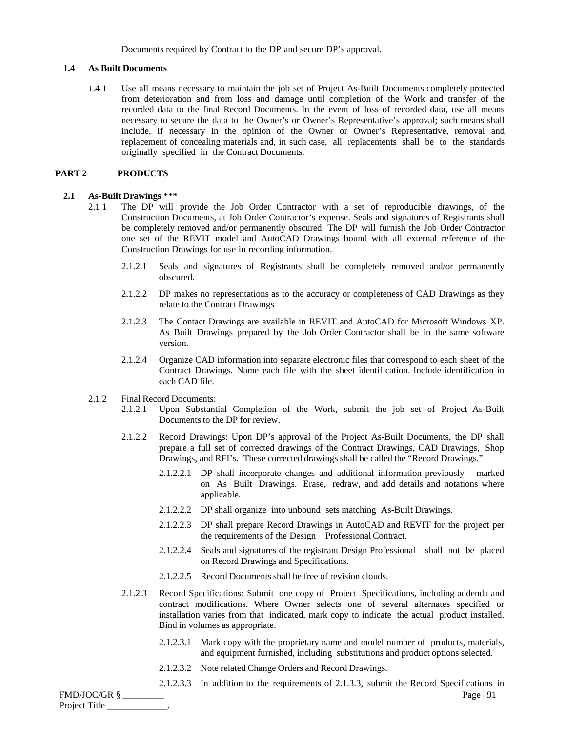Documents required by Contract to the DP and secure DP's approval.

### 1.4 As Built Documents

1.4.1 Use all means necessary to maintain the job set of Project As-Built Documents completely protected from deterioration and from loss and damage until completion of the Work and transfer of the recorded data to the final Record Documents. In the event of loss of recorded data, use all means necessary to secure the data to the Owner's or Owner's Representative's approval; such means shall include, if necessary in the opinion of the Owner or Owner's Representative, removal and replacement of concealing materials and, in such case, all replacements shall be to the standards originally specified in the Contract Documents.

## PART 2 PRODUCTS

### 2.1 As-Built Drawings ***

2.1.1 The DP will provide the Job Order Contractor with a set of reproducible drawings, of the Construction Documents, at Job Order Contractor's expense. Seals and signatures of Registrants shall be completely removed and/or permanently obscured. The DP will furnish the Job Order Contractor one set of the REVIT model and AutoCAD Drawings bound with all external reference of the Construction Drawings for use in recording information.

2.1.2.1 Seals and signatures of Registrants shall be completely removed and/or permanently obscured.

2.1.2.2 DP makes no representations as to the accuracy or completeness of CAD Drawings as they relate to the Contract Drawings

2.1.2.3 The Contact Drawings are available in REVIT and AutoCAD for Microsoft Windows XP. As Built Drawings prepared by the Job Order Contractor shall be in the same software version.

2.1.2.4 Organize CAD information into separate electronic files that correspond to each sheet of the Contract Drawings. Name each file with the sheet identification. Include identification in each CAD file.

2.1.2 Final Record Documents:

2.1.2.1 Upon Substantial Completion of the Work, submit the job set of Project As-Built Documents to the DP for review.

2.1.2.2 Record Drawings: Upon DP's approval of the Project As-Built Documents, the DP shall prepare a full set of corrected drawings of the Contract Drawings, CAD Drawings, Shop Drawings, and RFI's. These corrected drawings shall be called the "Record Drawings."

2.1.2.2.1 DP shall incorporate changes and additional information previously marked on As Built Drawings. Erase, redraw, and add details and notations where applicable.

2.1.2.2.2 DP shall organize into unbound sets matching As-Built Drawings.

2.1.2.2.3 DP shall prepare Record Drawings in AutoCAD and REVIT for the project per the requirements of the Design Professional Contract.

2.1.2.2.4 Seals and signatures of the registrant Design Professional shall not be placed on Record Drawings and Specifications.

2.1.2.2.5 Record Documents shall be free of revision clouds.

2.1.2.3 Record Specifications: Submit one copy of Project Specifications, including addenda and contract modifications. Where Owner selects one of several alternates specified or installation varies from that indicated, mark copy to indicate the actual product installed. Bind in volumes as appropriate.

2.1.2.3.1 Mark copy with the proprietary name and model number of products, materials, and equipment furnished, including substitutions and product options selected.

2.1.2.3.2 Note related Change Orders and Record Drawings.

2.1.2.3.3 In addition to the requirements of 2.1.3.3, submit the Record Specifications in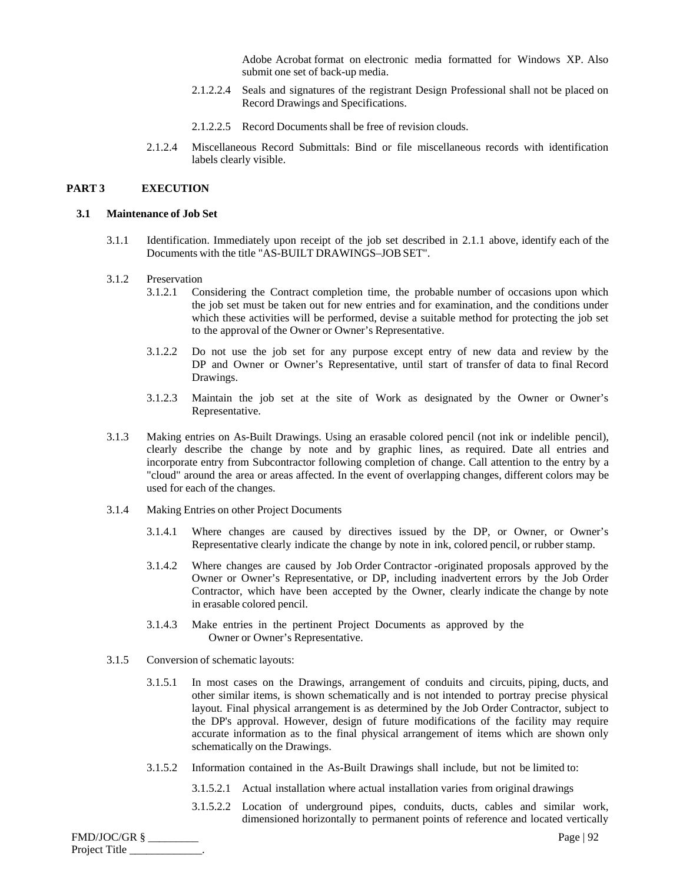Adobe Acrobat format on electronic media formatted for Windows XP. Also submit one set of back-up media.

2.1.2.2.4 Seals and signatures of the registrant Design Professional shall not be placed on Record Drawings and Specifications.

2.1.2.2.5 Record Documents shall be free of revision clouds.

2.1.2.4 Miscellaneous Record Submittals: Bind or file miscellaneous records with identification labels clearly visible.

## PART 3 EXECUTION

### 3.1 Maintenance of Job Set

3.1.1 Identification. Immediately upon receipt of the job set described in 2.1.1 above, identify each of the Documents with the title "AS-BUILT DRAWINGS–JOB SET".

3.1.2 Preservation

3.1.2.1 Considering the Contract completion time, the probable number of occasions upon which the job set must be taken out for new entries and for examination, and the conditions under which these activities will be performed, devise a suitable method for protecting the job set to the approval of the Owner or Owner's Representative.

3.1.2.2 Do not use the job set for any purpose except entry of new data and review by the DP and Owner or Owner's Representative, until start of transfer of data to final Record Drawings.

3.1.2.3 Maintain the job set at the site of Work as designated by the Owner or Owner's Representative.

3.1.3 Making entries on As-Built Drawings. Using an erasable colored pencil (not ink or indelible pencil), clearly describe the change by note and by graphic lines, as required. Date all entries and incorporate entry from Subcontractor following completion of change. Call attention to the entry by a "cloud" around the area or areas affected. In the event of overlapping changes, different colors may be used for each of the changes.

3.1.4 Making Entries on other Project Documents

3.1.4.1 Where changes are caused by directives issued by the DP, or Owner, or Owner's Representative clearly indicate the change by note in ink, colored pencil, or rubber stamp.

3.1.4.2 Where changes are caused by Job Order Contractor -originated proposals approved by the Owner or Owner's Representative, or DP, including inadvertent errors by the Job Order Contractor, which have been accepted by the Owner, clearly indicate the change by note in erasable colored pencil.

3.1.4.3 Make entries in the pertinent Project Documents as approved by the Owner or Owner's Representative.

3.1.5 Conversion of schematic layouts:

3.1.5.1 In most cases on the Drawings, arrangement of conduits and circuits, piping, ducts, and other similar items, is shown schematically and is not intended to portray precise physical layout. Final physical arrangement is as determined by the Job Order Contractor, subject to the DP's approval. However, design of future modifications of the facility may require accurate information as to the final physical arrangement of items which are shown only schematically on the Drawings.

3.1.5.2 Information contained in the As-Built Drawings shall include, but not be limited to:

3.1.5.2.1 Actual installation where actual installation varies from original drawings

3.1.5.2.2 Location of underground pipes, conduits, ducts, cables and similar work, dimensioned horizontally to permanent points of reference and located vertically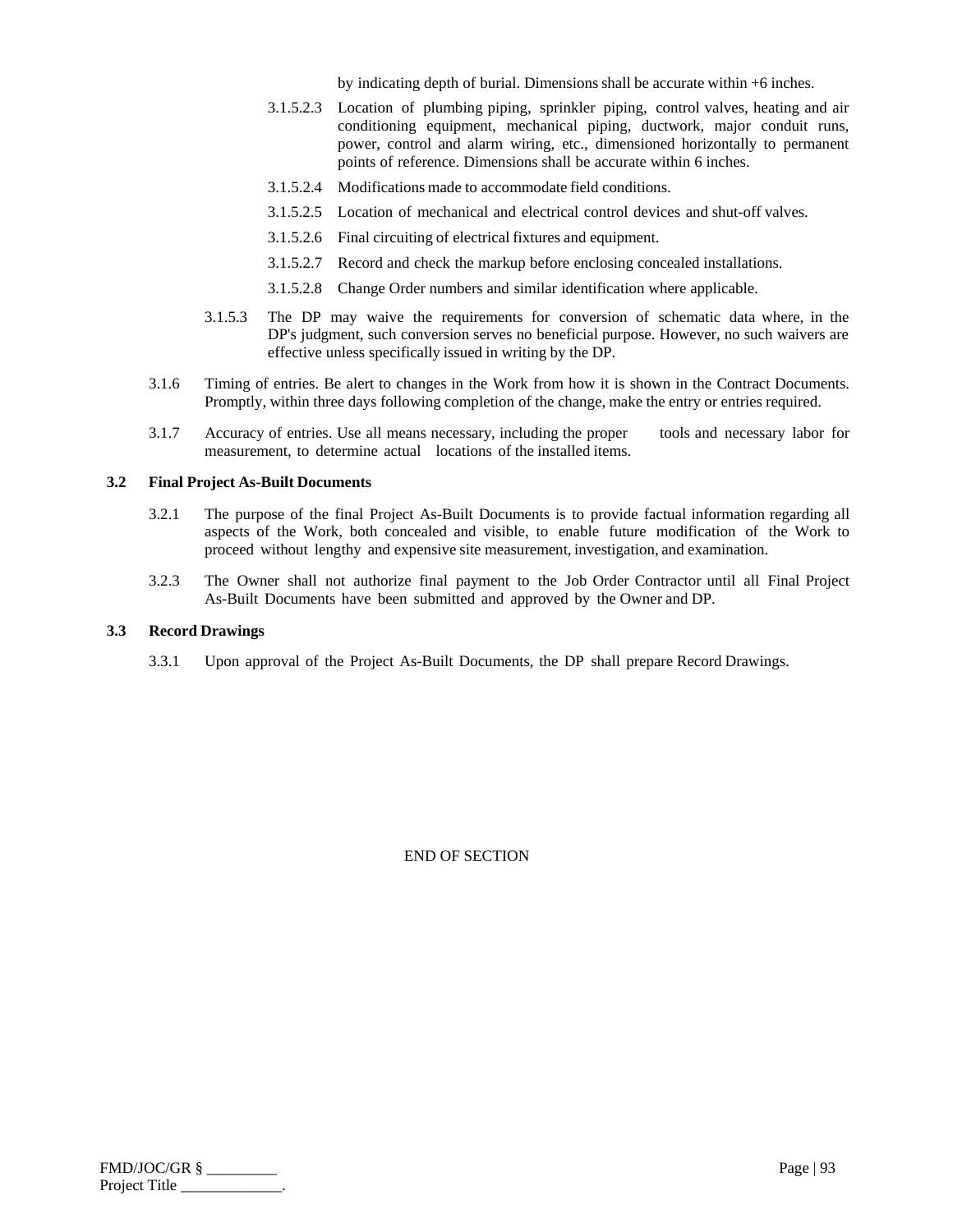by indicating depth of burial. Dimensions shall be accurate within +6 inches.

3.1.5.2.3 Location of plumbing piping, sprinkler piping, control valves, heating and air conditioning equipment, mechanical piping, ductwork, major conduit runs, power, control and alarm wiring, etc., dimensioned horizontally to permanent points of reference. Dimensions shall be accurate within 6 inches.

3.1.5.2.4 Modifications made to accommodate field conditions.

3.1.5.2.5 Location of mechanical and electrical control devices and shut-off valves.

3.1.5.2.6 Final circuiting of electrical fixtures and equipment.

3.1.5.2.7 Record and check the markup before enclosing concealed installations.

3.1.5.2.8 Change Order numbers and similar identification where applicable.

3.1.5.3 The DP may waive the requirements for conversion of schematic data where, in the DP's judgment, such conversion serves no beneficial purpose. However, no such waivers are effective unless specifically issued in writing by the DP.

3.1.6 Timing of entries. Be alert to changes in the Work from how it is shown in the Contract Documents. Promptly, within three days following completion of the change, make the entry or entries required.

3.1.7 Accuracy of entries. Use all means necessary, including the proper tools and necessary labor for measurement, to determine actual locations of the installed items.

**3.2 Final Project As-Built Documents**

3.2.1 The purpose of the final Project As-Built Documents is to provide factual information regarding all aspects of the Work, both concealed and visible, to enable future modification of the Work to proceed without lengthy and expensive site measurement, investigation, and examination.

3.2.3 The Owner shall not authorize final payment to the Job Order Contractor until all Final Project As-Built Documents have been submitted and approved by the Owner and DP.

**3.3 Record Drawings**

3.3.1 Upon approval of the Project As-Built Documents, the DP shall prepare Record Drawings.

END OF SECTION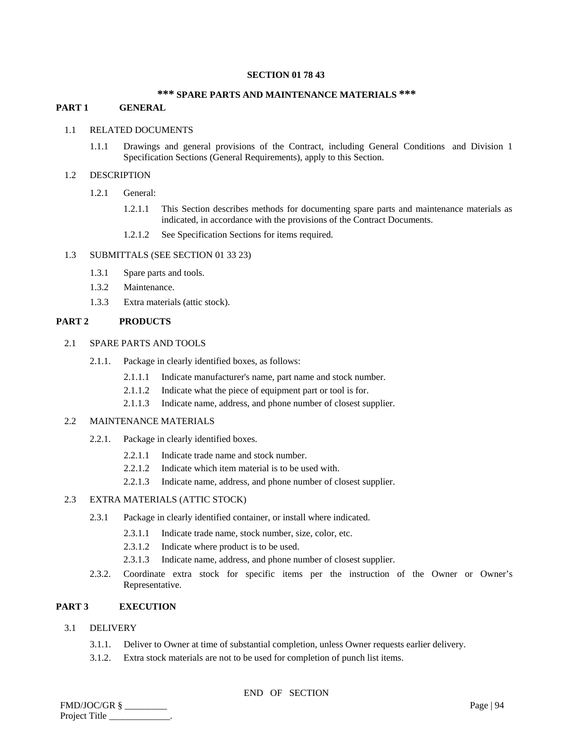# SECTION 01 78 43

## *** SPARE PARTS AND MAINTENANCE MATERIALS ***

## PART 1 GENERAL

### 1.1 RELATED DOCUMENTS

1.1.1 Drawings and general provisions of the Contract, including General Conditions and Division 1 Specification Sections (General Requirements), apply to this Section.

### 1.2 DESCRIPTION

1.2.1 General:

1.2.1.1 This Section describes methods for documenting spare parts and maintenance materials as indicated, in accordance with the provisions of the Contract Documents.

1.2.1.2 See Specification Sections for items required.

### 1.3 SUBMITTALS (SEE SECTION 01 33 23)

1.3.1 Spare parts and tools.

1.3.2 Maintenance.

1.3.3 Extra materials (attic stock).

## PART 2 PRODUCTS

### 2.1 SPARE PARTS AND TOOLS

2.1.1. Package in clearly identified boxes, as follows:

2.1.1.1 Indicate manufacturer's name, part name and stock number.

2.1.1.2 Indicate what the piece of equipment part or tool is for.

2.1.1.3 Indicate name, address, and phone number of closest supplier.

### 2.2 MAINTENANCE MATERIALS

2.2.1. Package in clearly identified boxes.

2.2.1.1 Indicate trade name and stock number.

2.2.1.2 Indicate which item material is to be used with.

2.2.1.3 Indicate name, address, and phone number of closest supplier.

### 2.3 EXTRA MATERIALS (ATTIC STOCK)

2.3.1 Package in clearly identified container, or install where indicated.

2.3.1.1 Indicate trade name, stock number, size, color, etc.

2.3.1.2 Indicate where product is to be used.

2.3.1.3 Indicate name, address, and phone number of closest supplier.

2.3.2. Coordinate extra stock for specific items per the instruction of the Owner or Owner's Representative.

## PART 3 EXECUTION

### 3.1 DELIVERY

3.1.1. Deliver to Owner at time of substantial completion, unless Owner requests earlier delivery.

3.1.2. Extra stock materials are not to be used for completion of punch list items.

END OF SECTION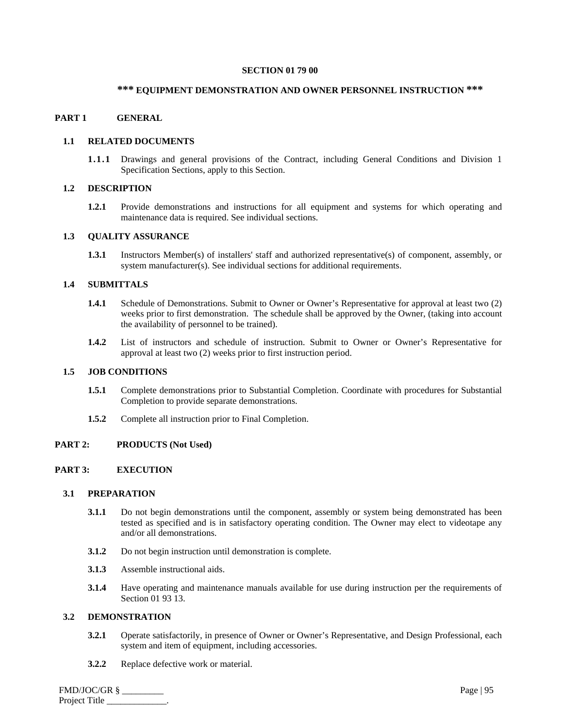# SECTION 01 79 00

## *** EQUIPMENT DEMONSTRATION AND OWNER PERSONNEL INSTRUCTION ***

## PART 1 GENERAL

### 1.1 RELATED DOCUMENTS

**1.1.1** Drawings and general provisions of the Contract, including General Conditions and Division 1 Specification Sections, apply to this Section.

### 1.2 DESCRIPTION

**1.2.1** Provide demonstrations and instructions for all equipment and systems for which operating and maintenance data is required. See individual sections.

### 1.3 QUALITY ASSURANCE

**1.3.1** Instructors Member(s) of installers' staff and authorized representative(s) of component, assembly, or system manufacturer(s). See individual sections for additional requirements.

### 1.4 SUBMITTALS

**1.4.1** Schedule of Demonstrations. Submit to Owner or Owner's Representative for approval at least two (2) weeks prior to first demonstration. The schedule shall be approved by the Owner, (taking into account the availability of personnel to be trained).

**1.4.2** List of instructors and schedule of instruction. Submit to Owner or Owner's Representative for approval at least two (2) weeks prior to first instruction period.

### 1.5 JOB CONDITIONS

**1.5.1** Complete demonstrations prior to Substantial Completion. Coordinate with procedures for Substantial Completion to provide separate demonstrations.

**1.5.2** Complete all instruction prior to Final Completion.

## PART 2: PRODUCTS (Not Used)

## PART 3: EXECUTION

### 3.1 PREPARATION

**3.1.1** Do not begin demonstrations until the component, assembly or system being demonstrated has been tested as specified and is in satisfactory operating condition. The Owner may elect to videotape any and/or all demonstrations.

**3.1.2** Do not begin instruction until demonstration is complete.

**3.1.3** Assemble instructional aids.

**3.1.4** Have operating and maintenance manuals available for use during instruction per the requirements of Section 01 93 13.

### 3.2 DEMONSTRATION

**3.2.1** Operate satisfactorily, in presence of Owner or Owner's Representative, and Design Professional, each system and item of equipment, including accessories.

**3.2.2** Replace defective work or material.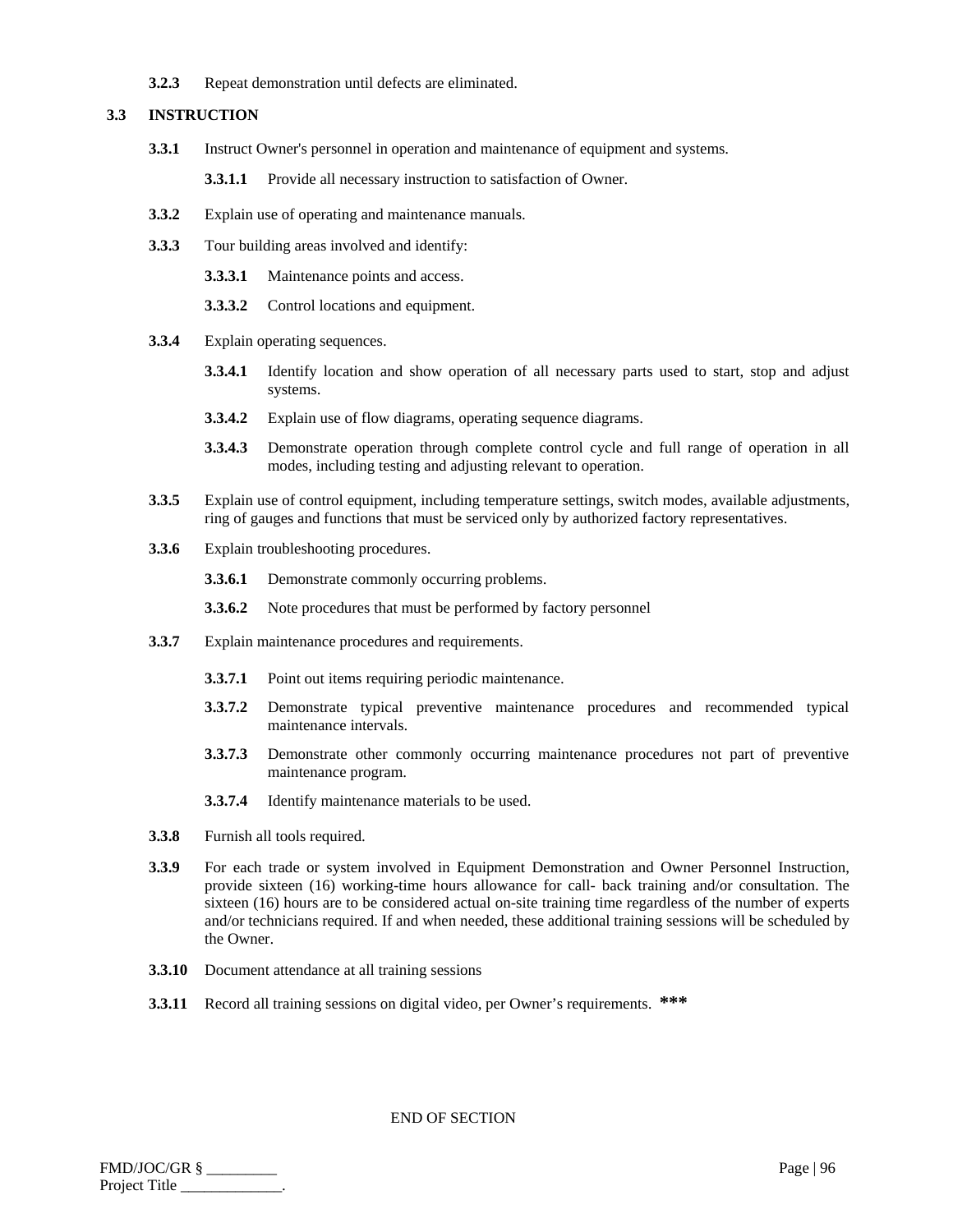**3.2.3** Repeat demonstration until defects are eliminated.

## 3.3 INSTRUCTION

**3.3.1** Instruct Owner's personnel in operation and maintenance of equipment and systems.

**3.3.1.1** Provide all necessary instruction to satisfaction of Owner.

**3.3.2** Explain use of operating and maintenance manuals.

**3.3.3** Tour building areas involved and identify:

**3.3.3.1** Maintenance points and access.

**3.3.3.2** Control locations and equipment.

**3.3.4** Explain operating sequences.

**3.3.4.1** Identify location and show operation of all necessary parts used to start, stop and adjust systems.

**3.3.4.2** Explain use of flow diagrams, operating sequence diagrams.

**3.3.4.3** Demonstrate operation through complete control cycle and full range of operation in all modes, including testing and adjusting relevant to operation.

**3.3.5** Explain use of control equipment, including temperature settings, switch modes, available adjustments, ring of gauges and functions that must be serviced only by authorized factory representatives.

**3.3.6** Explain troubleshooting procedures.

**3.3.6.1** Demonstrate commonly occurring problems.

**3.3.6.2** Note procedures that must be performed by factory personnel

**3.3.7** Explain maintenance procedures and requirements.

**3.3.7.1** Point out items requiring periodic maintenance.

**3.3.7.2** Demonstrate typical preventive maintenance procedures and recommended typical maintenance intervals.

**3.3.7.3** Demonstrate other commonly occurring maintenance procedures not part of preventive maintenance program.

**3.3.7.4** Identify maintenance materials to be used.

**3.3.8** Furnish all tools required.

**3.3.9** For each trade or system involved in Equipment Demonstration and Owner Personnel Instruction, provide sixteen (16) working-time hours allowance for call- back training and/or consultation. The sixteen (16) hours are to be considered actual on-site training time regardless of the number of experts and/or technicians required. If and when needed, these additional training sessions will be scheduled by the Owner.

**3.3.10** Document attendance at all training sessions

**3.3.11** Record all training sessions on digital video, per Owner's requirements. **\*\*\***

END OF SECTION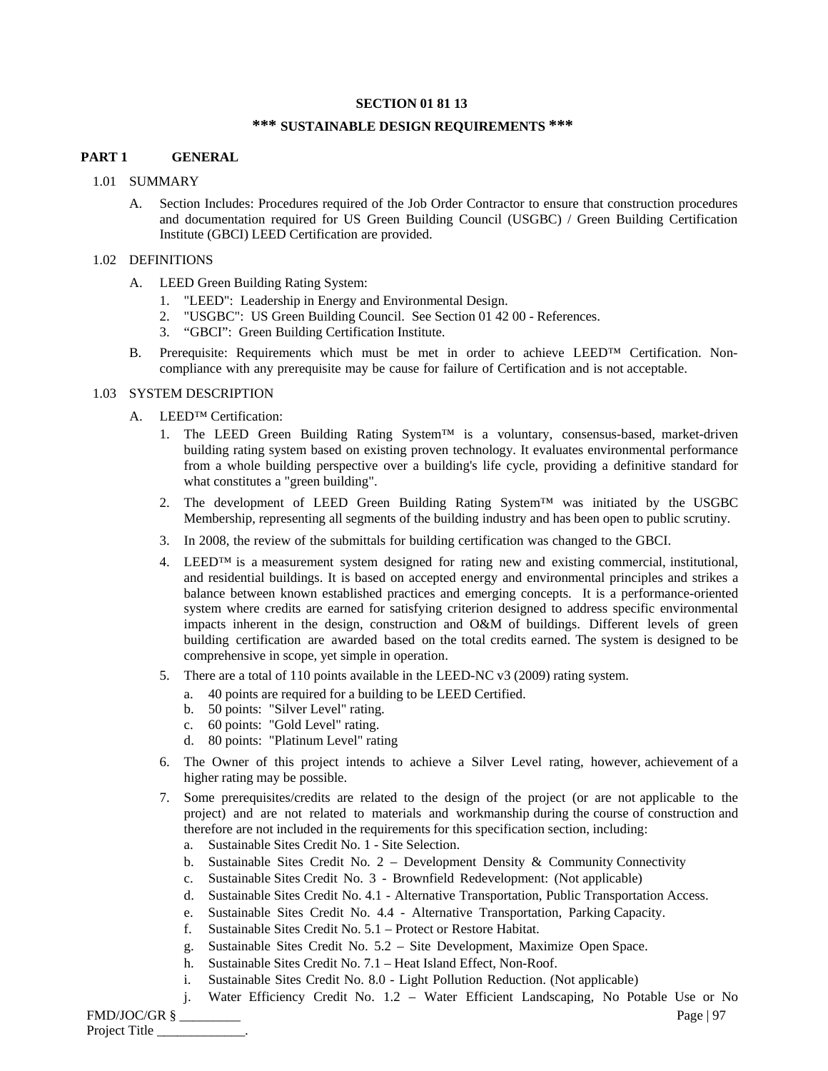**SECTION 01 81 13**

**\*\*\* SUSTAINABLE DESIGN REQUIREMENTS \*\*\***

## PART 1 GENERAL

### 1.01 SUMMARY

A. Section Includes: Procedures required of the Job Order Contractor to ensure that construction procedures and documentation required for US Green Building Council (USGBC) / Green Building Certification Institute (GBCI) LEED Certification are provided.

### 1.02 DEFINITIONS

A. LEED Green Building Rating System:

1. "LEED": Leadership in Energy and Environmental Design.
2. "USGBC": US Green Building Council. See Section 01 42 00 - References.
3. "GBCI": Green Building Certification Institute.

B. Prerequisite: Requirements which must be met in order to achieve LEED™ Certification. Non-compliance with any prerequisite may be cause for failure of Certification and is not acceptable.

### 1.03 SYSTEM DESCRIPTION

A. LEED™ Certification:

1. The LEED Green Building Rating System™ is a voluntary, consensus-based, market-driven building rating system based on existing proven technology. It evaluates environmental performance from a whole building perspective over a building's life cycle, providing a definitive standard for what constitutes a "green building".
2. The development of LEED Green Building Rating System™ was initiated by the USGBC Membership, representing all segments of the building industry and has been open to public scrutiny.
3. In 2008, the review of the submittals for building certification was changed to the GBCI.
4. LEED™ is a measurement system designed for rating new and existing commercial, institutional, and residential buildings. It is based on accepted energy and environmental principles and strikes a balance between known established practices and emerging concepts. It is a performance-oriented system where credits are earned for satisfying criterion designed to address specific environmental impacts inherent in the design, construction and O&M of buildings. Different levels of green building certification are awarded based on the total credits earned. The system is designed to be comprehensive in scope, yet simple in operation.
5. There are a total of 110 points available in the LEED-NC v3 (2009) rating system.
   a. 40 points are required for a building to be LEED Certified.
   b. 50 points: "Silver Level" rating.
   c. 60 points: "Gold Level" rating.
   d. 80 points: "Platinum Level" rating
6. The Owner of this project intends to achieve a Silver Level rating, however, achievement of a higher rating may be possible.
7. Some prerequisites/credits are related to the design of the project (or are not applicable to the project) and are not related to materials and workmanship during the course of construction and therefore are not included in the requirements for this specification section, including:
   a. Sustainable Sites Credit No. 1 - Site Selection.
   b. Sustainable Sites Credit No. 2 – Development Density & Community Connectivity
   c. Sustainable Sites Credit No. 3 - Brownfield Redevelopment: (Not applicable)
   d. Sustainable Sites Credit No. 4.1 - Alternative Transportation, Public Transportation Access.
   e. Sustainable Sites Credit No. 4.4 - Alternative Transportation, Parking Capacity.
   f. Sustainable Sites Credit No. 5.1 – Protect or Restore Habitat.
   g. Sustainable Sites Credit No. 5.2 – Site Development, Maximize Open Space.
   h. Sustainable Sites Credit No. 7.1 – Heat Island Effect, Non-Roof.
   i. Sustainable Sites Credit No. 8.0 - Light Pollution Reduction. (Not applicable)
   j. Water Efficiency Credit No. 1.2 – Water Efficient Landscaping, No Potable Use or No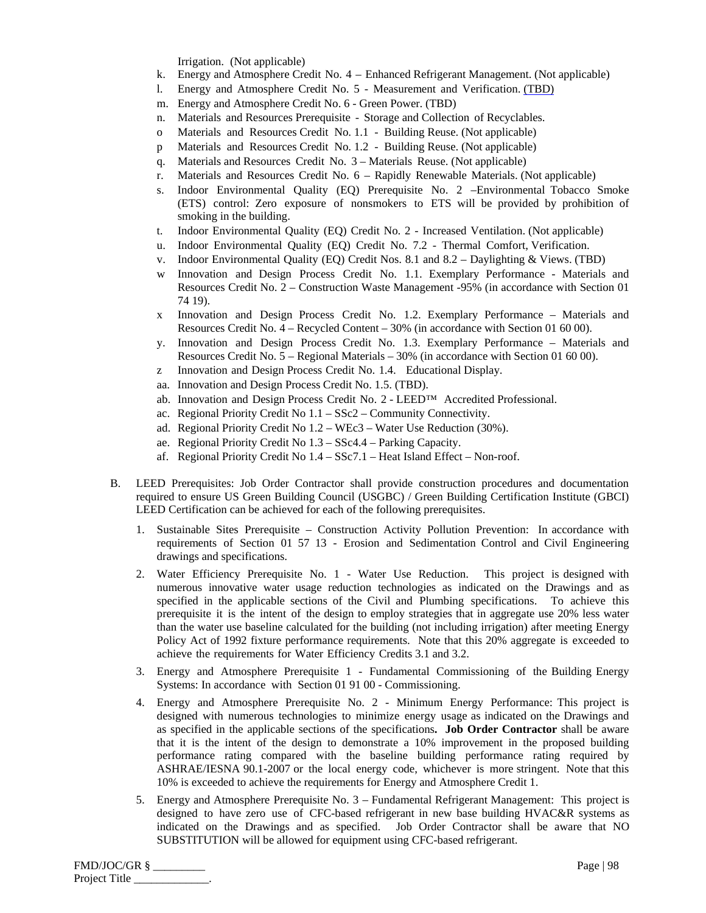Irrigation. (Not applicable)

k. Energy and Atmosphere Credit No. 4 – Enhanced Refrigerant Management. (Not applicable)

l. Energy and Atmosphere Credit No. 5 - Measurement and Verification. (TBD)

m. Energy and Atmosphere Credit No. 6 - Green Power. (TBD)

n. Materials and Resources Prerequisite - Storage and Collection of Recyclables.

o Materials and Resources Credit No. 1.1 - Building Reuse. (Not applicable)

p Materials and Resources Credit No. 1.2 - Building Reuse. (Not applicable)

q. Materials and Resources Credit No. 3 – Materials Reuse. (Not applicable)

r. Materials and Resources Credit No. 6 – Rapidly Renewable Materials. (Not applicable)

s. Indoor Environmental Quality (EQ) Prerequisite No. 2 –Environmental Tobacco Smoke (ETS) control: Zero exposure of nonsmokers to ETS will be provided by prohibition of smoking in the building.

t. Indoor Environmental Quality (EQ) Credit No. 2 - Increased Ventilation. (Not applicable)

u. Indoor Environmental Quality (EQ) Credit No. 7.2 - Thermal Comfort, Verification.

v. Indoor Environmental Quality (EQ) Credit Nos. 8.1 and 8.2 – Daylighting & Views. (TBD)

w Innovation and Design Process Credit No. 1.1. Exemplary Performance - Materials and Resources Credit No. 2 – Construction Waste Management -95% (in accordance with Section 01 74 19).

x Innovation and Design Process Credit No. 1.2. Exemplary Performance – Materials and Resources Credit No. 4 – Recycled Content – 30% (in accordance with Section 01 60 00).

y. Innovation and Design Process Credit No. 1.3. Exemplary Performance – Materials and Resources Credit No. 5 – Regional Materials – 30% (in accordance with Section 01 60 00).

z Innovation and Design Process Credit No. 1.4. Educational Display.

aa. Innovation and Design Process Credit No. 1.5. (TBD).

ab. Innovation and Design Process Credit No. 2 - LEED™ Accredited Professional.

ac. Regional Priority Credit No 1.1 – SSc2 – Community Connectivity.

ad. Regional Priority Credit No 1.2 – WEc3 – Water Use Reduction (30%).

ae. Regional Priority Credit No 1.3 – SSc4.4 – Parking Capacity.

af. Regional Priority Credit No 1.4 – SSc7.1 – Heat Island Effect – Non-roof.

B. LEED Prerequisites: Job Order Contractor shall provide construction procedures and documentation required to ensure US Green Building Council (USGBC) / Green Building Certification Institute (GBCI) LEED Certification can be achieved for each of the following prerequisites.

1. Sustainable Sites Prerequisite – Construction Activity Pollution Prevention: In accordance with requirements of Section 01 57 13 - Erosion and Sedimentation Control and Civil Engineering drawings and specifications.

2. Water Efficiency Prerequisite No. 1 - Water Use Reduction. This project is designed with numerous innovative water usage reduction technologies as indicated on the Drawings and as specified in the applicable sections of the Civil and Plumbing specifications. To achieve this prerequisite it is the intent of the design to employ strategies that in aggregate use 20% less water than the water use baseline calculated for the building (not including irrigation) after meeting Energy Policy Act of 1992 fixture performance requirements. Note that this 20% aggregate is exceeded to achieve the requirements for Water Efficiency Credits 3.1 and 3.2.

3. Energy and Atmosphere Prerequisite 1 - Fundamental Commissioning of the Building Energy Systems: In accordance with Section 01 91 00 - Commissioning.

4. Energy and Atmosphere Prerequisite No. 2 - Minimum Energy Performance: This project is designed with numerous technologies to minimize energy usage as indicated on the Drawings and as specified in the applicable sections of the specifications**. Job Order Contractor** shall be aware that it is the intent of the design to demonstrate a 10% improvement in the proposed building performance rating compared with the baseline building performance rating required by ASHRAE/IESNA 90.1-2007 or the local energy code, whichever is more stringent. Note that this 10% is exceeded to achieve the requirements for Energy and Atmosphere Credit 1.

5. Energy and Atmosphere Prerequisite No. 3 – Fundamental Refrigerant Management: This project is designed to have zero use of CFC-based refrigerant in new base building HVAC&R systems as indicated on the Drawings and as specified. Job Order Contractor shall be aware that NO SUBSTITUTION will be allowed for equipment using CFC-based refrigerant.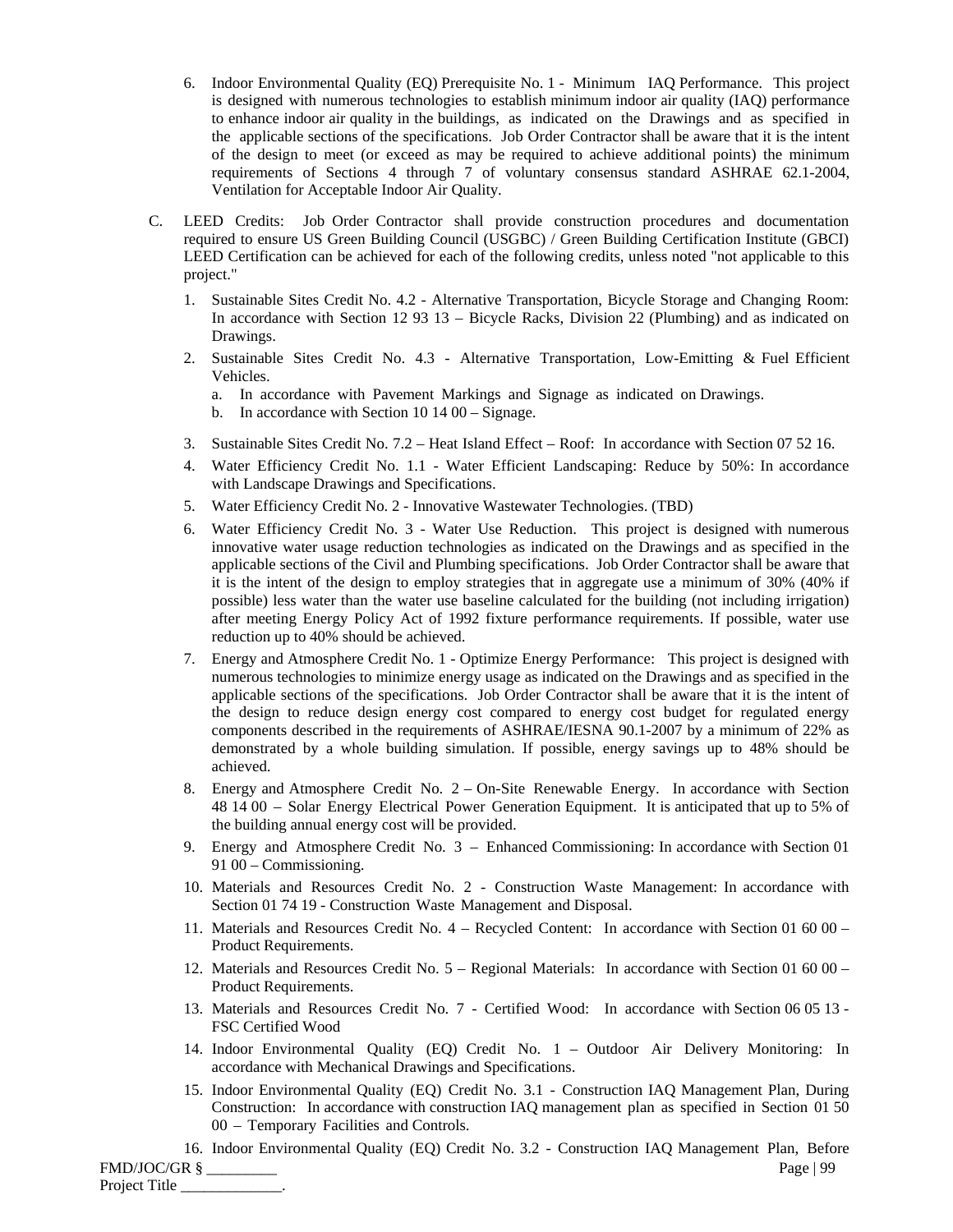6. Indoor Environmental Quality (EQ) Prerequisite No. 1 - Minimum IAQ Performance. This project is designed with numerous technologies to establish minimum indoor air quality (IAQ) performance to enhance indoor air quality in the buildings, as indicated on the Drawings and as specified in the applicable sections of the specifications. Job Order Contractor shall be aware that it is the intent of the design to meet (or exceed as may be required to achieve additional points) the minimum requirements of Sections 4 through 7 of voluntary consensus standard ASHRAE 62.1-2004, Ventilation for Acceptable Indoor Air Quality.

C. LEED Credits: Job Order Contractor shall provide construction procedures and documentation required to ensure US Green Building Council (USGBC) / Green Building Certification Institute (GBCI) LEED Certification can be achieved for each of the following credits, unless noted "not applicable to this project."

1. Sustainable Sites Credit No. 4.2 - Alternative Transportation, Bicycle Storage and Changing Room: In accordance with Section 12 93 13 – Bicycle Racks, Division 22 (Plumbing) and as indicated on Drawings.
2. Sustainable Sites Credit No. 4.3 - Alternative Transportation, Low-Emitting & Fuel Efficient Vehicles.
   a. In accordance with Pavement Markings and Signage as indicated on Drawings.
   b. In accordance with Section 10 14 00 – Signage.
3. Sustainable Sites Credit No. 7.2 – Heat Island Effect – Roof: In accordance with Section 07 52 16.
4. Water Efficiency Credit No. 1.1 - Water Efficient Landscaping: Reduce by 50%: In accordance with Landscape Drawings and Specifications.
5. Water Efficiency Credit No. 2 - Innovative Wastewater Technologies. (TBD)
6. Water Efficiency Credit No. 3 - Water Use Reduction. This project is designed with numerous innovative water usage reduction technologies as indicated on the Drawings and as specified in the applicable sections of the Civil and Plumbing specifications. Job Order Contractor shall be aware that it is the intent of the design to employ strategies that in aggregate use a minimum of 30% (40% if possible) less water than the water use baseline calculated for the building (not including irrigation) after meeting Energy Policy Act of 1992 fixture performance requirements. If possible, water use reduction up to 40% should be achieved.
7. Energy and Atmosphere Credit No. 1 - Optimize Energy Performance: This project is designed with numerous technologies to minimize energy usage as indicated on the Drawings and as specified in the applicable sections of the specifications. Job Order Contractor shall be aware that it is the intent of the design to reduce design energy cost compared to energy cost budget for regulated energy components described in the requirements of ASHRAE/IESNA 90.1-2007 by a minimum of 22% as demonstrated by a whole building simulation. If possible, energy savings up to 48% should be achieved.
8. Energy and Atmosphere Credit No. 2 – On-Site Renewable Energy. In accordance with Section 48 14 00 – Solar Energy Electrical Power Generation Equipment. It is anticipated that up to 5% of the building annual energy cost will be provided.
9. Energy and Atmosphere Credit No. 3 – Enhanced Commissioning: In accordance with Section 01 91 00 – Commissioning.
10. Materials and Resources Credit No. 2 - Construction Waste Management: In accordance with Section 01 74 19 - Construction Waste Management and Disposal.
11. Materials and Resources Credit No. 4 – Recycled Content: In accordance with Section 01 60 00 – Product Requirements.
12. Materials and Resources Credit No. 5 – Regional Materials: In accordance with Section 01 60 00 – Product Requirements.
13. Materials and Resources Credit No. 7 - Certified Wood: In accordance with Section 06 05 13 - FSC Certified Wood
14. Indoor Environmental Quality (EQ) Credit No. 1 – Outdoor Air Delivery Monitoring: In accordance with Mechanical Drawings and Specifications.
15. Indoor Environmental Quality (EQ) Credit No. 3.1 - Construction IAQ Management Plan, During Construction: In accordance with construction IAQ management plan as specified in Section 01 50 00 – Temporary Facilities and Controls.
16. Indoor Environmental Quality (EQ) Credit No. 3.2 - Construction IAQ Management Plan, Before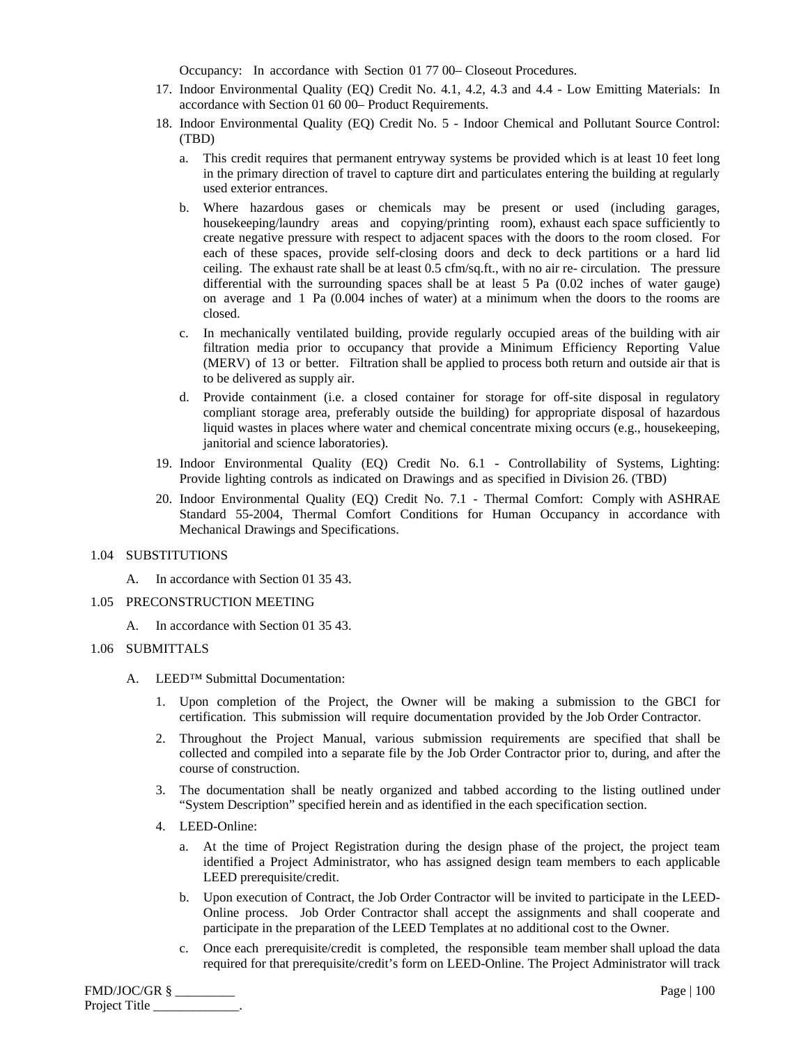Occupancy: In accordance with Section 01 77 00– Closeout Procedures.

17. Indoor Environmental Quality (EQ) Credit No. 4.1, 4.2, 4.3 and 4.4 - Low Emitting Materials: In accordance with Section 01 60 00– Product Requirements.
18. Indoor Environmental Quality (EQ) Credit No. 5 - Indoor Chemical and Pollutant Source Control: (TBD)
    a. This credit requires that permanent entryway systems be provided which is at least 10 feet long in the primary direction of travel to capture dirt and particulates entering the building at regularly used exterior entrances.
    b. Where hazardous gases or chemicals may be present or used (including garages, housekeeping/laundry areas and copying/printing room), exhaust each space sufficiently to create negative pressure with respect to adjacent spaces with the doors to the room closed. For each of these spaces, provide self-closing doors and deck to deck partitions or a hard lid ceiling. The exhaust rate shall be at least 0.5 cfm/sq.ft., with no air re- circulation. The pressure differential with the surrounding spaces shall be at least 5 Pa (0.02 inches of water gauge) on average and 1 Pa (0.004 inches of water) at a minimum when the doors to the rooms are closed.
    c. In mechanically ventilated building, provide regularly occupied areas of the building with air filtration media prior to occupancy that provide a Minimum Efficiency Reporting Value (MERV) of 13 or better. Filtration shall be applied to process both return and outside air that is to be delivered as supply air.
    d. Provide containment (i.e. a closed container for storage for off-site disposal in regulatory compliant storage area, preferably outside the building) for appropriate disposal of hazardous liquid wastes in places where water and chemical concentrate mixing occurs (e.g., housekeeping, janitorial and science laboratories).
19. Indoor Environmental Quality (EQ) Credit No. 6.1 - Controllability of Systems, Lighting: Provide lighting controls as indicated on Drawings and as specified in Division 26. (TBD)
20. Indoor Environmental Quality (EQ) Credit No. 7.1 - Thermal Comfort: Comply with ASHRAE Standard 55-2004, Thermal Comfort Conditions for Human Occupancy in accordance with Mechanical Drawings and Specifications.

1.04 SUBSTITUTIONS

A. In accordance with Section 01 35 43.

1.05 PRECONSTRUCTION MEETING

A. In accordance with Section 01 35 43.

1.06 SUBMITTALS

A. LEED™ Submittal Documentation:

1. Upon completion of the Project, the Owner will be making a submission to the GBCI for certification. This submission will require documentation provided by the Job Order Contractor.
2. Throughout the Project Manual, various submission requirements are specified that shall be collected and compiled into a separate file by the Job Order Contractor prior to, during, and after the course of construction.
3. The documentation shall be neatly organized and tabbed according to the listing outlined under "System Description" specified herein and as identified in the each specification section.
4. LEED-Online:
    a. At the time of Project Registration during the design phase of the project, the project team identified a Project Administrator, who has assigned design team members to each applicable LEED prerequisite/credit.
    b. Upon execution of Contract, the Job Order Contractor will be invited to participate in the LEED-Online process. Job Order Contractor shall accept the assignments and shall cooperate and participate in the preparation of the LEED Templates at no additional cost to the Owner.
    c. Once each prerequisite/credit is completed, the responsible team member shall upload the data required for that prerequisite/credit's form on LEED-Online. The Project Administrator will track

FMD/JOC/GR § _________
Project Title _____________.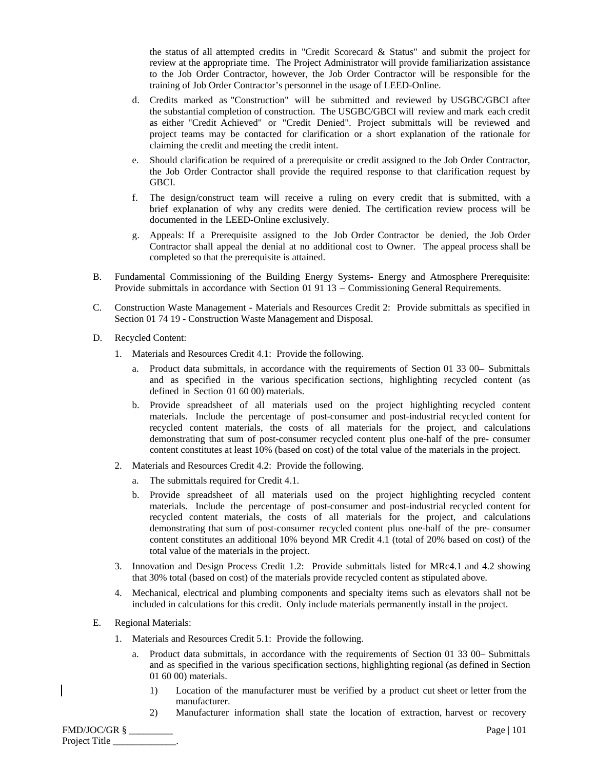the status of all attempted credits in "Credit Scorecard & Status" and submit the project for review at the appropriate time. The Project Administrator will provide familiarization assistance to the Job Order Contractor, however, the Job Order Contractor will be responsible for the training of Job Order Contractor's personnel in the usage of LEED-Online.

d. Credits marked as "Construction" will be submitted and reviewed by USGBC/GBCI after the substantial completion of construction. The USGBC/GBCI will review and mark each credit as either "Credit Achieved" or "Credit Denied". Project submittals will be reviewed and project teams may be contacted for clarification or a short explanation of the rationale for claiming the credit and meeting the credit intent.

e. Should clarification be required of a prerequisite or credit assigned to the Job Order Contractor, the Job Order Contractor shall provide the required response to that clarification request by GBCI.

f. The design/construct team will receive a ruling on every credit that is submitted, with a brief explanation of why any credits were denied. The certification review process will be documented in the LEED-Online exclusively.

g. Appeals: If a Prerequisite assigned to the Job Order Contractor be denied, the Job Order Contractor shall appeal the denial at no additional cost to Owner. The appeal process shall be completed so that the prerequisite is attained.

B. Fundamental Commissioning of the Building Energy Systems- Energy and Atmosphere Prerequisite: Provide submittals in accordance with Section 01 91 13 – Commissioning General Requirements.

C. Construction Waste Management - Materials and Resources Credit 2: Provide submittals as specified in Section 01 74 19 - Construction Waste Management and Disposal.

D. Recycled Content:

1. Materials and Resources Credit 4.1: Provide the following.

   a. Product data submittals, in accordance with the requirements of Section 01 33 00– Submittals and as specified in the various specification sections, highlighting recycled content (as defined in Section 01 60 00) materials.

   b. Provide spreadsheet of all materials used on the project highlighting recycled content materials. Include the percentage of post-consumer and post-industrial recycled content for recycled content materials, the costs of all materials for the project, and calculations demonstrating that sum of post-consumer recycled content plus one-half of the pre- consumer content constitutes at least 10% (based on cost) of the total value of the materials in the project.

2. Materials and Resources Credit 4.2: Provide the following.

   a. The submittals required for Credit 4.1.

   b. Provide spreadsheet of all materials used on the project highlighting recycled content materials. Include the percentage of post-consumer and post-industrial recycled content for recycled content materials, the costs of all materials for the project, and calculations demonstrating that sum of post-consumer recycled content plus one-half of the pre- consumer content constitutes an additional 10% beyond MR Credit 4.1 (total of 20% based on cost) of the total value of the materials in the project.

3. Innovation and Design Process Credit 1.2: Provide submittals listed for MRc4.1 and 4.2 showing that 30% total (based on cost) of the materials provide recycled content as stipulated above.

4. Mechanical, electrical and plumbing components and specialty items such as elevators shall not be included in calculations for this credit. Only include materials permanently install in the project.

E. Regional Materials:

1. Materials and Resources Credit 5.1: Provide the following.

   a. Product data submittals, in accordance with the requirements of Section 01 33 00– Submittals and as specified in the various specification sections, highlighting regional (as defined in Section 01 60 00) materials.

      1) Location of the manufacturer must be verified by a product cut sheet or letter from the manufacturer.

      2) Manufacturer information shall state the location of extraction, harvest or recovery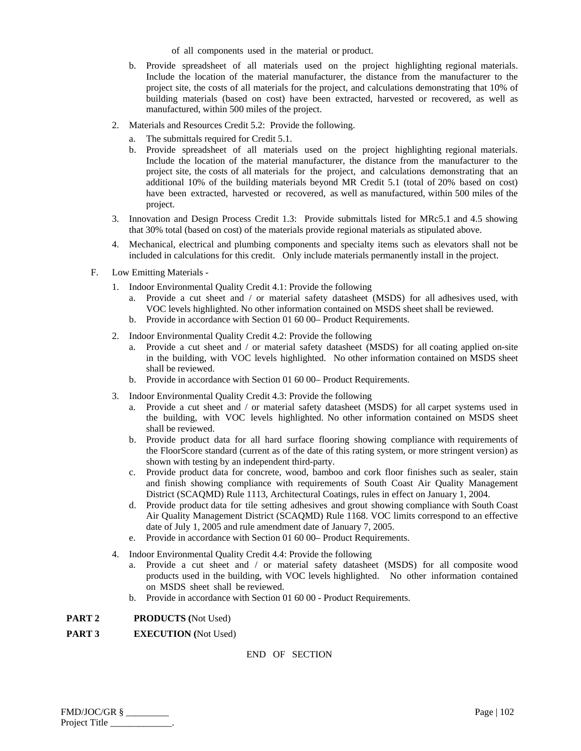of all components used in the material or product.

b. Provide spreadsheet of all materials used on the project highlighting regional materials. Include the location of the material manufacturer, the distance from the manufacturer to the project site, the costs of all materials for the project, and calculations demonstrating that 10% of building materials (based on cost) have been extracted, harvested or recovered, as well as manufactured, within 500 miles of the project.

2. Materials and Resources Credit 5.2: Provide the following.

   a. The submittals required for Credit 5.1.

   b. Provide spreadsheet of all materials used on the project highlighting regional materials. Include the location of the material manufacturer, the distance from the manufacturer to the project site, the costs of all materials for the project, and calculations demonstrating that an additional 10% of the building materials beyond MR Credit 5.1 (total of 20% based on cost) have been extracted, harvested or recovered, as well as manufactured, within 500 miles of the project.

3. Innovation and Design Process Credit 1.3: Provide submittals listed for MRc5.1 and 4.5 showing that 30% total (based on cost) of the materials provide regional materials as stipulated above.

4. Mechanical, electrical and plumbing components and specialty items such as elevators shall not be included in calculations for this credit. Only include materials permanently install in the project.

F. Low Emitting Materials -

1. Indoor Environmental Quality Credit 4.1: Provide the following

   a. Provide a cut sheet and / or material safety datasheet (MSDS) for all adhesives used, with VOC levels highlighted. No other information contained on MSDS sheet shall be reviewed.

   b. Provide in accordance with Section 01 60 00– Product Requirements.

2. Indoor Environmental Quality Credit 4.2: Provide the following

   a. Provide a cut sheet and / or material safety datasheet (MSDS) for all coating applied on-site in the building, with VOC levels highlighted. No other information contained on MSDS sheet shall be reviewed.

   b. Provide in accordance with Section 01 60 00– Product Requirements.

3. Indoor Environmental Quality Credit 4.3: Provide the following

   a. Provide a cut sheet and / or material safety datasheet (MSDS) for all carpet systems used in the building, with VOC levels highlighted. No other information contained on MSDS sheet shall be reviewed.

   b. Provide product data for all hard surface flooring showing compliance with requirements of the FloorScore standard (current as of the date of this rating system, or more stringent version) as shown with testing by an independent third-party.

   c. Provide product data for concrete, wood, bamboo and cork floor finishes such as sealer, stain and finish showing compliance with requirements of South Coast Air Quality Management District (SCAQMD) Rule 1113, Architectural Coatings, rules in effect on January 1, 2004.

   d. Provide product data for tile setting adhesives and grout showing compliance with South Coast Air Quality Management District (SCAQMD) Rule 1168. VOC limits correspond to an effective date of July 1, 2005 and rule amendment date of January 7, 2005.

   e. Provide in accordance with Section 01 60 00– Product Requirements.

4. Indoor Environmental Quality Credit 4.4: Provide the following

   a. Provide a cut sheet and / or material safety datasheet (MSDS) for all composite wood products used in the building, with VOC levels highlighted. No other information contained on MSDS sheet shall be reviewed.

   b. Provide in accordance with Section 01 60 00 - Product Requirements.

**PART 2 PRODUCTS (**Not Used)

**PART 3 EXECUTION (**Not Used)

END OF SECTION

FMD/JOC/GR § _________
Project Title _____________.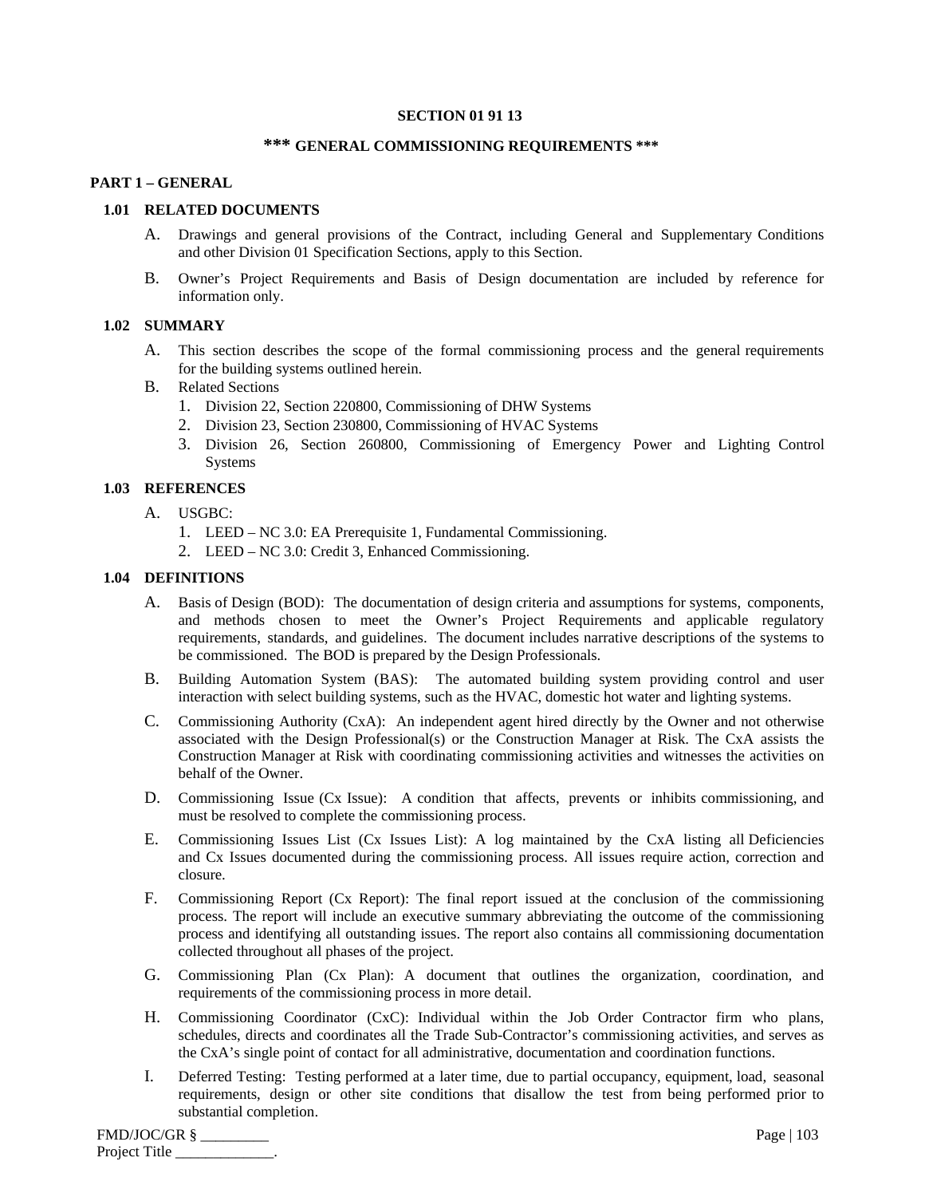# SECTION 01 91 13

## \*\*\* GENERAL COMMISSIONING REQUIREMENTS \*\*\*

### PART 1 – GENERAL

#### 1.01 RELATED DOCUMENTS

A. Drawings and general provisions of the Contract, including General and Supplementary Conditions and other Division 01 Specification Sections, apply to this Section.

B. Owner's Project Requirements and Basis of Design documentation are included by reference for information only.

#### 1.02 SUMMARY

A. This section describes the scope of the formal commissioning process and the general requirements for the building systems outlined herein.

B. Related Sections
   1. Division 22, Section 220800, Commissioning of DHW Systems
   2. Division 23, Section 230800, Commissioning of HVAC Systems
   3. Division 26, Section 260800, Commissioning of Emergency Power and Lighting Control Systems

#### 1.03 REFERENCES

A. USGBC:
   1. LEED – NC 3.0: EA Prerequisite 1, Fundamental Commissioning.
   2. LEED – NC 3.0: Credit 3, Enhanced Commissioning.

#### 1.04 DEFINITIONS

A. Basis of Design (BOD): The documentation of design criteria and assumptions for systems, components, and methods chosen to meet the Owner's Project Requirements and applicable regulatory requirements, standards, and guidelines. The document includes narrative descriptions of the systems to be commissioned. The BOD is prepared by the Design Professionals.

B. Building Automation System (BAS): The automated building system providing control and user interaction with select building systems, such as the HVAC, domestic hot water and lighting systems.

C. Commissioning Authority (CxA): An independent agent hired directly by the Owner and not otherwise associated with the Design Professional(s) or the Construction Manager at Risk. The CxA assists the Construction Manager at Risk with coordinating commissioning activities and witnesses the activities on behalf of the Owner.

D. Commissioning Issue (Cx Issue): A condition that affects, prevents or inhibits commissioning, and must be resolved to complete the commissioning process.

E. Commissioning Issues List (Cx Issues List): A log maintained by the CxA listing all Deficiencies and Cx Issues documented during the commissioning process. All issues require action, correction and closure.

F. Commissioning Report (Cx Report): The final report issued at the conclusion of the commissioning process. The report will include an executive summary abbreviating the outcome of the commissioning process and identifying all outstanding issues. The report also contains all commissioning documentation collected throughout all phases of the project.

G. Commissioning Plan (Cx Plan): A document that outlines the organization, coordination, and requirements of the commissioning process in more detail.

H. Commissioning Coordinator (CxC): Individual within the Job Order Contractor firm who plans, schedules, directs and coordinates all the Trade Sub-Contractor's commissioning activities, and serves as the CxA's single point of contact for all administrative, documentation and coordination functions.

I. Deferred Testing: Testing performed at a later time, due to partial occupancy, equipment, load, seasonal requirements, design or other site conditions that disallow the test from being performed prior to substantial completion.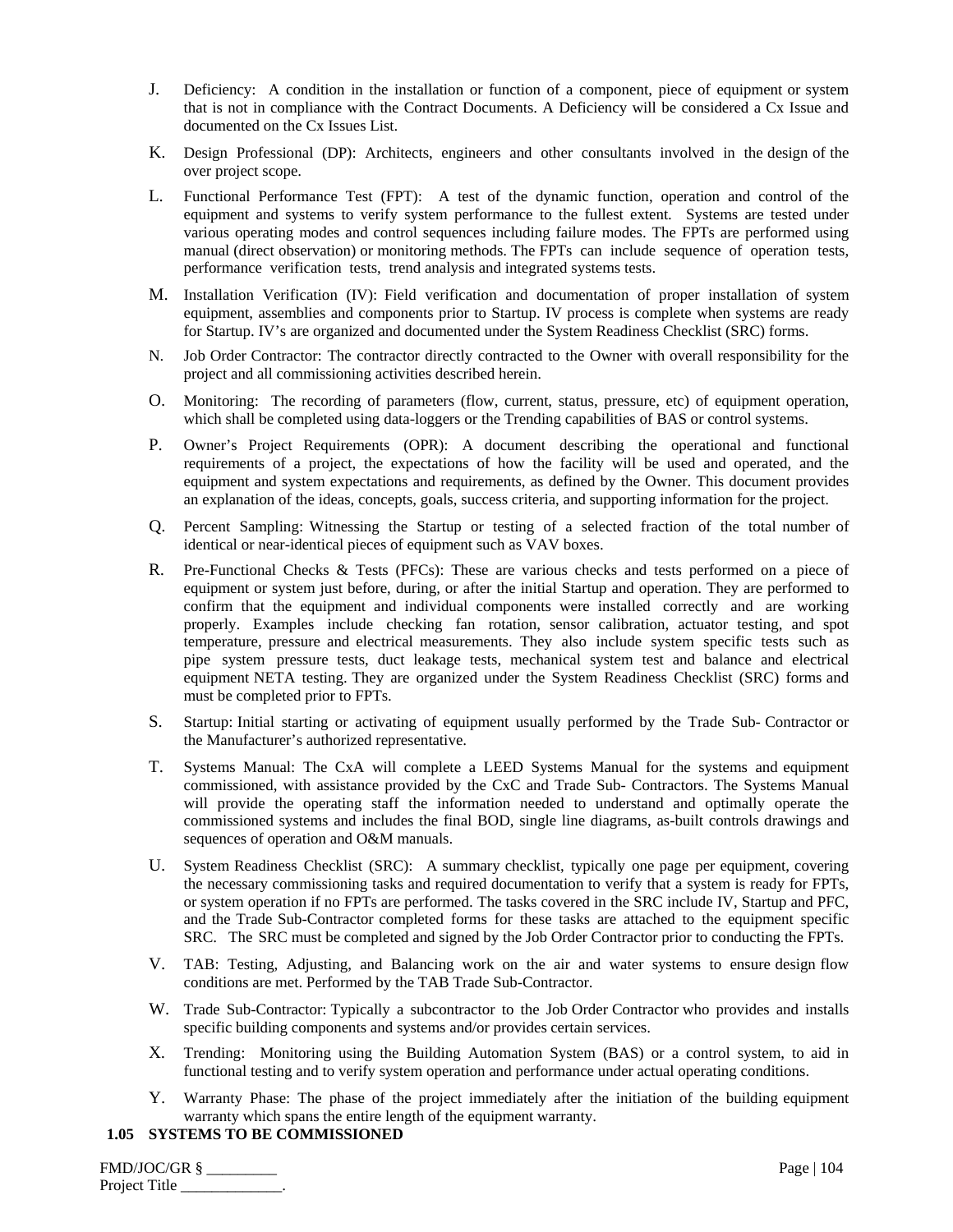J. Deficiency: A condition in the installation or function of a component, piece of equipment or system that is not in compliance with the Contract Documents. A Deficiency will be considered a Cx Issue and documented on the Cx Issues List.

K. Design Professional (DP): Architects, engineers and other consultants involved in the design of the over project scope.

L. Functional Performance Test (FPT): A test of the dynamic function, operation and control of the equipment and systems to verify system performance to the fullest extent. Systems are tested under various operating modes and control sequences including failure modes. The FPTs are performed using manual (direct observation) or monitoring methods. The FPTs can include sequence of operation tests, performance verification tests, trend analysis and integrated systems tests.

M. Installation Verification (IV): Field verification and documentation of proper installation of system equipment, assemblies and components prior to Startup. IV process is complete when systems are ready for Startup. IV's are organized and documented under the System Readiness Checklist (SRC) forms.

N. Job Order Contractor: The contractor directly contracted to the Owner with overall responsibility for the project and all commissioning activities described herein.

O. Monitoring: The recording of parameters (flow, current, status, pressure, etc) of equipment operation, which shall be completed using data-loggers or the Trending capabilities of BAS or control systems.

P. Owner's Project Requirements (OPR): A document describing the operational and functional requirements of a project, the expectations of how the facility will be used and operated, and the equipment and system expectations and requirements, as defined by the Owner. This document provides an explanation of the ideas, concepts, goals, success criteria, and supporting information for the project.

Q. Percent Sampling: Witnessing the Startup or testing of a selected fraction of the total number of identical or near-identical pieces of equipment such as VAV boxes.

R. Pre-Functional Checks & Tests (PFCs): These are various checks and tests performed on a piece of equipment or system just before, during, or after the initial Startup and operation. They are performed to confirm that the equipment and individual components were installed correctly and are working properly. Examples include checking fan rotation, sensor calibration, actuator testing, and spot temperature, pressure and electrical measurements. They also include system specific tests such as pipe system pressure tests, duct leakage tests, mechanical system test and balance and electrical equipment NETA testing. They are organized under the System Readiness Checklist (SRC) forms and must be completed prior to FPTs.

S. Startup: Initial starting or activating of equipment usually performed by the Trade Sub- Contractor or the Manufacturer's authorized representative.

T. Systems Manual: The CxA will complete a LEED Systems Manual for the systems and equipment commissioned, with assistance provided by the CxC and Trade Sub- Contractors. The Systems Manual will provide the operating staff the information needed to understand and optimally operate the commissioned systems and includes the final BOD, single line diagrams, as-built controls drawings and sequences of operation and O&M manuals.

U. System Readiness Checklist (SRC): A summary checklist, typically one page per equipment, covering the necessary commissioning tasks and required documentation to verify that a system is ready for FPTs, or system operation if no FPTs are performed. The tasks covered in the SRC include IV, Startup and PFC, and the Trade Sub-Contractor completed forms for these tasks are attached to the equipment specific SRC. The SRC must be completed and signed by the Job Order Contractor prior to conducting the FPTs.

V. TAB: Testing, Adjusting, and Balancing work on the air and water systems to ensure design flow conditions are met. Performed by the TAB Trade Sub-Contractor.

W. Trade Sub-Contractor: Typically a subcontractor to the Job Order Contractor who provides and installs specific building components and systems and/or provides certain services.

X. Trending: Monitoring using the Building Automation System (BAS) or a control system, to aid in functional testing and to verify system operation and performance under actual operating conditions.

Y. Warranty Phase: The phase of the project immediately after the initiation of the building equipment warranty which spans the entire length of the equipment warranty.

**1.05 SYSTEMS TO BE COMMISSIONED**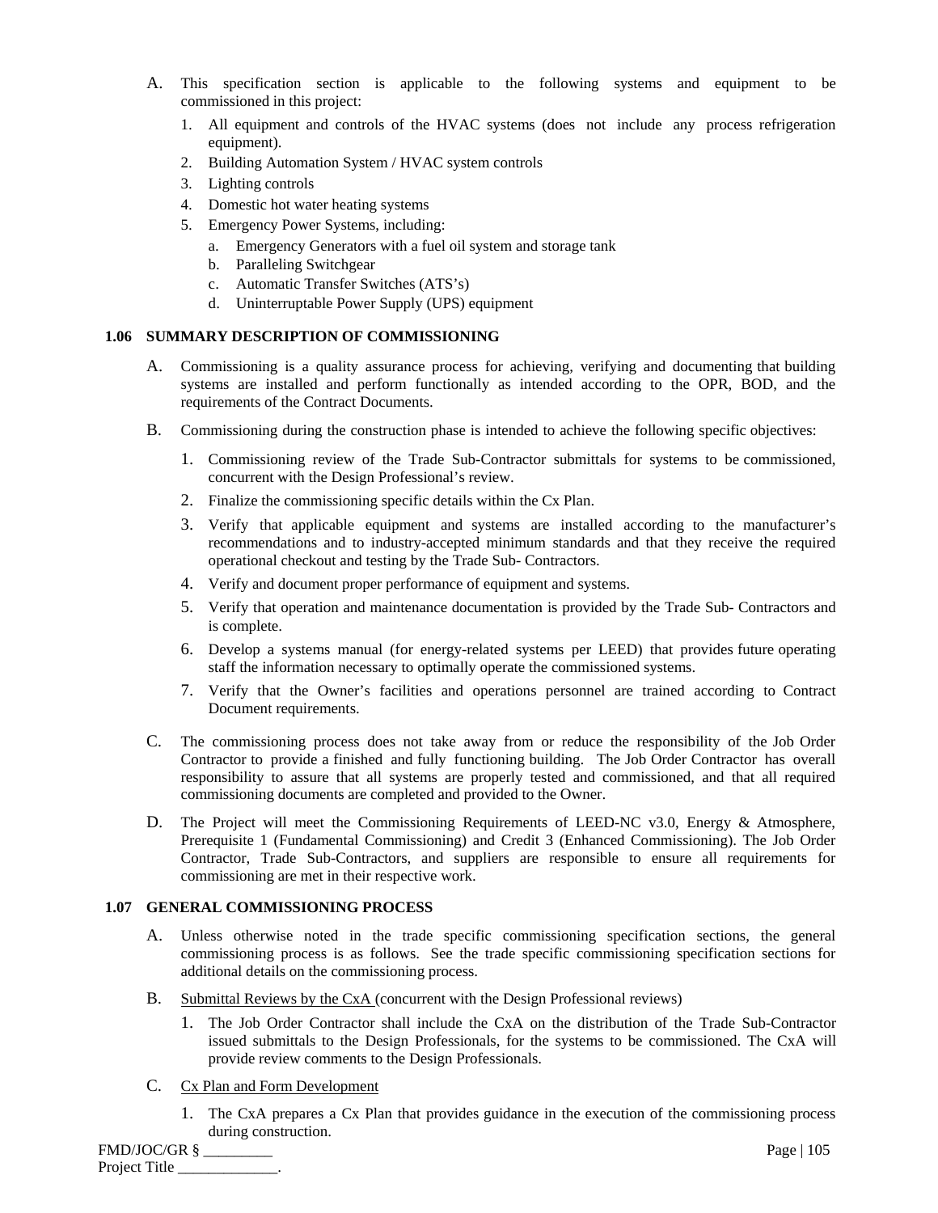A. This specification section is applicable to the following systems and equipment to be commissioned in this project:

1. All equipment and controls of the HVAC systems (does not include any process refrigeration equipment).
2. Building Automation System / HVAC system controls
3. Lighting controls
4. Domestic hot water heating systems
5. Emergency Power Systems, including:
   a. Emergency Generators with a fuel oil system and storage tank
   b. Paralleling Switchgear
   c. Automatic Transfer Switches (ATS's)
   d. Uninterruptable Power Supply (UPS) equipment

### 1.06 SUMMARY DESCRIPTION OF COMMISSIONING

A. Commissioning is a quality assurance process for achieving, verifying and documenting that building systems are installed and perform functionally as intended according to the OPR, BOD, and the requirements of the Contract Documents.

B. Commissioning during the construction phase is intended to achieve the following specific objectives:

1. Commissioning review of the Trade Sub-Contractor submittals for systems to be commissioned, concurrent with the Design Professional's review.
2. Finalize the commissioning specific details within the Cx Plan.
3. Verify that applicable equipment and systems are installed according to the manufacturer's recommendations and to industry-accepted minimum standards and that they receive the required operational checkout and testing by the Trade Sub- Contractors.
4. Verify and document proper performance of equipment and systems.
5. Verify that operation and maintenance documentation is provided by the Trade Sub- Contractors and is complete.
6. Develop a systems manual (for energy-related systems per LEED) that provides future operating staff the information necessary to optimally operate the commissioned systems.
7. Verify that the Owner's facilities and operations personnel are trained according to Contract Document requirements.

C. The commissioning process does not take away from or reduce the responsibility of the Job Order Contractor to provide a finished and fully functioning building. The Job Order Contractor has overall responsibility to assure that all systems are properly tested and commissioned, and that all required commissioning documents are completed and provided to the Owner.

D. The Project will meet the Commissioning Requirements of LEED-NC v3.0, Energy & Atmosphere, Prerequisite 1 (Fundamental Commissioning) and Credit 3 (Enhanced Commissioning). The Job Order Contractor, Trade Sub-Contractors, and suppliers are responsible to ensure all requirements for commissioning are met in their respective work.

### 1.07 GENERAL COMMISSIONING PROCESS

A. Unless otherwise noted in the trade specific commissioning specification sections, the general commissioning process is as follows. See the trade specific commissioning specification sections for additional details on the commissioning process.

B. Submittal Reviews by the CxA (concurrent with the Design Professional reviews)

1. The Job Order Contractor shall include the CxA on the distribution of the Trade Sub-Contractor issued submittals to the Design Professionals, for the systems to be commissioned. The CxA will provide review comments to the Design Professionals.

C. Cx Plan and Form Development

1. The CxA prepares a Cx Plan that provides guidance in the execution of the commissioning process during construction.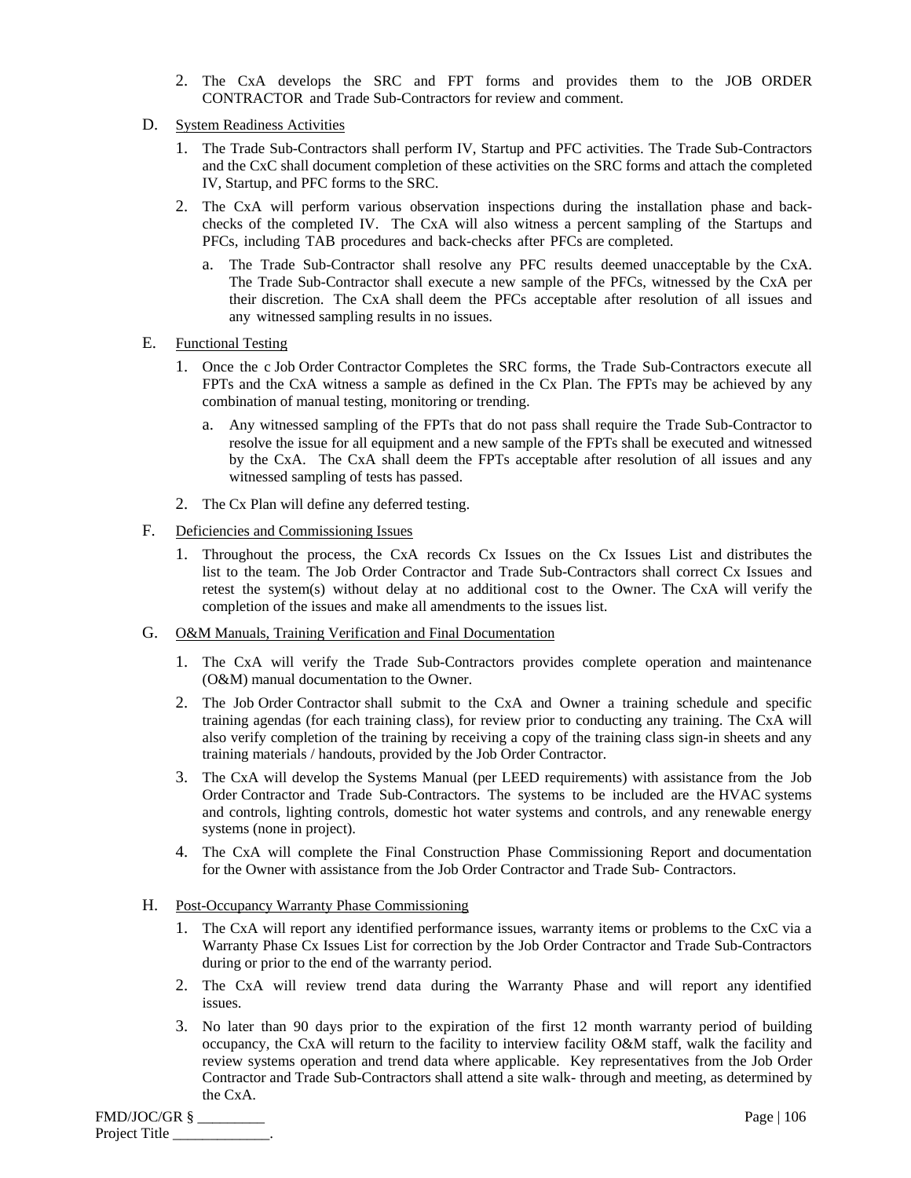2. The CxA develops the SRC and FPT forms and provides them to the JOB ORDER CONTRACTOR and Trade Sub-Contractors for review and comment.

D. System Readiness Activities

1. The Trade Sub-Contractors shall perform IV, Startup and PFC activities. The Trade Sub-Contractors and the CxC shall document completion of these activities on the SRC forms and attach the completed IV, Startup, and PFC forms to the SRC.

2. The CxA will perform various observation inspections during the installation phase and back-checks of the completed IV. The CxA will also witness a percent sampling of the Startups and PFCs, including TAB procedures and back-checks after PFCs are completed.

   a. The Trade Sub-Contractor shall resolve any PFC results deemed unacceptable by the CxA. The Trade Sub-Contractor shall execute a new sample of the PFCs, witnessed by the CxA per their discretion. The CxA shall deem the PFCs acceptable after resolution of all issues and any witnessed sampling results in no issues.

E. Functional Testing

1. Once the c Job Order Contractor Completes the SRC forms, the Trade Sub-Contractors execute all FPTs and the CxA witness a sample as defined in the Cx Plan. The FPTs may be achieved by any combination of manual testing, monitoring or trending.

   a. Any witnessed sampling of the FPTs that do not pass shall require the Trade Sub-Contractor to resolve the issue for all equipment and a new sample of the FPTs shall be executed and witnessed by the CxA. The CxA shall deem the FPTs acceptable after resolution of all issues and any witnessed sampling of tests has passed.

2. The Cx Plan will define any deferred testing.

F. Deficiencies and Commissioning Issues

1. Throughout the process, the CxA records Cx Issues on the Cx Issues List and distributes the list to the team. The Job Order Contractor and Trade Sub-Contractors shall correct Cx Issues and retest the system(s) without delay at no additional cost to the Owner. The CxA will verify the completion of the issues and make all amendments to the issues list.

G. O&M Manuals, Training Verification and Final Documentation

1. The CxA will verify the Trade Sub-Contractors provides complete operation and maintenance (O&M) manual documentation to the Owner.

2. The Job Order Contractor shall submit to the CxA and Owner a training schedule and specific training agendas (for each training class), for review prior to conducting any training. The CxA will also verify completion of the training by receiving a copy of the training class sign-in sheets and any training materials / handouts, provided by the Job Order Contractor.

3. The CxA will develop the Systems Manual (per LEED requirements) with assistance from the Job Order Contractor and Trade Sub-Contractors. The systems to be included are the HVAC systems and controls, lighting controls, domestic hot water systems and controls, and any renewable energy systems (none in project).

4. The CxA will complete the Final Construction Phase Commissioning Report and documentation for the Owner with assistance from the Job Order Contractor and Trade Sub- Contractors.

H. Post-Occupancy Warranty Phase Commissioning

1. The CxA will report any identified performance issues, warranty items or problems to the CxC via a Warranty Phase Cx Issues List for correction by the Job Order Contractor and Trade Sub-Contractors during or prior to the end of the warranty period.

2. The CxA will review trend data during the Warranty Phase and will report any identified issues.

3. No later than 90 days prior to the expiration of the first 12 month warranty period of building occupancy, the CxA will return to the facility to interview facility O&M staff, walk the facility and review systems operation and trend data where applicable. Key representatives from the Job Order Contractor and Trade Sub-Contractors shall attend a site walk- through and meeting, as determined by the CxA.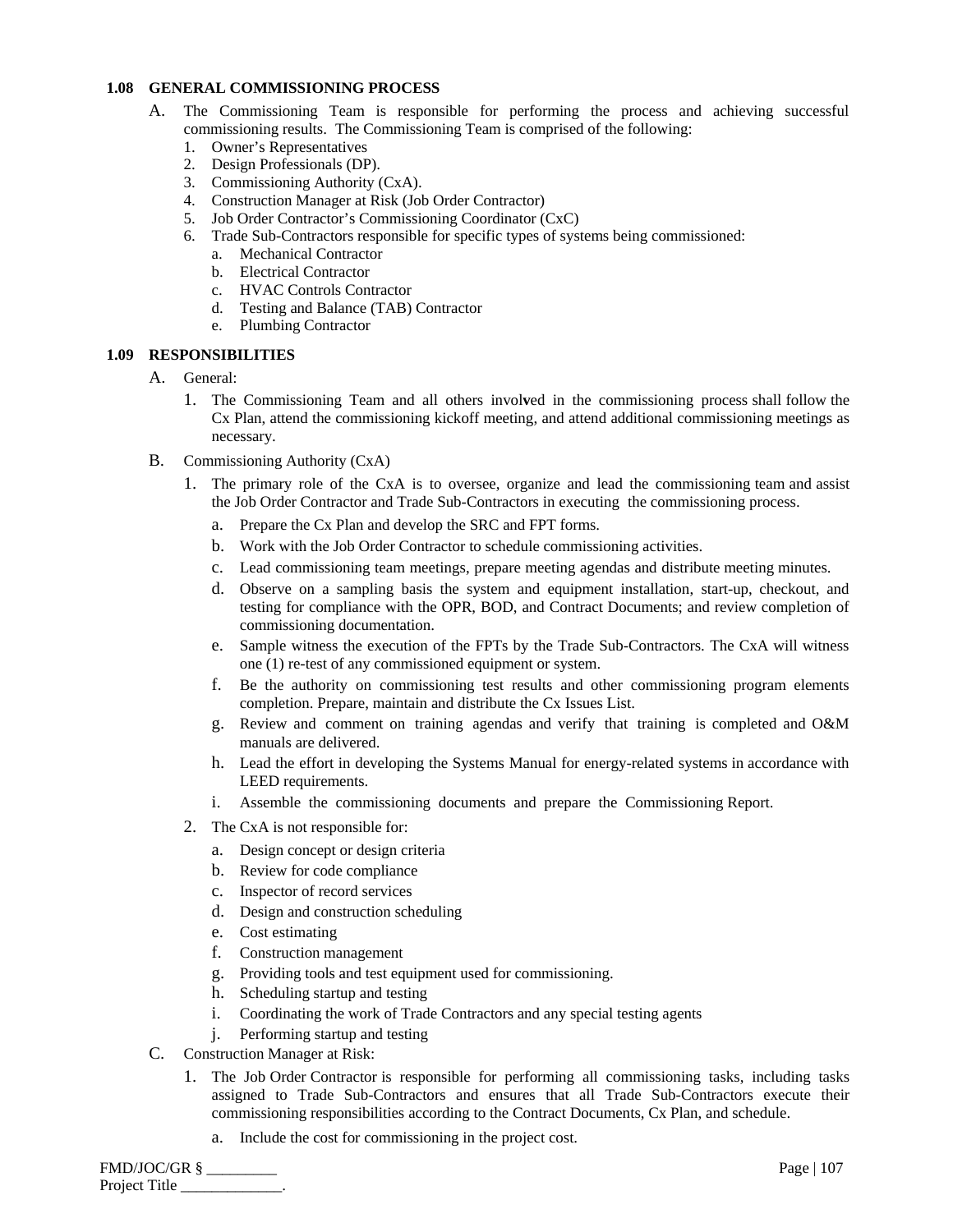### 1.08 GENERAL COMMISSIONING PROCESS

A. The Commissioning Team is responsible for performing the process and achieving successful commissioning results. The Commissioning Team is comprised of the following:
   1. Owner's Representatives
   2. Design Professionals (DP).
   3. Commissioning Authority (CxA).
   4. Construction Manager at Risk (Job Order Contractor)
   5. Job Order Contractor's Commissioning Coordinator (CxC)
   6. Trade Sub-Contractors responsible for specific types of systems being commissioned:
      a. Mechanical Contractor
      b. Electrical Contractor
      c. HVAC Controls Contractor
      d. Testing and Balance (TAB) Contractor
      e. Plumbing Contractor

### 1.09 RESPONSIBILITIES

A. General:
   1. The Commissioning Team and all others involved in the commissioning process shall follow the Cx Plan, attend the commissioning kickoff meeting, and attend additional commissioning meetings as necessary.

B. Commissioning Authority (CxA)
   1. The primary role of the CxA is to oversee, organize and lead the commissioning team and assist the Job Order Contractor and Trade Sub-Contractors in executing the commissioning process.
      a. Prepare the Cx Plan and develop the SRC and FPT forms.
      b. Work with the Job Order Contractor to schedule commissioning activities.
      c. Lead commissioning team meetings, prepare meeting agendas and distribute meeting minutes.
      d. Observe on a sampling basis the system and equipment installation, start-up, checkout, and testing for compliance with the OPR, BOD, and Contract Documents; and review completion of commissioning documentation.
      e. Sample witness the execution of the FPTs by the Trade Sub-Contractors. The CxA will witness one (1) re-test of any commissioned equipment or system.
      f. Be the authority on commissioning test results and other commissioning program elements completion. Prepare, maintain and distribute the Cx Issues List.
      g. Review and comment on training agendas and verify that training is completed and O&M manuals are delivered.
      h. Lead the effort in developing the Systems Manual for energy-related systems in accordance with LEED requirements.
      i. Assemble the commissioning documents and prepare the Commissioning Report.
   2. The CxA is not responsible for:
      a. Design concept or design criteria
      b. Review for code compliance
      c. Inspector of record services
      d. Design and construction scheduling
      e. Cost estimating
      f. Construction management
      g. Providing tools and test equipment used for commissioning.
      h. Scheduling startup and testing
      i. Coordinating the work of Trade Contractors and any special testing agents
      j. Performing startup and testing

C. Construction Manager at Risk:
   1. The Job Order Contractor is responsible for performing all commissioning tasks, including tasks assigned to Trade Sub-Contractors and ensures that all Trade Sub-Contractors execute their commissioning responsibilities according to the Contract Documents, Cx Plan, and schedule.
      a. Include the cost for commissioning in the project cost.

FMD/JOC/GR § _________
Project Title _____________.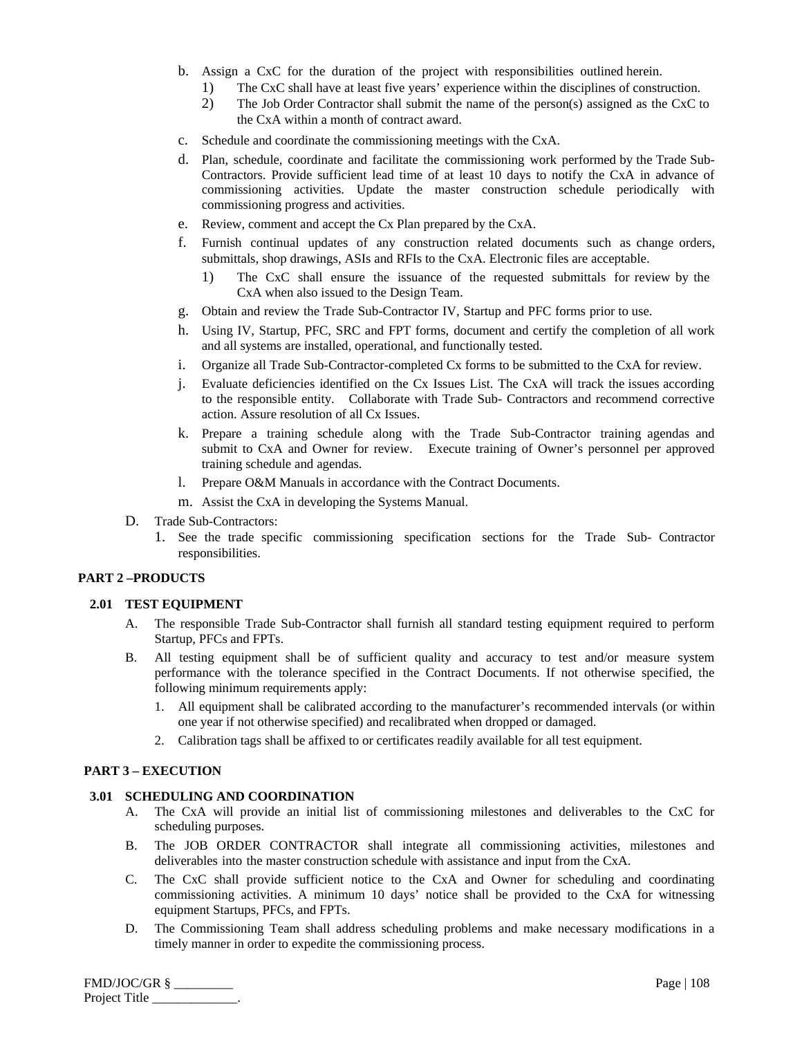b. Assign a CxC for the duration of the project with responsibilities outlined herein.
   1) The CxC shall have at least five years' experience within the disciplines of construction.
   2) The Job Order Contractor shall submit the name of the person(s) assigned as the CxC to the CxA within a month of contract award.

c. Schedule and coordinate the commissioning meetings with the CxA.

d. Plan, schedule, coordinate and facilitate the commissioning work performed by the Trade Sub-Contractors. Provide sufficient lead time of at least 10 days to notify the CxA in advance of commissioning activities. Update the master construction schedule periodically with commissioning progress and activities.

e. Review, comment and accept the Cx Plan prepared by the CxA.

f. Furnish continual updates of any construction related documents such as change orders, submittals, shop drawings, ASIs and RFIs to the CxA. Electronic files are acceptable.
   1) The CxC shall ensure the issuance of the requested submittals for review by the CxA when also issued to the Design Team.

g. Obtain and review the Trade Sub-Contractor IV, Startup and PFC forms prior to use.

h. Using IV, Startup, PFC, SRC and FPT forms, document and certify the completion of all work and all systems are installed, operational, and functionally tested.

i. Organize all Trade Sub-Contractor-completed Cx forms to be submitted to the CxA for review.

j. Evaluate deficiencies identified on the Cx Issues List. The CxA will track the issues according to the responsible entity. Collaborate with Trade Sub- Contractors and recommend corrective action. Assure resolution of all Cx Issues.

k. Prepare a training schedule along with the Trade Sub-Contractor training agendas and submit to CxA and Owner for review. Execute training of Owner's personnel per approved training schedule and agendas.

l. Prepare O&M Manuals in accordance with the Contract Documents.

m. Assist the CxA in developing the Systems Manual.

D. Trade Sub-Contractors:
   1. See the trade specific commissioning specification sections for the Trade Sub- Contractor responsibilities.

## PART 2 –PRODUCTS

### 2.01 TEST EQUIPMENT

A. The responsible Trade Sub-Contractor shall furnish all standard testing equipment required to perform Startup, PFCs and FPTs.

B. All testing equipment shall be of sufficient quality and accuracy to test and/or measure system performance with the tolerance specified in the Contract Documents. If not otherwise specified, the following minimum requirements apply:
   1. All equipment shall be calibrated according to the manufacturer's recommended intervals (or within one year if not otherwise specified) and recalibrated when dropped or damaged.
   2. Calibration tags shall be affixed to or certificates readily available for all test equipment.

## PART 3 – EXECUTION

### 3.01 SCHEDULING AND COORDINATION

A. The CxA will provide an initial list of commissioning milestones and deliverables to the CxC for scheduling purposes.

B. The JOB ORDER CONTRACTOR shall integrate all commissioning activities, milestones and deliverables into the master construction schedule with assistance and input from the CxA.

C. The CxC shall provide sufficient notice to the CxA and Owner for scheduling and coordinating commissioning activities. A minimum 10 days' notice shall be provided to the CxA for witnessing equipment Startups, PFCs, and FPTs.

D. The Commissioning Team shall address scheduling problems and make necessary modifications in a timely manner in order to expedite the commissioning process.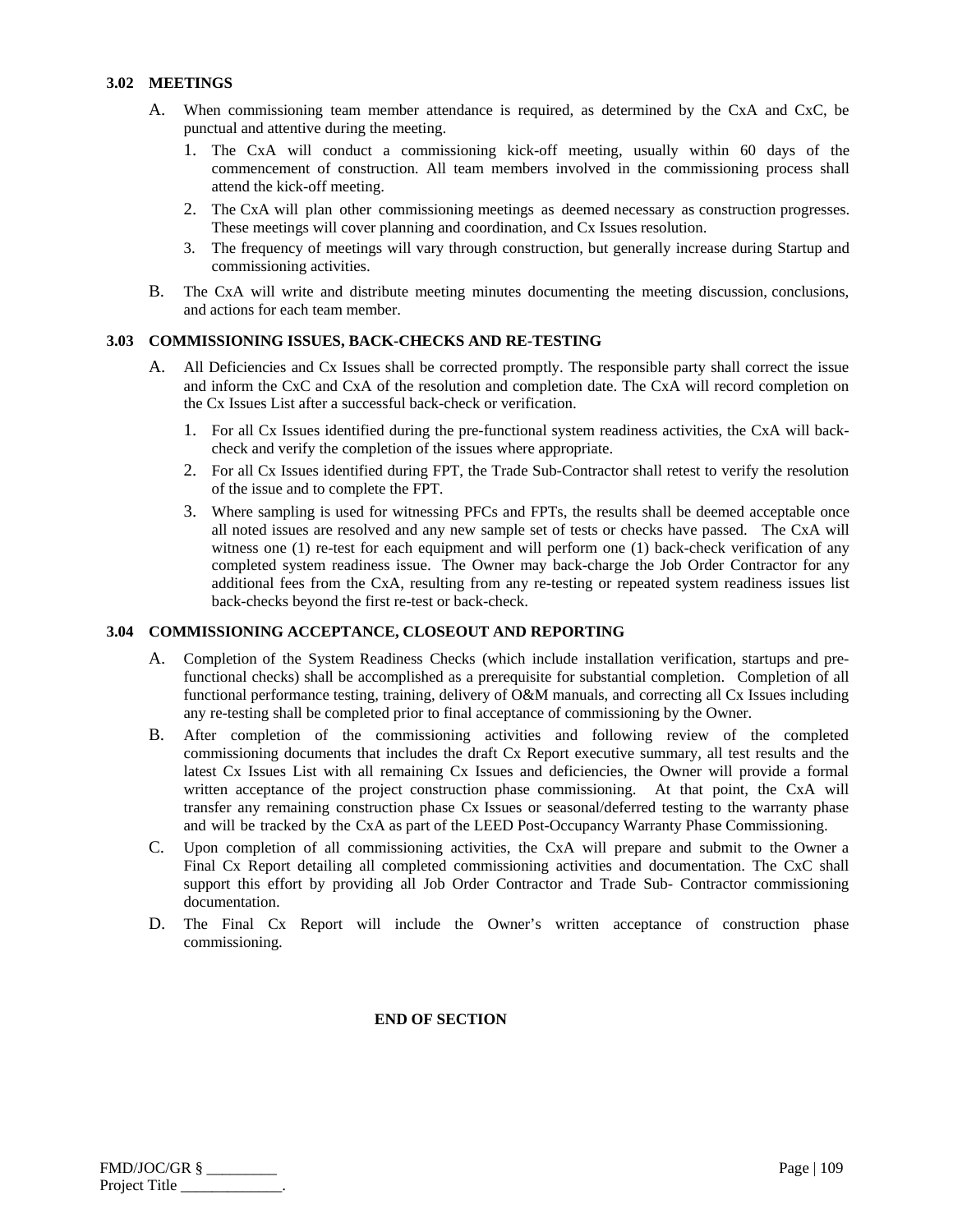### 3.02 MEETINGS

A. When commissioning team member attendance is required, as determined by the CxA and CxC, be punctual and attentive during the meeting.

   1. The CxA will conduct a commissioning kick-off meeting, usually within 60 days of the commencement of construction. All team members involved in the commissioning process shall attend the kick-off meeting.
   2. The CxA will plan other commissioning meetings as deemed necessary as construction progresses. These meetings will cover planning and coordination, and Cx Issues resolution.
   3. The frequency of meetings will vary through construction, but generally increase during Startup and commissioning activities.

B. The CxA will write and distribute meeting minutes documenting the meeting discussion, conclusions, and actions for each team member.

### 3.03 COMMISSIONING ISSUES, BACK-CHECKS AND RE-TESTING

A. All Deficiencies and Cx Issues shall be corrected promptly. The responsible party shall correct the issue and inform the CxC and CxA of the resolution and completion date. The CxA will record completion on the Cx Issues List after a successful back-check or verification.

   1. For all Cx Issues identified during the pre-functional system readiness activities, the CxA will back-check and verify the completion of the issues where appropriate.
   2. For all Cx Issues identified during FPT, the Trade Sub-Contractor shall retest to verify the resolution of the issue and to complete the FPT.
   3. Where sampling is used for witnessing PFCs and FPTs, the results shall be deemed acceptable once all noted issues are resolved and any new sample set of tests or checks have passed. The CxA will witness one (1) re-test for each equipment and will perform one (1) back-check verification of any completed system readiness issue. The Owner may back-charge the Job Order Contractor for any additional fees from the CxA, resulting from any re-testing or repeated system readiness issues list back-checks beyond the first re-test or back-check.

### 3.04 COMMISSIONING ACCEPTANCE, CLOSEOUT AND REPORTING

A. Completion of the System Readiness Checks (which include installation verification, startups and pre-functional checks) shall be accomplished as a prerequisite for substantial completion. Completion of all functional performance testing, training, delivery of O&M manuals, and correcting all Cx Issues including any re-testing shall be completed prior to final acceptance of commissioning by the Owner.

B. After completion of the commissioning activities and following review of the completed commissioning documents that includes the draft Cx Report executive summary, all test results and the latest Cx Issues List with all remaining Cx Issues and deficiencies, the Owner will provide a formal written acceptance of the project construction phase commissioning. At that point, the CxA will transfer any remaining construction phase Cx Issues or seasonal/deferred testing to the warranty phase and will be tracked by the CxA as part of the LEED Post-Occupancy Warranty Phase Commissioning.

C. Upon completion of all commissioning activities, the CxA will prepare and submit to the Owner a Final Cx Report detailing all completed commissioning activities and documentation. The CxC shall support this effort by providing all Job Order Contractor and Trade Sub- Contractor commissioning documentation.

D. The Final Cx Report will include the Owner's written acceptance of construction phase commissioning.

**END OF SECTION**

FMD/JOC/GR § _________
Project Title _____________.